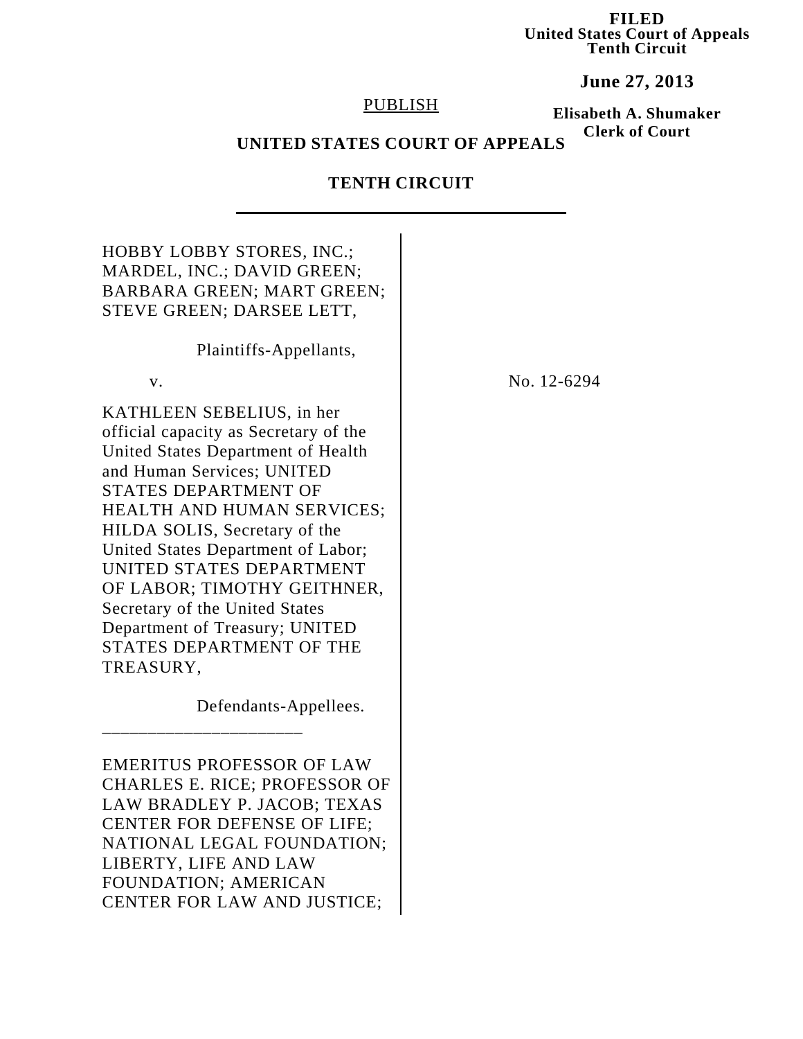**FILED**
**United States Court of Appeals**
**Tenth Circuit**

**June 27, 2013**

**Elisabeth A. Shumaker**
**Clerk of Court**

PUBLISH

**UNITED STATES COURT OF APPEALS**

**TENTH CIRCUIT**

---

HOBBY LOBBY STORES, INC.; MARDEL, INC.; DAVID GREEN; BARBARA GREEN; MART GREEN; STEVE GREEN; DARSEE LETT,

Plaintiffs-Appellants,

v.

KATHLEEN SEBELIUS, in her official capacity as Secretary of the United States Department of Health and Human Services; UNITED STATES DEPARTMENT OF HEALTH AND HUMAN SERVICES; HILDA SOLIS, Secretary of the United States Department of Labor; UNITED STATES DEPARTMENT OF LABOR; TIMOTHY GEITHNER, Secretary of the United States Department of Treasury; UNITED STATES DEPARTMENT OF THE TREASURY,

Defendants-Appellees.

No. 12-6294

______________________

EMERITUS PROFESSOR OF LAW CHARLES E. RICE; PROFESSOR OF LAW BRADLEY P. JACOB; TEXAS CENTER FOR DEFENSE OF LIFE; NATIONAL LEGAL FOUNDATION; LIBERTY, LIFE AND LAW FOUNDATION; AMERICAN CENTER FOR LAW AND JUSTICE;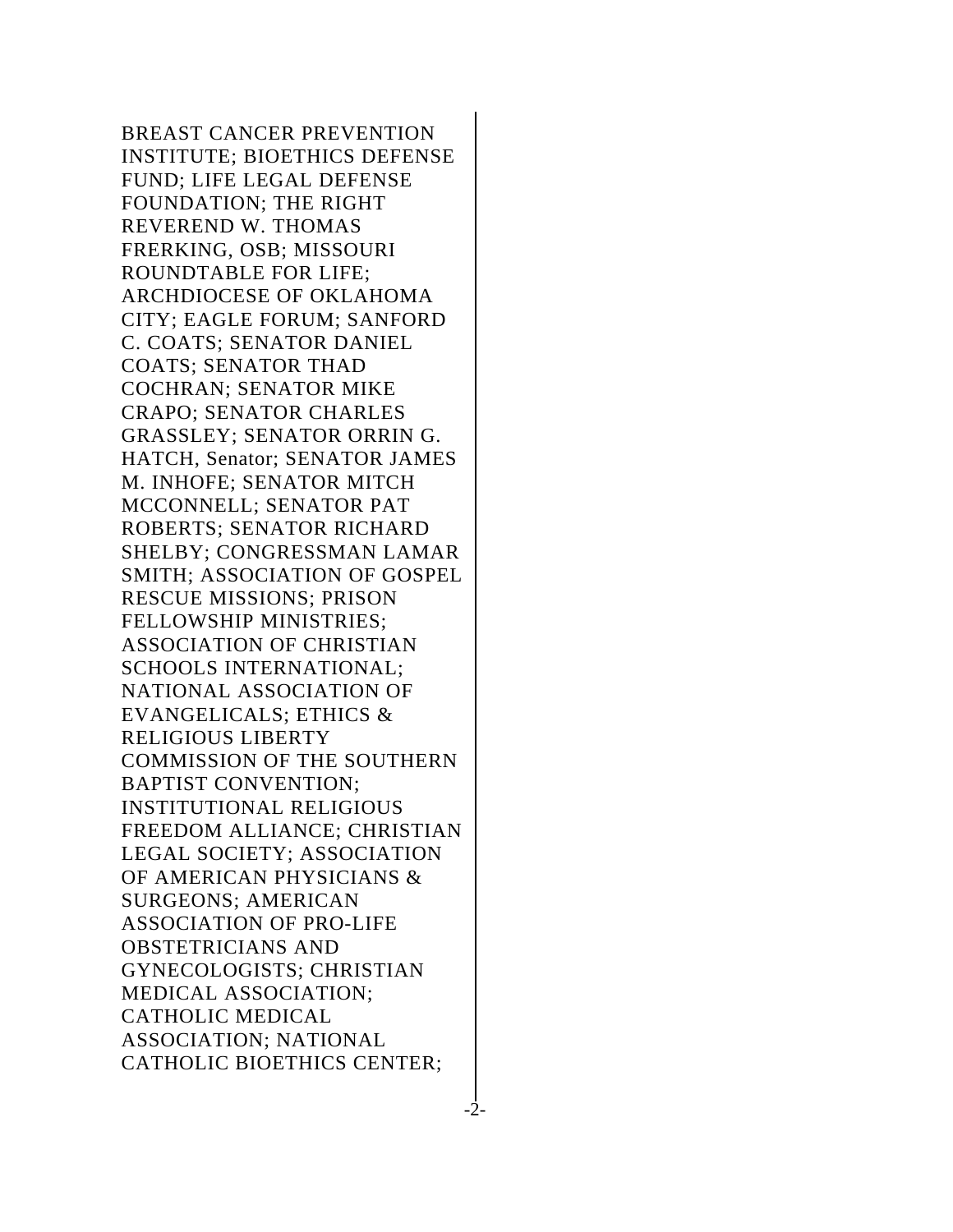BREAST CANCER PREVENTION INSTITUTE; BIOETHICS DEFENSE FUND; LIFE LEGAL DEFENSE FOUNDATION; THE RIGHT REVEREND W. THOMAS FRERKING, OSB; MISSOURI ROUNDTABLE FOR LIFE; ARCHDIOCESE OF OKLAHOMA CITY; EAGLE FORUM; SANFORD C. COATS; SENATOR DANIEL COATS; SENATOR THAD COCHRAN; SENATOR MIKE CRAPO; SENATOR CHARLES GRASSLEY; SENATOR ORRIN G. HATCH, Senator; SENATOR JAMES M. INHOFE; SENATOR MITCH MCCONNELL; SENATOR PAT ROBERTS; SENATOR RICHARD SHELBY; CONGRESSMAN LAMAR SMITH; ASSOCIATION OF GOSPEL RESCUE MISSIONS; PRISON FELLOWSHIP MINISTRIES; ASSOCIATION OF CHRISTIAN SCHOOLS INTERNATIONAL; NATIONAL ASSOCIATION OF EVANGELICALS; ETHICS & RELIGIOUS LIBERTY COMMISSION OF THE SOUTHERN BAPTIST CONVENTION; INSTITUTIONAL RELIGIOUS FREEDOM ALLIANCE; CHRISTIAN LEGAL SOCIETY; ASSOCIATION OF AMERICAN PHYSICIANS & SURGEONS; AMERICAN ASSOCIATION OF PRO-LIFE OBSTETRICIANS AND GYNECOLOGISTS; CHRISTIAN MEDICAL ASSOCIATION; CATHOLIC MEDICAL ASSOCIATION; NATIONAL CATHOLIC BIOETHICS CENTER;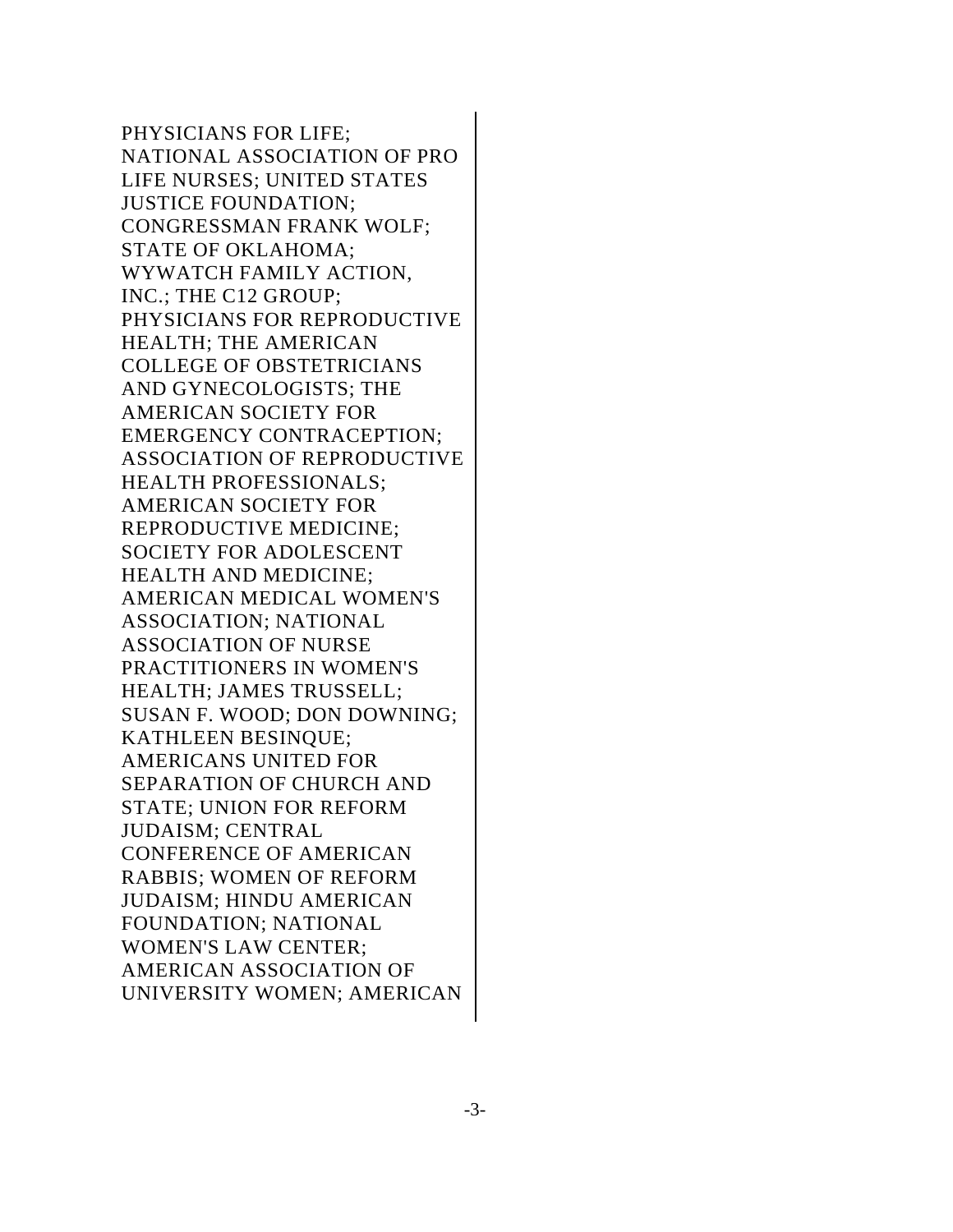PHYSICIANS FOR LIFE; NATIONAL ASSOCIATION OF PRO LIFE NURSES; UNITED STATES JUSTICE FOUNDATION; CONGRESSMAN FRANK WOLF; STATE OF OKLAHOMA; WYWATCH FAMILY ACTION, INC.; THE C12 GROUP; PHYSICIANS FOR REPRODUCTIVE HEALTH; THE AMERICAN COLLEGE OF OBSTETRICIANS AND GYNECOLOGISTS; THE AMERICAN SOCIETY FOR EMERGENCY CONTRACEPTION; ASSOCIATION OF REPRODUCTIVE HEALTH PROFESSIONALS; AMERICAN SOCIETY FOR REPRODUCTIVE MEDICINE; SOCIETY FOR ADOLESCENT HEALTH AND MEDICINE; AMERICAN MEDICAL WOMEN'S ASSOCIATION; NATIONAL ASSOCIATION OF NURSE PRACTITIONERS IN WOMEN'S HEALTH; JAMES TRUSSELL; SUSAN F. WOOD; DON DOWNING; KATHLEEN BESINQUE; AMERICANS UNITED FOR SEPARATION OF CHURCH AND STATE; UNION FOR REFORM JUDAISM; CENTRAL CONFERENCE OF AMERICAN RABBIS; WOMEN OF REFORM JUDAISM; HINDU AMERICAN FOUNDATION; NATIONAL WOMEN'S LAW CENTER; AMERICAN ASSOCIATION OF UNIVERSITY WOMEN; AMERICAN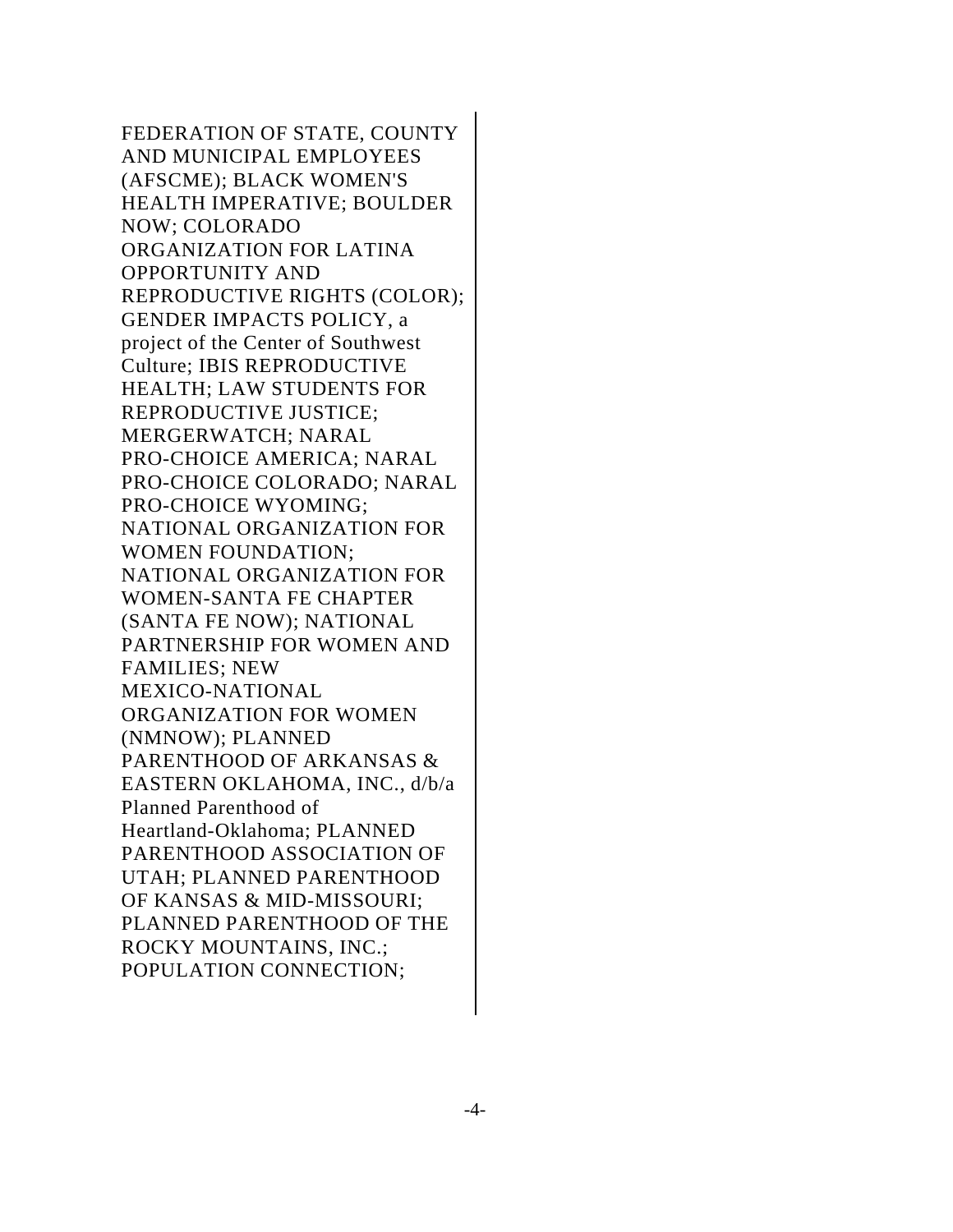FEDERATION OF STATE, COUNTY AND MUNICIPAL EMPLOYEES (AFSCME); BLACK WOMEN'S HEALTH IMPERATIVE; BOULDER NOW; COLORADO ORGANIZATION FOR LATINA OPPORTUNITY AND REPRODUCTIVE RIGHTS (COLOR); GENDER IMPACTS POLICY, a project of the Center of Southwest Culture; IBIS REPRODUCTIVE HEALTH; LAW STUDENTS FOR REPRODUCTIVE JUSTICE; MERGERWATCH; NARAL PRO-CHOICE AMERICA; NARAL PRO-CHOICE COLORADO; NARAL PRO-CHOICE WYOMING; NATIONAL ORGANIZATION FOR WOMEN FOUNDATION; NATIONAL ORGANIZATION FOR WOMEN-SANTA FE CHAPTER (SANTA FE NOW); NATIONAL PARTNERSHIP FOR WOMEN AND FAMILIES; NEW MEXICO-NATIONAL ORGANIZATION FOR WOMEN (NMNOW); PLANNED PARENTHOOD OF ARKANSAS & EASTERN OKLAHOMA, INC., d/b/a Planned Parenthood of Heartland-Oklahoma; PLANNED PARENTHOOD ASSOCIATION OF UTAH; PLANNED PARENTHOOD OF KANSAS & MID-MISSOURI; PLANNED PARENTHOOD OF THE ROCKY MOUNTAINS, INC.; POPULATION CONNECTION;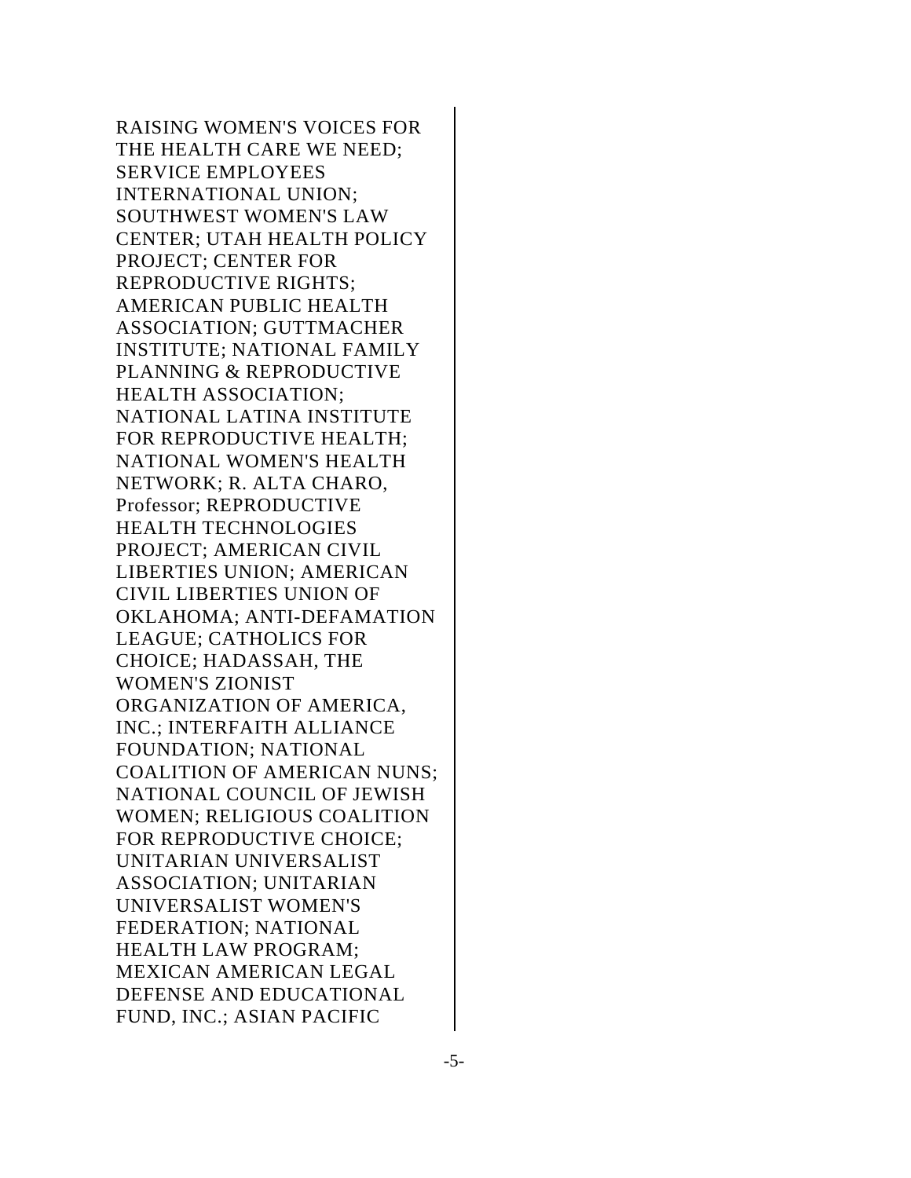RAISING WOMEN'S VOICES FOR THE HEALTH CARE WE NEED; SERVICE EMPLOYEES INTERNATIONAL UNION; SOUTHWEST WOMEN'S LAW CENTER; UTAH HEALTH POLICY PROJECT; CENTER FOR REPRODUCTIVE RIGHTS; AMERICAN PUBLIC HEALTH ASSOCIATION; GUTTMACHER INSTITUTE; NATIONAL FAMILY PLANNING & REPRODUCTIVE HEALTH ASSOCIATION; NATIONAL LATINA INSTITUTE FOR REPRODUCTIVE HEALTH; NATIONAL WOMEN'S HEALTH NETWORK; R. ALTA CHARO, Professor; REPRODUCTIVE HEALTH TECHNOLOGIES PROJECT; AMERICAN CIVIL LIBERTIES UNION; AMERICAN CIVIL LIBERTIES UNION OF OKLAHOMA; ANTI-DEFAMATION LEAGUE; CATHOLICS FOR CHOICE; HADASSAH, THE WOMEN'S ZIONIST ORGANIZATION OF AMERICA, INC.; INTERFAITH ALLIANCE FOUNDATION; NATIONAL COALITION OF AMERICAN NUNS; NATIONAL COUNCIL OF JEWISH WOMEN; RELIGIOUS COALITION FOR REPRODUCTIVE CHOICE; UNITARIAN UNIVERSALIST ASSOCIATION; UNITARIAN UNIVERSALIST WOMEN'S FEDERATION; NATIONAL HEALTH LAW PROGRAM; MEXICAN AMERICAN LEGAL DEFENSE AND EDUCATIONAL FUND, INC.; ASIAN PACIFIC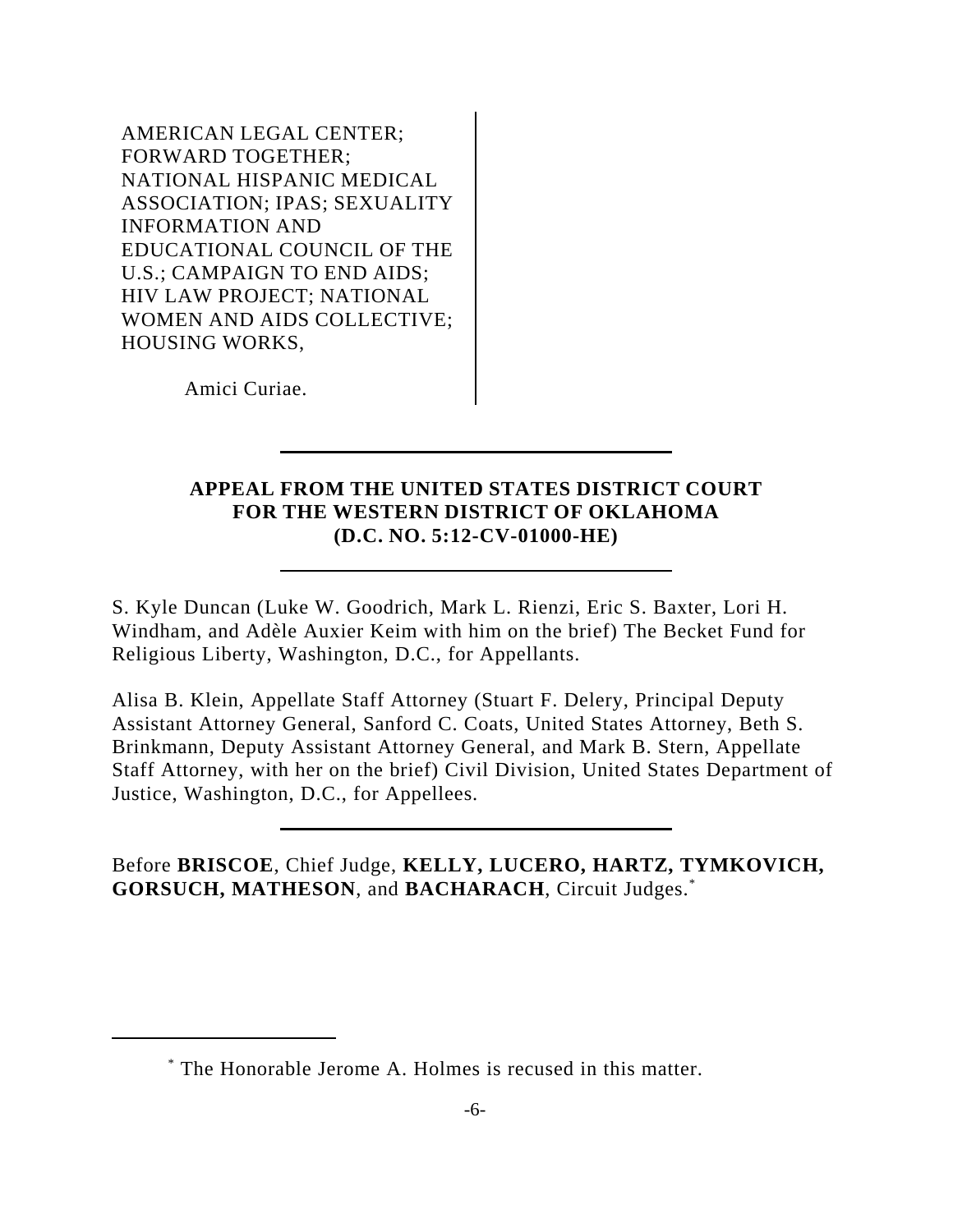AMERICAN LEGAL CENTER; FORWARD TOGETHER; NATIONAL HISPANIC MEDICAL ASSOCIATION; IPAS; SEXUALITY INFORMATION AND EDUCATIONAL COUNCIL OF THE U.S.; CAMPAIGN TO END AIDS; HIV LAW PROJECT; NATIONAL WOMEN AND AIDS COLLECTIVE; HOUSING WORKS,

Amici Curiae.

---

**APPEAL FROM THE UNITED STATES DISTRICT COURT FOR THE WESTERN DISTRICT OF OKLAHOMA (D.C. NO. 5:12-CV-01000-HE)**

---

S. Kyle Duncan (Luke W. Goodrich, Mark L. Rienzi, Eric S. Baxter, Lori H. Windham, and Adèle Auxier Keim with him on the brief) The Becket Fund for Religious Liberty, Washington, D.C., for Appellants.

Alisa B. Klein, Appellate Staff Attorney (Stuart F. Delery, Principal Deputy Assistant Attorney General, Sanford C. Coats, United States Attorney, Beth S. Brinkmann, Deputy Assistant Attorney General, and Mark B. Stern, Appellate Staff Attorney, with her on the brief) Civil Division, United States Department of Justice, Washington, D.C., for Appellees.

---

Before **BRISCOE**, Chief Judge, **KELLY, LUCERO, HARTZ, TYMKOVICH, GORSUCH, MATHESON**, and **BACHARACH**, Circuit Judges.*

---

\* The Honorable Jerome A. Holmes is recused in this matter.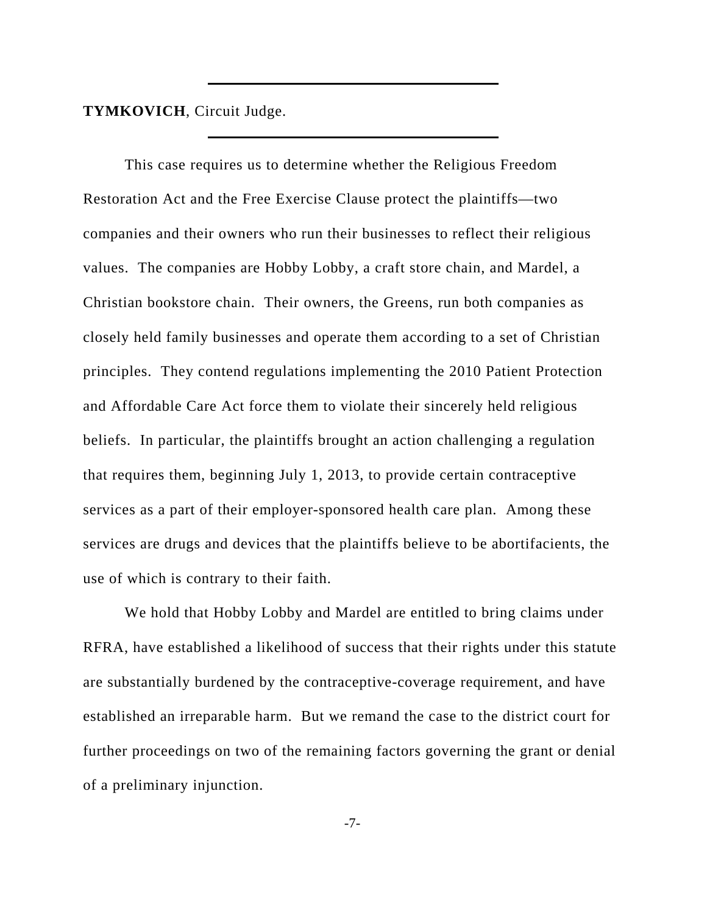**TYMKOVICH**, Circuit Judge.

This case requires us to determine whether the Religious Freedom Restoration Act and the Free Exercise Clause protect the plaintiffs—two companies and their owners who run their businesses to reflect their religious values. The companies are Hobby Lobby, a craft store chain, and Mardel, a Christian bookstore chain. Their owners, the Greens, run both companies as closely held family businesses and operate them according to a set of Christian principles. They contend regulations implementing the 2010 Patient Protection and Affordable Care Act force them to violate their sincerely held religious beliefs. In particular, the plaintiffs brought an action challenging a regulation that requires them, beginning July 1, 2013, to provide certain contraceptive services as a part of their employer-sponsored health care plan. Among these services are drugs and devices that the plaintiffs believe to be abortifacients, the use of which is contrary to their faith.

We hold that Hobby Lobby and Mardel are entitled to bring claims under RFRA, have established a likelihood of success that their rights under this statute are substantially burdened by the contraceptive-coverage requirement, and have established an irreparable harm. But we remand the case to the district court for further proceedings on two of the remaining factors governing the grant or denial of a preliminary injunction.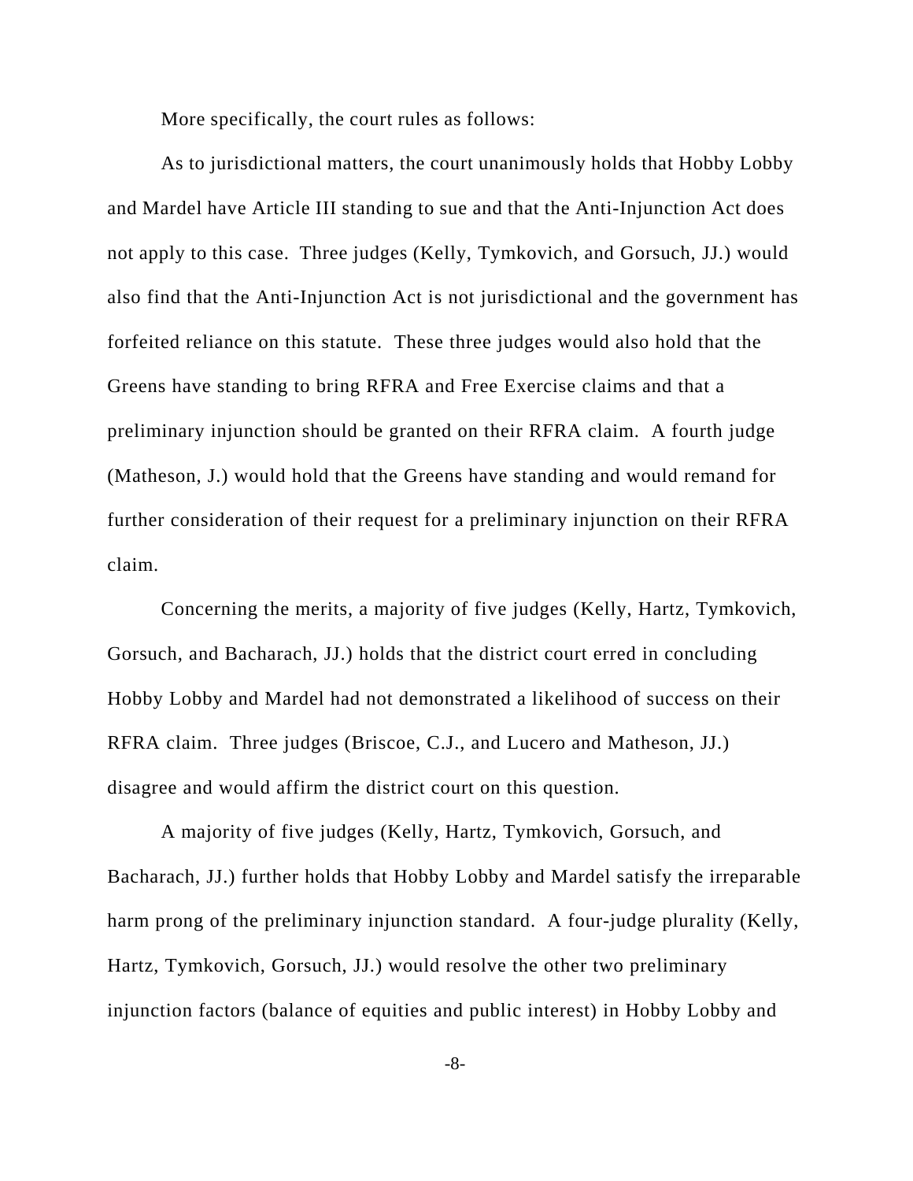More specifically, the court rules as follows:

As to jurisdictional matters, the court unanimously holds that Hobby Lobby and Mardel have Article III standing to sue and that the Anti-Injunction Act does not apply to this case. Three judges (Kelly, Tymkovich, and Gorsuch, JJ.) would also find that the Anti-Injunction Act is not jurisdictional and the government has forfeited reliance on this statute. These three judges would also hold that the Greens have standing to bring RFRA and Free Exercise claims and that a preliminary injunction should be granted on their RFRA claim. A fourth judge (Matheson, J.) would hold that the Greens have standing and would remand for further consideration of their request for a preliminary injunction on their RFRA claim.

Concerning the merits, a majority of five judges (Kelly, Hartz, Tymkovich, Gorsuch, and Bacharach, JJ.) holds that the district court erred in concluding Hobby Lobby and Mardel had not demonstrated a likelihood of success on their RFRA claim. Three judges (Briscoe, C.J., and Lucero and Matheson, JJ.) disagree and would affirm the district court on this question.

A majority of five judges (Kelly, Hartz, Tymkovich, Gorsuch, and Bacharach, JJ.) further holds that Hobby Lobby and Mardel satisfy the irreparable harm prong of the preliminary injunction standard. A four-judge plurality (Kelly, Hartz, Tymkovich, Gorsuch, JJ.) would resolve the other two preliminary injunction factors (balance of equities and public interest) in Hobby Lobby and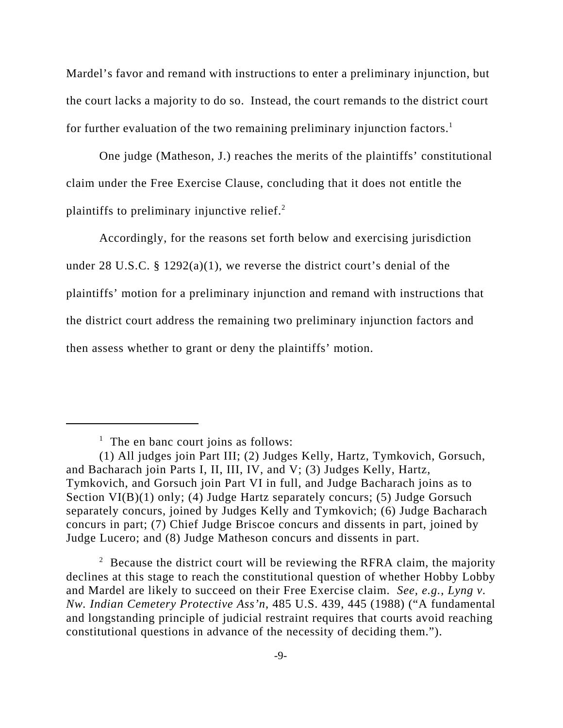Mardel's favor and remand with instructions to enter a preliminary injunction, but the court lacks a majority to do so. Instead, the court remands to the district court for further evaluation of the two remaining preliminary injunction factors.[1]

One judge (Matheson, J.) reaches the merits of the plaintiffs' constitutional claim under the Free Exercise Clause, concluding that it does not entitle the plaintiffs to preliminary injunctive relief.[2]

Accordingly, for the reasons set forth below and exercising jurisdiction under 28 U.S.C. § 1292(a)(1), we reverse the district court's denial of the plaintiffs' motion for a preliminary injunction and remand with instructions that the district court address the remaining two preliminary injunction factors and then assess whether to grant or deny the plaintiffs' motion.

---

[1] The en banc court joins as follows:

(1) All judges join Part III; (2) Judges Kelly, Hartz, Tymkovich, Gorsuch, and Bacharach join Parts I, II, III, IV, and V; (3) Judges Kelly, Hartz, Tymkovich, and Gorsuch join Part VI in full, and Judge Bacharach joins as to Section VI(B)(1) only; (4) Judge Hartz separately concurs; (5) Judge Gorsuch separately concurs, joined by Judges Kelly and Tymkovich; (6) Judge Bacharach concurs in part; (7) Chief Judge Briscoe concurs and dissents in part, joined by Judge Lucero; and (8) Judge Matheson concurs and dissents in part.

[2] Because the district court will be reviewing the RFRA claim, the majority declines at this stage to reach the constitutional question of whether Hobby Lobby and Mardel are likely to succeed on their Free Exercise claim. *See, e.g.*, *Lyng v. Nw. Indian Cemetery Protective Ass'n*, 485 U.S. 439, 445 (1988) ("A fundamental and longstanding principle of judicial restraint requires that courts avoid reaching constitutional questions in advance of the necessity of deciding them.").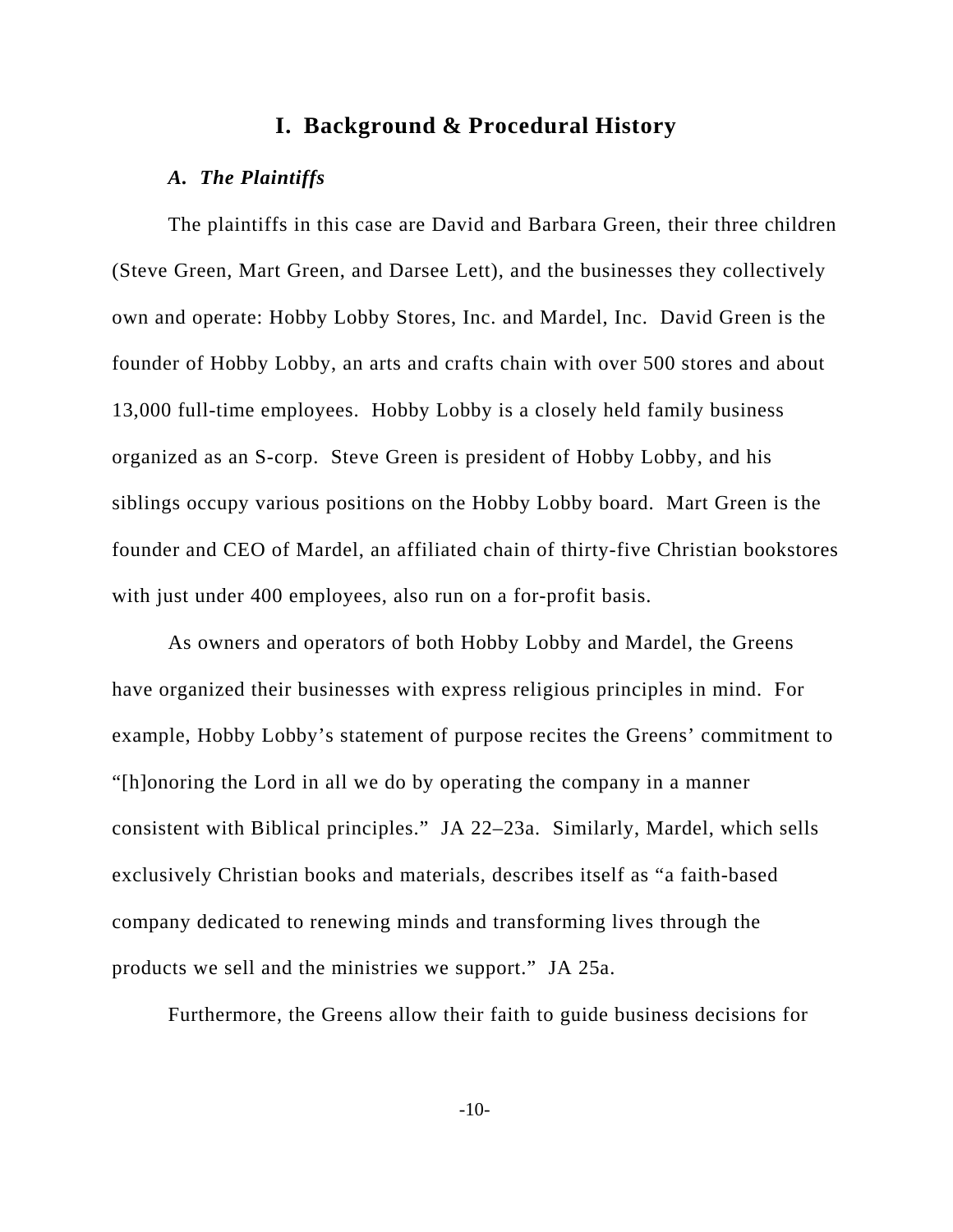## I. Background & Procedural History

### *A. The Plaintiffs*

The plaintiffs in this case are David and Barbara Green, their three children (Steve Green, Mart Green, and Darsee Lett), and the businesses they collectively own and operate: Hobby Lobby Stores, Inc. and Mardel, Inc. David Green is the founder of Hobby Lobby, an arts and crafts chain with over 500 stores and about 13,000 full-time employees. Hobby Lobby is a closely held family business organized as an S-corp. Steve Green is president of Hobby Lobby, and his siblings occupy various positions on the Hobby Lobby board. Mart Green is the founder and CEO of Mardel, an affiliated chain of thirty-five Christian bookstores with just under 400 employees, also run on a for-profit basis.

As owners and operators of both Hobby Lobby and Mardel, the Greens have organized their businesses with express religious principles in mind. For example, Hobby Lobby's statement of purpose recites the Greens' commitment to "[h]onoring the Lord in all we do by operating the company in a manner consistent with Biblical principles." JA 22–23a. Similarly, Mardel, which sells exclusively Christian books and materials, describes itself as "a faith-based company dedicated to renewing minds and transforming lives through the products we sell and the ministries we support." JA 25a.

Furthermore, the Greens allow their faith to guide business decisions for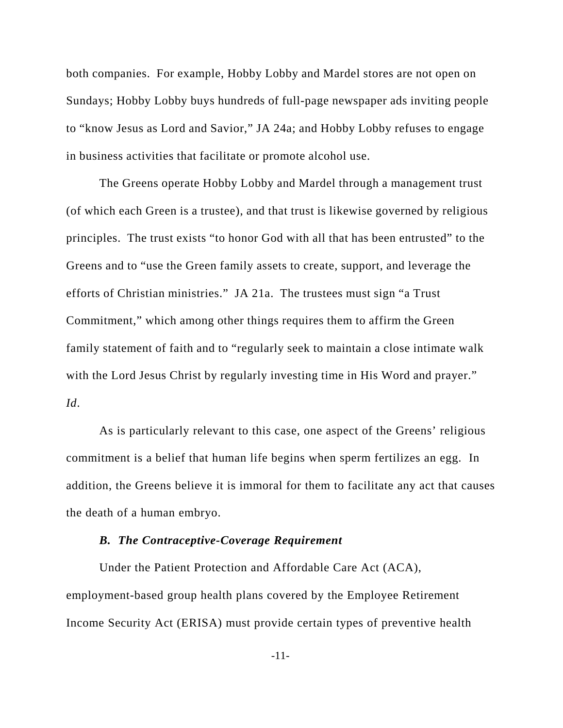both companies. For example, Hobby Lobby and Mardel stores are not open on Sundays; Hobby Lobby buys hundreds of full-page newspaper ads inviting people to "know Jesus as Lord and Savior," JA 24a; and Hobby Lobby refuses to engage in business activities that facilitate or promote alcohol use.

The Greens operate Hobby Lobby and Mardel through a management trust (of which each Green is a trustee), and that trust is likewise governed by religious principles. The trust exists "to honor God with all that has been entrusted" to the Greens and to "use the Green family assets to create, support, and leverage the efforts of Christian ministries." JA 21a. The trustees must sign "a Trust Commitment," which among other things requires them to affirm the Green family statement of faith and to "regularly seek to maintain a close intimate walk with the Lord Jesus Christ by regularly investing time in His Word and prayer." *Id*.

As is particularly relevant to this case, one aspect of the Greens' religious commitment is a belief that human life begins when sperm fertilizes an egg. In addition, the Greens believe it is immoral for them to facilitate any act that causes the death of a human embryo.

### *B. The Contraceptive-Coverage Requirement*

Under the Patient Protection and Affordable Care Act (ACA), employment-based group health plans covered by the Employee Retirement Income Security Act (ERISA) must provide certain types of preventive health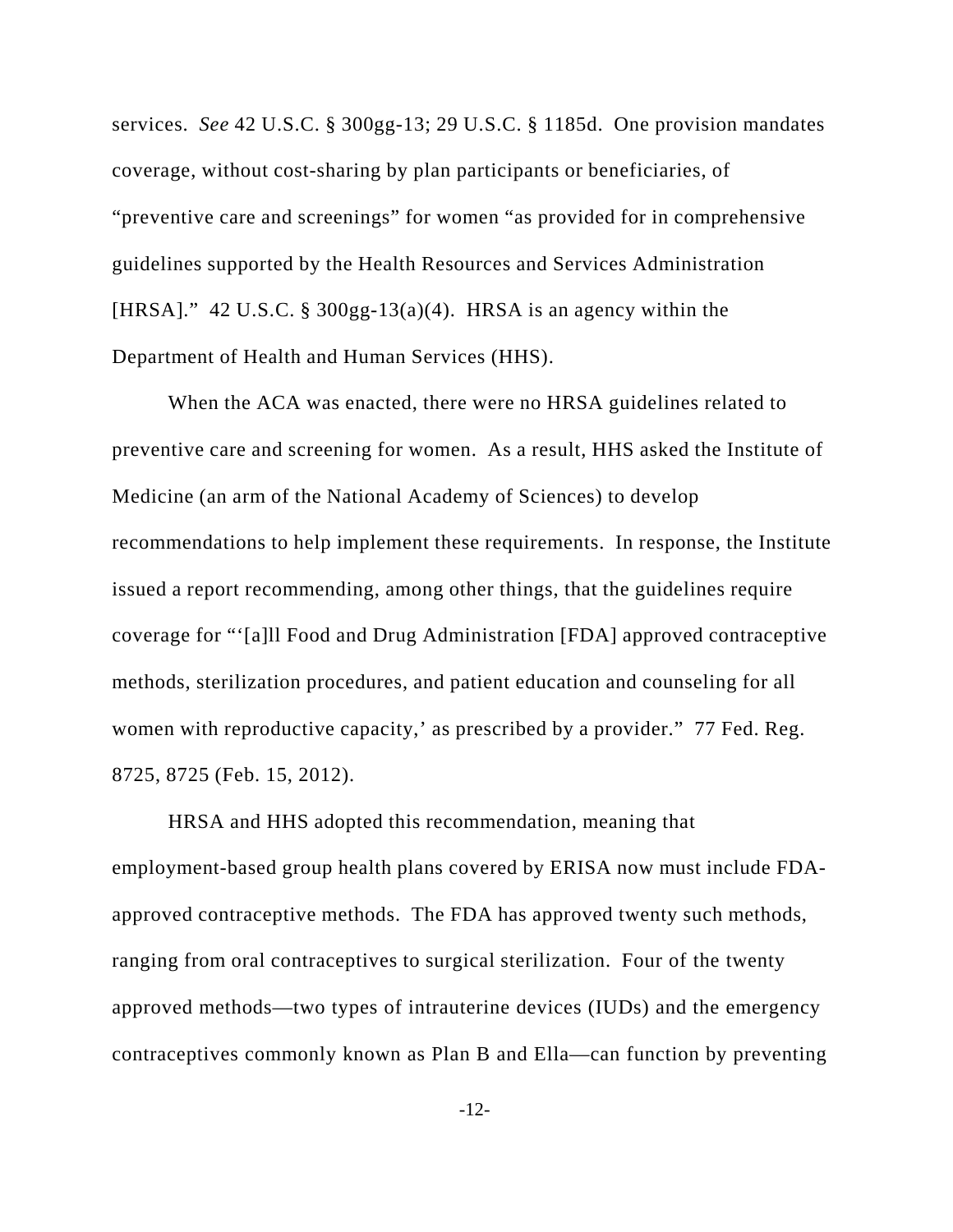services. *See* 42 U.S.C. § 300gg-13; 29 U.S.C. § 1185d. One provision mandates coverage, without cost-sharing by plan participants or beneficiaries, of "preventive care and screenings" for women "as provided for in comprehensive guidelines supported by the Health Resources and Services Administration [HRSA]." 42 U.S.C. § 300gg-13(a)(4). HRSA is an agency within the Department of Health and Human Services (HHS).

When the ACA was enacted, there were no HRSA guidelines related to preventive care and screening for women. As a result, HHS asked the Institute of Medicine (an arm of the National Academy of Sciences) to develop recommendations to help implement these requirements. In response, the Institute issued a report recommending, among other things, that the guidelines require coverage for "'[a]ll Food and Drug Administration [FDA] approved contraceptive methods, sterilization procedures, and patient education and counseling for all women with reproductive capacity,' as prescribed by a provider." 77 Fed. Reg. 8725, 8725 (Feb. 15, 2012).

HRSA and HHS adopted this recommendation, meaning that employment-based group health plans covered by ERISA now must include FDA-approved contraceptive methods. The FDA has approved twenty such methods, ranging from oral contraceptives to surgical sterilization. Four of the twenty approved methods—two types of intrauterine devices (IUDs) and the emergency contraceptives commonly known as Plan B and Ella—can function by preventing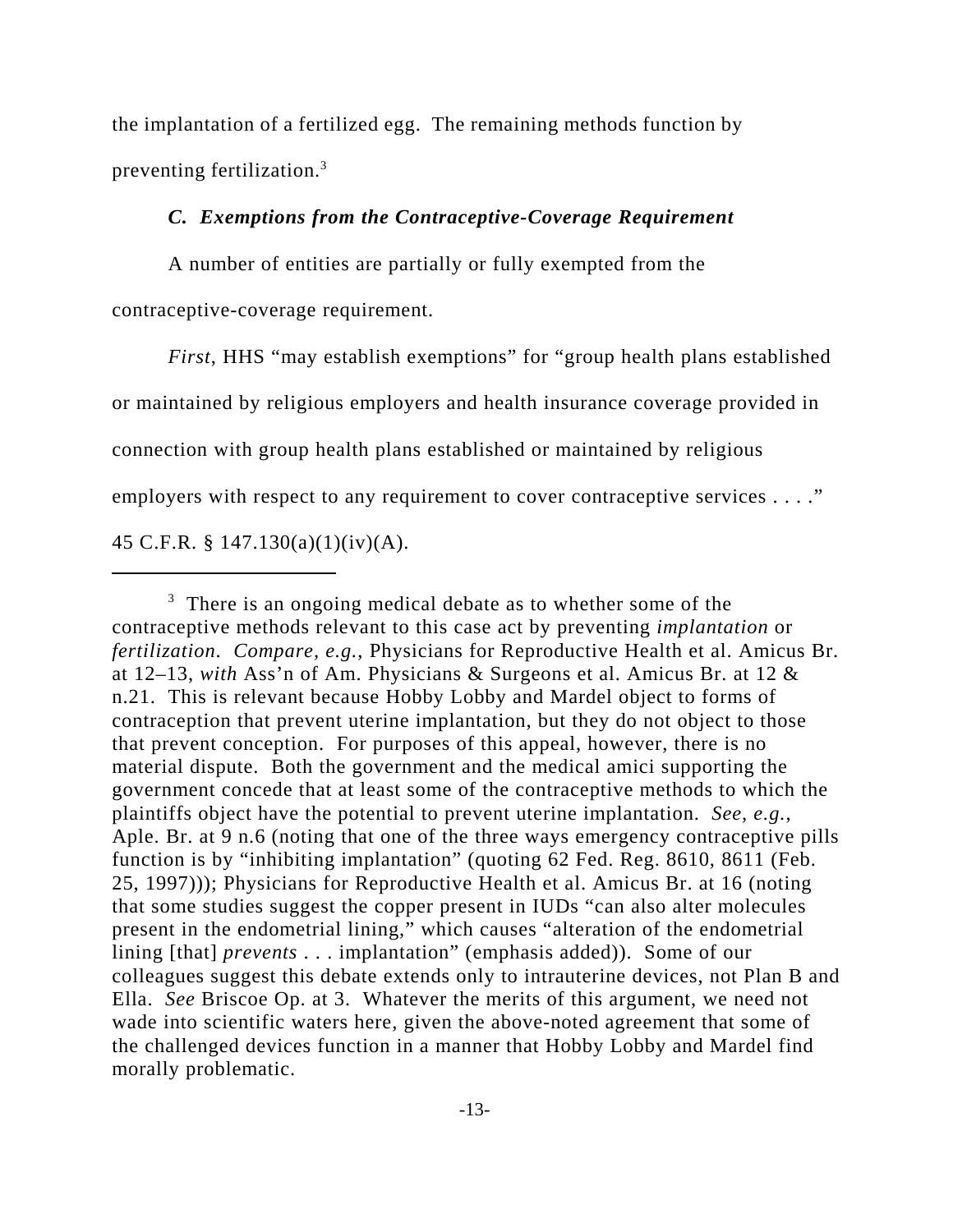the implantation of a fertilized egg. The remaining methods function by preventing fertilization.[3]

### *C. Exemptions from the Contraceptive-Coverage Requirement*

A number of entities are partially or fully exempted from the contraceptive-coverage requirement.

*First*, HHS "may establish exemptions" for "group health plans established or maintained by religious employers and health insurance coverage provided in connection with group health plans established or maintained by religious employers with respect to any requirement to cover contraceptive services . . . ." 45 C.F.R. § 147.130(a)(1)(iv)(A).

---

[3] There is an ongoing medical debate as to whether some of the contraceptive methods relevant to this case act by preventing *implantation* or *fertilization*. *Compare, e.g.*, Physicians for Reproductive Health et al. Amicus Br. at 12–13, *with* Ass'n of Am. Physicians & Surgeons et al. Amicus Br. at 12 & n.21. This is relevant because Hobby Lobby and Mardel object to forms of contraception that prevent uterine implantation, but they do not object to those that prevent conception. For purposes of this appeal, however, there is no material dispute. Both the government and the medical amici supporting the government concede that at least some of the contraceptive methods to which the plaintiffs object have the potential to prevent uterine implantation. *See, e.g.*, Aple. Br. at 9 n.6 (noting that one of the three ways emergency contraceptive pills function is by "inhibiting implantation" (quoting 62 Fed. Reg. 8610, 8611 (Feb. 25, 1997))); Physicians for Reproductive Health et al. Amicus Br. at 16 (noting that some studies suggest the copper present in IUDs "can also alter molecules present in the endometrial lining," which causes "alteration of the endometrial lining [that] *prevents* . . . implantation" (emphasis added)). Some of our colleagues suggest this debate extends only to intrauterine devices, not Plan B and Ella. *See* Briscoe Op. at 3. Whatever the merits of this argument, we need not wade into scientific waters here, given the above-noted agreement that some of the challenged devices function in a manner that Hobby Lobby and Mardel find morally problematic.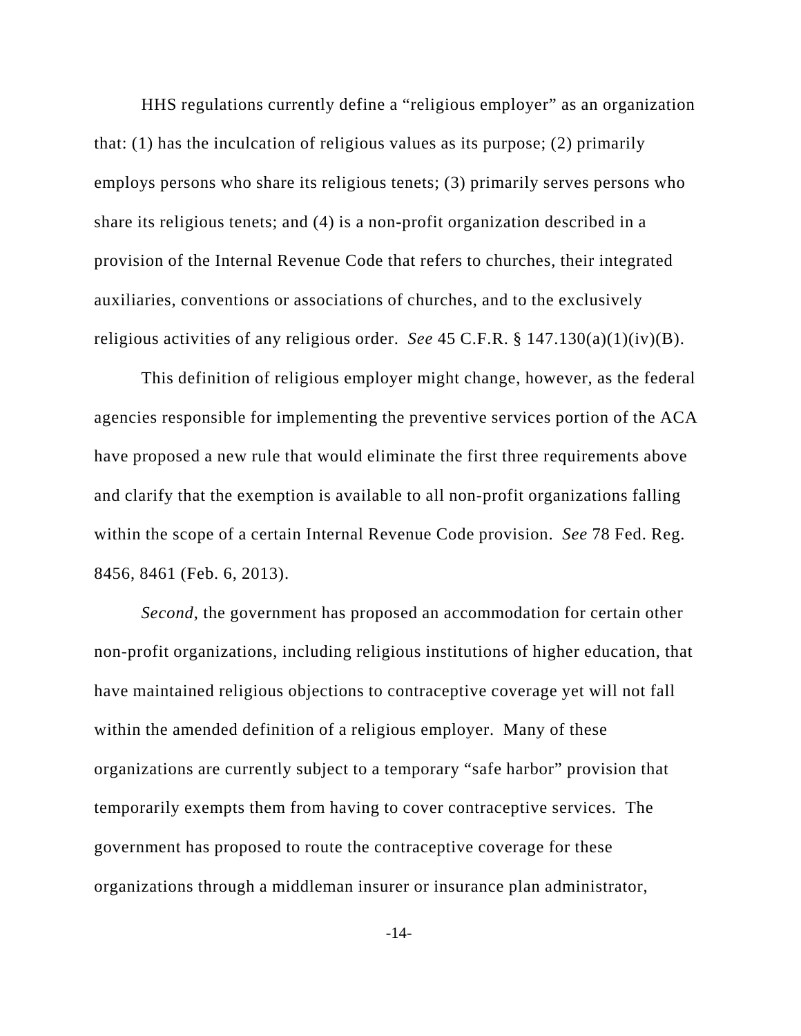HHS regulations currently define a "religious employer" as an organization that: (1) has the inculcation of religious values as its purpose; (2) primarily employs persons who share its religious tenets; (3) primarily serves persons who share its religious tenets; and (4) is a non-profit organization described in a provision of the Internal Revenue Code that refers to churches, their integrated auxiliaries, conventions or associations of churches, and to the exclusively religious activities of any religious order. *See* 45 C.F.R. § 147.130(a)(1)(iv)(B).

This definition of religious employer might change, however, as the federal agencies responsible for implementing the preventive services portion of the ACA have proposed a new rule that would eliminate the first three requirements above and clarify that the exemption is available to all non-profit organizations falling within the scope of a certain Internal Revenue Code provision. *See* 78 Fed. Reg. 8456, 8461 (Feb. 6, 2013).

*Second*, the government has proposed an accommodation for certain other non-profit organizations, including religious institutions of higher education, that have maintained religious objections to contraceptive coverage yet will not fall within the amended definition of a religious employer. Many of these organizations are currently subject to a temporary "safe harbor" provision that temporarily exempts them from having to cover contraceptive services. The government has proposed to route the contraceptive coverage for these organizations through a middleman insurer or insurance plan administrator,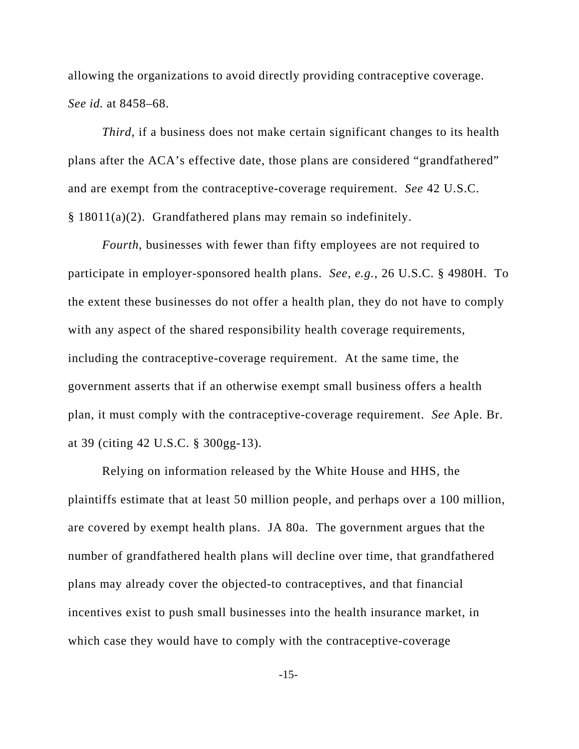allowing the organizations to avoid directly providing contraceptive coverage. *See id.* at 8458–68.

*Third*, if a business does not make certain significant changes to its health plans after the ACA's effective date, those plans are considered "grandfathered" and are exempt from the contraceptive-coverage requirement. *See* 42 U.S.C. § 18011(a)(2). Grandfathered plans may remain so indefinitely.

*Fourth*, businesses with fewer than fifty employees are not required to participate in employer-sponsored health plans. *See, e.g.*, 26 U.S.C. § 4980H. To the extent these businesses do not offer a health plan, they do not have to comply with any aspect of the shared responsibility health coverage requirements, including the contraceptive-coverage requirement. At the same time, the government asserts that if an otherwise exempt small business offers a health plan, it must comply with the contraceptive-coverage requirement. *See* Aple. Br. at 39 (citing 42 U.S.C. § 300gg-13).

Relying on information released by the White House and HHS, the plaintiffs estimate that at least 50 million people, and perhaps over a 100 million, are covered by exempt health plans. JA 80a. The government argues that the number of grandfathered health plans will decline over time, that grandfathered plans may already cover the objected-to contraceptives, and that financial incentives exist to push small businesses into the health insurance market, in which case they would have to comply with the contraceptive-coverage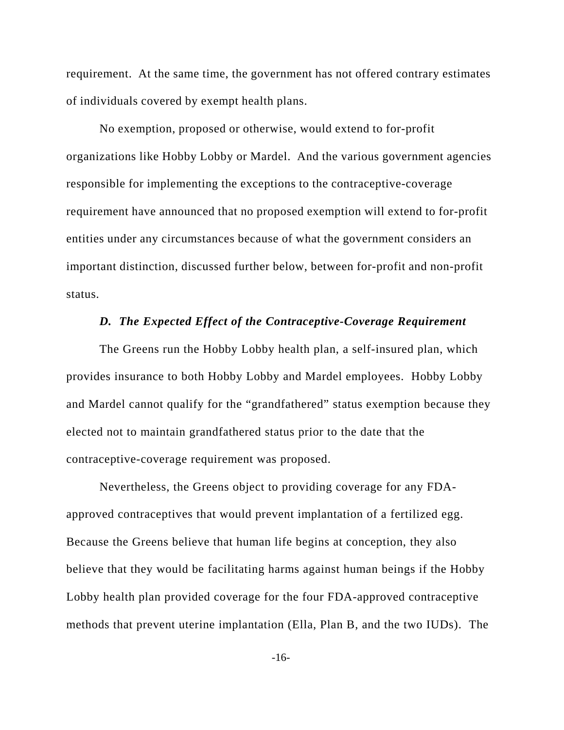requirement. At the same time, the government has not offered contrary estimates of individuals covered by exempt health plans.

No exemption, proposed or otherwise, would extend to for-profit organizations like Hobby Lobby or Mardel. And the various government agencies responsible for implementing the exceptions to the contraceptive-coverage requirement have announced that no proposed exemption will extend to for-profit entities under any circumstances because of what the government considers an important distinction, discussed further below, between for-profit and non-profit status.

### *D. The Expected Effect of the Contraceptive-Coverage Requirement*

The Greens run the Hobby Lobby health plan, a self-insured plan, which provides insurance to both Hobby Lobby and Mardel employees. Hobby Lobby and Mardel cannot qualify for the "grandfathered" status exemption because they elected not to maintain grandfathered status prior to the date that the contraceptive-coverage requirement was proposed.

Nevertheless, the Greens object to providing coverage for any FDA-approved contraceptives that would prevent implantation of a fertilized egg. Because the Greens believe that human life begins at conception, they also believe that they would be facilitating harms against human beings if the Hobby Lobby health plan provided coverage for the four FDA-approved contraceptive methods that prevent uterine implantation (Ella, Plan B, and the two IUDs). The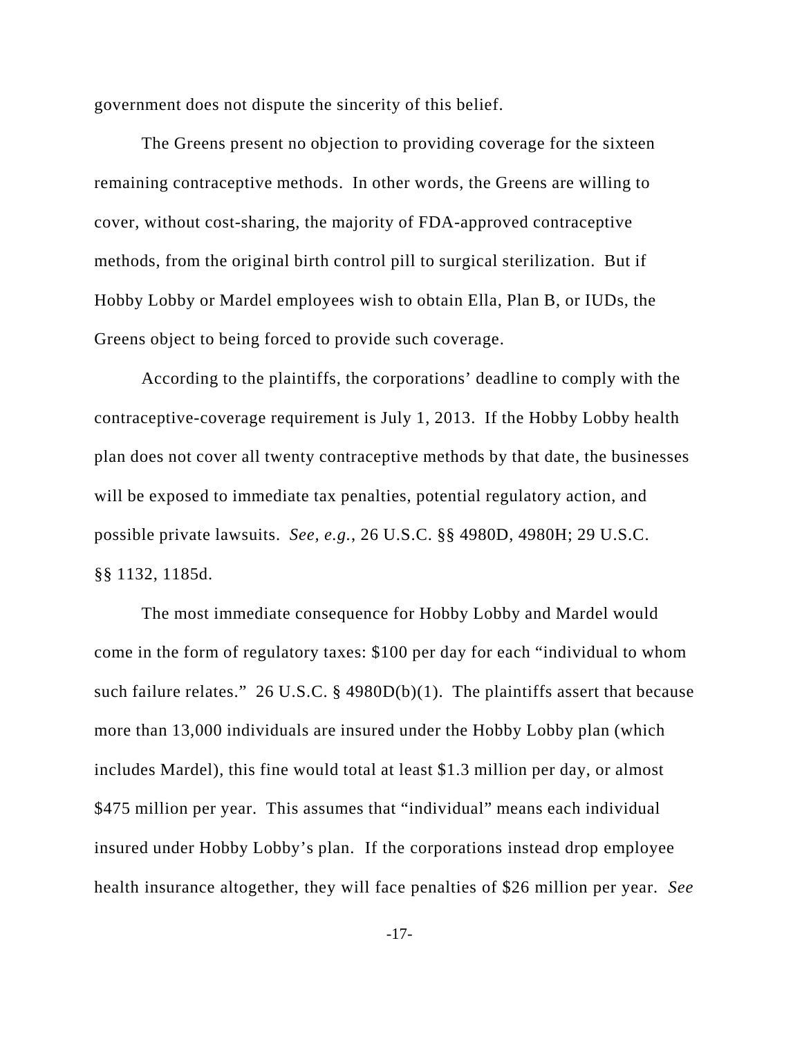government does not dispute the sincerity of this belief.

The Greens present no objection to providing coverage for the sixteen remaining contraceptive methods. In other words, the Greens are willing to cover, without cost-sharing, the majority of FDA-approved contraceptive methods, from the original birth control pill to surgical sterilization. But if Hobby Lobby or Mardel employees wish to obtain Ella, Plan B, or IUDs, the Greens object to being forced to provide such coverage.

According to the plaintiffs, the corporations' deadline to comply with the contraceptive-coverage requirement is July 1, 2013. If the Hobby Lobby health plan does not cover all twenty contraceptive methods by that date, the businesses will be exposed to immediate tax penalties, potential regulatory action, and possible private lawsuits. *See, e.g.*, 26 U.S.C. §§ 4980D, 4980H; 29 U.S.C. §§ 1132, 1185d.

The most immediate consequence for Hobby Lobby and Mardel would come in the form of regulatory taxes: $100 per day for each "individual to whom such failure relates." 26 U.S.C. § 4980D(b)(1). The plaintiffs assert that because more than 13,000 individuals are insured under the Hobby Lobby plan (which includes Mardel), this fine would total at least $1.3 million per day, or almost $475 million per year. This assumes that "individual" means each individual insured under Hobby Lobby's plan. If the corporations instead drop employee health insurance altogether, they will face penalties of $26 million per year. *See*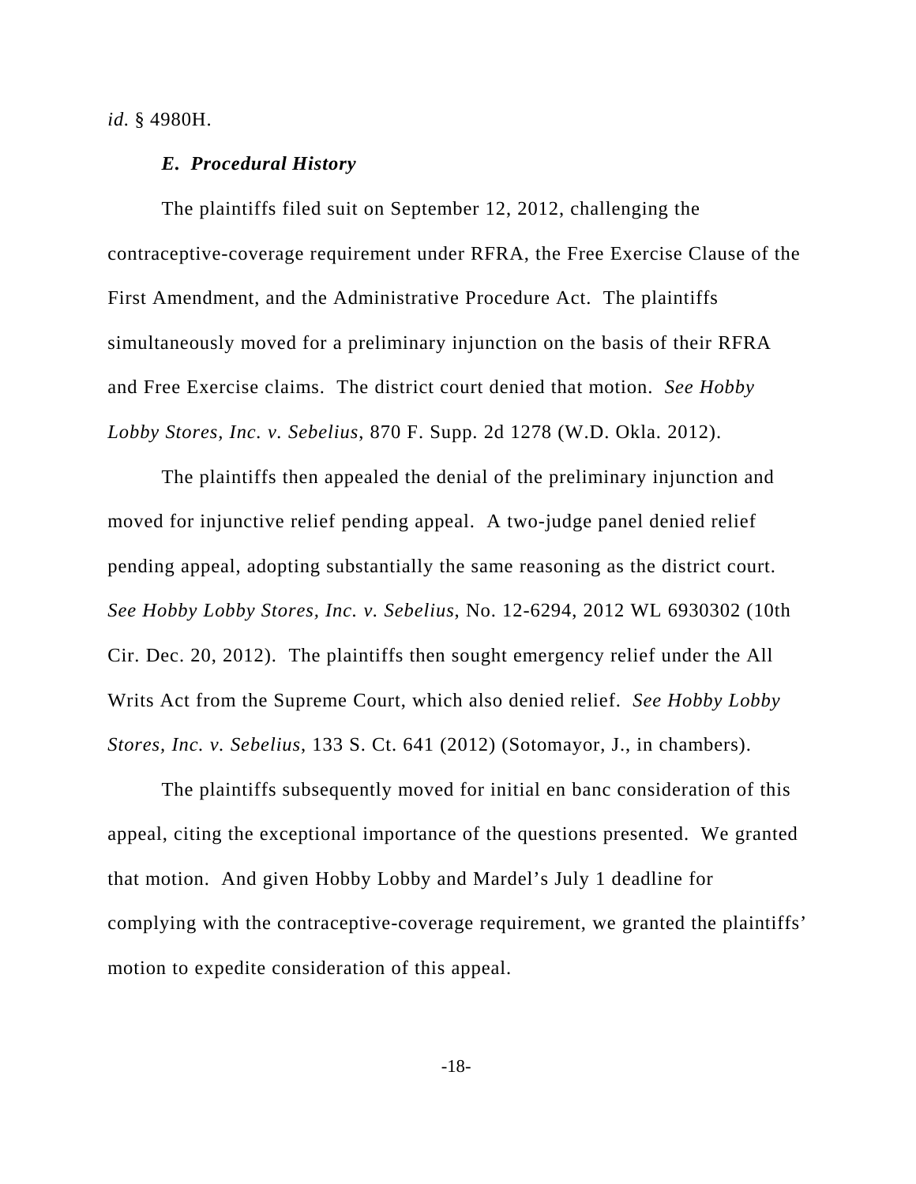*id.* § 4980H.

### *E. Procedural History*

The plaintiffs filed suit on September 12, 2012, challenging the contraceptive-coverage requirement under RFRA, the Free Exercise Clause of the First Amendment, and the Administrative Procedure Act. The plaintiffs simultaneously moved for a preliminary injunction on the basis of their RFRA and Free Exercise claims. The district court denied that motion. *See Hobby Lobby Stores, Inc. v. Sebelius*, 870 F. Supp. 2d 1278 (W.D. Okla. 2012).

The plaintiffs then appealed the denial of the preliminary injunction and moved for injunctive relief pending appeal. A two-judge panel denied relief pending appeal, adopting substantially the same reasoning as the district court. *See Hobby Lobby Stores, Inc. v. Sebelius*, No. 12-6294, 2012 WL 6930302 (10th Cir. Dec. 20, 2012). The plaintiffs then sought emergency relief under the All Writs Act from the Supreme Court, which also denied relief. *See Hobby Lobby Stores, Inc. v. Sebelius*, 133 S. Ct. 641 (2012) (Sotomayor, J., in chambers).

The plaintiffs subsequently moved for initial en banc consideration of this appeal, citing the exceptional importance of the questions presented. We granted that motion. And given Hobby Lobby and Mardel's July 1 deadline for complying with the contraceptive-coverage requirement, we granted the plaintiffs' motion to expedite consideration of this appeal.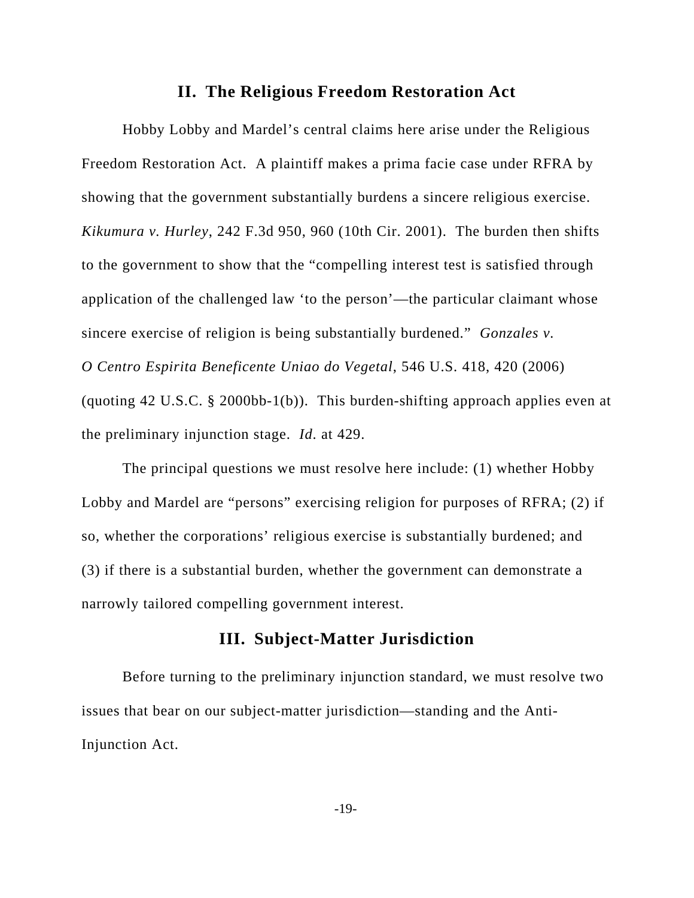## II. The Religious Freedom Restoration Act

Hobby Lobby and Mardel's central claims here arise under the Religious Freedom Restoration Act. A plaintiff makes a prima facie case under RFRA by showing that the government substantially burdens a sincere religious exercise. *Kikumura v. Hurley*, 242 F.3d 950, 960 (10th Cir. 2001). The burden then shifts to the government to show that the "compelling interest test is satisfied through application of the challenged law 'to the person'—the particular claimant whose sincere exercise of religion is being substantially burdened." *Gonzales v. O Centro Espirita Beneficente Uniao do Vegetal*, 546 U.S. 418, 420 (2006) (quoting 42 U.S.C. § 2000bb-1(b)). This burden-shifting approach applies even at the preliminary injunction stage. *Id.* at 429.

The principal questions we must resolve here include: (1) whether Hobby Lobby and Mardel are "persons" exercising religion for purposes of RFRA; (2) if so, whether the corporations' religious exercise is substantially burdened; and (3) if there is a substantial burden, whether the government can demonstrate a narrowly tailored compelling government interest.

## III. Subject-Matter Jurisdiction

Before turning to the preliminary injunction standard, we must resolve two issues that bear on our subject-matter jurisdiction—standing and the Anti-Injunction Act.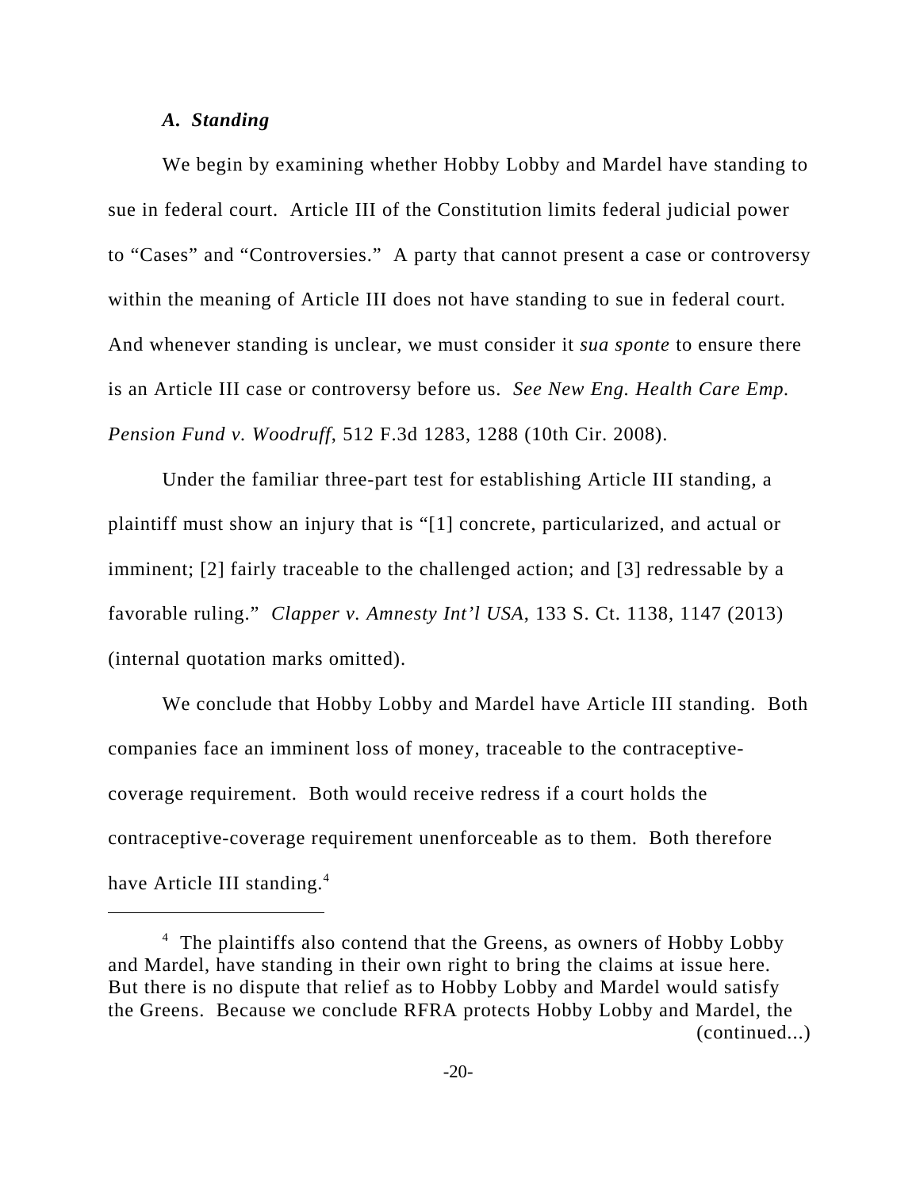### *A. Standing*

We begin by examining whether Hobby Lobby and Mardel have standing to sue in federal court. Article III of the Constitution limits federal judicial power to "Cases" and "Controversies." A party that cannot present a case or controversy within the meaning of Article III does not have standing to sue in federal court. And whenever standing is unclear, we must consider it *sua sponte* to ensure there is an Article III case or controversy before us. *See New Eng. Health Care Emp. Pension Fund v. Woodruff*, 512 F.3d 1283, 1288 (10th Cir. 2008).

Under the familiar three-part test for establishing Article III standing, a plaintiff must show an injury that is "[1] concrete, particularized, and actual or imminent; [2] fairly traceable to the challenged action; and [3] redressable by a favorable ruling." *Clapper v. Amnesty Int'l USA*, 133 S. Ct. 1138, 1147 (2013) (internal quotation marks omitted).

We conclude that Hobby Lobby and Mardel have Article III standing. Both companies face an imminent loss of money, traceable to the contraceptive-coverage requirement. Both would receive redress if a court holds the contraceptive-coverage requirement unenforceable as to them. Both therefore have Article III standing.[4]

---

[4] The plaintiffs also contend that the Greens, as owners of Hobby Lobby and Mardel, have standing in their own right to bring the claims at issue here. But there is no dispute that relief as to Hobby Lobby and Mardel would satisfy the Greens. Because we conclude RFRA protects Hobby Lobby and Mardel, the (continued...)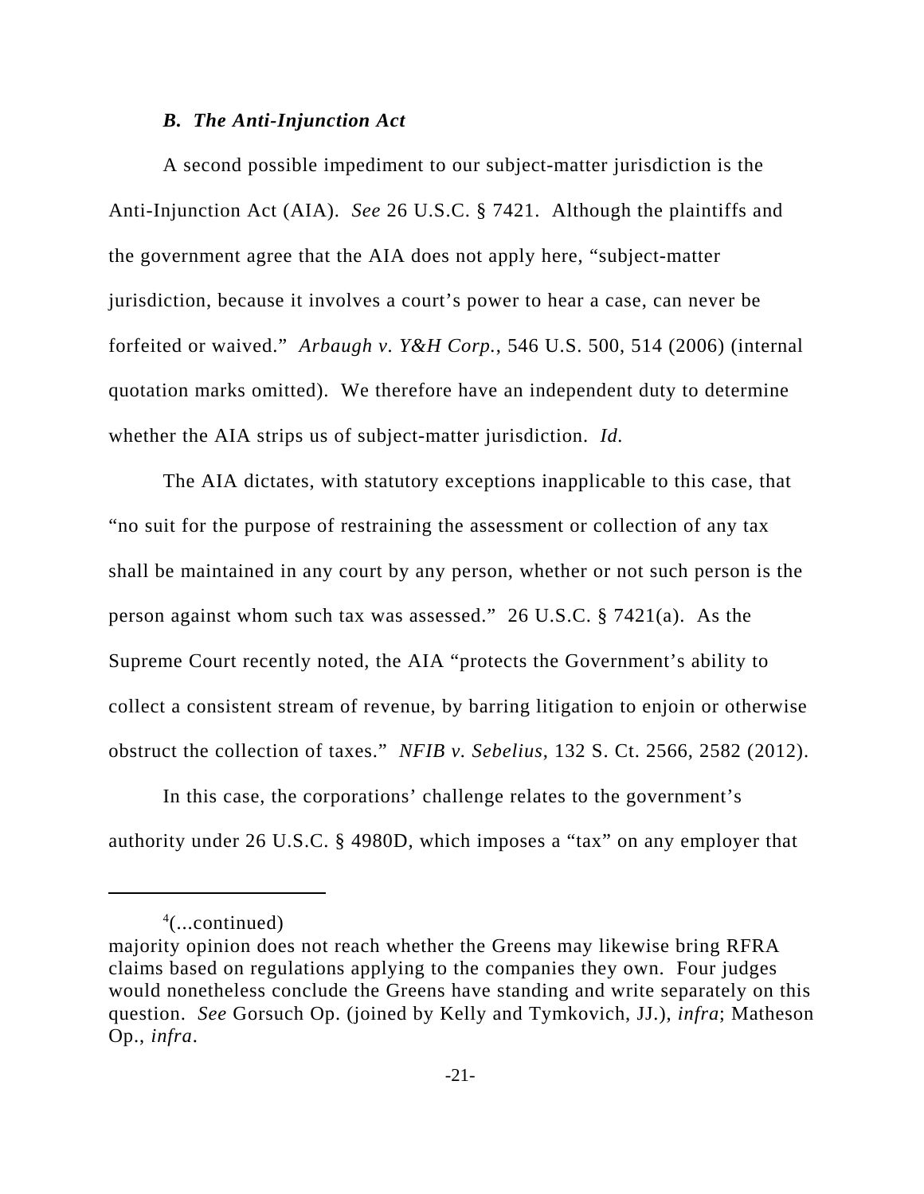### *B. The Anti-Injunction Act*

A second possible impediment to our subject-matter jurisdiction is the Anti-Injunction Act (AIA). *See* 26 U.S.C. § 7421. Although the plaintiffs and the government agree that the AIA does not apply here, "subject-matter jurisdiction, because it involves a court's power to hear a case, can never be forfeited or waived." *Arbaugh v. Y&H Corp.*, 546 U.S. 500, 514 (2006) (internal quotation marks omitted). We therefore have an independent duty to determine whether the AIA strips us of subject-matter jurisdiction. *Id.*

The AIA dictates, with statutory exceptions inapplicable to this case, that "no suit for the purpose of restraining the assessment or collection of any tax shall be maintained in any court by any person, whether or not such person is the person against whom such tax was assessed." 26 U.S.C. § 7421(a). As the Supreme Court recently noted, the AIA "protects the Government's ability to collect a consistent stream of revenue, by barring litigation to enjoin or otherwise obstruct the collection of taxes." *NFIB v. Sebelius*, 132 S. Ct. 2566, 2582 (2012).

In this case, the corporations' challenge relates to the government's authority under 26 U.S.C. § 4980D, which imposes a "tax" on any employer that

---

[4](...continued)
majority opinion does not reach whether the Greens may likewise bring RFRA claims based on regulations applying to the companies they own. Four judges would nonetheless conclude the Greens have standing and write separately on this question. *See* Gorsuch Op. (joined by Kelly and Tymkovich, JJ.), *infra*; Matheson Op., *infra*.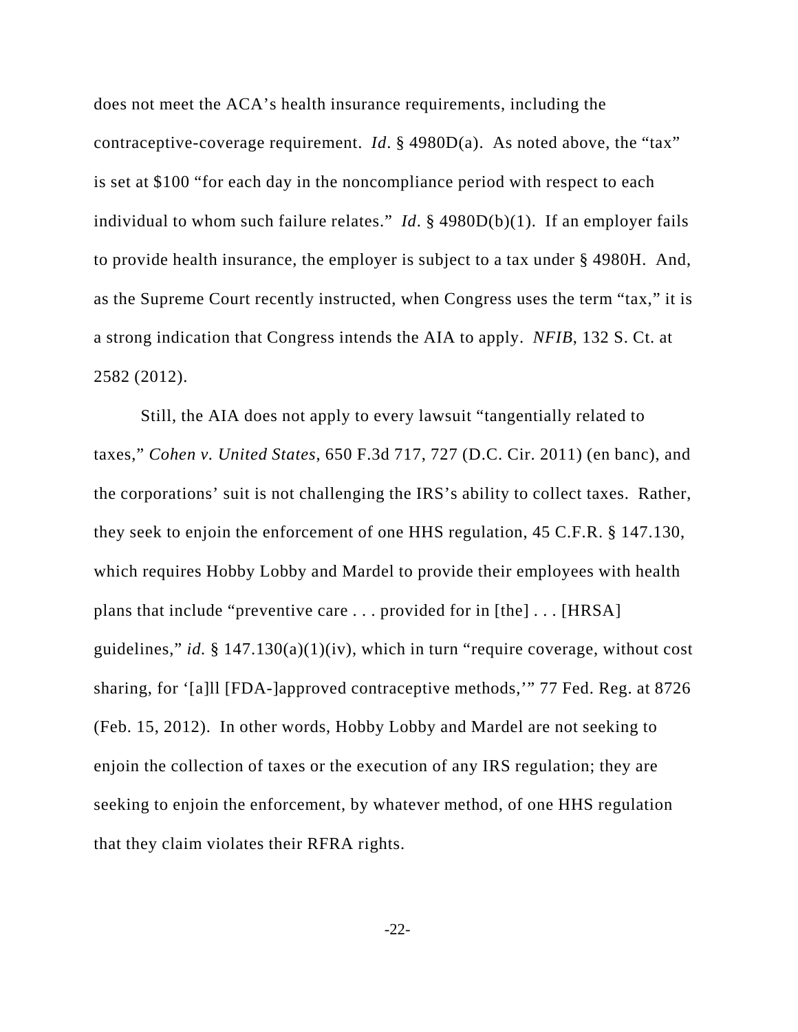does not meet the ACA's health insurance requirements, including the contraceptive-coverage requirement. *Id*. § 4980D(a). As noted above, the "tax" is set at $100 "for each day in the noncompliance period with respect to each individual to whom such failure relates." *Id*. § 4980D(b)(1). If an employer fails to provide health insurance, the employer is subject to a tax under § 4980H. And, as the Supreme Court recently instructed, when Congress uses the term "tax," it is a strong indication that Congress intends the AIA to apply. *NFIB*, 132 S. Ct. at 2582 (2012).

Still, the AIA does not apply to every lawsuit "tangentially related to taxes," *Cohen v. United States*, 650 F.3d 717, 727 (D.C. Cir. 2011) (en banc), and the corporations' suit is not challenging the IRS's ability to collect taxes. Rather, they seek to enjoin the enforcement of one HHS regulation, 45 C.F.R. § 147.130, which requires Hobby Lobby and Mardel to provide their employees with health plans that include "preventive care . . . provided for in [the] . . . [HRSA] guidelines," *id.* § 147.130(a)(1)(iv), which in turn "require coverage, without cost sharing, for '[a]ll [FDA-]approved contraceptive methods,'" 77 Fed. Reg. at 8726 (Feb. 15, 2012). In other words, Hobby Lobby and Mardel are not seeking to enjoin the collection of taxes or the execution of any IRS regulation; they are seeking to enjoin the enforcement, by whatever method, of one HHS regulation that they claim violates their RFRA rights.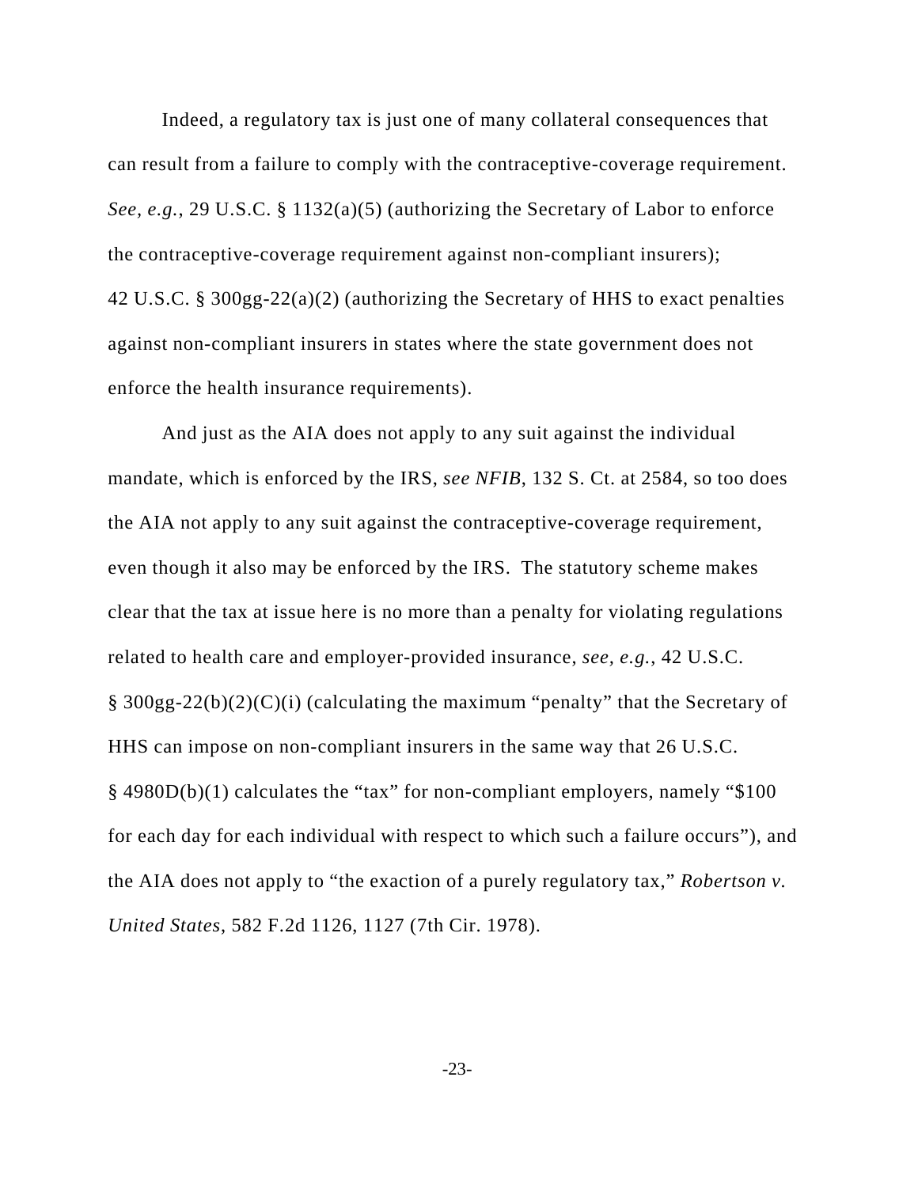Indeed, a regulatory tax is just one of many collateral consequences that can result from a failure to comply with the contraceptive-coverage requirement. *See, e.g.*, 29 U.S.C. § 1132(a)(5) (authorizing the Secretary of Labor to enforce the contraceptive-coverage requirement against non-compliant insurers); 42 U.S.C. § 300gg-22(a)(2) (authorizing the Secretary of HHS to exact penalties against non-compliant insurers in states where the state government does not enforce the health insurance requirements).

And just as the AIA does not apply to any suit against the individual mandate, which is enforced by the IRS, *see NFIB*, 132 S. Ct. at 2584, so too does the AIA not apply to any suit against the contraceptive-coverage requirement, even though it also may be enforced by the IRS. The statutory scheme makes clear that the tax at issue here is no more than a penalty for violating regulations related to health care and employer-provided insurance, *see, e.g.*, 42 U.S.C. § 300gg-22(b)(2)(C)(i) (calculating the maximum "penalty" that the Secretary of HHS can impose on non-compliant insurers in the same way that 26 U.S.C. § 4980D(b)(1) calculates the "tax" for non-compliant employers, namely "$100 for each day for each individual with respect to which such a failure occurs"), and the AIA does not apply to "the exaction of a purely regulatory tax," *Robertson v. United States*, 582 F.2d 1126, 1127 (7th Cir. 1978).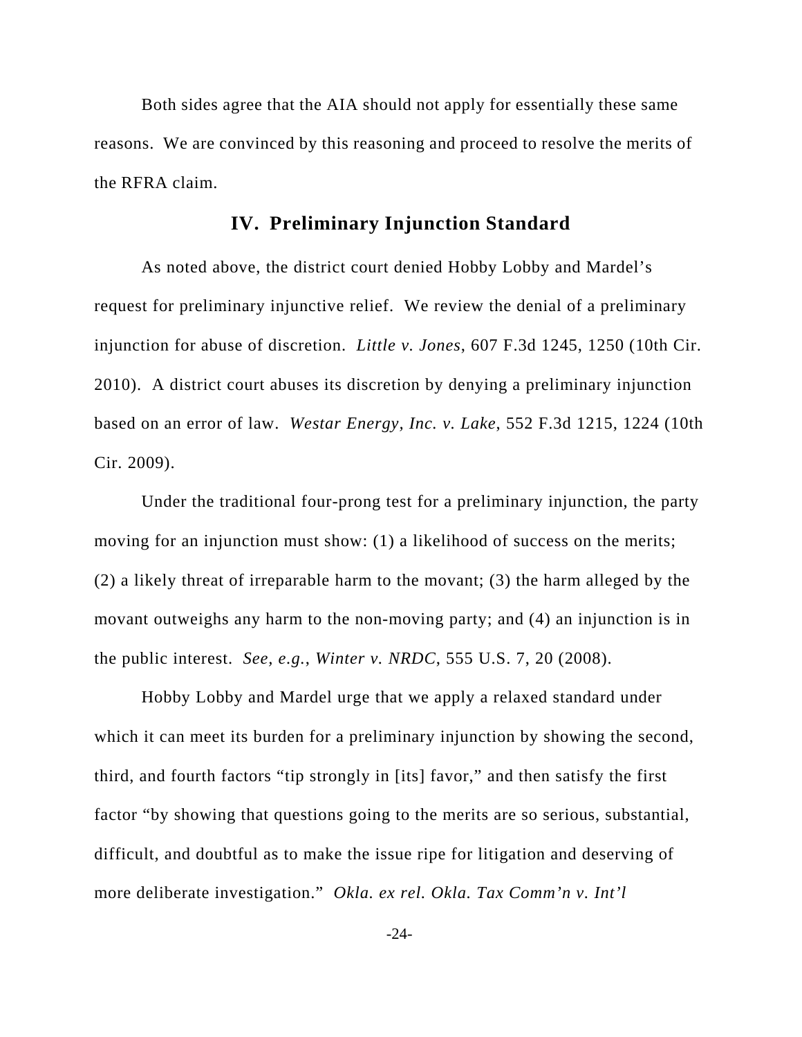Both sides agree that the AIA should not apply for essentially these same reasons. We are convinced by this reasoning and proceed to resolve the merits of the RFRA claim.

## IV. Preliminary Injunction Standard

As noted above, the district court denied Hobby Lobby and Mardel's request for preliminary injunctive relief. We review the denial of a preliminary injunction for abuse of discretion. *Little v. Jones*, 607 F.3d 1245, 1250 (10th Cir. 2010). A district court abuses its discretion by denying a preliminary injunction based on an error of law. *Westar Energy, Inc. v. Lake*, 552 F.3d 1215, 1224 (10th Cir. 2009).

Under the traditional four-prong test for a preliminary injunction, the party moving for an injunction must show: (1) a likelihood of success on the merits; (2) a likely threat of irreparable harm to the movant; (3) the harm alleged by the movant outweighs any harm to the non-moving party; and (4) an injunction is in the public interest. *See, e.g.*, *Winter v. NRDC*, 555 U.S. 7, 20 (2008).

Hobby Lobby and Mardel urge that we apply a relaxed standard under which it can meet its burden for a preliminary injunction by showing the second, third, and fourth factors "tip strongly in [its] favor," and then satisfy the first factor "by showing that questions going to the merits are so serious, substantial, difficult, and doubtful as to make the issue ripe for litigation and deserving of more deliberate investigation." *Okla. ex rel. Okla. Tax Comm'n v. Int'l*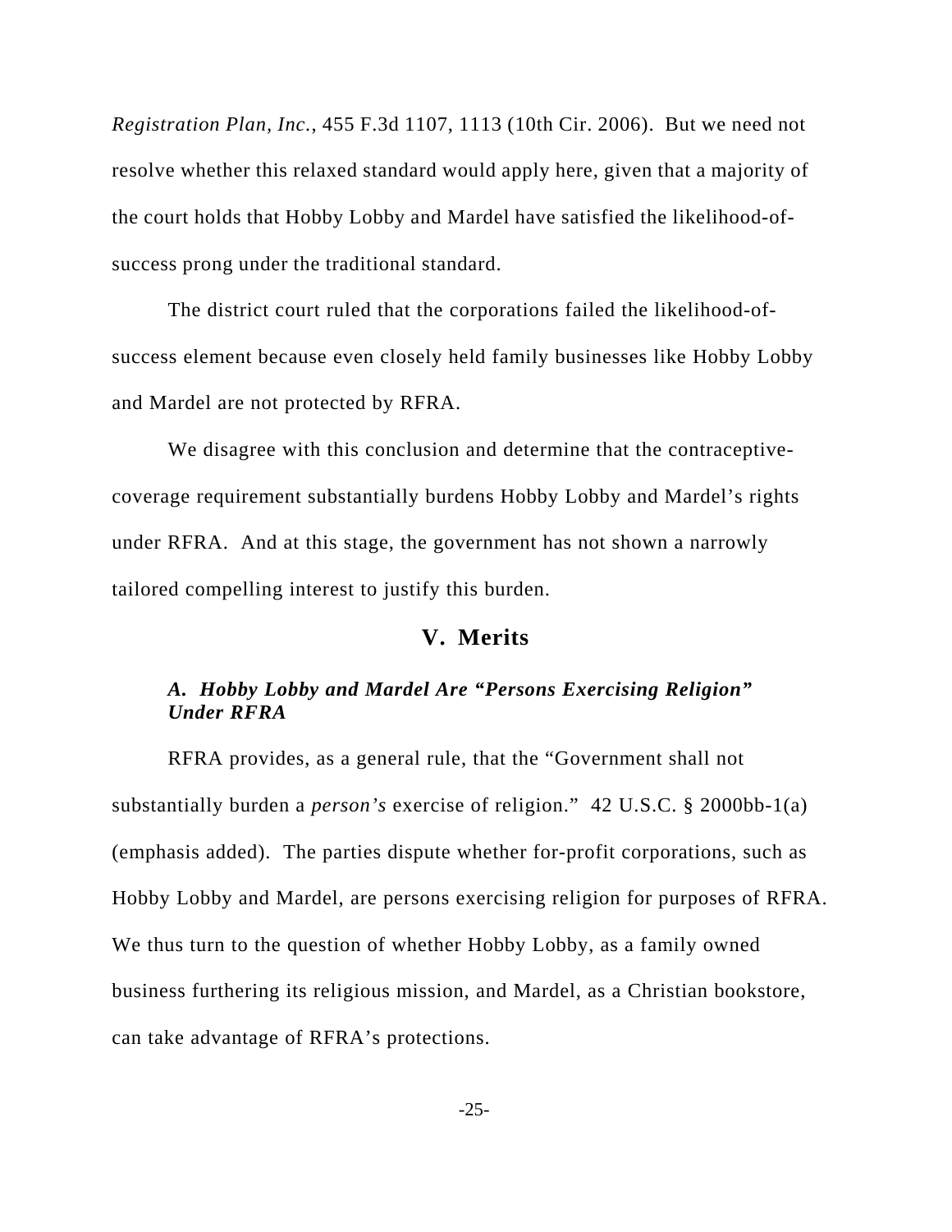*Registration Plan, Inc.*, 455 F.3d 1107, 1113 (10th Cir. 2006). But we need not resolve whether this relaxed standard would apply here, given that a majority of the court holds that Hobby Lobby and Mardel have satisfied the likelihood-of-success prong under the traditional standard.

The district court ruled that the corporations failed the likelihood-of-success element because even closely held family businesses like Hobby Lobby and Mardel are not protected by RFRA.

We disagree with this conclusion and determine that the contraceptive-coverage requirement substantially burdens Hobby Lobby and Mardel's rights under RFRA. And at this stage, the government has not shown a narrowly tailored compelling interest to justify this burden.

## V. Merits

### *A. Hobby Lobby and Mardel Are "Persons Exercising Religion" Under RFRA*

RFRA provides, as a general rule, that the "Government shall not substantially burden a *person's* exercise of religion." 42 U.S.C. § 2000bb-1(a) (emphasis added). The parties dispute whether for-profit corporations, such as Hobby Lobby and Mardel, are persons exercising religion for purposes of RFRA. We thus turn to the question of whether Hobby Lobby, as a family owned business furthering its religious mission, and Mardel, as a Christian bookstore, can take advantage of RFRA's protections.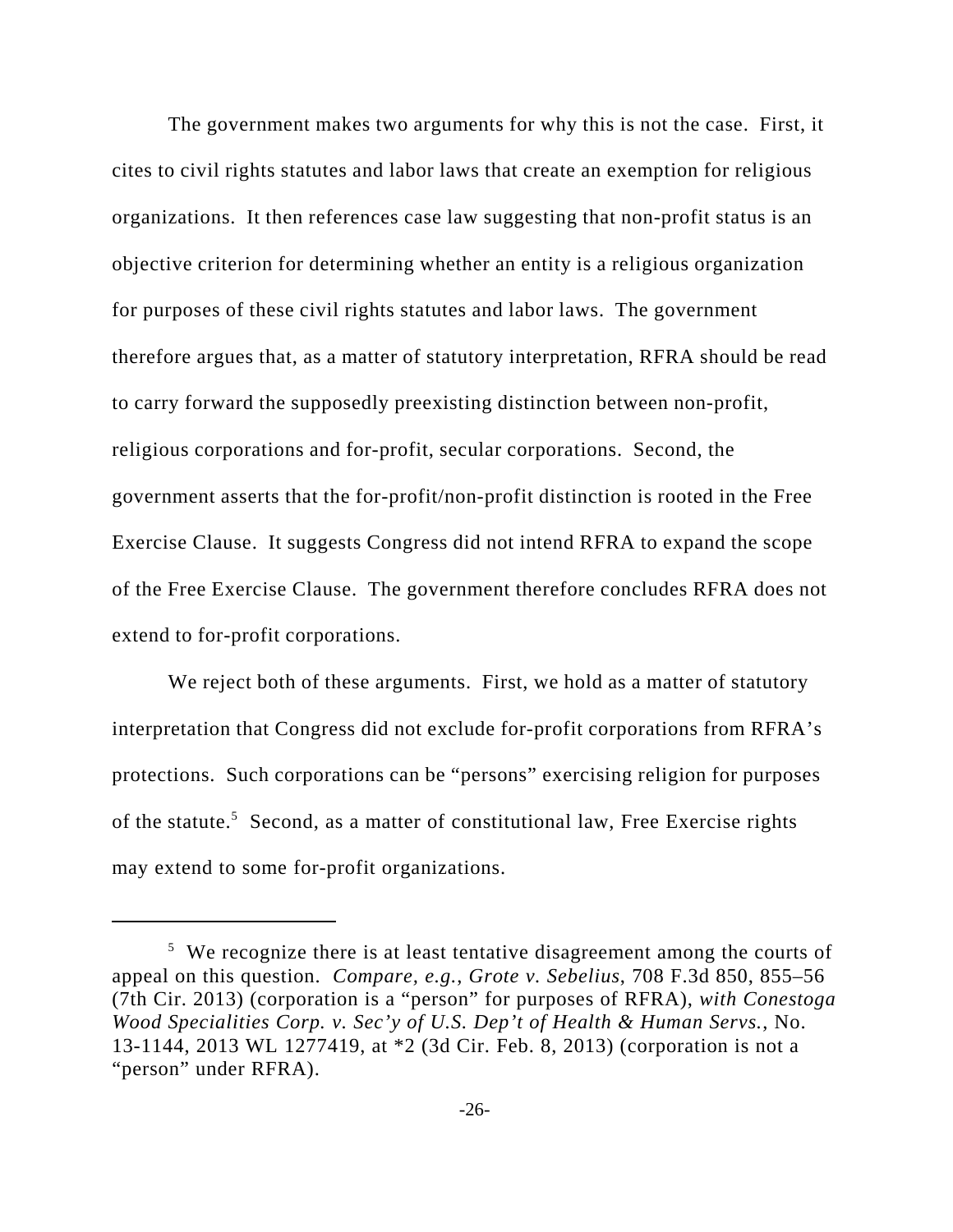The government makes two arguments for why this is not the case. First, it cites to civil rights statutes and labor laws that create an exemption for religious organizations. It then references case law suggesting that non-profit status is an objective criterion for determining whether an entity is a religious organization for purposes of these civil rights statutes and labor laws. The government therefore argues that, as a matter of statutory interpretation, RFRA should be read to carry forward the supposedly preexisting distinction between non-profit, religious corporations and for-profit, secular corporations. Second, the government asserts that the for-profit/non-profit distinction is rooted in the Free Exercise Clause. It suggests Congress did not intend RFRA to expand the scope of the Free Exercise Clause. The government therefore concludes RFRA does not extend to for-profit corporations.

We reject both of these arguments. First, we hold as a matter of statutory interpretation that Congress did not exclude for-profit corporations from RFRA's protections. Such corporations can be "persons" exercising religion for purposes of the statute.[5] Second, as a matter of constitutional law, Free Exercise rights may extend to some for-profit organizations.

---

[5] We recognize there is at least tentative disagreement among the courts of appeal on this question. *Compare, e.g.*, *Grote v. Sebelius*, 708 F.3d 850, 855–56 (7th Cir. 2013) (corporation is a "person" for purposes of RFRA), *with Conestoga Wood Specialities Corp. v. Sec'y of U.S. Dep't of Health & Human Servs.*, No. 13-1144, 2013 WL 1277419, at *2 (3d Cir. Feb. 8, 2013) (corporation is not a "person" under RFRA).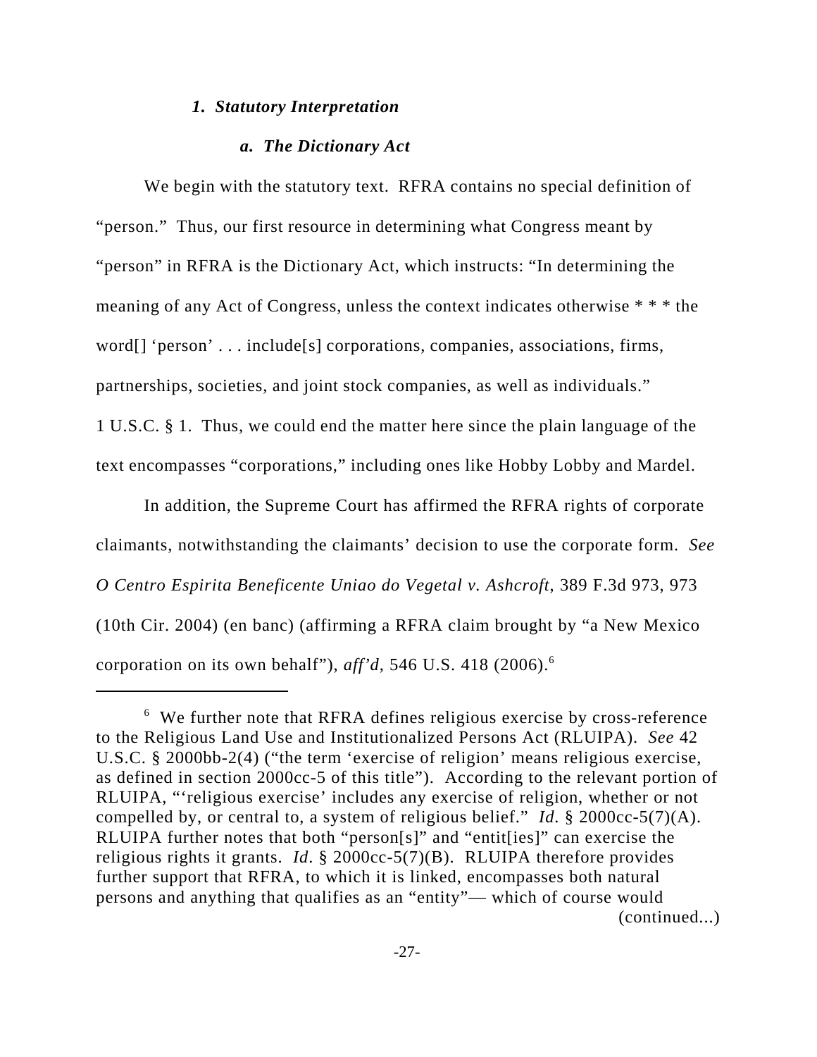### *1. Statutory Interpretation*

#### *a. The Dictionary Act*

We begin with the statutory text. RFRA contains no special definition of "person." Thus, our first resource in determining what Congress meant by "person" in RFRA is the Dictionary Act, which instructs: "In determining the meaning of any Act of Congress, unless the context indicates otherwise * * * the word[] 'person' . . . include[s] corporations, companies, associations, firms, partnerships, societies, and joint stock companies, as well as individuals." 1 U.S.C. § 1. Thus, we could end the matter here since the plain language of the text encompasses "corporations," including ones like Hobby Lobby and Mardel.

In addition, the Supreme Court has affirmed the RFRA rights of corporate claimants, notwithstanding the claimants' decision to use the corporate form. *See O Centro Espirita Beneficente Uniao do Vegetal v. Ashcroft*, 389 F.3d 973, 973 (10th Cir. 2004) (en banc) (affirming a RFRA claim brought by "a New Mexico corporation on its own behalf"), *aff'd*, 546 U.S. 418 (2006).[6]

---

[6] We further note that RFRA defines religious exercise by cross-reference to the Religious Land Use and Institutionalized Persons Act (RLUIPA). *See* 42 U.S.C. § 2000bb-2(4) ("the term 'exercise of religion' means religious exercise, as defined in section 2000cc-5 of this title"). According to the relevant portion of RLUIPA, "'religious exercise' includes any exercise of religion, whether or not compelled by, or central to, a system of religious belief." *Id.* § 2000cc-5(7)(A). RLUIPA further notes that both "person[s]" and "entit[ies]" can exercise the religious rights it grants. *Id*. § 2000cc-5(7)(B). RLUIPA therefore provides further support that RFRA, to which it is linked, encompasses both natural persons and anything that qualifies as an "entity"— which of course would (continued...)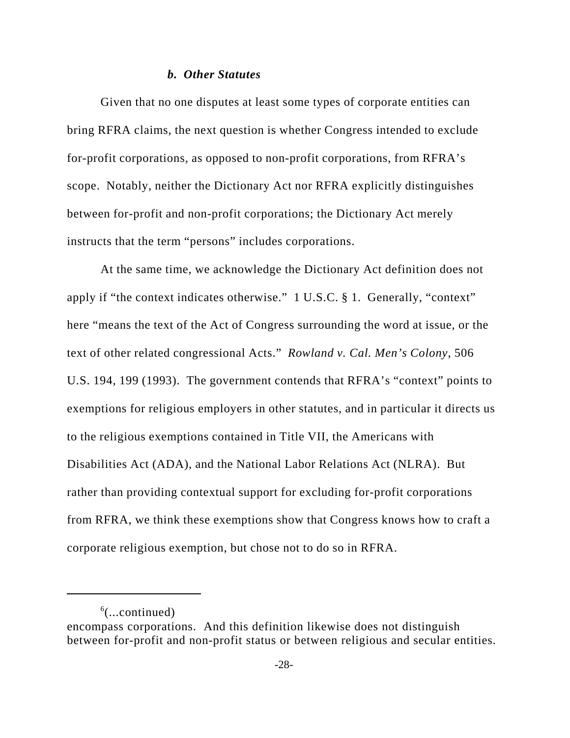### *b. Other Statutes*

Given that no one disputes at least some types of corporate entities can bring RFRA claims, the next question is whether Congress intended to exclude for-profit corporations, as opposed to non-profit corporations, from RFRA's scope. Notably, neither the Dictionary Act nor RFRA explicitly distinguishes between for-profit and non-profit corporations; the Dictionary Act merely instructs that the term "persons" includes corporations.

At the same time, we acknowledge the Dictionary Act definition does not apply if "the context indicates otherwise." 1 U.S.C. § 1. Generally, "context" here "means the text of the Act of Congress surrounding the word at issue, or the text of other related congressional Acts." *Rowland v. Cal. Men's Colony*, 506 U.S. 194, 199 (1993). The government contends that RFRA's "context" points to exemptions for religious employers in other statutes, and in particular it directs us to the religious exemptions contained in Title VII, the Americans with Disabilities Act (ADA), and the National Labor Relations Act (NLRA). But rather than providing contextual support for excluding for-profit corporations from RFRA, we think these exemptions show that Congress knows how to craft a corporate religious exemption, but chose not to do so in RFRA.

---

[6](...continued)
encompass corporations. And this definition likewise does not distinguish between for-profit and non-profit status or between religious and secular entities.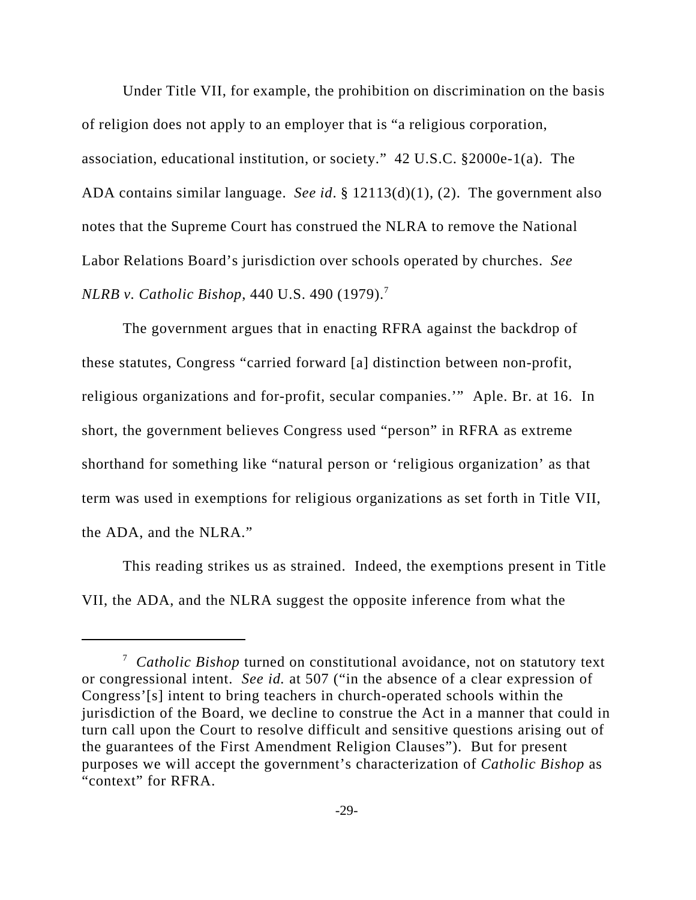Under Title VII, for example, the prohibition on discrimination on the basis of religion does not apply to an employer that is "a religious corporation, association, educational institution, or society." 42 U.S.C. §2000e-1(a). The ADA contains similar language. *See id*. § 12113(d)(1), (2). The government also notes that the Supreme Court has construed the NLRA to remove the National Labor Relations Board's jurisdiction over schools operated by churches. *See NLRB v. Catholic Bishop*, 440 U.S. 490 (1979).[7]

The government argues that in enacting RFRA against the backdrop of these statutes, Congress "carried forward [a] distinction between non-profit, religious organizations and for-profit, secular companies.'" Aple. Br. at 16. In short, the government believes Congress used "person" in RFRA as extreme shorthand for something like "natural person or 'religious organization' as that term was used in exemptions for religious organizations as set forth in Title VII, the ADA, and the NLRA."

This reading strikes us as strained. Indeed, the exemptions present in Title VII, the ADA, and the NLRA suggest the opposite inference from what the

---

[7] *Catholic Bishop* turned on constitutional avoidance, not on statutory text or congressional intent. *See id.* at 507 ("in the absence of a clear expression of Congress'[s] intent to bring teachers in church-operated schools within the jurisdiction of the Board, we decline to construe the Act in a manner that could in turn call upon the Court to resolve difficult and sensitive questions arising out of the guarantees of the First Amendment Religion Clauses"). But for present purposes we will accept the government's characterization of *Catholic Bishop* as "context" for RFRA.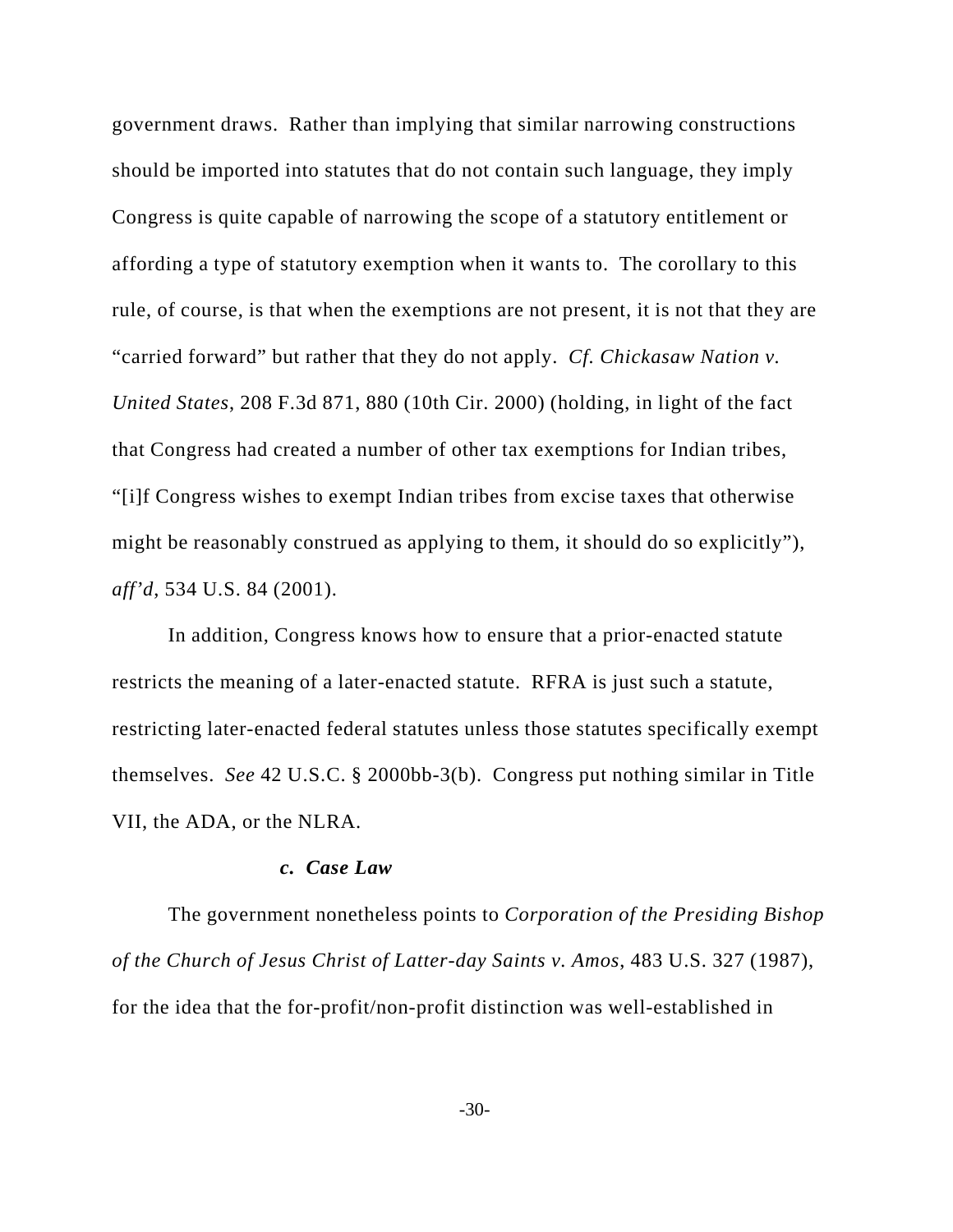government draws. Rather than implying that similar narrowing constructions should be imported into statutes that do not contain such language, they imply Congress is quite capable of narrowing the scope of a statutory entitlement or affording a type of statutory exemption when it wants to. The corollary to this rule, of course, is that when the exemptions are not present, it is not that they are "carried forward" but rather that they do not apply. *Cf. Chickasaw Nation v. United States*, 208 F.3d 871, 880 (10th Cir. 2000) (holding, in light of the fact that Congress had created a number of other tax exemptions for Indian tribes, "[i]f Congress wishes to exempt Indian tribes from excise taxes that otherwise might be reasonably construed as applying to them, it should do so explicitly"), *aff'd*, 534 U.S. 84 (2001).

In addition, Congress knows how to ensure that a prior-enacted statute restricts the meaning of a later-enacted statute. RFRA is just such a statute, restricting later-enacted federal statutes unless those statutes specifically exempt themselves. *See* 42 U.S.C. § 2000bb-3(b). Congress put nothing similar in Title VII, the ADA, or the NLRA.

#### *c. Case Law*

The government nonetheless points to *Corporation of the Presiding Bishop of the Church of Jesus Christ of Latter-day Saints v. Amos*, 483 U.S. 327 (1987), for the idea that the for-profit/non-profit distinction was well-established in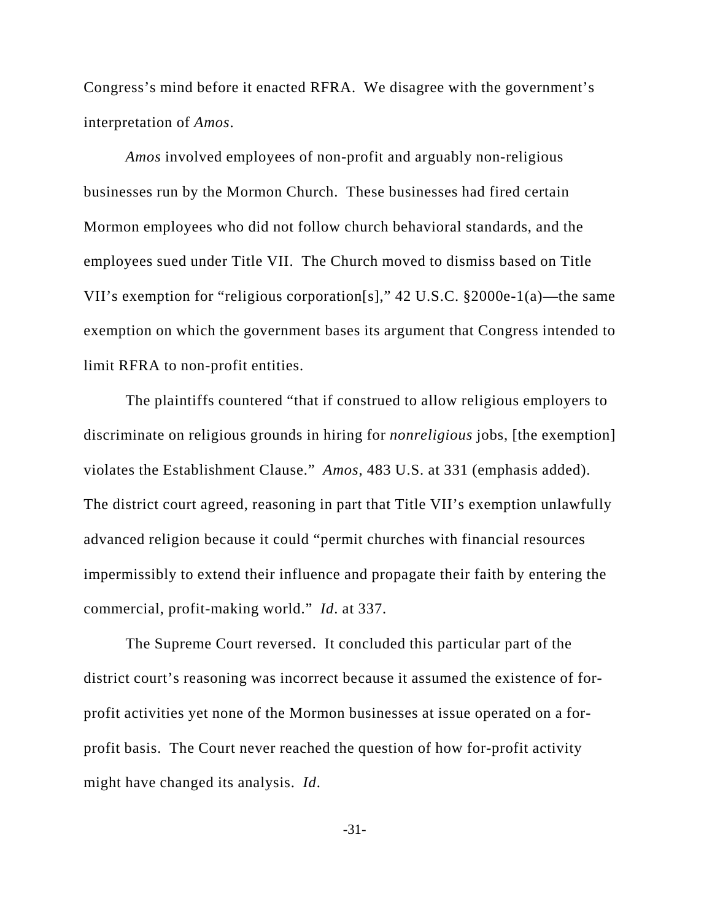Congress's mind before it enacted RFRA. We disagree with the government's interpretation of *Amos*.

*Amos* involved employees of non-profit and arguably non-religious businesses run by the Mormon Church. These businesses had fired certain Mormon employees who did not follow church behavioral standards, and the employees sued under Title VII. The Church moved to dismiss based on Title VII's exemption for "religious corporation[s]," 42 U.S.C. §2000e-1(a)—the same exemption on which the government bases its argument that Congress intended to limit RFRA to non-profit entities.

The plaintiffs countered "that if construed to allow religious employers to discriminate on religious grounds in hiring for *nonreligious* jobs, [the exemption] violates the Establishment Clause." *Amos*, 483 U.S. at 331 (emphasis added). The district court agreed, reasoning in part that Title VII's exemption unlawfully advanced religion because it could "permit churches with financial resources impermissibly to extend their influence and propagate their faith by entering the commercial, profit-making world." *Id*. at 337.

The Supreme Court reversed. It concluded this particular part of the district court's reasoning was incorrect because it assumed the existence of for-profit activities yet none of the Mormon businesses at issue operated on a for-profit basis. The Court never reached the question of how for-profit activity might have changed its analysis. *Id*.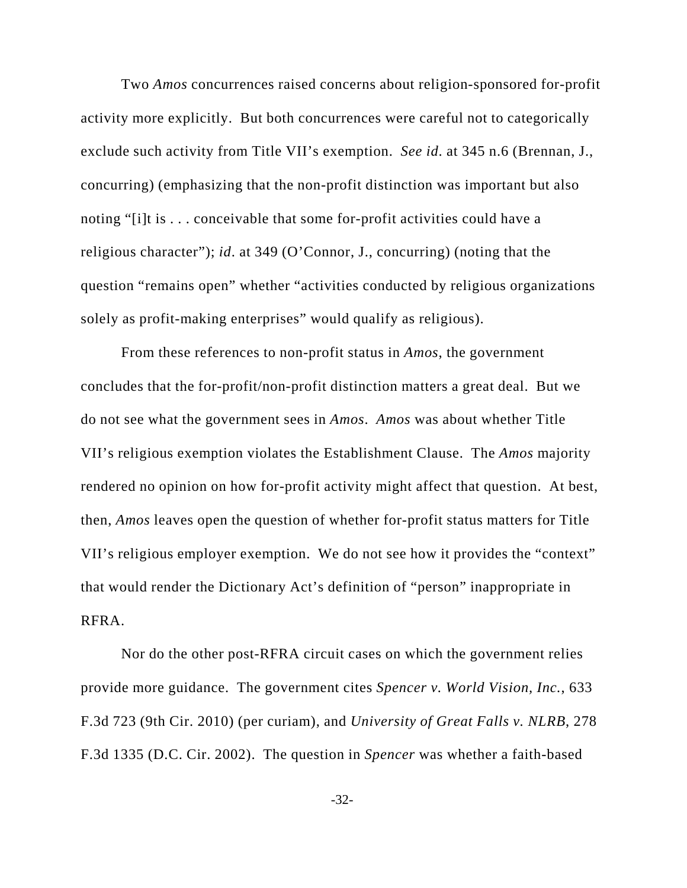Two *Amos* concurrences raised concerns about religion-sponsored for-profit activity more explicitly. But both concurrences were careful not to categorically exclude such activity from Title VII's exemption. *See id.* at 345 n.6 (Brennan, J., concurring) (emphasizing that the non-profit distinction was important but also noting "[i]t is . . . conceivable that some for-profit activities could have a religious character"); *id.* at 349 (O'Connor, J., concurring) (noting that the question "remains open" whether "activities conducted by religious organizations solely as profit-making enterprises" would qualify as religious).

From these references to non-profit status in *Amos*, the government concludes that the for-profit/non-profit distinction matters a great deal. But we do not see what the government sees in *Amos*. *Amos* was about whether Title VII's religious exemption violates the Establishment Clause. The *Amos* majority rendered no opinion on how for-profit activity might affect that question. At best, then, *Amos* leaves open the question of whether for-profit status matters for Title VII's religious employer exemption. We do not see how it provides the "context" that would render the Dictionary Act's definition of "person" inappropriate in RFRA.

Nor do the other post-RFRA circuit cases on which the government relies provide more guidance. The government cites *Spencer v. World Vision, Inc.*, 633 F.3d 723 (9th Cir. 2010) (per curiam), and *University of Great Falls v. NLRB*, 278 F.3d 1335 (D.C. Cir. 2002). The question in *Spencer* was whether a faith-based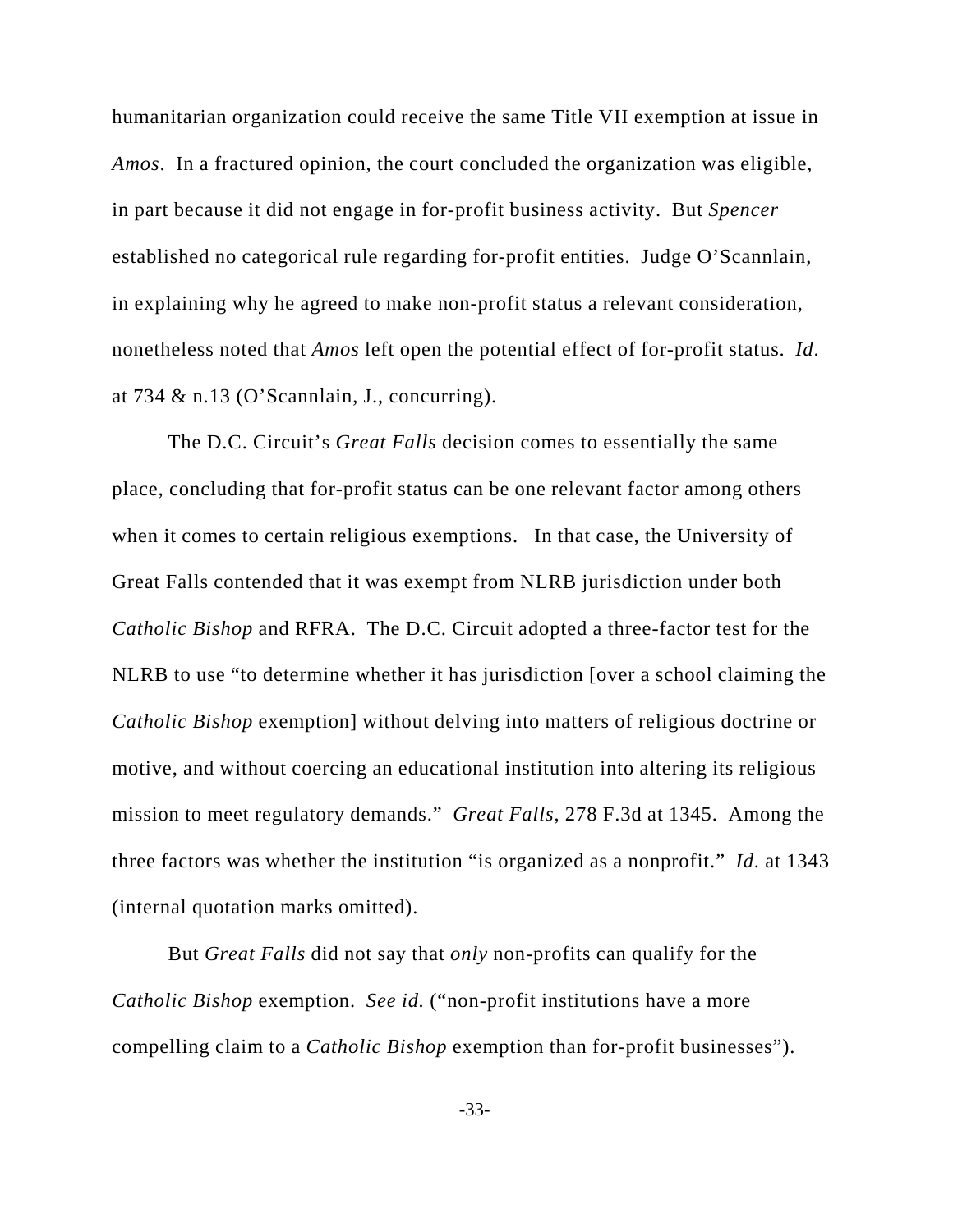humanitarian organization could receive the same Title VII exemption at issue in *Amos*. In a fractured opinion, the court concluded the organization was eligible, in part because it did not engage in for-profit business activity. But *Spencer* established no categorical rule regarding for-profit entities. Judge O'Scannlain, in explaining why he agreed to make non-profit status a relevant consideration, nonetheless noted that *Amos* left open the potential effect of for-profit status. *Id*. at 734 & n.13 (O'Scannlain, J., concurring).

The D.C. Circuit's *Great Falls* decision comes to essentially the same place, concluding that for-profit status can be one relevant factor among others when it comes to certain religious exemptions. In that case, the University of Great Falls contended that it was exempt from NLRB jurisdiction under both *Catholic Bishop* and RFRA. The D.C. Circuit adopted a three-factor test for the NLRB to use "to determine whether it has jurisdiction [over a school claiming the *Catholic Bishop* exemption] without delving into matters of religious doctrine or motive, and without coercing an educational institution into altering its religious mission to meet regulatory demands." *Great Falls*, 278 F.3d at 1345. Among the three factors was whether the institution "is organized as a nonprofit." *Id*. at 1343 (internal quotation marks omitted).

But *Great Falls* did not say that *only* non-profits can qualify for the *Catholic Bishop* exemption. *See id.* ("non-profit institutions have a more compelling claim to a *Catholic Bishop* exemption than for-profit businesses").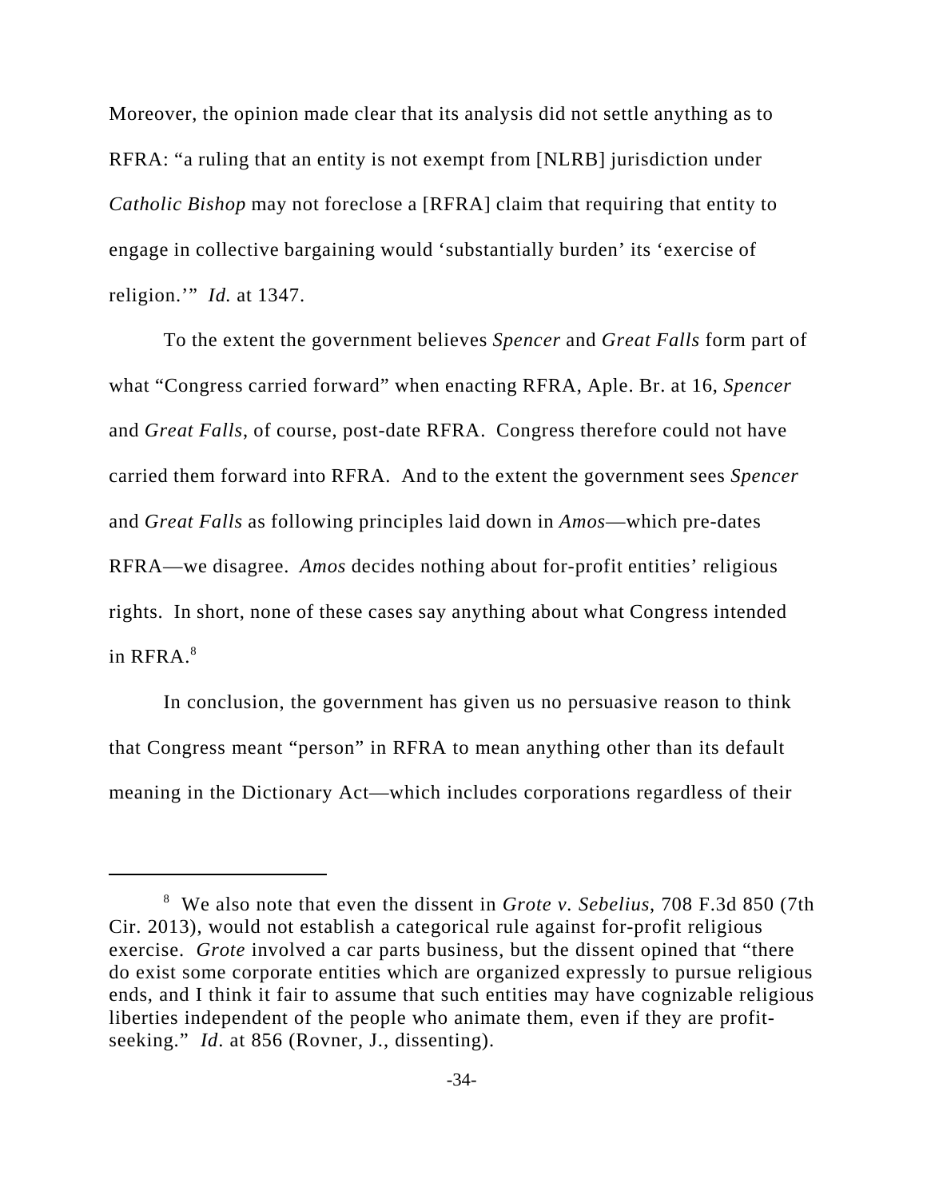Moreover, the opinion made clear that its analysis did not settle anything as to RFRA: "a ruling that an entity is not exempt from [NLRB] jurisdiction under *Catholic Bishop* may not foreclose a [RFRA] claim that requiring that entity to engage in collective bargaining would 'substantially burden' its 'exercise of religion.'" *Id.* at 1347.

To the extent the government believes *Spencer* and *Great Falls* form part of what "Congress carried forward" when enacting RFRA, Aple. Br. at 16, *Spencer* and *Great Falls*, of course, post-date RFRA. Congress therefore could not have carried them forward into RFRA. And to the extent the government sees *Spencer* and *Great Falls* as following principles laid down in *Amos*—which pre-dates RFRA—we disagree. *Amos* decides nothing about for-profit entities' religious rights. In short, none of these cases say anything about what Congress intended in RFRA.[8]

In conclusion, the government has given us no persuasive reason to think that Congress meant "person" in RFRA to mean anything other than its default meaning in the Dictionary Act—which includes corporations regardless of their

---

[8] We also note that even the dissent in *Grote v. Sebelius*, 708 F.3d 850 (7th Cir. 2013), would not establish a categorical rule against for-profit religious exercise. *Grote* involved a car parts business, but the dissent opined that "there do exist some corporate entities which are organized expressly to pursue religious ends, and I think it fair to assume that such entities may have cognizable religious liberties independent of the people who animate them, even if they are profit-seeking." *Id*. at 856 (Rovner, J., dissenting).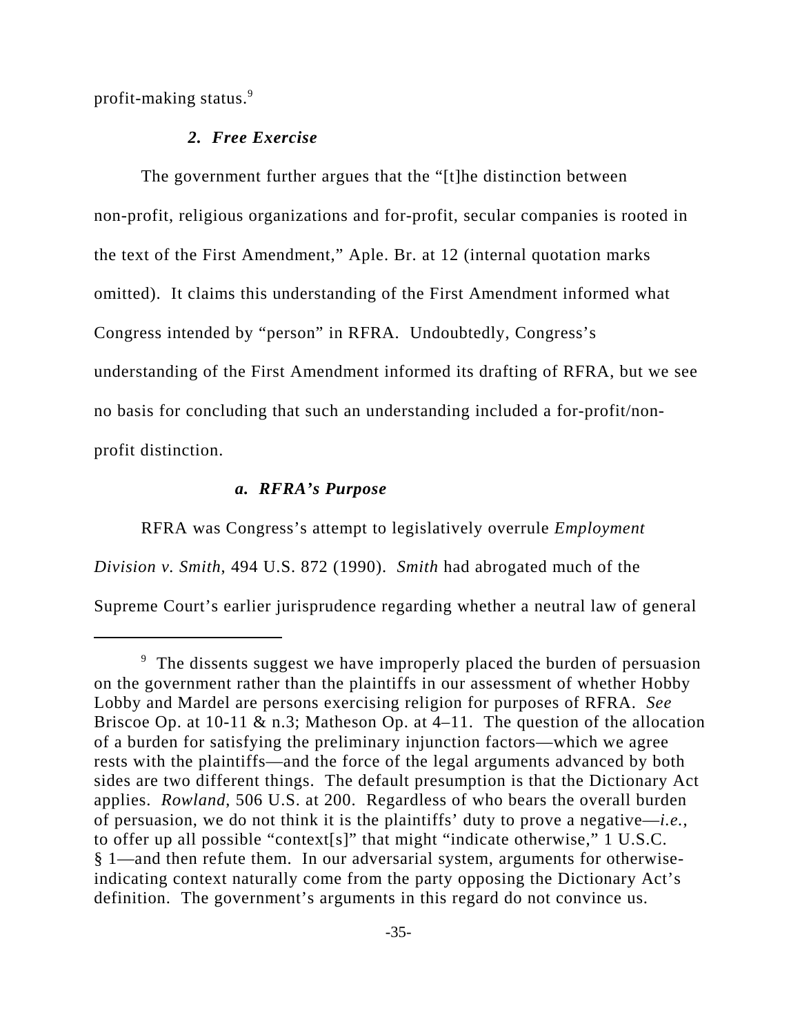profit-making status.[9]

### *2. Free Exercise*

The government further argues that the "[t]he distinction between non-profit, religious organizations and for-profit, secular companies is rooted in the text of the First Amendment," Aple. Br. at 12 (internal quotation marks omitted). It claims this understanding of the First Amendment informed what Congress intended by "person" in RFRA. Undoubtedly, Congress's understanding of the First Amendment informed its drafting of RFRA, but we see no basis for concluding that such an understanding included a for-profit/non-profit distinction.

#### *a. RFRA's Purpose*

RFRA was Congress's attempt to legislatively overrule *Employment Division v. Smith*, 494 U.S. 872 (1990). *Smith* had abrogated much of the Supreme Court's earlier jurisprudence regarding whether a neutral law of general

---

[9] The dissents suggest we have improperly placed the burden of persuasion on the government rather than the plaintiffs in our assessment of whether Hobby Lobby and Mardel are persons exercising religion for purposes of RFRA. *See* Briscoe Op. at 10-11 & n.3; Matheson Op. at 4–11. The question of the allocation of a burden for satisfying the preliminary injunction factors—which we agree rests with the plaintiffs—and the force of the legal arguments advanced by both sides are two different things. The default presumption is that the Dictionary Act applies. *Rowland*, 506 U.S. at 200. Regardless of who bears the overall burden of persuasion, we do not think it is the plaintiffs' duty to prove a negative—*i.e.*, to offer up all possible "context[s]" that might "indicate otherwise," 1 U.S.C. § 1—and then refute them. In our adversarial system, arguments for otherwise-indicating context naturally come from the party opposing the Dictionary Act's definition. The government's arguments in this regard do not convince us.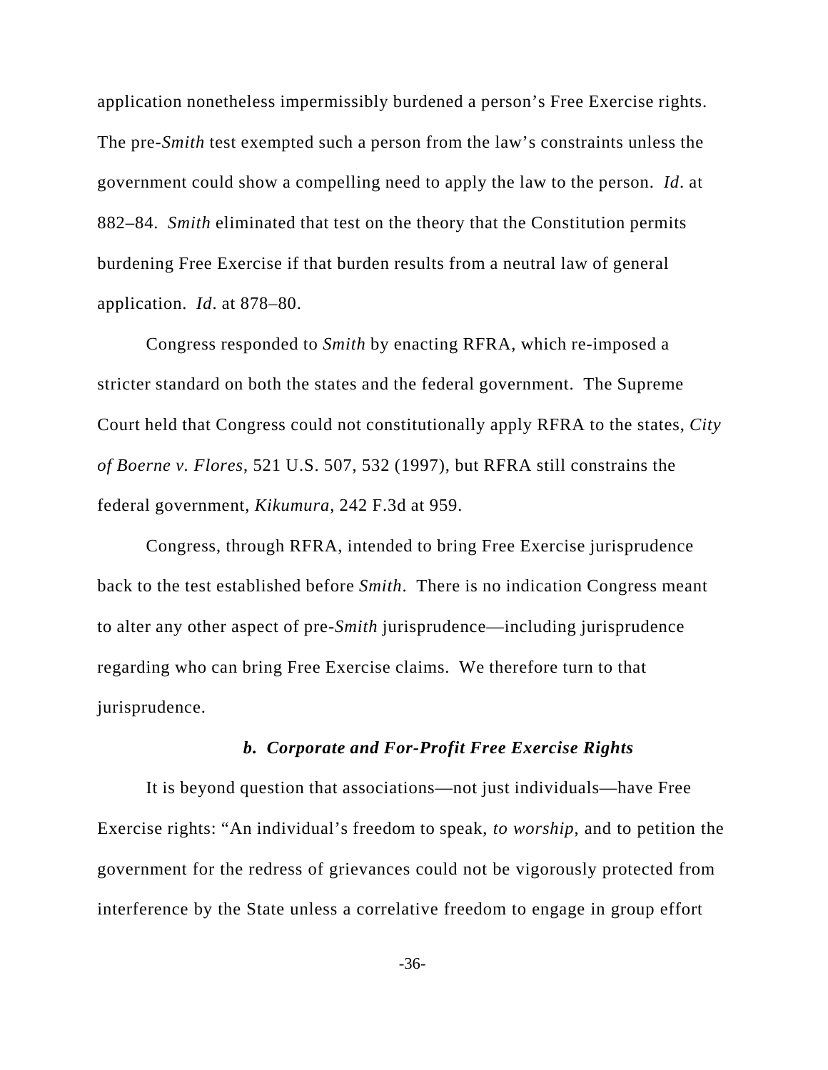application nonetheless impermissibly burdened a person's Free Exercise rights. The pre-*Smith* test exempted such a person from the law's constraints unless the government could show a compelling need to apply the law to the person. *Id*. at 882–84. *Smith* eliminated that test on the theory that the Constitution permits burdening Free Exercise if that burden results from a neutral law of general application. *Id*. at 878–80.

Congress responded to *Smith* by enacting RFRA, which re-imposed a stricter standard on both the states and the federal government. The Supreme Court held that Congress could not constitutionally apply RFRA to the states, *City of Boerne v. Flores*, 521 U.S. 507, 532 (1997), but RFRA still constrains the federal government, *Kikumura*, 242 F.3d at 959.

Congress, through RFRA, intended to bring Free Exercise jurisprudence back to the test established before *Smith*. There is no indication Congress meant to alter any other aspect of pre-*Smith* jurisprudence—including jurisprudence regarding who can bring Free Exercise claims. We therefore turn to that jurisprudence.

### *b. Corporate and For-Profit Free Exercise Rights*

It is beyond question that associations—not just individuals—have Free Exercise rights: "An individual's freedom to speak, *to worship*, and to petition the government for the redress of grievances could not be vigorously protected from interference by the State unless a correlative freedom to engage in group effort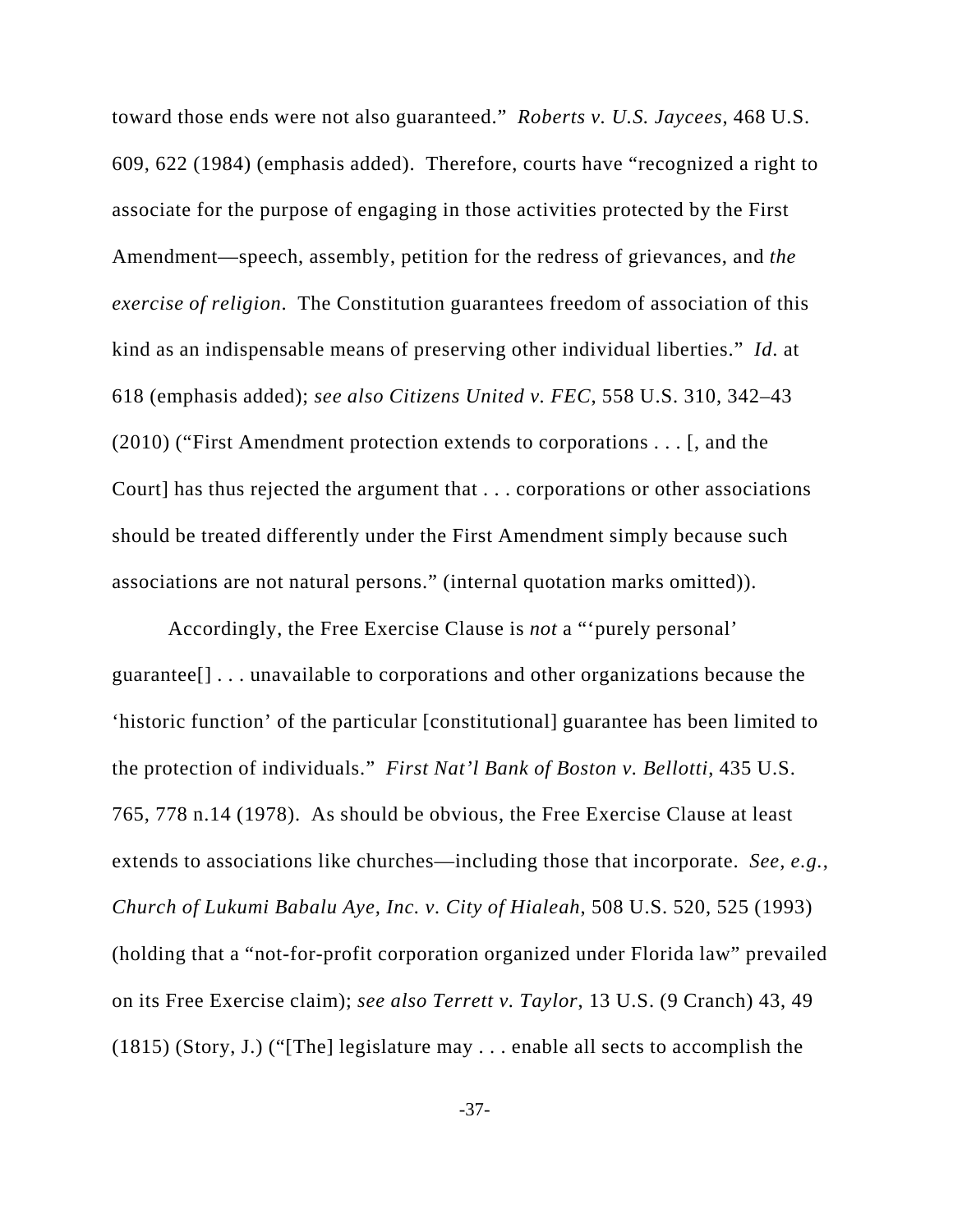toward those ends were not also guaranteed." *Roberts v. U.S. Jaycees*, 468 U.S. 609, 622 (1984) (emphasis added). Therefore, courts have "recognized a right to associate for the purpose of engaging in those activities protected by the First Amendment—speech, assembly, petition for the redress of grievances, and *the exercise of religion*. The Constitution guarantees freedom of association of this kind as an indispensable means of preserving other individual liberties." *Id.* at 618 (emphasis added); *see also Citizens United v. FEC*, 558 U.S. 310, 342–43 (2010) ("First Amendment protection extends to corporations . . . [, and the Court] has thus rejected the argument that . . . corporations or other associations should be treated differently under the First Amendment simply because such associations are not natural persons." (internal quotation marks omitted)).

Accordingly, the Free Exercise Clause is *not* a "'purely personal' guarantee[] . . . unavailable to corporations and other organizations because the 'historic function' of the particular [constitutional] guarantee has been limited to the protection of individuals." *First Nat'l Bank of Boston v. Bellotti*, 435 U.S. 765, 778 n.14 (1978). As should be obvious, the Free Exercise Clause at least extends to associations like churches—including those that incorporate. *See, e.g.*, *Church of Lukumi Babalu Aye, Inc. v. City of Hialeah*, 508 U.S. 520, 525 (1993) (holding that a "not-for-profit corporation organized under Florida law" prevailed on its Free Exercise claim); *see also Terrett v. Taylor*, 13 U.S. (9 Cranch) 43, 49 (1815) (Story, J.) ("[The] legislature may . . . enable all sects to accomplish the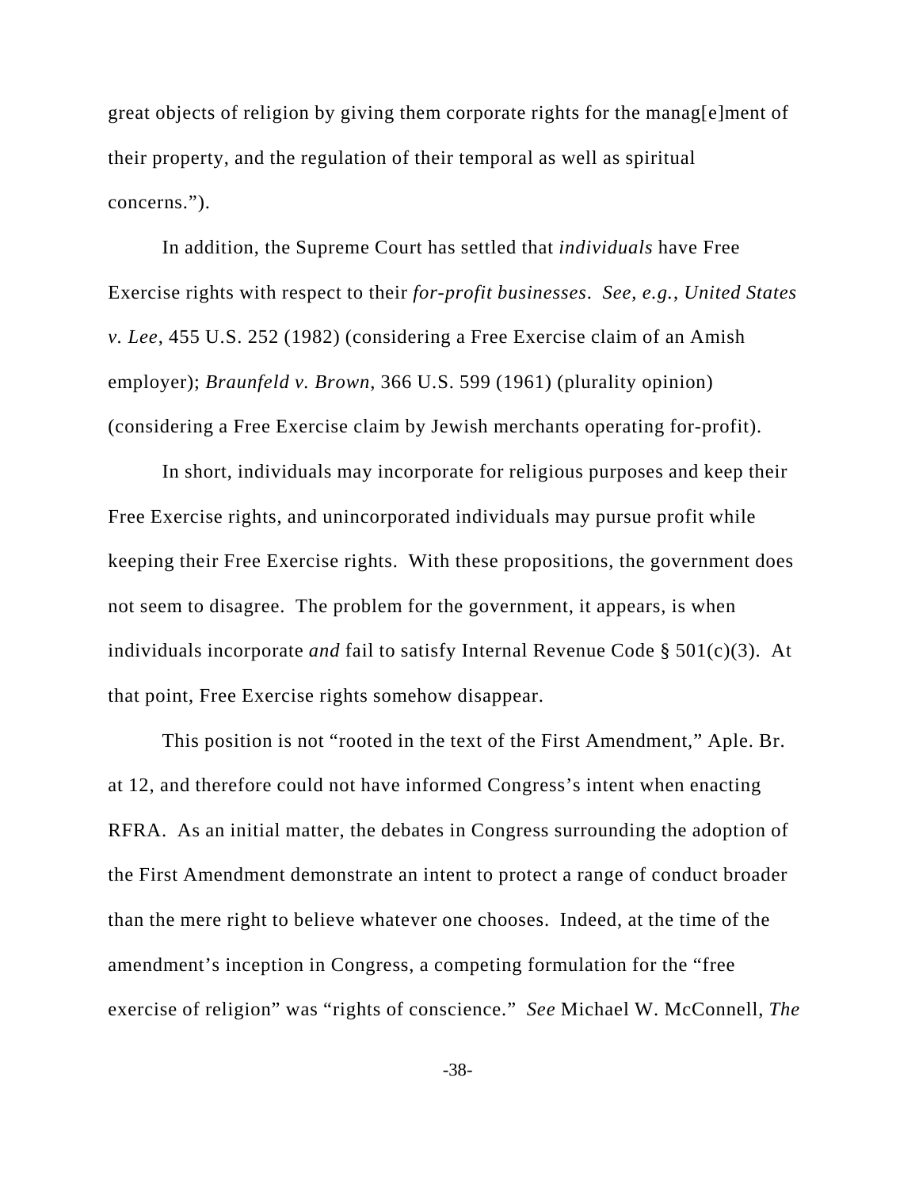great objects of religion by giving them corporate rights for the manag[e]ment of their property, and the regulation of their temporal as well as spiritual concerns.").

In addition, the Supreme Court has settled that *individuals* have Free Exercise rights with respect to their *for-profit businesses*. *See, e.g.*, *United States v. Lee*, 455 U.S. 252 (1982) (considering a Free Exercise claim of an Amish employer); *Braunfeld v. Brown*, 366 U.S. 599 (1961) (plurality opinion) (considering a Free Exercise claim by Jewish merchants operating for-profit).

In short, individuals may incorporate for religious purposes and keep their Free Exercise rights, and unincorporated individuals may pursue profit while keeping their Free Exercise rights. With these propositions, the government does not seem to disagree. The problem for the government, it appears, is when individuals incorporate *and* fail to satisfy Internal Revenue Code § 501(c)(3). At that point, Free Exercise rights somehow disappear.

This position is not "rooted in the text of the First Amendment," Aple. Br. at 12, and therefore could not have informed Congress's intent when enacting RFRA. As an initial matter, the debates in Congress surrounding the adoption of the First Amendment demonstrate an intent to protect a range of conduct broader than the mere right to believe whatever one chooses. Indeed, at the time of the amendment's inception in Congress, a competing formulation for the "free exercise of religion" was "rights of conscience." *See* Michael W. McConnell, *The*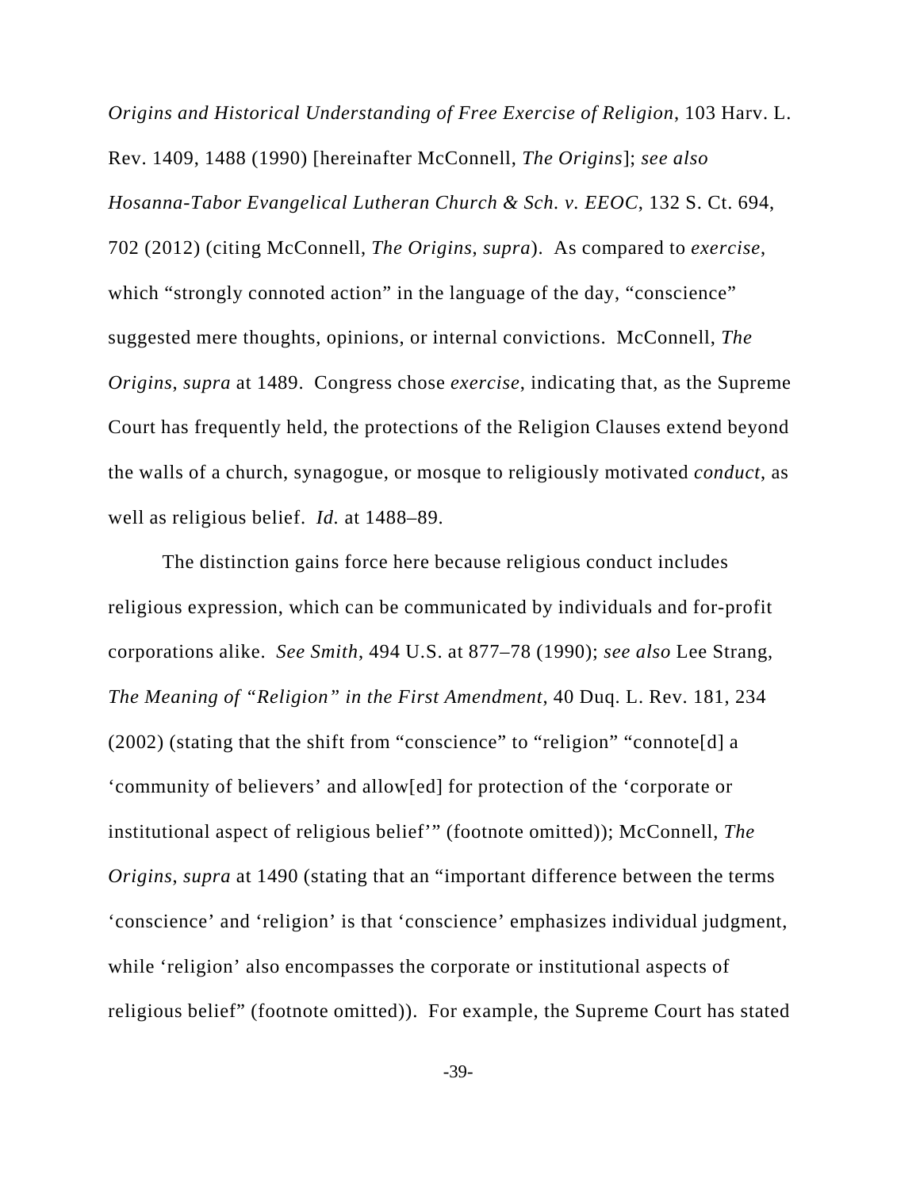*Origins and Historical Understanding of Free Exercise of Religion*, 103 Harv. L. Rev. 1409, 1488 (1990) [hereinafter McConnell, *The Origins*]; *see also Hosanna-Tabor Evangelical Lutheran Church & Sch. v. EEOC*, 132 S. Ct. 694, 702 (2012) (citing McConnell, *The Origins*, *supra*). As compared to *exercise*, which "strongly connoted action" in the language of the day, "conscience" suggested mere thoughts, opinions, or internal convictions. McConnell, *The Origins*, *supra* at 1489. Congress chose *exercise*, indicating that, as the Supreme Court has frequently held, the protections of the Religion Clauses extend beyond the walls of a church, synagogue, or mosque to religiously motivated *conduct*, as well as religious belief. *Id.* at 1488–89.

The distinction gains force here because religious conduct includes religious expression, which can be communicated by individuals and for-profit corporations alike. *See Smith*, 494 U.S. at 877–78 (1990); *see also* Lee Strang, *The Meaning of "Religion" in the First Amendment*, 40 Duq. L. Rev. 181, 234 (2002) (stating that the shift from "conscience" to "religion" "connote[d] a 'community of believers' and allow[ed] for protection of the 'corporate or institutional aspect of religious belief'" (footnote omitted)); McConnell, *The Origins*, *supra* at 1490 (stating that an "important difference between the terms 'conscience' and 'religion' is that 'conscience' emphasizes individual judgment, while 'religion' also encompasses the corporate or institutional aspects of religious belief" (footnote omitted)). For example, the Supreme Court has stated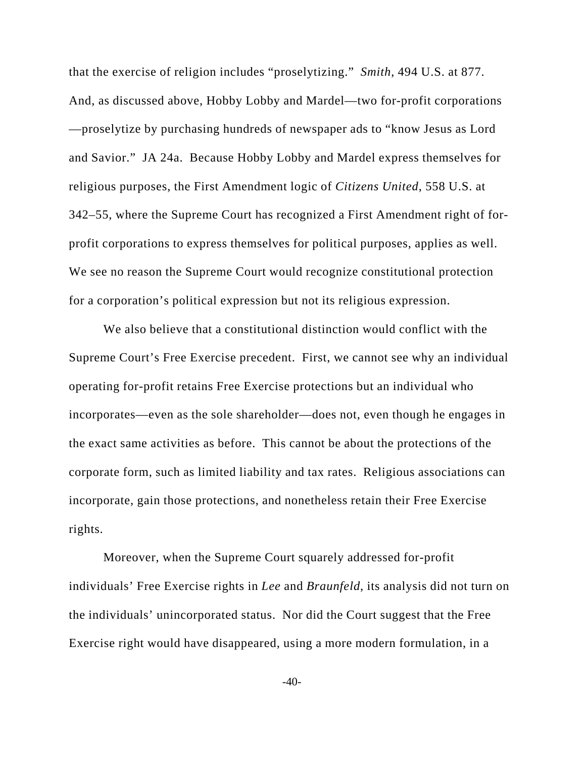that the exercise of religion includes "proselytizing." *Smith*, 494 U.S. at 877. And, as discussed above, Hobby Lobby and Mardel—two for-profit corporations—proselytize by purchasing hundreds of newspaper ads to "know Jesus as Lord and Savior." JA 24a. Because Hobby Lobby and Mardel express themselves for religious purposes, the First Amendment logic of *Citizens United*, 558 U.S. at 342–55, where the Supreme Court has recognized a First Amendment right of for-profit corporations to express themselves for political purposes, applies as well. We see no reason the Supreme Court would recognize constitutional protection for a corporation's political expression but not its religious expression.

We also believe that a constitutional distinction would conflict with the Supreme Court's Free Exercise precedent. First, we cannot see why an individual operating for-profit retains Free Exercise protections but an individual who incorporates—even as the sole shareholder—does not, even though he engages in the exact same activities as before. This cannot be about the protections of the corporate form, such as limited liability and tax rates. Religious associations can incorporate, gain those protections, and nonetheless retain their Free Exercise rights.

Moreover, when the Supreme Court squarely addressed for-profit individuals' Free Exercise rights in *Lee* and *Braunfeld*, its analysis did not turn on the individuals' unincorporated status. Nor did the Court suggest that the Free Exercise right would have disappeared, using a more modern formulation, in a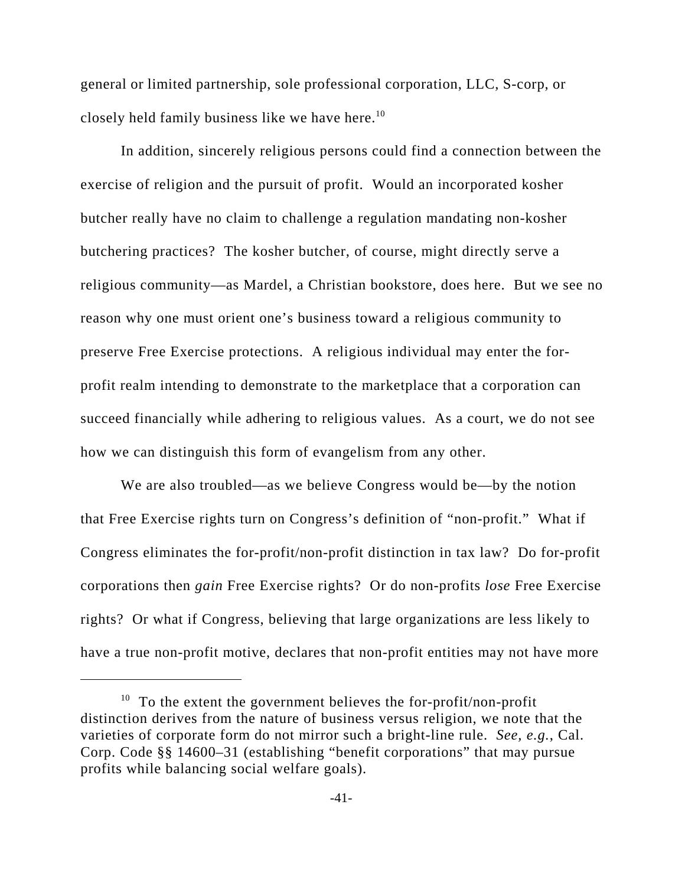general or limited partnership, sole professional corporation, LLC, S-corp, or closely held family business like we have here.[10]

In addition, sincerely religious persons could find a connection between the exercise of religion and the pursuit of profit. Would an incorporated kosher butcher really have no claim to challenge a regulation mandating non-kosher butchering practices? The kosher butcher, of course, might directly serve a religious community—as Mardel, a Christian bookstore, does here. But we see no reason why one must orient one's business toward a religious community to preserve Free Exercise protections. A religious individual may enter the for-profit realm intending to demonstrate to the marketplace that a corporation can succeed financially while adhering to religious values. As a court, we do not see how we can distinguish this form of evangelism from any other.

We are also troubled—as we believe Congress would be—by the notion that Free Exercise rights turn on Congress's definition of "non-profit." What if Congress eliminates the for-profit/non-profit distinction in tax law? Do for-profit corporations then *gain* Free Exercise rights? Or do non-profits *lose* Free Exercise rights? Or what if Congress, believing that large organizations are less likely to have a true non-profit motive, declares that non-profit entities may not have more

---

[10] To the extent the government believes the for-profit/non-profit distinction derives from the nature of business versus religion, we note that the varieties of corporate form do not mirror such a bright-line rule. *See, e.g.*, Cal. Corp. Code §§ 14600–31 (establishing "benefit corporations" that may pursue profits while balancing social welfare goals).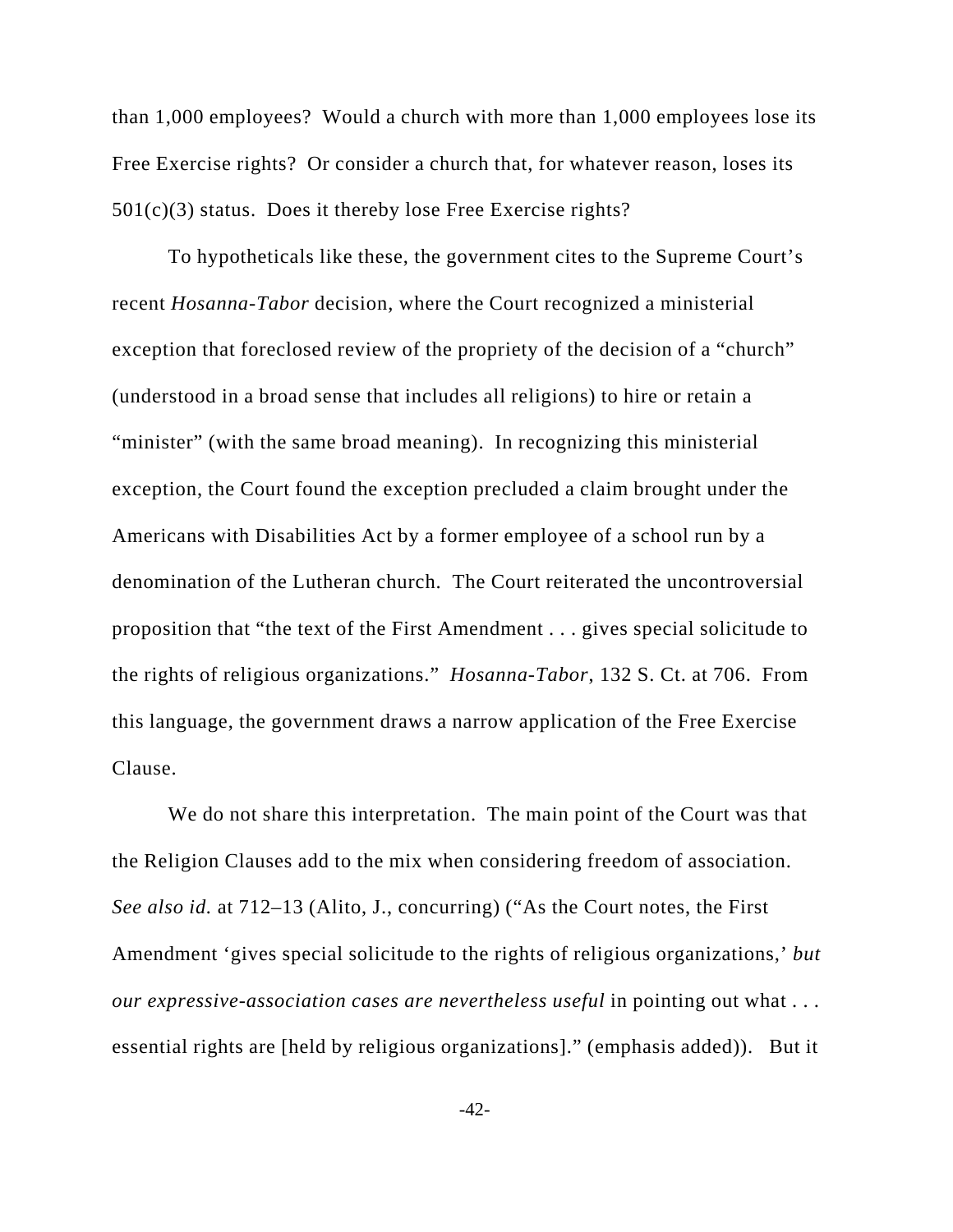than 1,000 employees? Would a church with more than 1,000 employees lose its Free Exercise rights? Or consider a church that, for whatever reason, loses its 501(c)(3) status. Does it thereby lose Free Exercise rights?

To hypotheticals like these, the government cites to the Supreme Court's recent *Hosanna-Tabor* decision, where the Court recognized a ministerial exception that foreclosed review of the propriety of the decision of a "church" (understood in a broad sense that includes all religions) to hire or retain a "minister" (with the same broad meaning). In recognizing this ministerial exception, the Court found the exception precluded a claim brought under the Americans with Disabilities Act by a former employee of a school run by a denomination of the Lutheran church. The Court reiterated the uncontroversial proposition that "the text of the First Amendment . . . gives special solicitude to the rights of religious organizations." *Hosanna-Tabor*, 132 S. Ct. at 706. From this language, the government draws a narrow application of the Free Exercise Clause.

We do not share this interpretation. The main point of the Court was that the Religion Clauses add to the mix when considering freedom of association. *See also id.* at 712–13 (Alito, J., concurring) ("As the Court notes, the First Amendment 'gives special solicitude to the rights of religious organizations,' *but our expressive-association cases are nevertheless useful* in pointing out what . . . essential rights are [held by religious organizations]." (emphasis added)). But it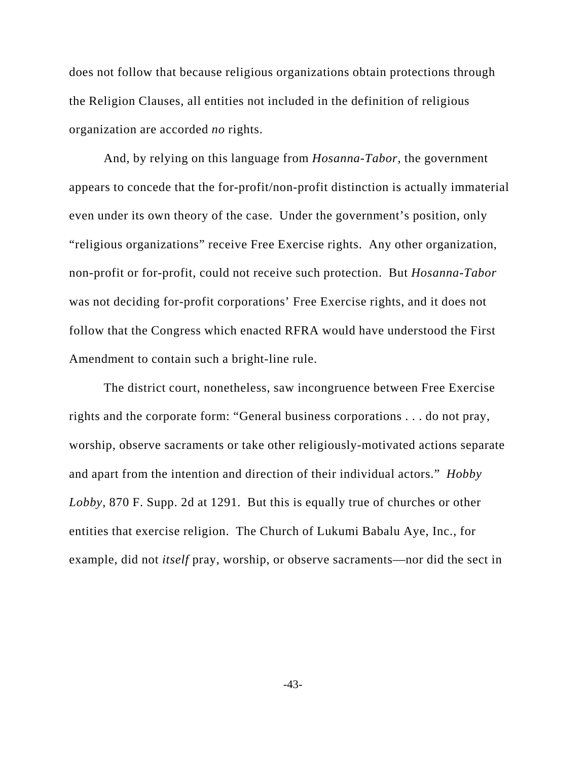does not follow that because religious organizations obtain protections through the Religion Clauses, all entities not included in the definition of religious organization are accorded *no* rights.

And, by relying on this language from *Hosanna-Tabor*, the government appears to concede that the for-profit/non-profit distinction is actually immaterial even under its own theory of the case. Under the government's position, only "religious organizations" receive Free Exercise rights. Any other organization, non-profit or for-profit, could not receive such protection. But *Hosanna-Tabor* was not deciding for-profit corporations' Free Exercise rights, and it does not follow that the Congress which enacted RFRA would have understood the First Amendment to contain such a bright-line rule.

The district court, nonetheless, saw incongruence between Free Exercise rights and the corporate form: "General business corporations . . . do not pray, worship, observe sacraments or take other religiously-motivated actions separate and apart from the intention and direction of their individual actors." *Hobby Lobby*, 870 F. Supp. 2d at 1291. But this is equally true of churches or other entities that exercise religion. The Church of Lukumi Babalu Aye, Inc., for example, did not *itself* pray, worship, or observe sacraments—nor did the sect in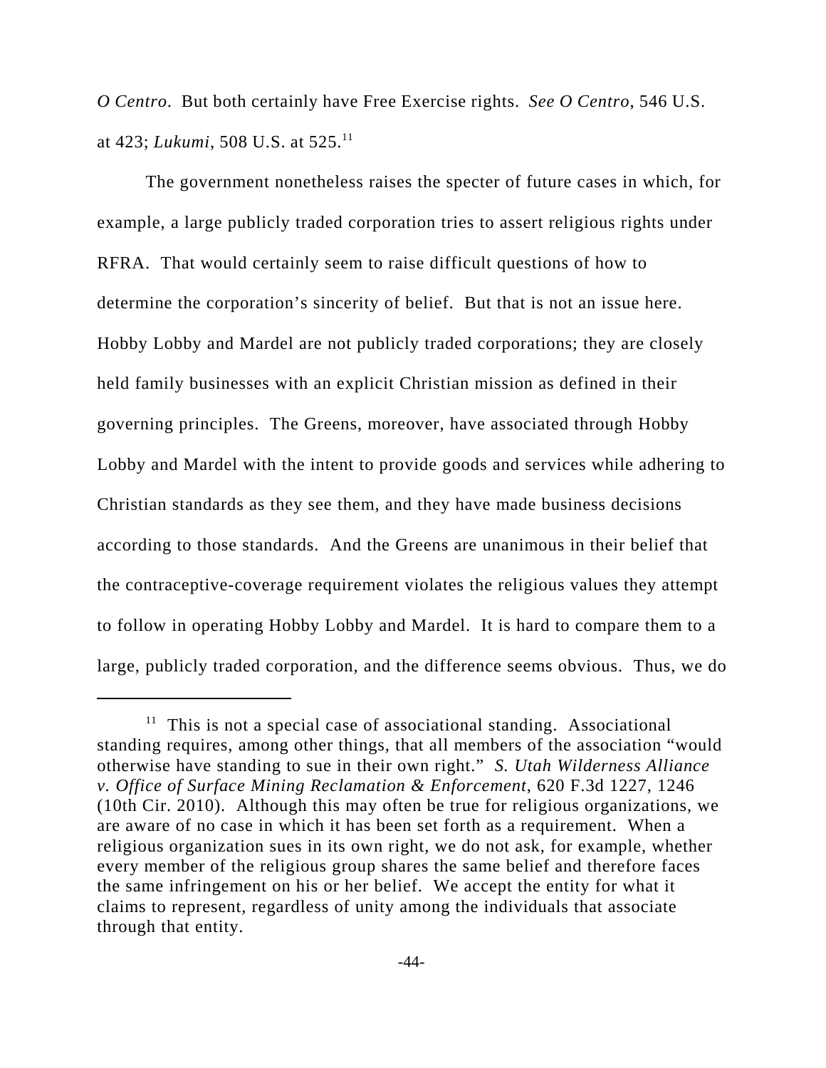*O Centro*. But both certainly have Free Exercise rights. *See O Centro*, 546 U.S. at 423; *Lukumi*, 508 U.S. at 525.[11]

The government nonetheless raises the specter of future cases in which, for example, a large publicly traded corporation tries to assert religious rights under RFRA. That would certainly seem to raise difficult questions of how to determine the corporation's sincerity of belief. But that is not an issue here. Hobby Lobby and Mardel are not publicly traded corporations; they are closely held family businesses with an explicit Christian mission as defined in their governing principles. The Greens, moreover, have associated through Hobby Lobby and Mardel with the intent to provide goods and services while adhering to Christian standards as they see them, and they have made business decisions according to those standards. And the Greens are unanimous in their belief that the contraceptive-coverage requirement violates the religious values they attempt to follow in operating Hobby Lobby and Mardel. It is hard to compare them to a large, publicly traded corporation, and the difference seems obvious. Thus, we do

---

[11] This is not a special case of associational standing. Associational standing requires, among other things, that all members of the association "would otherwise have standing to sue in their own right." *S. Utah Wilderness Alliance v. Office of Surface Mining Reclamation & Enforcement*, 620 F.3d 1227, 1246 (10th Cir. 2010). Although this may often be true for religious organizations, we are aware of no case in which it has been set forth as a requirement. When a religious organization sues in its own right, we do not ask, for example, whether every member of the religious group shares the same belief and therefore faces the same infringement on his or her belief. We accept the entity for what it claims to represent, regardless of unity among the individuals that associate through that entity.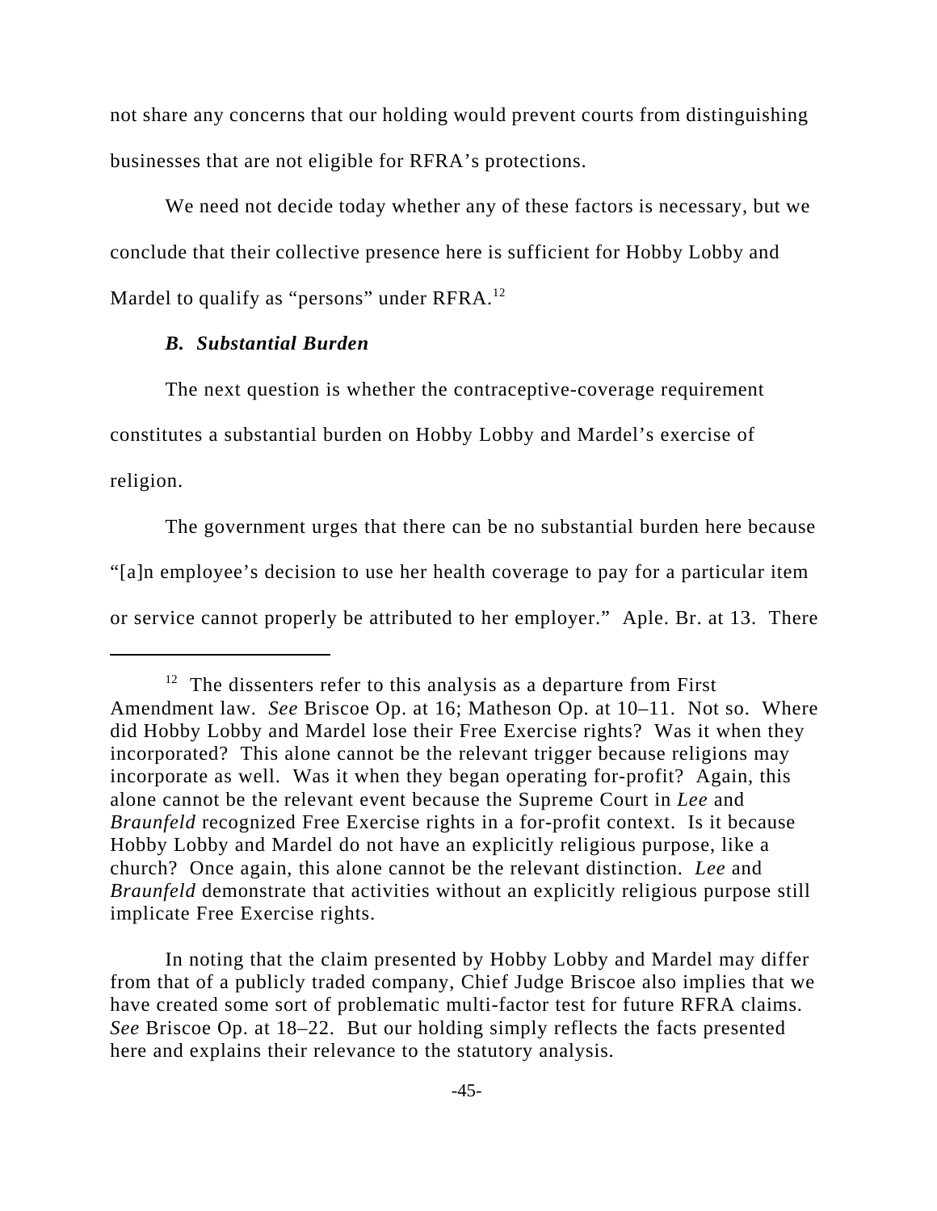not share any concerns that our holding would prevent courts from distinguishing businesses that are not eligible for RFRA's protections.

We need not decide today whether any of these factors is necessary, but we conclude that their collective presence here is sufficient for Hobby Lobby and Mardel to qualify as "persons" under RFRA.[12]

### *B. Substantial Burden*

The next question is whether the contraceptive-coverage requirement constitutes a substantial burden on Hobby Lobby and Mardel's exercise of religion.

The government urges that there can be no substantial burden here because "[a]n employee's decision to use her health coverage to pay for a particular item or service cannot properly be attributed to her employer." Aple. Br. at 13. There

---

[12] The dissenters refer to this analysis as a departure from First Amendment law. *See* Briscoe Op. at 16; Matheson Op. at 10–11. Not so. Where did Hobby Lobby and Mardel lose their Free Exercise rights? Was it when they incorporated? This alone cannot be the relevant trigger because religions may incorporate as well. Was it when they began operating for-profit? Again, this alone cannot be the relevant event because the Supreme Court in *Lee* and *Braunfeld* recognized Free Exercise rights in a for-profit context. Is it because Hobby Lobby and Mardel do not have an explicitly religious purpose, like a church? Once again, this alone cannot be the relevant distinction. *Lee* and *Braunfeld* demonstrate that activities without an explicitly religious purpose still implicate Free Exercise rights.

In noting that the claim presented by Hobby Lobby and Mardel may differ from that of a publicly traded company, Chief Judge Briscoe also implies that we have created some sort of problematic multi-factor test for future RFRA claims. *See* Briscoe Op. at 18–22. But our holding simply reflects the facts presented here and explains their relevance to the statutory analysis.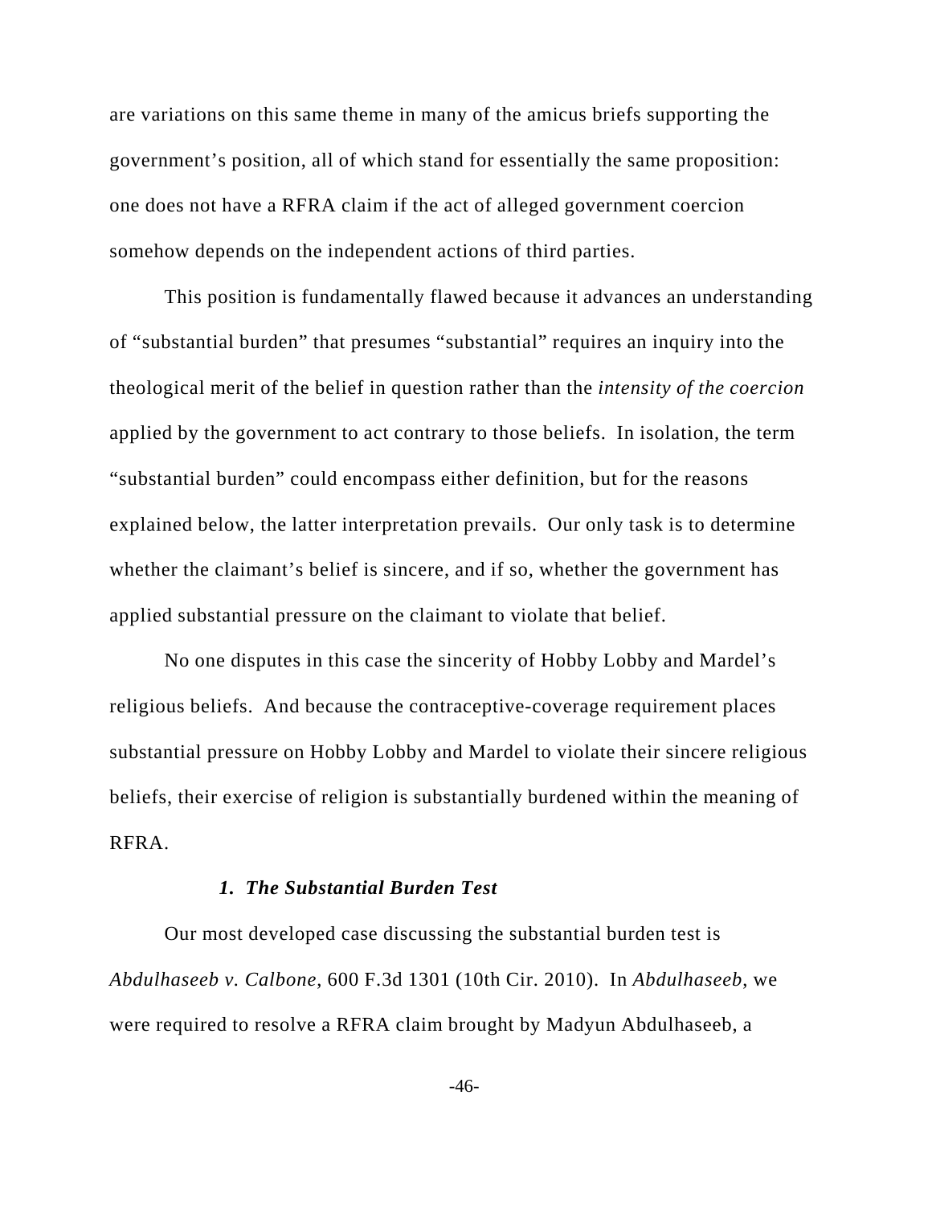are variations on this same theme in many of the amicus briefs supporting the government's position, all of which stand for essentially the same proposition: one does not have a RFRA claim if the act of alleged government coercion somehow depends on the independent actions of third parties.

This position is fundamentally flawed because it advances an understanding of "substantial burden" that presumes "substantial" requires an inquiry into the theological merit of the belief in question rather than the *intensity of the coercion* applied by the government to act contrary to those beliefs. In isolation, the term "substantial burden" could encompass either definition, but for the reasons explained below, the latter interpretation prevails. Our only task is to determine whether the claimant's belief is sincere, and if so, whether the government has applied substantial pressure on the claimant to violate that belief.

No one disputes in this case the sincerity of Hobby Lobby and Mardel's religious beliefs. And because the contraceptive-coverage requirement places substantial pressure on Hobby Lobby and Mardel to violate their sincere religious beliefs, their exercise of religion is substantially burdened within the meaning of RFRA.

#### *1. The Substantial Burden Test*

Our most developed case discussing the substantial burden test is *Abdulhaseeb v. Calbone*, 600 F.3d 1301 (10th Cir. 2010). In *Abdulhaseeb*, we were required to resolve a RFRA claim brought by Madyun Abdulhaseeb, a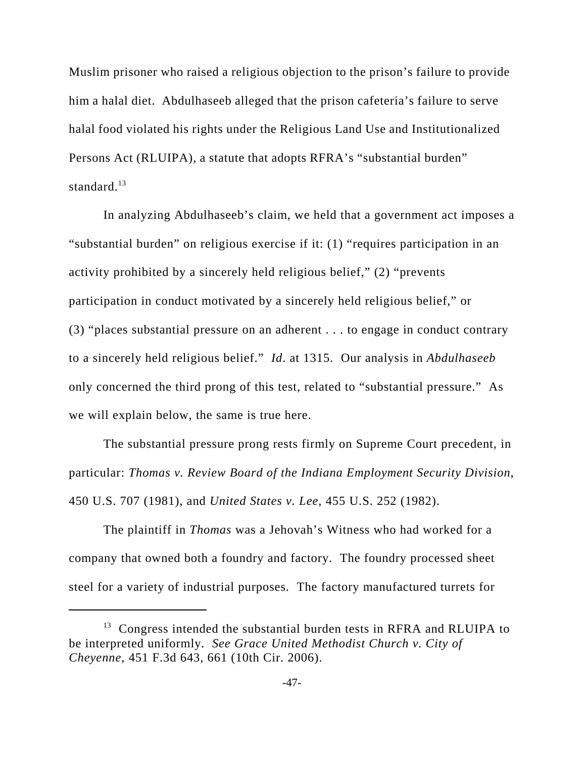Muslim prisoner who raised a religious objection to the prison's failure to provide him a halal diet. Abdulhaseeb alleged that the prison cafeteria's failure to serve halal food violated his rights under the Religious Land Use and Institutionalized Persons Act (RLUIPA), a statute that adopts RFRA's "substantial burden" standard.[13]

In analyzing Abdulhaseeb's claim, we held that a government act imposes a "substantial burden" on religious exercise if it: (1) "requires participation in an activity prohibited by a sincerely held religious belief," (2) "prevents participation in conduct motivated by a sincerely held religious belief," or (3) "places substantial pressure on an adherent . . . to engage in conduct contrary to a sincerely held religious belief." *Id*. at 1315. Our analysis in *Abdulhaseeb* only concerned the third prong of this test, related to "substantial pressure." As we will explain below, the same is true here.

The substantial pressure prong rests firmly on Supreme Court precedent, in particular: *Thomas v. Review Board of the Indiana Employment Security Division*, 450 U.S. 707 (1981), and *United States v. Lee*, 455 U.S. 252 (1982).

The plaintiff in *Thomas* was a Jehovah's Witness who had worked for a company that owned both a foundry and factory. The foundry processed sheet steel for a variety of industrial purposes. The factory manufactured turrets for

[13] Congress intended the substantial burden tests in RFRA and RLUIPA to be interpreted uniformly. *See Grace United Methodist Church v. City of Cheyenne*, 451 F.3d 643, 661 (10th Cir. 2006).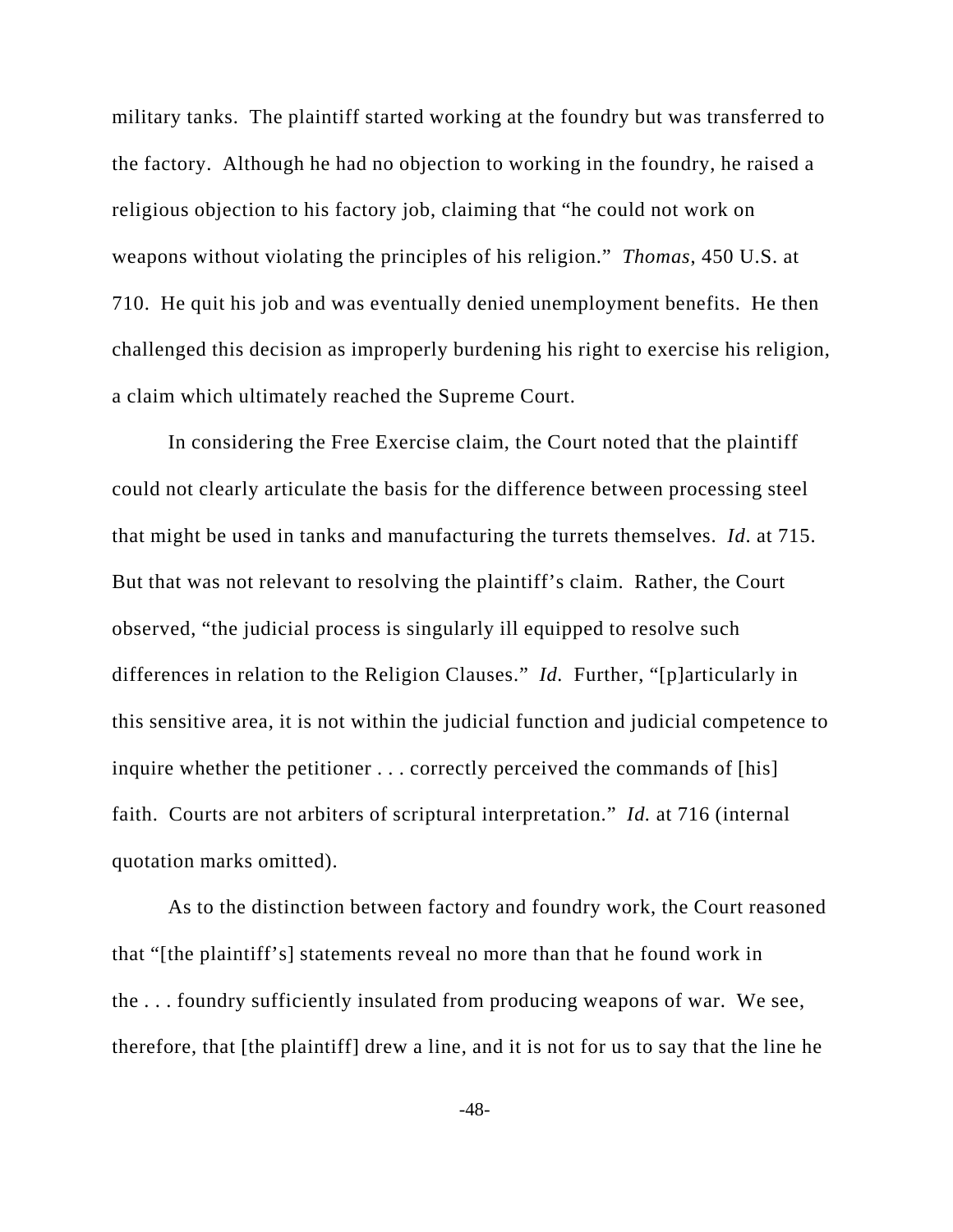military tanks. The plaintiff started working at the foundry but was transferred to the factory. Although he had no objection to working in the foundry, he raised a religious objection to his factory job, claiming that "he could not work on weapons without violating the principles of his religion." *Thomas*, 450 U.S. at 710. He quit his job and was eventually denied unemployment benefits. He then challenged this decision as improperly burdening his right to exercise his religion, a claim which ultimately reached the Supreme Court.

In considering the Free Exercise claim, the Court noted that the plaintiff could not clearly articulate the basis for the difference between processing steel that might be used in tanks and manufacturing the turrets themselves. *Id*. at 715. But that was not relevant to resolving the plaintiff's claim. Rather, the Court observed, "the judicial process is singularly ill equipped to resolve such differences in relation to the Religion Clauses." *Id.* Further, "[p]articularly in this sensitive area, it is not within the judicial function and judicial competence to inquire whether the petitioner . . . correctly perceived the commands of [his] faith. Courts are not arbiters of scriptural interpretation." *Id.* at 716 (internal quotation marks omitted).

As to the distinction between factory and foundry work, the Court reasoned that "[the plaintiff's] statements reveal no more than that he found work in the . . . foundry sufficiently insulated from producing weapons of war. We see, therefore, that [the plaintiff] drew a line, and it is not for us to say that the line he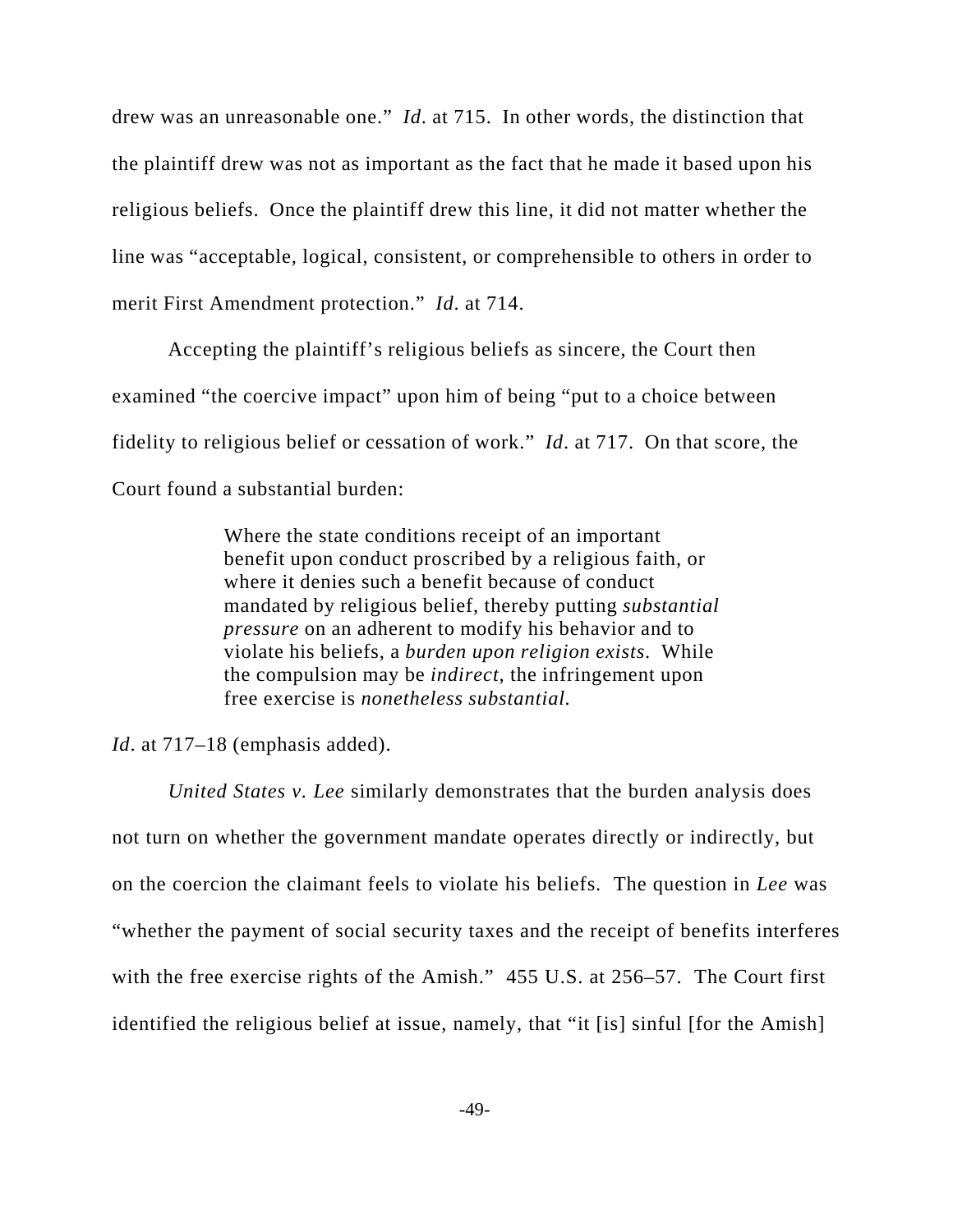drew was an unreasonable one." *Id*. at 715. In other words, the distinction that the plaintiff drew was not as important as the fact that he made it based upon his religious beliefs. Once the plaintiff drew this line, it did not matter whether the line was "acceptable, logical, consistent, or comprehensible to others in order to merit First Amendment protection." *Id*. at 714.

Accepting the plaintiff's religious beliefs as sincere, the Court then examined "the coercive impact" upon him of being "put to a choice between fidelity to religious belief or cessation of work." *Id*. at 717. On that score, the Court found a substantial burden:

> Where the state conditions receipt of an important benefit upon conduct proscribed by a religious faith, or where it denies such a benefit because of conduct mandated by religious belief, thereby putting *substantial pressure* on an adherent to modify his behavior and to violate his beliefs, a *burden upon religion exists*. While the compulsion may be *indirect,* the infringement upon free exercise is *nonetheless substantial.*

*Id*. at 717–18 (emphasis added).

*United States v. Lee* similarly demonstrates that the burden analysis does not turn on whether the government mandate operates directly or indirectly, but on the coercion the claimant feels to violate his beliefs. The question in *Lee* was "whether the payment of social security taxes and the receipt of benefits interferes with the free exercise rights of the Amish." 455 U.S. at 256–57. The Court first identified the religious belief at issue, namely, that "it [is] sinful [for the Amish]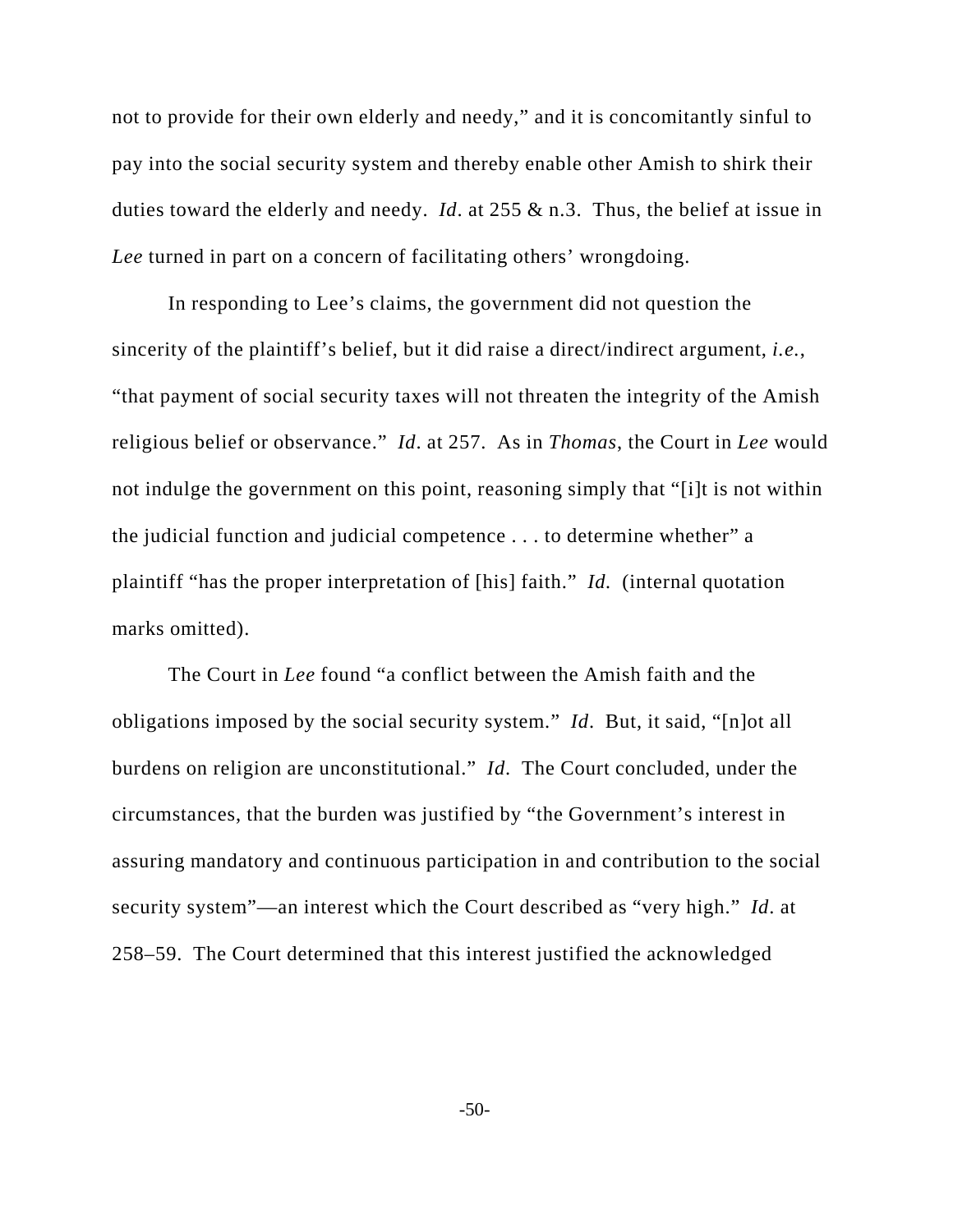not to provide for their own elderly and needy," and it is concomitantly sinful to pay into the social security system and thereby enable other Amish to shirk their duties toward the elderly and needy. *Id*. at 255 & n.3. Thus, the belief at issue in *Lee* turned in part on a concern of facilitating others' wrongdoing.

In responding to Lee's claims, the government did not question the sincerity of the plaintiff's belief, but it did raise a direct/indirect argument, *i.e.*, "that payment of social security taxes will not threaten the integrity of the Amish religious belief or observance." *Id*. at 257. As in *Thomas*, the Court in *Lee* would not indulge the government on this point, reasoning simply that "[i]t is not within the judicial function and judicial competence . . . to determine whether" a plaintiff "has the proper interpretation of [his] faith." *Id.* (internal quotation marks omitted).

The Court in *Lee* found "a conflict between the Amish faith and the obligations imposed by the social security system." *Id*. But, it said, "[n]ot all burdens on religion are unconstitutional." *Id*. The Court concluded, under the circumstances, that the burden was justified by "the Government's interest in assuring mandatory and continuous participation in and contribution to the social security system"—an interest which the Court described as "very high." *Id*. at 258–59. The Court determined that this interest justified the acknowledged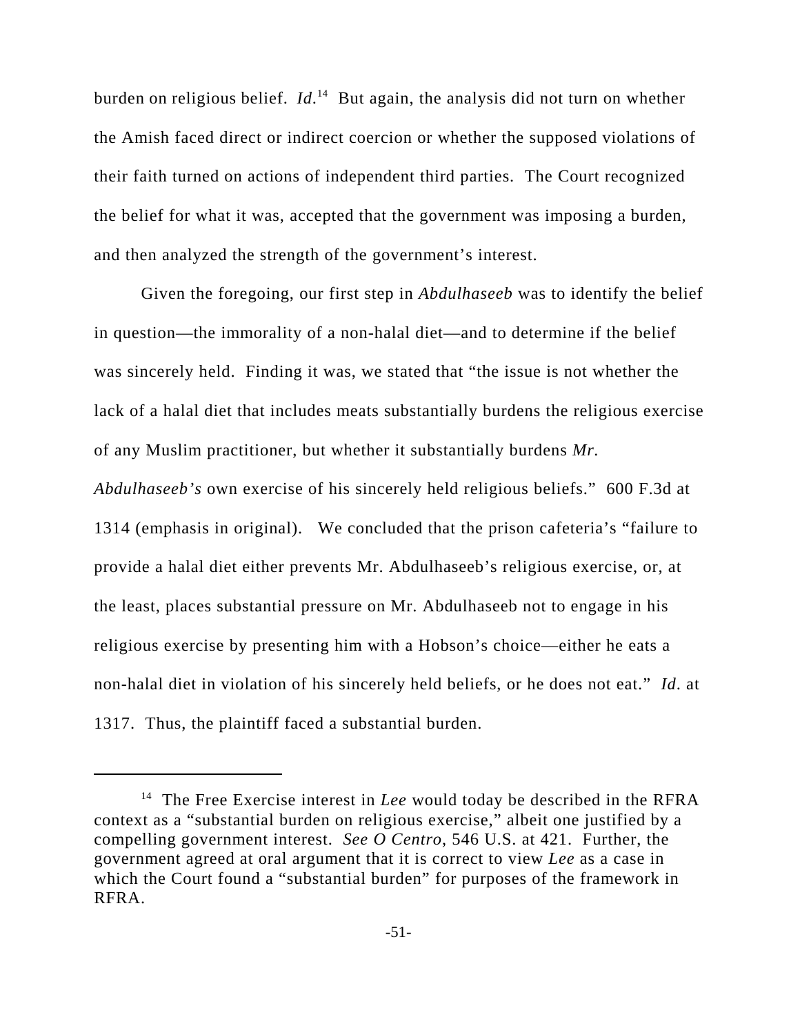burden on religious belief. *Id.*[14] But again, the analysis did not turn on whether the Amish faced direct or indirect coercion or whether the supposed violations of their faith turned on actions of independent third parties. The Court recognized the belief for what it was, accepted that the government was imposing a burden, and then analyzed the strength of the government's interest.

Given the foregoing, our first step in *Abdulhaseeb* was to identify the belief in question—the immorality of a non-halal diet—and to determine if the belief was sincerely held. Finding it was, we stated that "the issue is not whether the lack of a halal diet that includes meats substantially burdens the religious exercise of any Muslim practitioner, but whether it substantially burdens *Mr. Abdulhaseeb's* own exercise of his sincerely held religious beliefs." 600 F.3d at 1314 (emphasis in original). We concluded that the prison cafeteria's "failure to provide a halal diet either prevents Mr. Abdulhaseeb's religious exercise, or, at the least, places substantial pressure on Mr. Abdulhaseeb not to engage in his religious exercise by presenting him with a Hobson's choice—either he eats a non-halal diet in violation of his sincerely held beliefs, or he does not eat." *Id.* at 1317. Thus, the plaintiff faced a substantial burden.

---

[14] The Free Exercise interest in *Lee* would today be described in the RFRA context as a "substantial burden on religious exercise," albeit one justified by a compelling government interest. *See O Centro*, 546 U.S. at 421. Further, the government agreed at oral argument that it is correct to view *Lee* as a case in which the Court found a "substantial burden" for purposes of the framework in RFRA.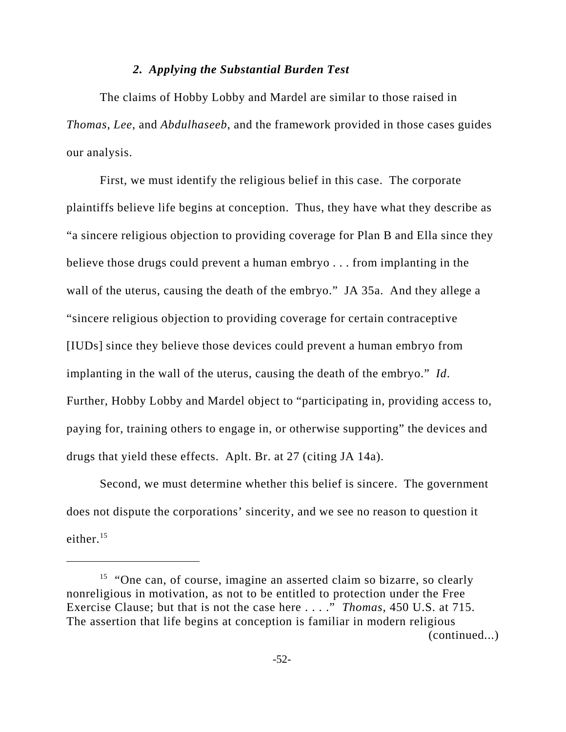### *2. Applying the Substantial Burden Test*

The claims of Hobby Lobby and Mardel are similar to those raised in *Thomas*, *Lee*, and *Abdulhaseeb*, and the framework provided in those cases guides our analysis.

First, we must identify the religious belief in this case. The corporate plaintiffs believe life begins at conception. Thus, they have what they describe as "a sincere religious objection to providing coverage for Plan B and Ella since they believe those drugs could prevent a human embryo . . . from implanting in the wall of the uterus, causing the death of the embryo." JA 35a. And they allege a "sincere religious objection to providing coverage for certain contraceptive [IUDs] since they believe those devices could prevent a human embryo from implanting in the wall of the uterus, causing the death of the embryo." *Id.* Further, Hobby Lobby and Mardel object to "participating in, providing access to, paying for, training others to engage in, or otherwise supporting" the devices and drugs that yield these effects. Aplt. Br. at 27 (citing JA 14a).

Second, we must determine whether this belief is sincere. The government does not dispute the corporations' sincerity, and we see no reason to question it either.[15]

---

[15] "One can, of course, imagine an asserted claim so bizarre, so clearly nonreligious in motivation, as not to be entitled to protection under the Free Exercise Clause; but that is not the case here . . . ." *Thomas*, 450 U.S. at 715. The assertion that life begins at conception is familiar in modern religious (continued...)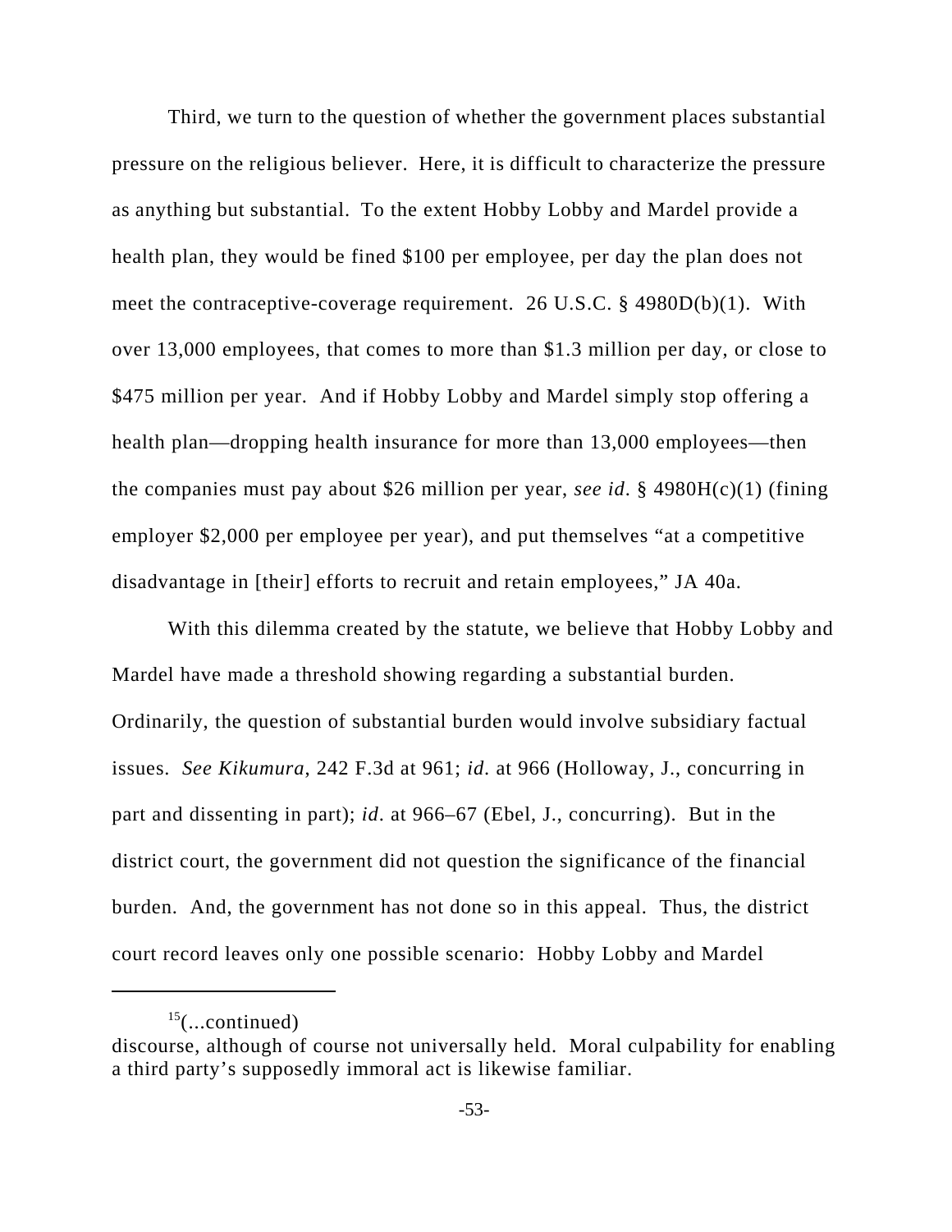Third, we turn to the question of whether the government places substantial pressure on the religious believer. Here, it is difficult to characterize the pressure as anything but substantial. To the extent Hobby Lobby and Mardel provide a health plan, they would be fined $100 per employee, per day the plan does not meet the contraceptive-coverage requirement. 26 U.S.C. § 4980D(b)(1). With over 13,000 employees, that comes to more than $1.3 million per day, or close to $475 million per year. And if Hobby Lobby and Mardel simply stop offering a health plan—dropping health insurance for more than 13,000 employees—then the companies must pay about $26 million per year, *see id*. § 4980H(c)(1) (fining employer $2,000 per employee per year), and put themselves "at a competitive disadvantage in [their] efforts to recruit and retain employees," JA 40a.

With this dilemma created by the statute, we believe that Hobby Lobby and Mardel have made a threshold showing regarding a substantial burden. Ordinarily, the question of substantial burden would involve subsidiary factual issues. *See Kikumura*, 242 F.3d at 961; *id*. at 966 (Holloway, J., concurring in part and dissenting in part); *id*. at 966–67 (Ebel, J., concurring). But in the district court, the government did not question the significance of the financial burden. And, the government has not done so in this appeal. Thus, the district court record leaves only one possible scenario: Hobby Lobby and Mardel

---

[15](...continued)
discourse, although of course not universally held. Moral culpability for enabling a third party's supposedly immoral act is likewise familiar.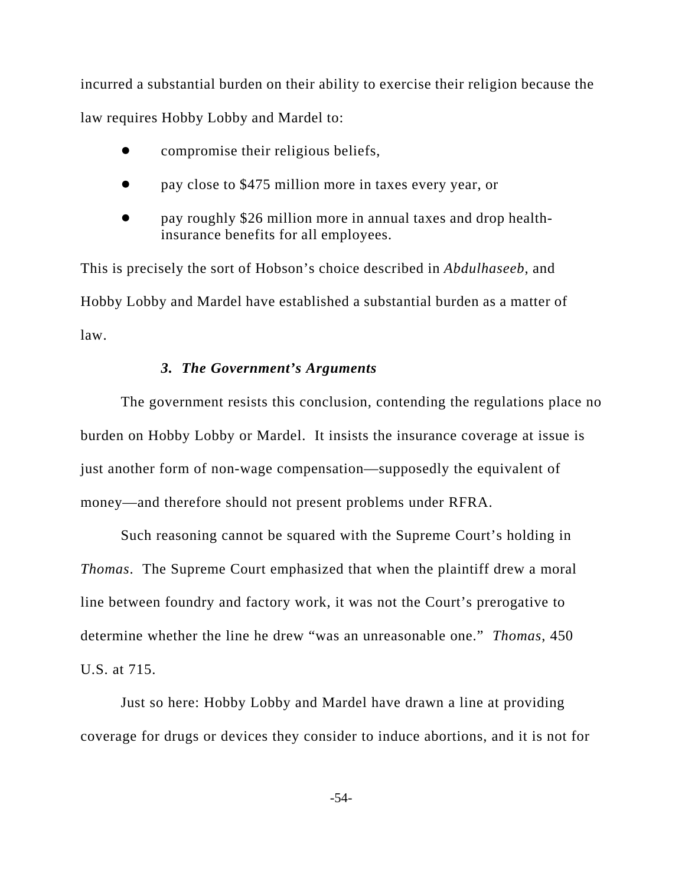incurred a substantial burden on their ability to exercise their religion because the law requires Hobby Lobby and Mardel to:

- compromise their religious beliefs,
- pay close to $475 million more in taxes every year, or
- pay roughly $26 million more in annual taxes and drop health-insurance benefits for all employees.

This is precisely the sort of Hobson's choice described in *Abdulhaseeb*, and Hobby Lobby and Mardel have established a substantial burden as a matter of law.

### *3. The Government's Arguments*

The government resists this conclusion, contending the regulations place no burden on Hobby Lobby or Mardel. It insists the insurance coverage at issue is just another form of non-wage compensation—supposedly the equivalent of money—and therefore should not present problems under RFRA.

Such reasoning cannot be squared with the Supreme Court's holding in *Thomas*. The Supreme Court emphasized that when the plaintiff drew a moral line between foundry and factory work, it was not the Court's prerogative to determine whether the line he drew "was an unreasonable one." *Thomas*, 450 U.S. at 715.

Just so here: Hobby Lobby and Mardel have drawn a line at providing coverage for drugs or devices they consider to induce abortions, and it is not for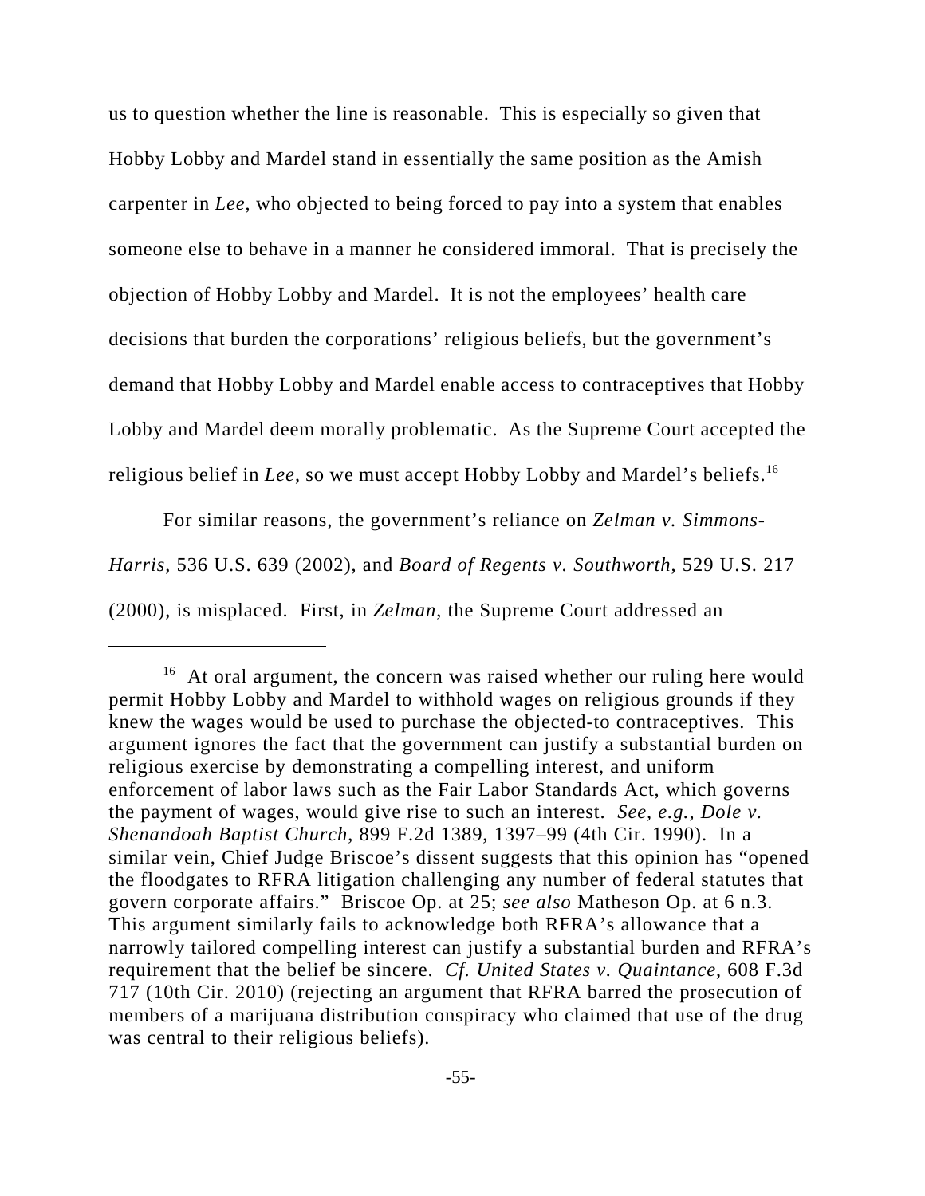us to question whether the line is reasonable. This is especially so given that Hobby Lobby and Mardel stand in essentially the same position as the Amish carpenter in *Lee*, who objected to being forced to pay into a system that enables someone else to behave in a manner he considered immoral. That is precisely the objection of Hobby Lobby and Mardel. It is not the employees' health care decisions that burden the corporations' religious beliefs, but the government's demand that Hobby Lobby and Mardel enable access to contraceptives that Hobby Lobby and Mardel deem morally problematic. As the Supreme Court accepted the religious belief in *Lee*, so we must accept Hobby Lobby and Mardel's beliefs.[16]

For similar reasons, the government's reliance on *Zelman v. Simmons-Harris*, 536 U.S. 639 (2002), and *Board of Regents v. Southworth*, 529 U.S. 217 (2000), is misplaced. First, in *Zelman*, the Supreme Court addressed an

---

[16] At oral argument, the concern was raised whether our ruling here would permit Hobby Lobby and Mardel to withhold wages on religious grounds if they knew the wages would be used to purchase the objected-to contraceptives. This argument ignores the fact that the government can justify a substantial burden on religious exercise by demonstrating a compelling interest, and uniform enforcement of labor laws such as the Fair Labor Standards Act, which governs the payment of wages, would give rise to such an interest. *See, e.g.*, *Dole v. Shenandoah Baptist Church*, 899 F.2d 1389, 1397–99 (4th Cir. 1990). In a similar vein, Chief Judge Briscoe's dissent suggests that this opinion has "opened the floodgates to RFRA litigation challenging any number of federal statutes that govern corporate affairs." Briscoe Op. at 25; *see also* Matheson Op. at 6 n.3. This argument similarly fails to acknowledge both RFRA's allowance that a narrowly tailored compelling interest can justify a substantial burden and RFRA's requirement that the belief be sincere. *Cf. United States v. Quaintance*, 608 F.3d 717 (10th Cir. 2010) (rejecting an argument that RFRA barred the prosecution of members of a marijuana distribution conspiracy who claimed that use of the drug was central to their religious beliefs).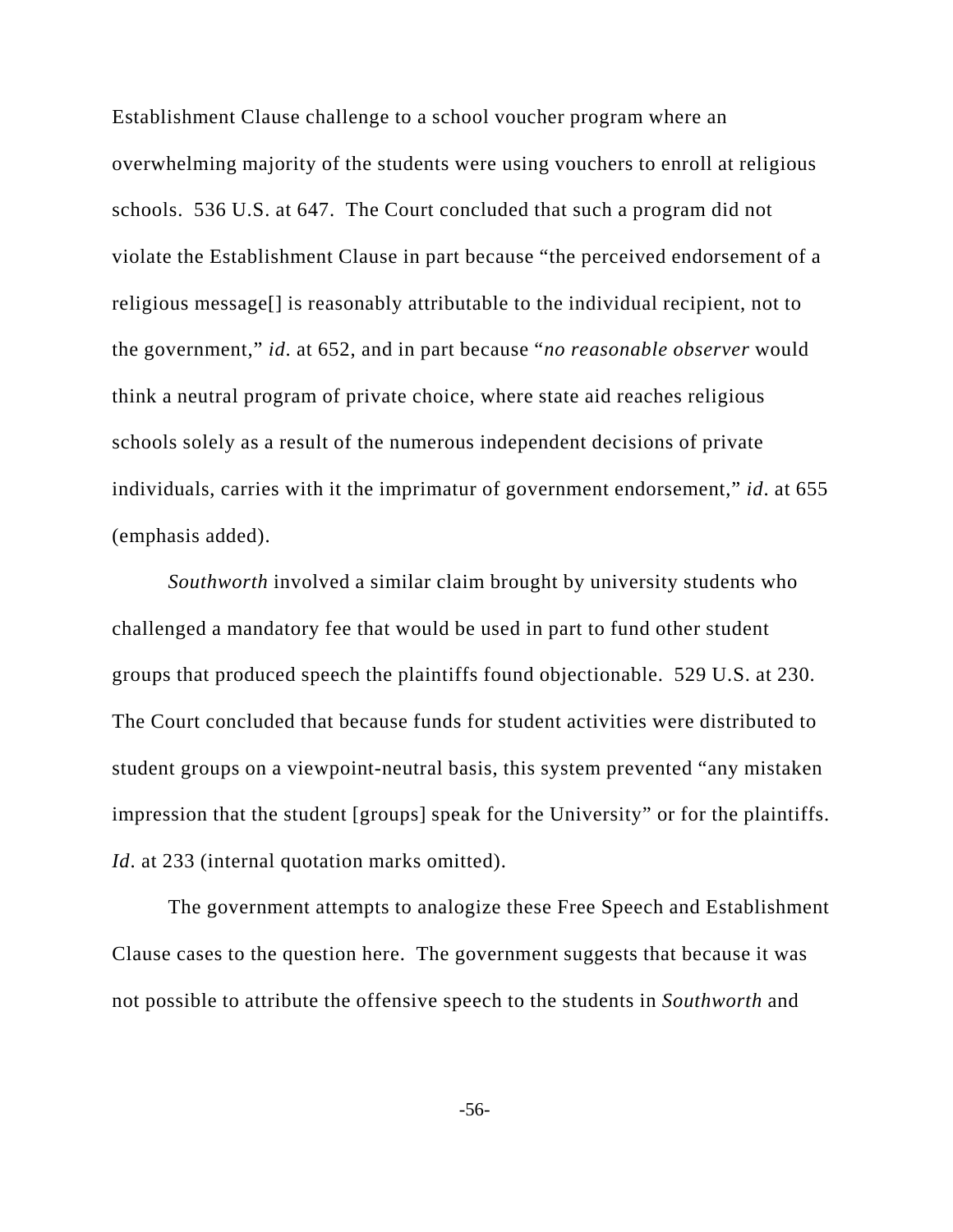Establishment Clause challenge to a school voucher program where an overwhelming majority of the students were using vouchers to enroll at religious schools. 536 U.S. at 647. The Court concluded that such a program did not violate the Establishment Clause in part because "the perceived endorsement of a religious message[] is reasonably attributable to the individual recipient, not to the government," *id*. at 652, and in part because "*no reasonable observer* would think a neutral program of private choice, where state aid reaches religious schools solely as a result of the numerous independent decisions of private individuals, carries with it the imprimatur of government endorsement," *id*. at 655 (emphasis added).

*Southworth* involved a similar claim brought by university students who challenged a mandatory fee that would be used in part to fund other student groups that produced speech the plaintiffs found objectionable. 529 U.S. at 230. The Court concluded that because funds for student activities were distributed to student groups on a viewpoint-neutral basis, this system prevented "any mistaken impression that the student [groups] speak for the University" or for the plaintiffs. *Id*. at 233 (internal quotation marks omitted).

The government attempts to analogize these Free Speech and Establishment Clause cases to the question here. The government suggests that because it was not possible to attribute the offensive speech to the students in *Southworth* and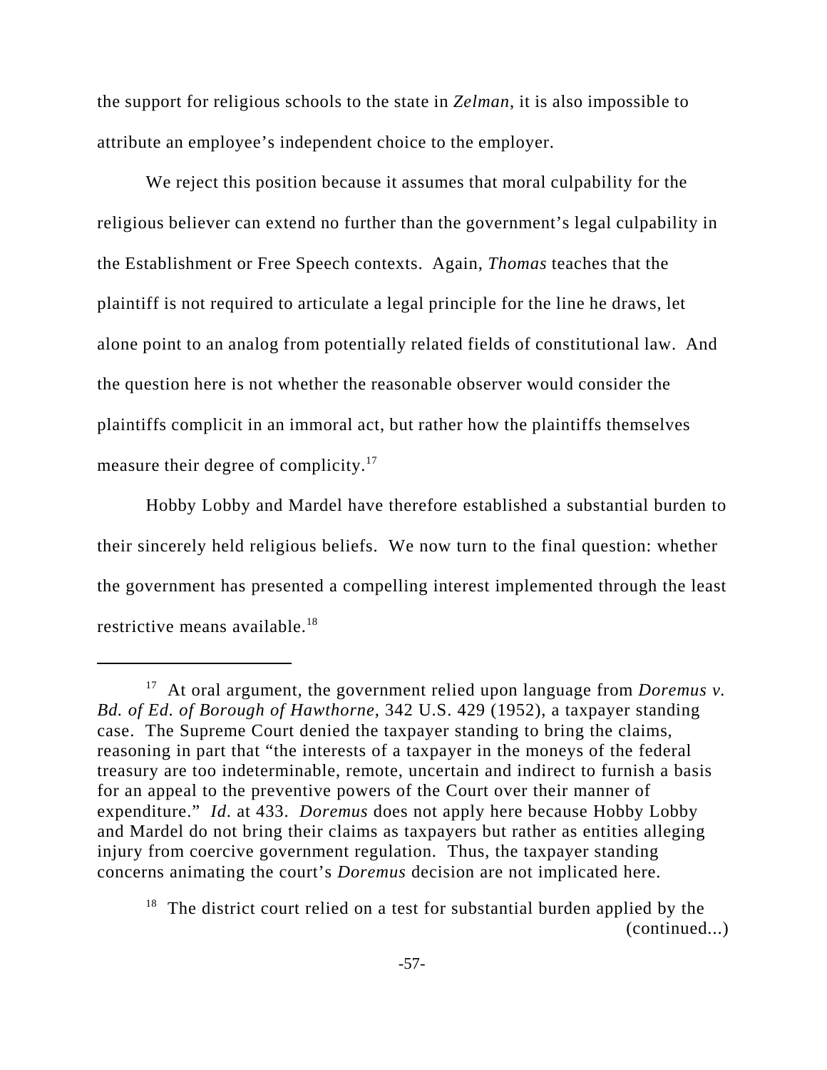the support for religious schools to the state in *Zelman*, it is also impossible to attribute an employee's independent choice to the employer.

We reject this position because it assumes that moral culpability for the religious believer can extend no further than the government's legal culpability in the Establishment or Free Speech contexts. Again, *Thomas* teaches that the plaintiff is not required to articulate a legal principle for the line he draws, let alone point to an analog from potentially related fields of constitutional law. And the question here is not whether the reasonable observer would consider the plaintiffs complicit in an immoral act, but rather how the plaintiffs themselves measure their degree of complicity.[17]

Hobby Lobby and Mardel have therefore established a substantial burden to their sincerely held religious beliefs. We now turn to the final question: whether the government has presented a compelling interest implemented through the least restrictive means available.[18]

---

[17] At oral argument, the government relied upon language from *Doremus v. Bd. of Ed. of Borough of Hawthorne*, 342 U.S. 429 (1952), a taxpayer standing case. The Supreme Court denied the taxpayer standing to bring the claims, reasoning in part that "the interests of a taxpayer in the moneys of the federal treasury are too indeterminable, remote, uncertain and indirect to furnish a basis for an appeal to the preventive powers of the Court over their manner of expenditure." *Id.* at 433. *Doremus* does not apply here because Hobby Lobby and Mardel do not bring their claims as taxpayers but rather as entities alleging injury from coercive government regulation. Thus, the taxpayer standing concerns animating the court's *Doremus* decision are not implicated here.

[18] The district court relied on a test for substantial burden applied by the (continued...)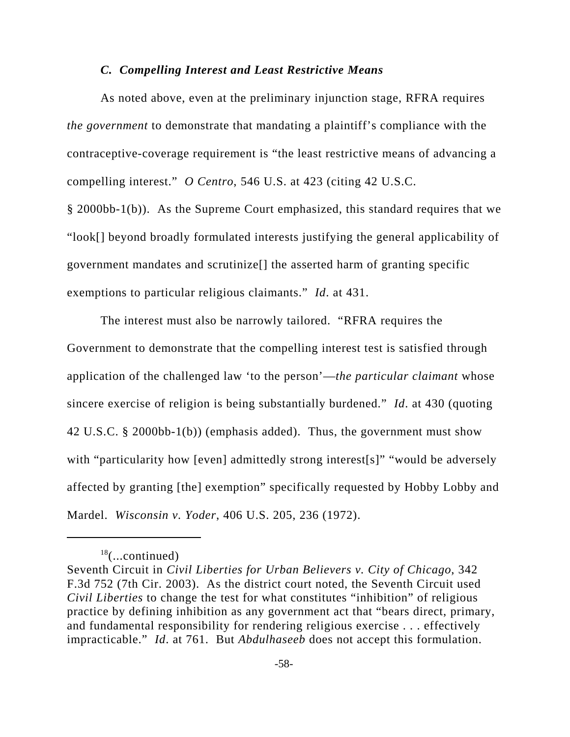### *C. Compelling Interest and Least Restrictive Means*

As noted above, even at the preliminary injunction stage, RFRA requires *the government* to demonstrate that mandating a plaintiff's compliance with the contraceptive-coverage requirement is "the least restrictive means of advancing a compelling interest." *O Centro*, 546 U.S. at 423 (citing 42 U.S.C. § 2000bb-1(b)). As the Supreme Court emphasized, this standard requires that we "look[] beyond broadly formulated interests justifying the general applicability of government mandates and scrutinize[] the asserted harm of granting specific exemptions to particular religious claimants." *Id*. at 431.

The interest must also be narrowly tailored. "RFRA requires the Government to demonstrate that the compelling interest test is satisfied through application of the challenged law 'to the person'—*the particular claimant* whose sincere exercise of religion is being substantially burdened." *Id*. at 430 (quoting 42 U.S.C. § 2000bb-1(b)) (emphasis added). Thus, the government must show with "particularity how [even] admittedly strong interest[s]" "would be adversely affected by granting [the] exemption" specifically requested by Hobby Lobby and Mardel. *Wisconsin v. Yoder*, 406 U.S. 205, 236 (1972).

---

[18](...continued)
Seventh Circuit in *Civil Liberties for Urban Believers v. City of Chicago*, 342 F.3d 752 (7th Cir. 2003). As the district court noted, the Seventh Circuit used *Civil Liberties* to change the test for what constitutes "inhibition" of religious practice by defining inhibition as any government act that "bears direct, primary, and fundamental responsibility for rendering religious exercise . . . effectively impracticable." *Id*. at 761. But *Abdulhaseeb* does not accept this formulation.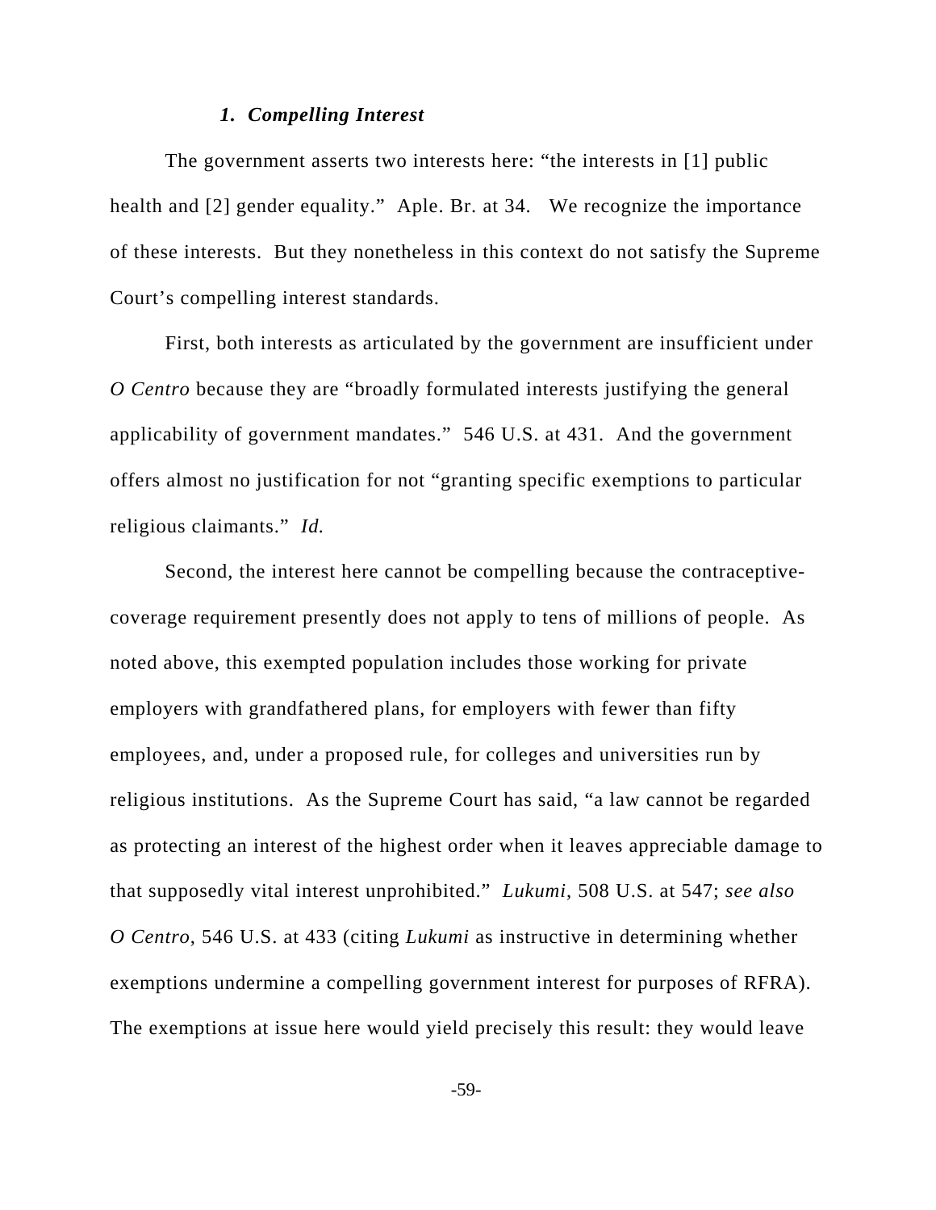### *1. Compelling Interest*

The government asserts two interests here: "the interests in [1] public health and [2] gender equality." Aple. Br. at 34. We recognize the importance of these interests. But they nonetheless in this context do not satisfy the Supreme Court's compelling interest standards.

First, both interests as articulated by the government are insufficient under *O Centro* because they are "broadly formulated interests justifying the general applicability of government mandates." 546 U.S. at 431. And the government offers almost no justification for not "granting specific exemptions to particular religious claimants." *Id.*

Second, the interest here cannot be compelling because the contraceptive-coverage requirement presently does not apply to tens of millions of people. As noted above, this exempted population includes those working for private employers with grandfathered plans, for employers with fewer than fifty employees, and, under a proposed rule, for colleges and universities run by religious institutions. As the Supreme Court has said, "a law cannot be regarded as protecting an interest of the highest order when it leaves appreciable damage to that supposedly vital interest unprohibited." *Lukumi*, 508 U.S. at 547; *see also O Centro*, 546 U.S. at 433 (citing *Lukumi* as instructive in determining whether exemptions undermine a compelling government interest for purposes of RFRA). The exemptions at issue here would yield precisely this result: they would leave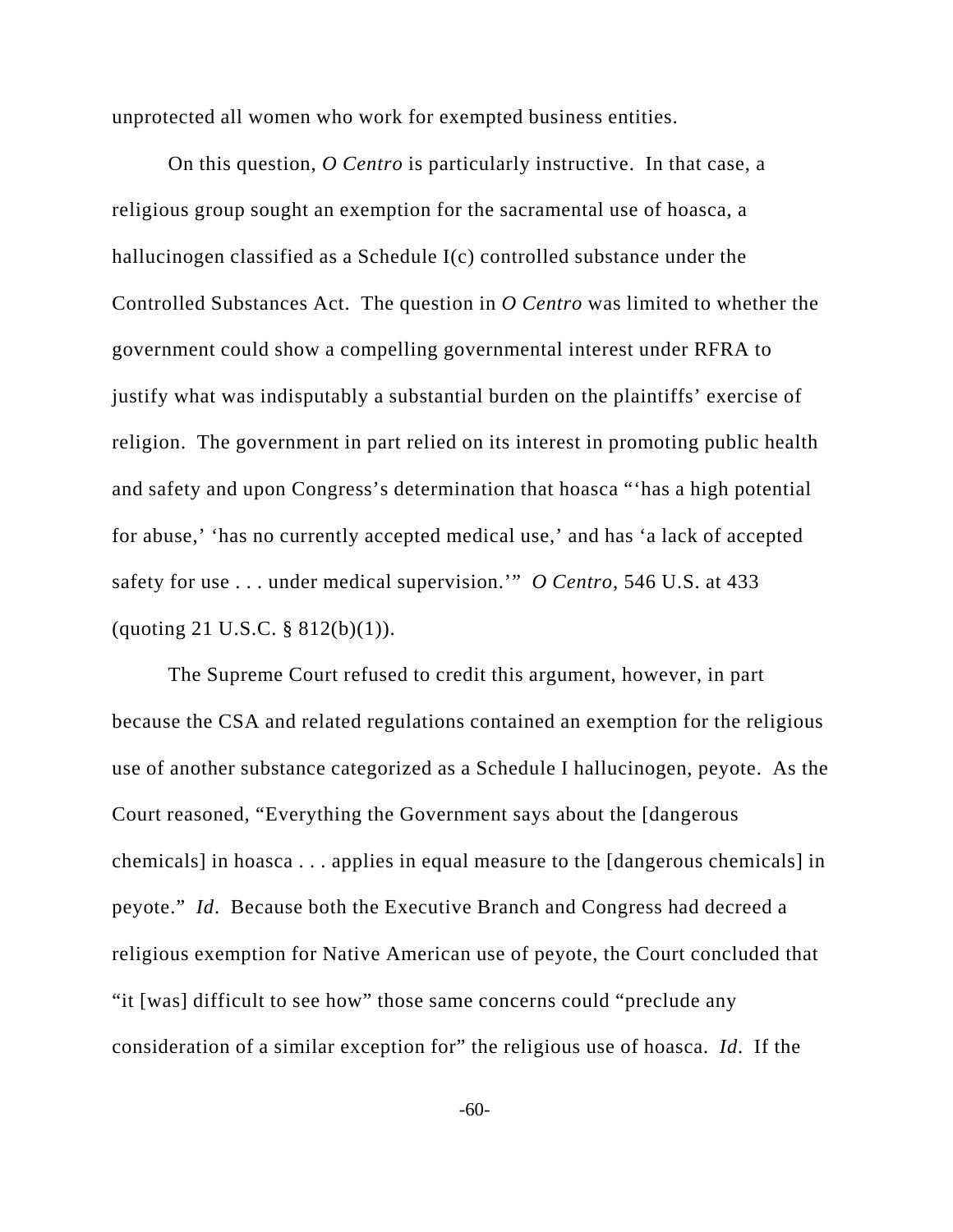unprotected all women who work for exempted business entities.

On this question, *O Centro* is particularly instructive. In that case, a religious group sought an exemption for the sacramental use of hoasca, a hallucinogen classified as a Schedule I(c) controlled substance under the Controlled Substances Act. The question in *O Centro* was limited to whether the government could show a compelling governmental interest under RFRA to justify what was indisputably a substantial burden on the plaintiffs' exercise of religion. The government in part relied on its interest in promoting public health and safety and upon Congress's determination that hoasca "'has a high potential for abuse,' 'has no currently accepted medical use,' and has 'a lack of accepted safety for use . . . under medical supervision.'" *O Centro*, 546 U.S. at 433 (quoting 21 U.S.C. § 812(b)(1)).

The Supreme Court refused to credit this argument, however, in part because the CSA and related regulations contained an exemption for the religious use of another substance categorized as a Schedule I hallucinogen, peyote. As the Court reasoned, "Everything the Government says about the [dangerous chemicals] in hoasca . . . applies in equal measure to the [dangerous chemicals] in peyote." *Id*. Because both the Executive Branch and Congress had decreed a religious exemption for Native American use of peyote, the Court concluded that "it [was] difficult to see how" those same concerns could "preclude any consideration of a similar exception for" the religious use of hoasca. *Id*. If the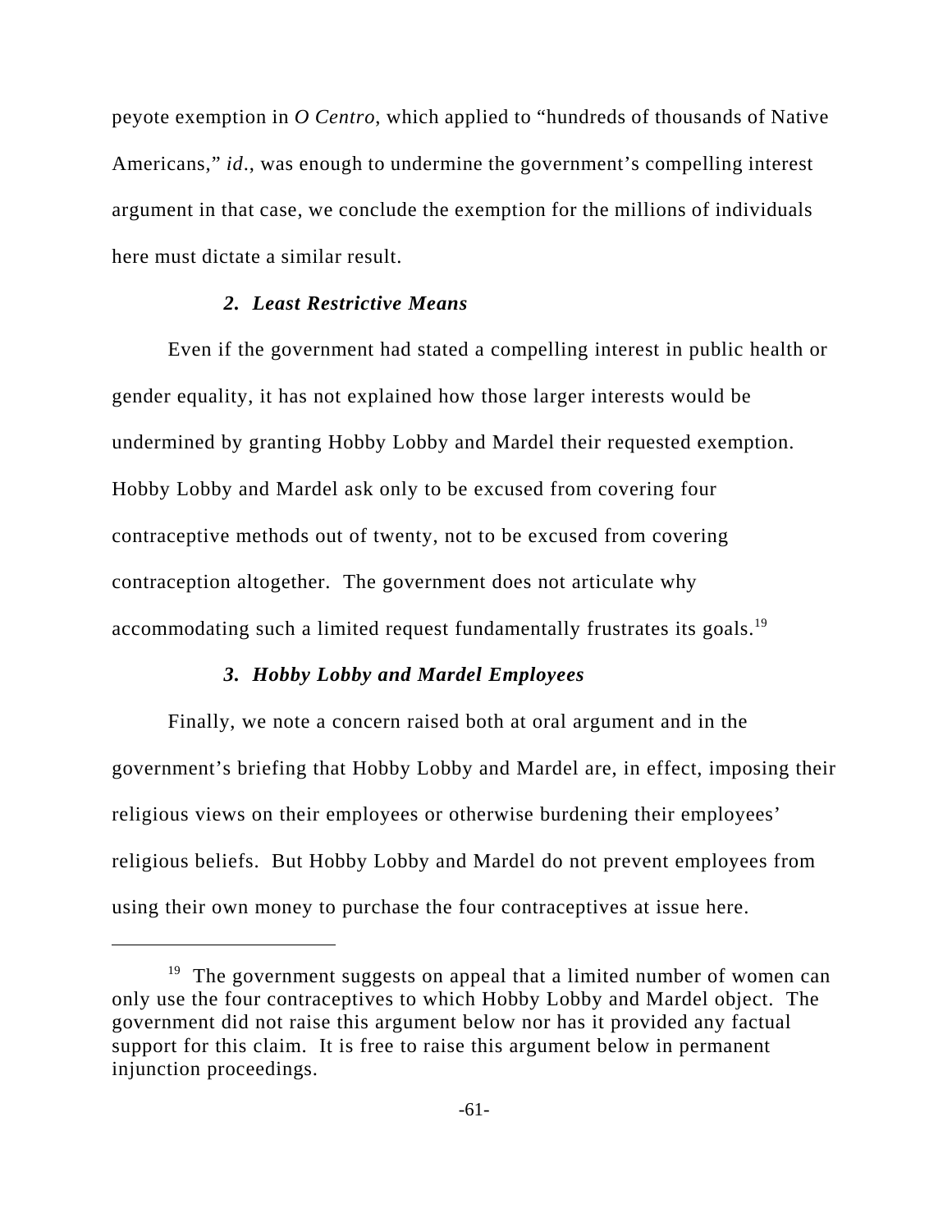peyote exemption in *O Centro*, which applied to "hundreds of thousands of Native Americans," *id.*, was enough to undermine the government's compelling interest argument in that case, we conclude the exemption for the millions of individuals here must dictate a similar result.

### *2. Least Restrictive Means*

Even if the government had stated a compelling interest in public health or gender equality, it has not explained how those larger interests would be undermined by granting Hobby Lobby and Mardel their requested exemption. Hobby Lobby and Mardel ask only to be excused from covering four contraceptive methods out of twenty, not to be excused from covering contraception altogether. The government does not articulate why accommodating such a limited request fundamentally frustrates its goals.[19]

### *3. Hobby Lobby and Mardel Employees*

Finally, we note a concern raised both at oral argument and in the government's briefing that Hobby Lobby and Mardel are, in effect, imposing their religious views on their employees or otherwise burdening their employees' religious beliefs. But Hobby Lobby and Mardel do not prevent employees from using their own money to purchase the four contraceptives at issue here.

---

[19] The government suggests on appeal that a limited number of women can only use the four contraceptives to which Hobby Lobby and Mardel object. The government did not raise this argument below nor has it provided any factual support for this claim. It is free to raise this argument below in permanent injunction proceedings.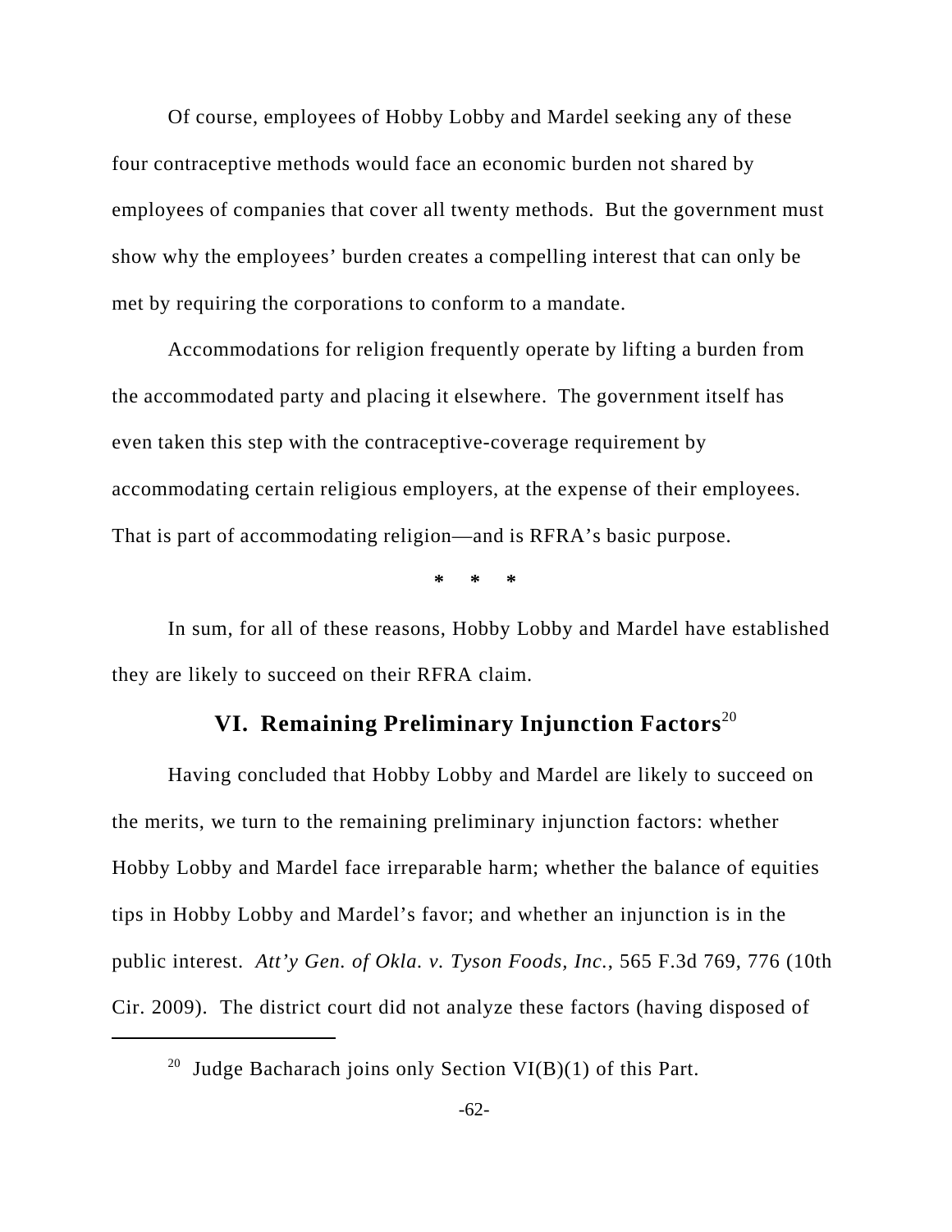Of course, employees of Hobby Lobby and Mardel seeking any of these four contraceptive methods would face an economic burden not shared by employees of companies that cover all twenty methods. But the government must show why the employees' burden creates a compelling interest that can only be met by requiring the corporations to conform to a mandate.

Accommodations for religion frequently operate by lifting a burden from the accommodated party and placing it elsewhere. The government itself has even taken this step with the contraceptive-coverage requirement by accommodating certain religious employers, at the expense of their employees. That is part of accommodating religion—and is RFRA's basic purpose.

\* \* \*

In sum, for all of these reasons, Hobby Lobby and Mardel have established they are likely to succeed on their RFRA claim.

## VI. Remaining Preliminary Injunction Factors[20]

Having concluded that Hobby Lobby and Mardel are likely to succeed on the merits, we turn to the remaining preliminary injunction factors: whether Hobby Lobby and Mardel face irreparable harm; whether the balance of equities tips in Hobby Lobby and Mardel's favor; and whether an injunction is in the public interest. *Att'y Gen. of Okla. v. Tyson Foods, Inc.*, 565 F.3d 769, 776 (10th Cir. 2009). The district court did not analyze these factors (having disposed of

[20] Judge Bacharach joins only Section VI(B)(1) of this Part.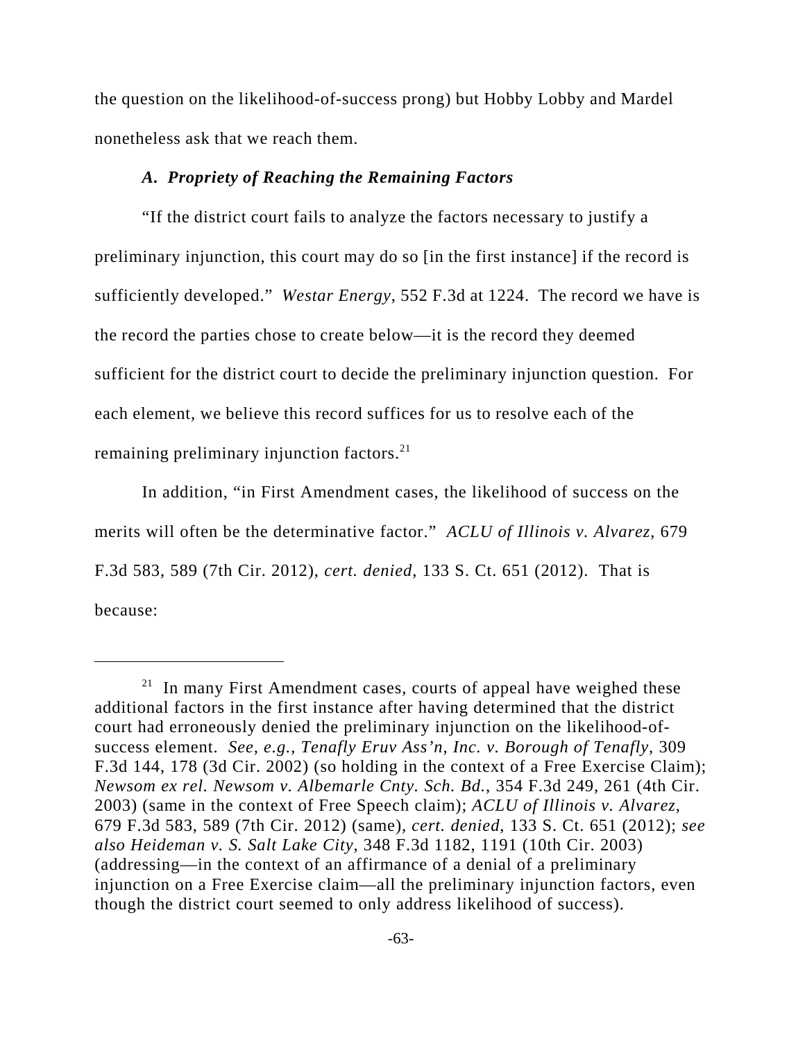the question on the likelihood-of-success prong) but Hobby Lobby and Mardel nonetheless ask that we reach them.

### *A. Propriety of Reaching the Remaining Factors*

"If the district court fails to analyze the factors necessary to justify a preliminary injunction, this court may do so [in the first instance] if the record is sufficiently developed." *Westar Energy*, 552 F.3d at 1224. The record we have is the record the parties chose to create below—it is the record they deemed sufficient for the district court to decide the preliminary injunction question. For each element, we believe this record suffices for us to resolve each of the remaining preliminary injunction factors.[21]

In addition, "in First Amendment cases, the likelihood of success on the merits will often be the determinative factor." *ACLU of Illinois v. Alvarez*, 679 F.3d 583, 589 (7th Cir. 2012), *cert. denied*, 133 S. Ct. 651 (2012). That is because:

---

[21] In many First Amendment cases, courts of appeal have weighed these additional factors in the first instance after having determined that the district court had erroneously denied the preliminary injunction on the likelihood-of-success element. *See, e.g.*, *Tenafly Eruv Ass'n, Inc. v. Borough of Tenafly*, 309 F.3d 144, 178 (3d Cir. 2002) (so holding in the context of a Free Exercise Claim); *Newsom ex rel. Newsom v. Albemarle Cnty. Sch. Bd.*, 354 F.3d 249, 261 (4th Cir. 2003) (same in the context of Free Speech claim); *ACLU of Illinois v. Alvarez*, 679 F.3d 583, 589 (7th Cir. 2012) (same), *cert. denied*, 133 S. Ct. 651 (2012); *see also Heideman v. S. Salt Lake City*, 348 F.3d 1182, 1191 (10th Cir. 2003) (addressing—in the context of an affirmance of a denial of a preliminary injunction on a Free Exercise claim—all the preliminary injunction factors, even though the district court seemed to only address likelihood of success).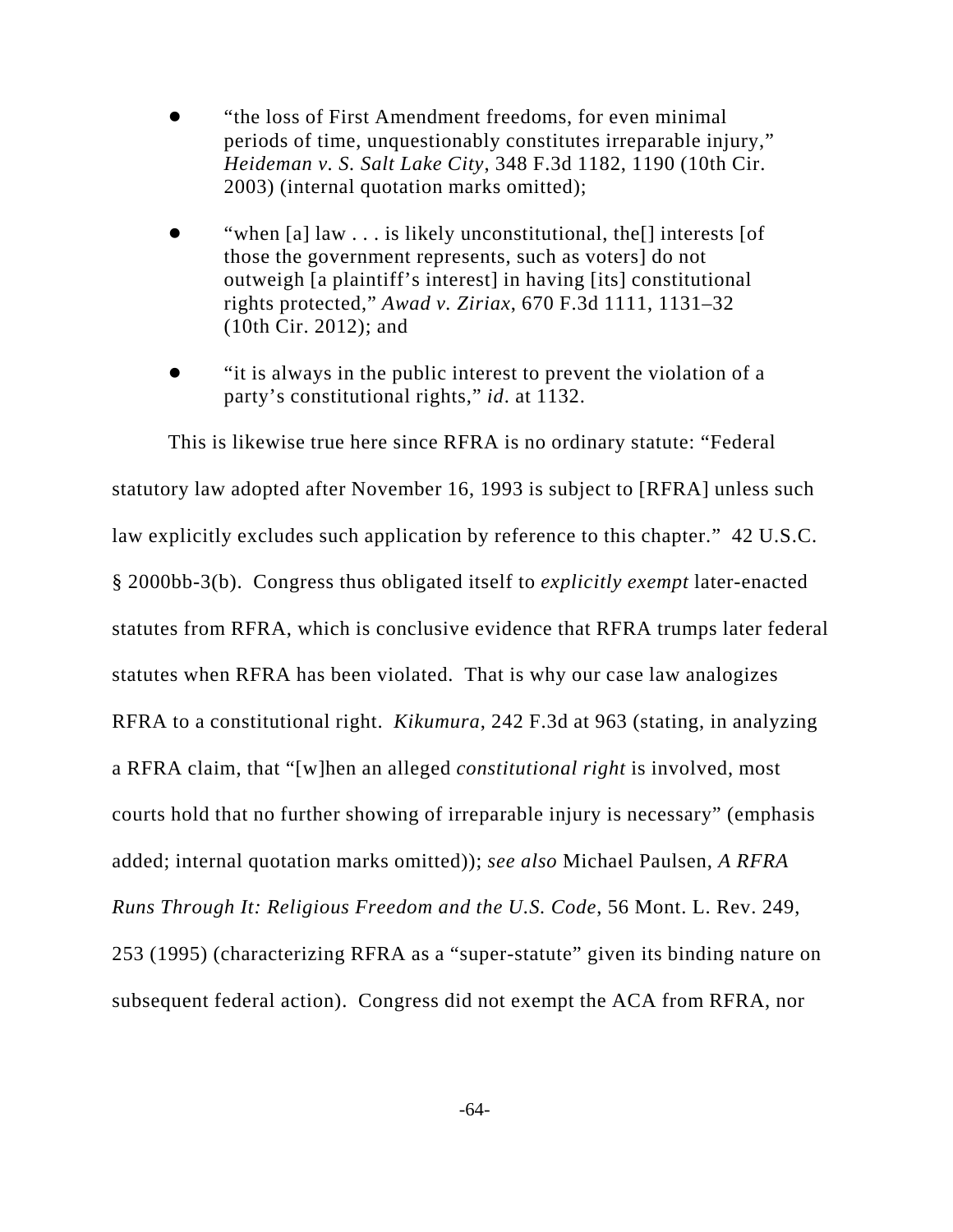- "the loss of First Amendment freedoms, for even minimal periods of time, unquestionably constitutes irreparable injury," *Heideman v. S. Salt Lake City*, 348 F.3d 1182, 1190 (10th Cir. 2003) (internal quotation marks omitted);

- "when [a] law . . . is likely unconstitutional, the[] interests [of those the government represents, such as voters] do not outweigh [a plaintiff's interest] in having [its] constitutional rights protected," *Awad v. Ziriax*, 670 F.3d 1111, 1131–32 (10th Cir. 2012); and

- "it is always in the public interest to prevent the violation of a party's constitutional rights," *id*. at 1132.

This is likewise true here since RFRA is no ordinary statute: "Federal statutory law adopted after November 16, 1993 is subject to [RFRA] unless such law explicitly excludes such application by reference to this chapter." 42 U.S.C. § 2000bb-3(b). Congress thus obligated itself to *explicitly exempt* later-enacted statutes from RFRA, which is conclusive evidence that RFRA trumps later federal statutes when RFRA has been violated. That is why our case law analogizes RFRA to a constitutional right. *Kikumura*, 242 F.3d at 963 (stating, in analyzing a RFRA claim, that "[w]hen an alleged *constitutional right* is involved, most courts hold that no further showing of irreparable injury is necessary" (emphasis added; internal quotation marks omitted)); *see also* Michael Paulsen, *A RFRA Runs Through It: Religious Freedom and the U.S. Code*, 56 Mont. L. Rev. 249, 253 (1995) (characterizing RFRA as a "super-statute" given its binding nature on subsequent federal action). Congress did not exempt the ACA from RFRA, nor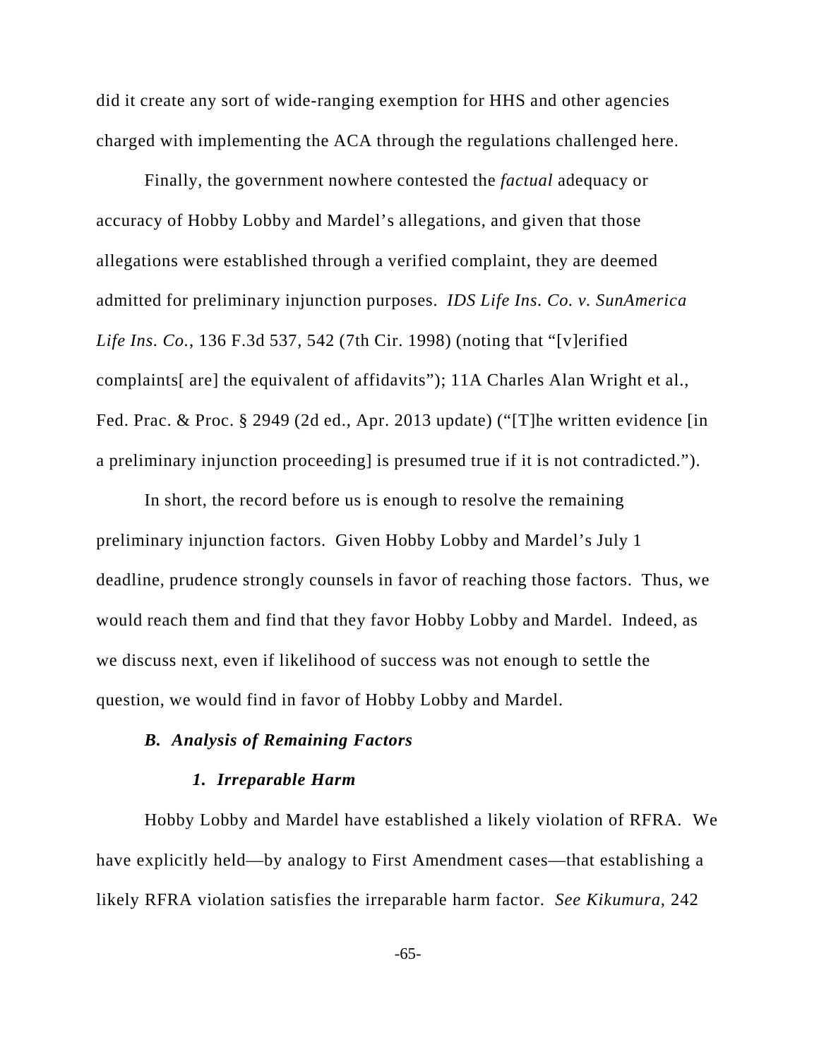did it create any sort of wide-ranging exemption for HHS and other agencies charged with implementing the ACA through the regulations challenged here.

Finally, the government nowhere contested the *factual* adequacy or accuracy of Hobby Lobby and Mardel's allegations, and given that those allegations were established through a verified complaint, they are deemed admitted for preliminary injunction purposes. *IDS Life Ins. Co. v. SunAmerica Life Ins. Co.*, 136 F.3d 537, 542 (7th Cir. 1998) (noting that "[v]erified complaints[ are] the equivalent of affidavits"); 11A Charles Alan Wright et al., Fed. Prac. & Proc. § 2949 (2d ed., Apr. 2013 update) ("[T]he written evidence [in a preliminary injunction proceeding] is presumed true if it is not contradicted.").

In short, the record before us is enough to resolve the remaining preliminary injunction factors. Given Hobby Lobby and Mardel's July 1 deadline, prudence strongly counsels in favor of reaching those factors. Thus, we would reach them and find that they favor Hobby Lobby and Mardel. Indeed, as we discuss next, even if likelihood of success was not enough to settle the question, we would find in favor of Hobby Lobby and Mardel.

### *B. Analysis of Remaining Factors*

#### *1. Irreparable Harm*

Hobby Lobby and Mardel have established a likely violation of RFRA. We have explicitly held—by analogy to First Amendment cases—that establishing a likely RFRA violation satisfies the irreparable harm factor. *See Kikumura*, 242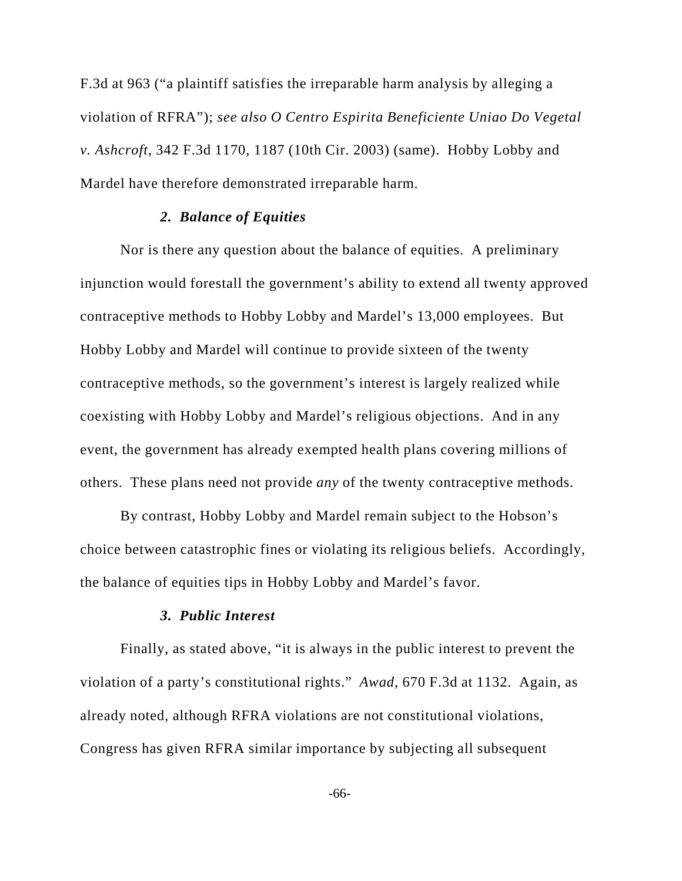F.3d at 963 ("a plaintiff satisfies the irreparable harm analysis by alleging a violation of RFRA"); *see also O Centro Espirita Beneficiente Uniao Do Vegetal v. Ashcroft*, 342 F.3d 1170, 1187 (10th Cir. 2003) (same). Hobby Lobby and Mardel have therefore demonstrated irreparable harm.

### *2. Balance of Equities*

Nor is there any question about the balance of equities. A preliminary injunction would forestall the government's ability to extend all twenty approved contraceptive methods to Hobby Lobby and Mardel's 13,000 employees. But Hobby Lobby and Mardel will continue to provide sixteen of the twenty contraceptive methods, so the government's interest is largely realized while coexisting with Hobby Lobby and Mardel's religious objections. And in any event, the government has already exempted health plans covering millions of others. These plans need not provide *any* of the twenty contraceptive methods.

By contrast, Hobby Lobby and Mardel remain subject to the Hobson's choice between catastrophic fines or violating its religious beliefs. Accordingly, the balance of equities tips in Hobby Lobby and Mardel's favor.

### *3. Public Interest*

Finally, as stated above, "it is always in the public interest to prevent the violation of a party's constitutional rights." *Awad*, 670 F.3d at 1132. Again, as already noted, although RFRA violations are not constitutional violations, Congress has given RFRA similar importance by subjecting all subsequent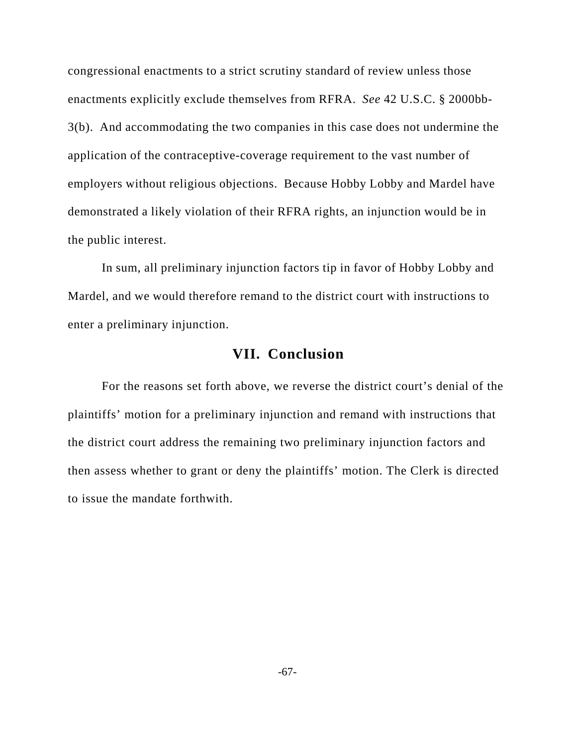congressional enactments to a strict scrutiny standard of review unless those enactments explicitly exclude themselves from RFRA. *See* 42 U.S.C. § 2000bb-3(b). And accommodating the two companies in this case does not undermine the application of the contraceptive-coverage requirement to the vast number of employers without religious objections. Because Hobby Lobby and Mardel have demonstrated a likely violation of their RFRA rights, an injunction would be in the public interest.

In sum, all preliminary injunction factors tip in favor of Hobby Lobby and Mardel, and we would therefore remand to the district court with instructions to enter a preliminary injunction.

## VII. Conclusion

For the reasons set forth above, we reverse the district court's denial of the plaintiffs' motion for a preliminary injunction and remand with instructions that the district court address the remaining two preliminary injunction factors and then assess whether to grant or deny the plaintiffs' motion. The Clerk is directed to issue the mandate forthwith.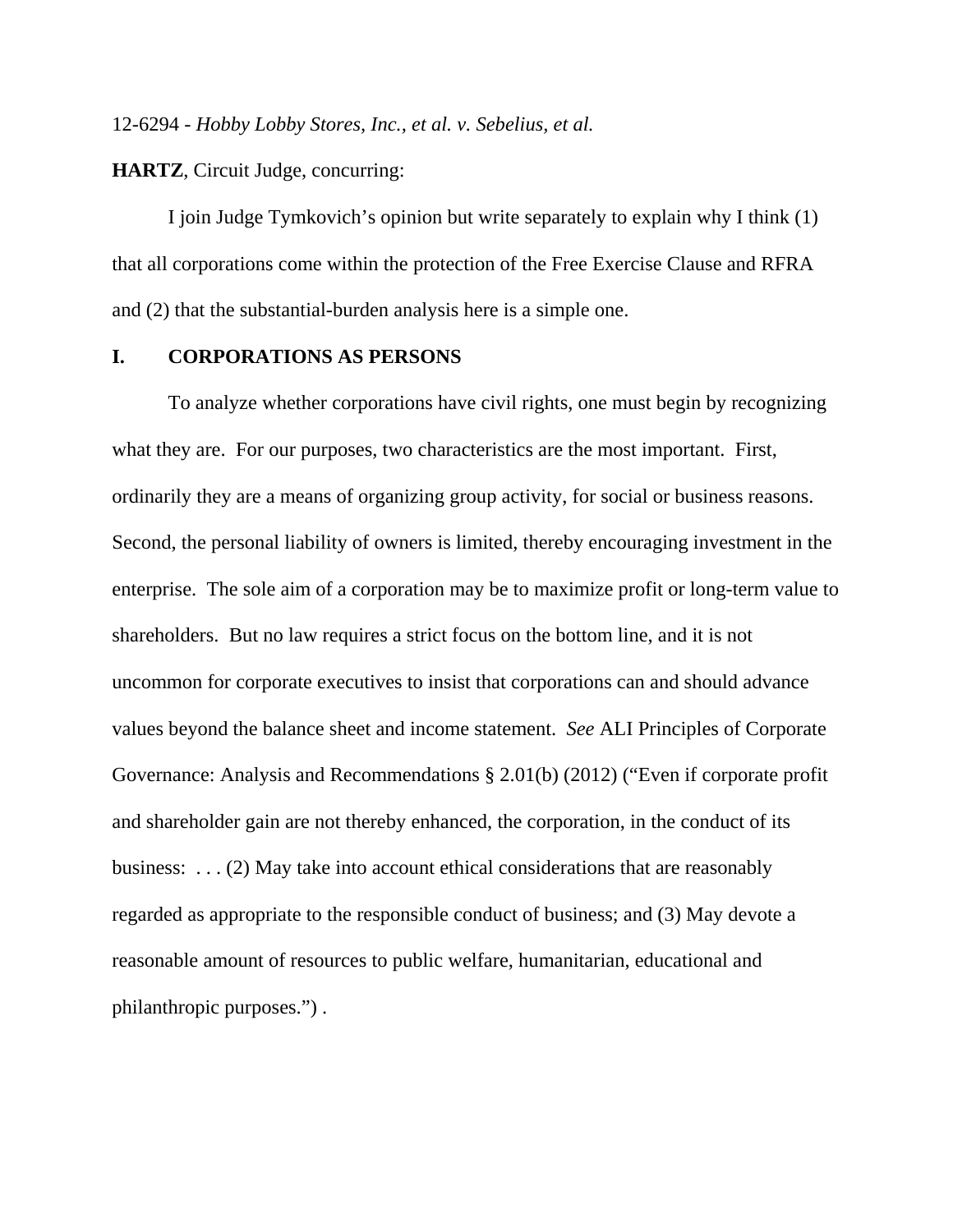12-6294 - *Hobby Lobby Stores, Inc., et al. v. Sebelius, et al.*

**HARTZ**, Circuit Judge, concurring:

I join Judge Tymkovich's opinion but write separately to explain why I think (1) that all corporations come within the protection of the Free Exercise Clause and RFRA and (2) that the substantial-burden analysis here is a simple one.

## I. CORPORATIONS AS PERSONS

To analyze whether corporations have civil rights, one must begin by recognizing what they are. For our purposes, two characteristics are the most important. First, ordinarily they are a means of organizing group activity, for social or business reasons. Second, the personal liability of owners is limited, thereby encouraging investment in the enterprise. The sole aim of a corporation may be to maximize profit or long-term value to shareholders. But no law requires a strict focus on the bottom line, and it is not uncommon for corporate executives to insist that corporations can and should advance values beyond the balance sheet and income statement. *See* ALI Principles of Corporate Governance: Analysis and Recommendations § 2.01(b) (2012) ("Even if corporate profit and shareholder gain are not thereby enhanced, the corporation, in the conduct of its business: . . . (2) May take into account ethical considerations that are reasonably regarded as appropriate to the responsible conduct of business; and (3) May devote a reasonable amount of resources to public welfare, humanitarian, educational and philanthropic purposes.") .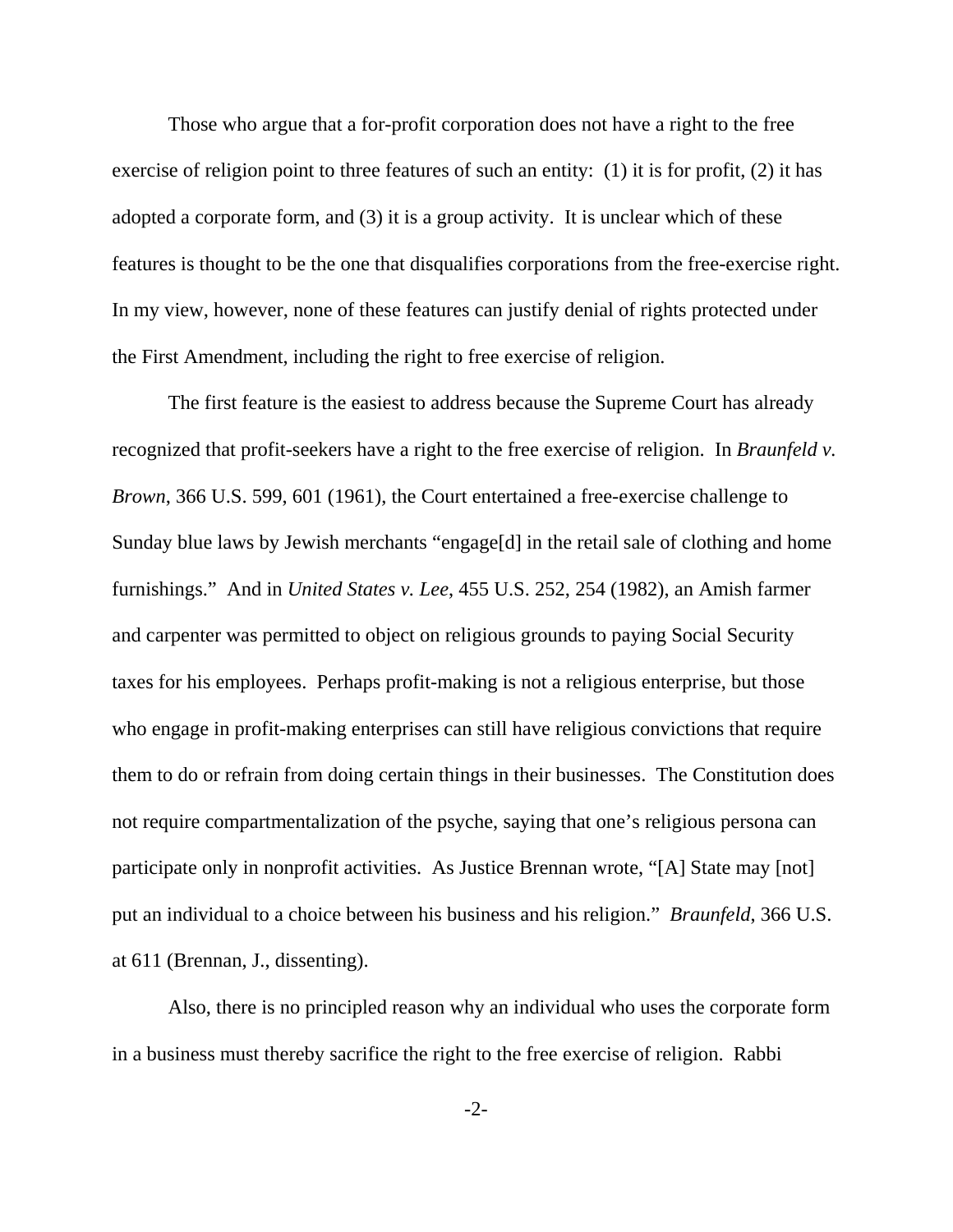Those who argue that a for-profit corporation does not have a right to the free exercise of religion point to three features of such an entity: (1) it is for profit, (2) it has adopted a corporate form, and (3) it is a group activity. It is unclear which of these features is thought to be the one that disqualifies corporations from the free-exercise right. In my view, however, none of these features can justify denial of rights protected under the First Amendment, including the right to free exercise of religion.

The first feature is the easiest to address because the Supreme Court has already recognized that profit-seekers have a right to the free exercise of religion. In *Braunfeld v. Brown*, 366 U.S. 599, 601 (1961), the Court entertained a free-exercise challenge to Sunday blue laws by Jewish merchants "engage[d] in the retail sale of clothing and home furnishings." And in *United States v. Lee*, 455 U.S. 252, 254 (1982), an Amish farmer and carpenter was permitted to object on religious grounds to paying Social Security taxes for his employees. Perhaps profit-making is not a religious enterprise, but those who engage in profit-making enterprises can still have religious convictions that require them to do or refrain from doing certain things in their businesses. The Constitution does not require compartmentalization of the psyche, saying that one's religious persona can participate only in nonprofit activities. As Justice Brennan wrote, "[A] State may [not] put an individual to a choice between his business and his religion." *Braunfeld*, 366 U.S. at 611 (Brennan, J., dissenting).

Also, there is no principled reason why an individual who uses the corporate form in a business must thereby sacrifice the right to the free exercise of religion. Rabbi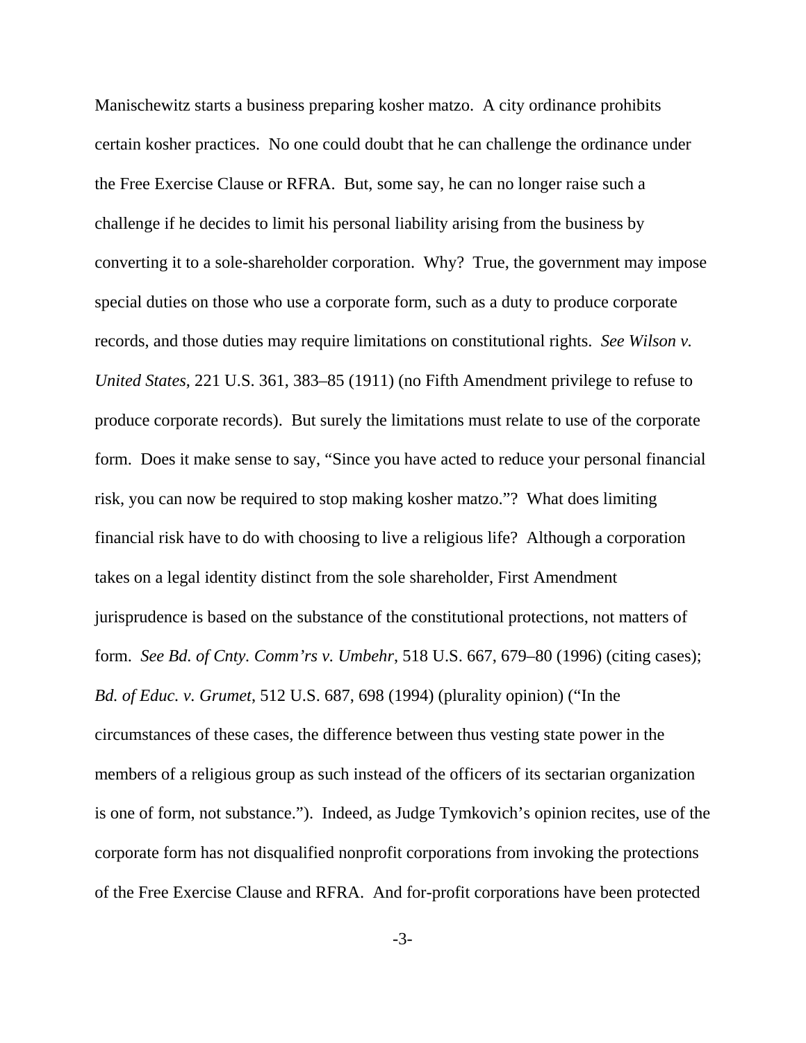Manischewitz starts a business preparing kosher matzo. A city ordinance prohibits certain kosher practices. No one could doubt that he can challenge the ordinance under the Free Exercise Clause or RFRA. But, some say, he can no longer raise such a challenge if he decides to limit his personal liability arising from the business by converting it to a sole-shareholder corporation. Why? True, the government may impose special duties on those who use a corporate form, such as a duty to produce corporate records, and those duties may require limitations on constitutional rights. *See Wilson v. United States*, 221 U.S. 361, 383–85 (1911) (no Fifth Amendment privilege to refuse to produce corporate records). But surely the limitations must relate to use of the corporate form. Does it make sense to say, "Since you have acted to reduce your personal financial risk, you can now be required to stop making kosher matzo."? What does limiting financial risk have to do with choosing to live a religious life? Although a corporation takes on a legal identity distinct from the sole shareholder, First Amendment jurisprudence is based on the substance of the constitutional protections, not matters of form. *See Bd. of Cnty. Comm'rs v. Umbehr*, 518 U.S. 667, 679–80 (1996) (citing cases); *Bd. of Educ. v. Grumet*, 512 U.S. 687, 698 (1994) (plurality opinion) ("In the circumstances of these cases, the difference between thus vesting state power in the members of a religious group as such instead of the officers of its sectarian organization is one of form, not substance."). Indeed, as Judge Tymkovich's opinion recites, use of the corporate form has not disqualified nonprofit corporations from invoking the protections of the Free Exercise Clause and RFRA. And for-profit corporations have been protected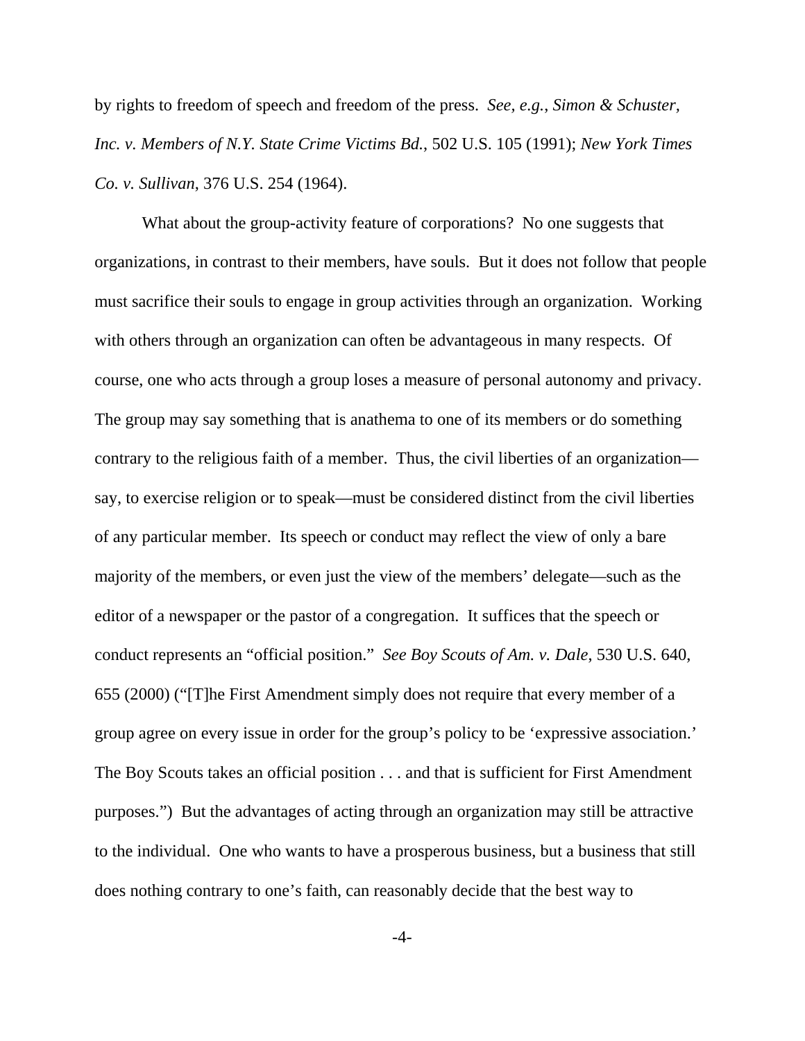by rights to freedom of speech and freedom of the press. *See, e.g.*, *Simon & Schuster, Inc. v. Members of N.Y. State Crime Victims Bd.*, 502 U.S. 105 (1991); *New York Times Co. v. Sullivan*, 376 U.S. 254 (1964).

What about the group-activity feature of corporations? No one suggests that organizations, in contrast to their members, have souls. But it does not follow that people must sacrifice their souls to engage in group activities through an organization. Working with others through an organization can often be advantageous in many respects. Of course, one who acts through a group loses a measure of personal autonomy and privacy. The group may say something that is anathema to one of its members or do something contrary to the religious faith of a member. Thus, the civil liberties of an organization—say, to exercise religion or to speak—must be considered distinct from the civil liberties of any particular member. Its speech or conduct may reflect the view of only a bare majority of the members, or even just the view of the members' delegate—such as the editor of a newspaper or the pastor of a congregation. It suffices that the speech or conduct represents an "official position." *See Boy Scouts of Am. v. Dale*, 530 U.S. 640, 655 (2000) ("[T]he First Amendment simply does not require that every member of a group agree on every issue in order for the group's policy to be 'expressive association.' The Boy Scouts takes an official position . . . and that is sufficient for First Amendment purposes.") But the advantages of acting through an organization may still be attractive to the individual. One who wants to have a prosperous business, but a business that still does nothing contrary to one's faith, can reasonably decide that the best way to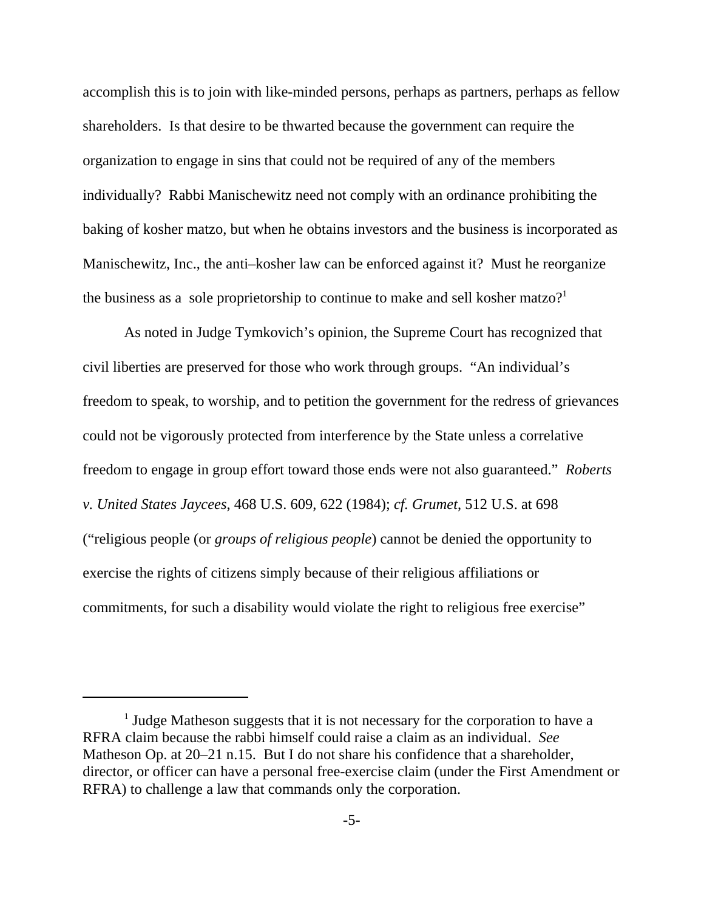accomplish this is to join with like-minded persons, perhaps as partners, perhaps as fellow shareholders. Is that desire to be thwarted because the government can require the organization to engage in sins that could not be required of any of the members individually? Rabbi Manischewitz need not comply with an ordinance prohibiting the baking of kosher matzo, but when he obtains investors and the business is incorporated as Manischewitz, Inc., the anti–kosher law can be enforced against it? Must he reorganize the business as a sole proprietorship to continue to make and sell kosher matzo?[1]

As noted in Judge Tymkovich's opinion, the Supreme Court has recognized that civil liberties are preserved for those who work through groups. "An individual's freedom to speak, to worship, and to petition the government for the redress of grievances could not be vigorously protected from interference by the State unless a correlative freedom to engage in group effort toward those ends were not also guaranteed." *Roberts v. United States Jaycees*, 468 U.S. 609, 622 (1984); *cf. Grumet*, 512 U.S. at 698 ("religious people (or *groups of religious people*) cannot be denied the opportunity to exercise the rights of citizens simply because of their religious affiliations or commitments, for such a disability would violate the right to religious free exercise"

---

[1] Judge Matheson suggests that it is not necessary for the corporation to have a RFRA claim because the rabbi himself could raise a claim as an individual. *See* Matheson Op. at 20–21 n.15. But I do not share his confidence that a shareholder, director, or officer can have a personal free-exercise claim (under the First Amendment or RFRA) to challenge a law that commands only the corporation.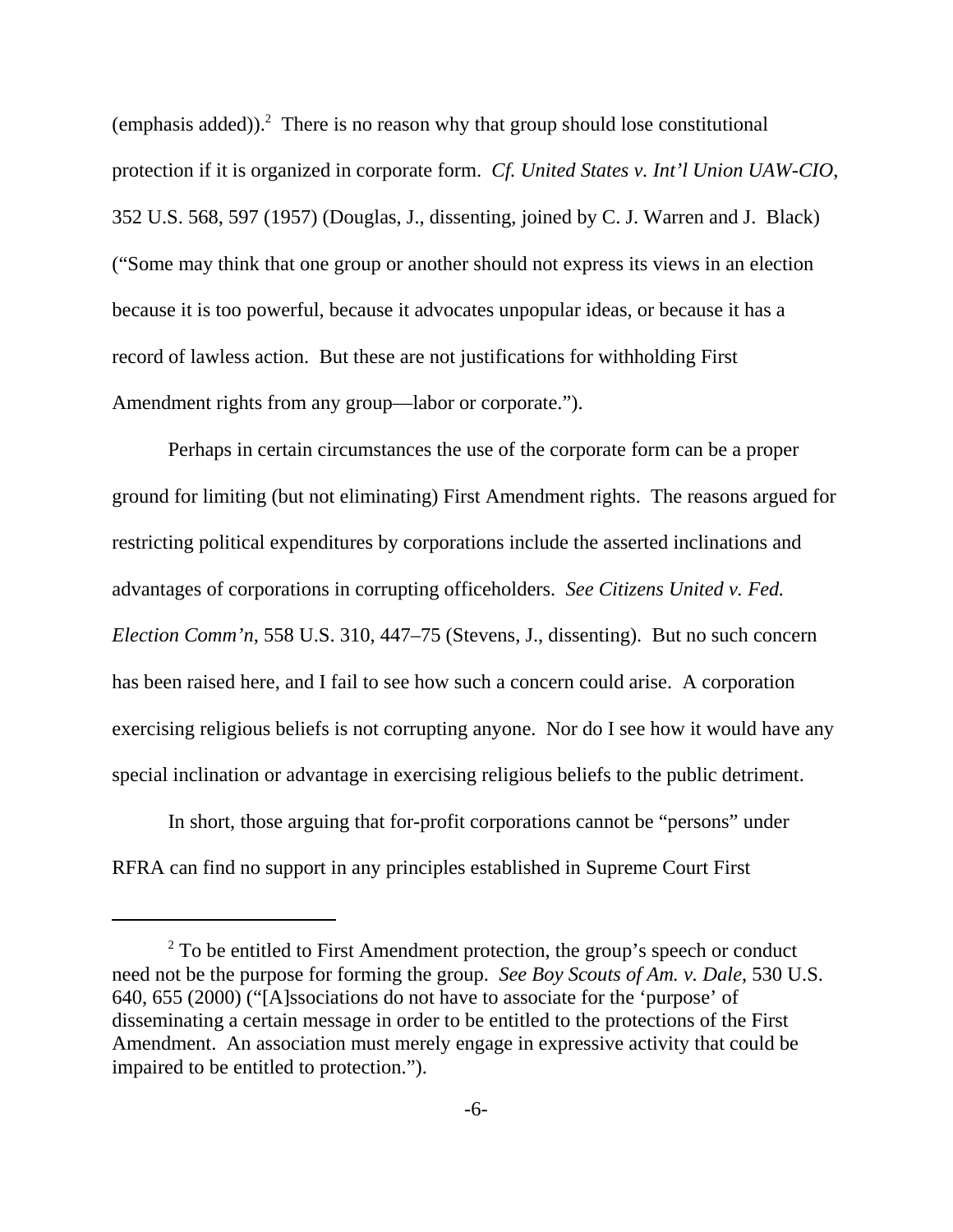(emphasis added)).[2] There is no reason why that group should lose constitutional protection if it is organized in corporate form. *Cf. United States v. Int'l Union UAW-CIO*, 352 U.S. 568, 597 (1957) (Douglas, J., dissenting, joined by C. J. Warren and J. Black) ("Some may think that one group or another should not express its views in an election because it is too powerful, because it advocates unpopular ideas, or because it has a record of lawless action. But these are not justifications for withholding First Amendment rights from any group—labor or corporate.").

Perhaps in certain circumstances the use of the corporate form can be a proper ground for limiting (but not eliminating) First Amendment rights. The reasons argued for restricting political expenditures by corporations include the asserted inclinations and advantages of corporations in corrupting officeholders. *See Citizens United v. Fed. Election Comm'n*, 558 U.S. 310, 447–75 (Stevens, J., dissenting). But no such concern has been raised here, and I fail to see how such a concern could arise. A corporation exercising religious beliefs is not corrupting anyone. Nor do I see how it would have any special inclination or advantage in exercising religious beliefs to the public detriment.

In short, those arguing that for-profit corporations cannot be "persons" under RFRA can find no support in any principles established in Supreme Court First

---

[2] To be entitled to First Amendment protection, the group's speech or conduct need not be the purpose for forming the group. *See Boy Scouts of Am. v. Dale*, 530 U.S. 640, 655 (2000) ("[A]ssociations do not have to associate for the 'purpose' of disseminating a certain message in order to be entitled to the protections of the First Amendment. An association must merely engage in expressive activity that could be impaired to be entitled to protection.").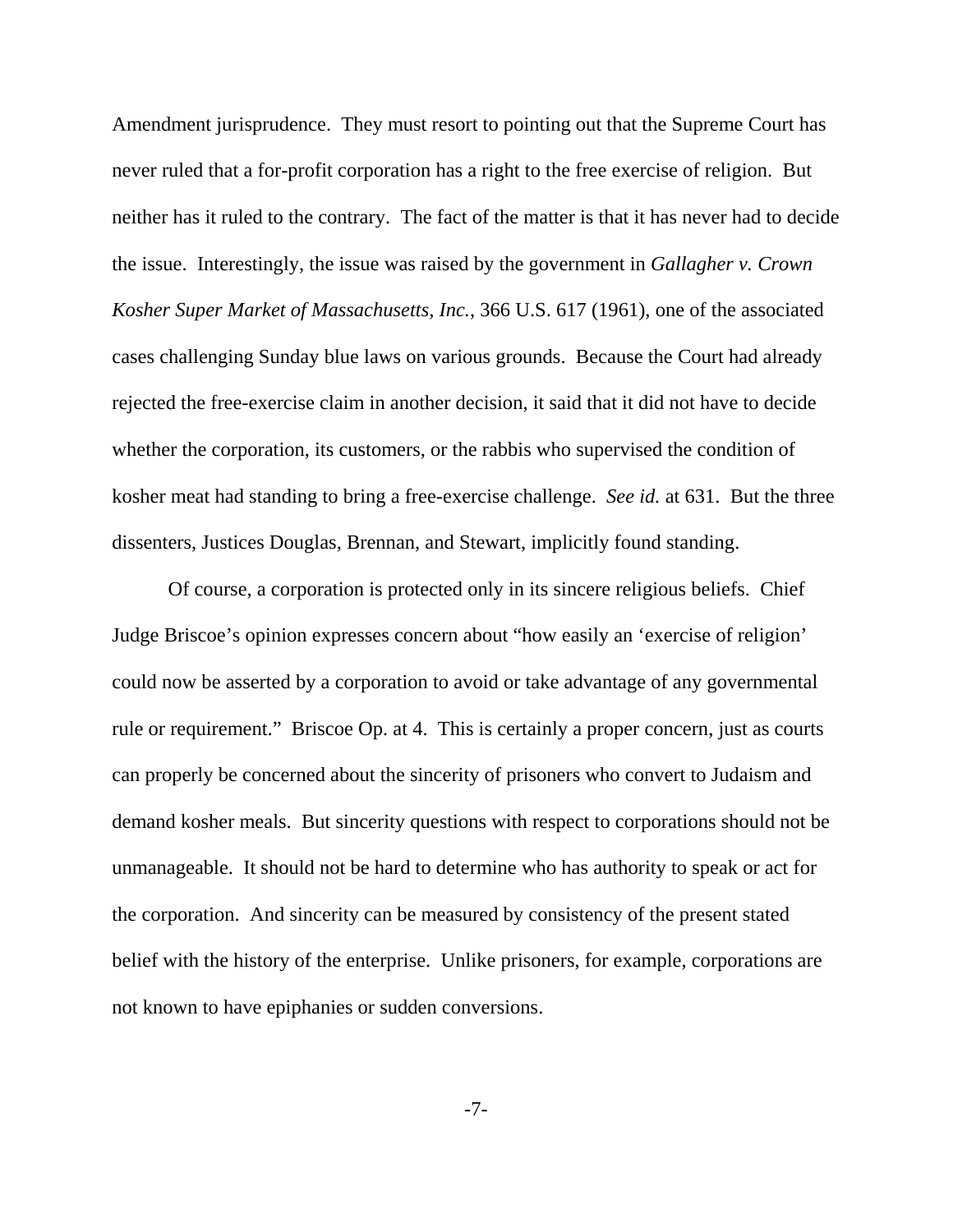Amendment jurisprudence. They must resort to pointing out that the Supreme Court has never ruled that a for-profit corporation has a right to the free exercise of religion. But neither has it ruled to the contrary. The fact of the matter is that it has never had to decide the issue. Interestingly, the issue was raised by the government in *Gallagher v. Crown Kosher Super Market of Massachusetts, Inc.*, 366 U.S. 617 (1961), one of the associated cases challenging Sunday blue laws on various grounds. Because the Court had already rejected the free-exercise claim in another decision, it said that it did not have to decide whether the corporation, its customers, or the rabbis who supervised the condition of kosher meat had standing to bring a free-exercise challenge. *See id.* at 631. But the three dissenters, Justices Douglas, Brennan, and Stewart, implicitly found standing.

Of course, a corporation is protected only in its sincere religious beliefs. Chief Judge Briscoe's opinion expresses concern about "how easily an 'exercise of religion' could now be asserted by a corporation to avoid or take advantage of any governmental rule or requirement." Briscoe Op. at 4. This is certainly a proper concern, just as courts can properly be concerned about the sincerity of prisoners who convert to Judaism and demand kosher meals. But sincerity questions with respect to corporations should not be unmanageable. It should not be hard to determine who has authority to speak or act for the corporation. And sincerity can be measured by consistency of the present stated belief with the history of the enterprise. Unlike prisoners, for example, corporations are not known to have epiphanies or sudden conversions.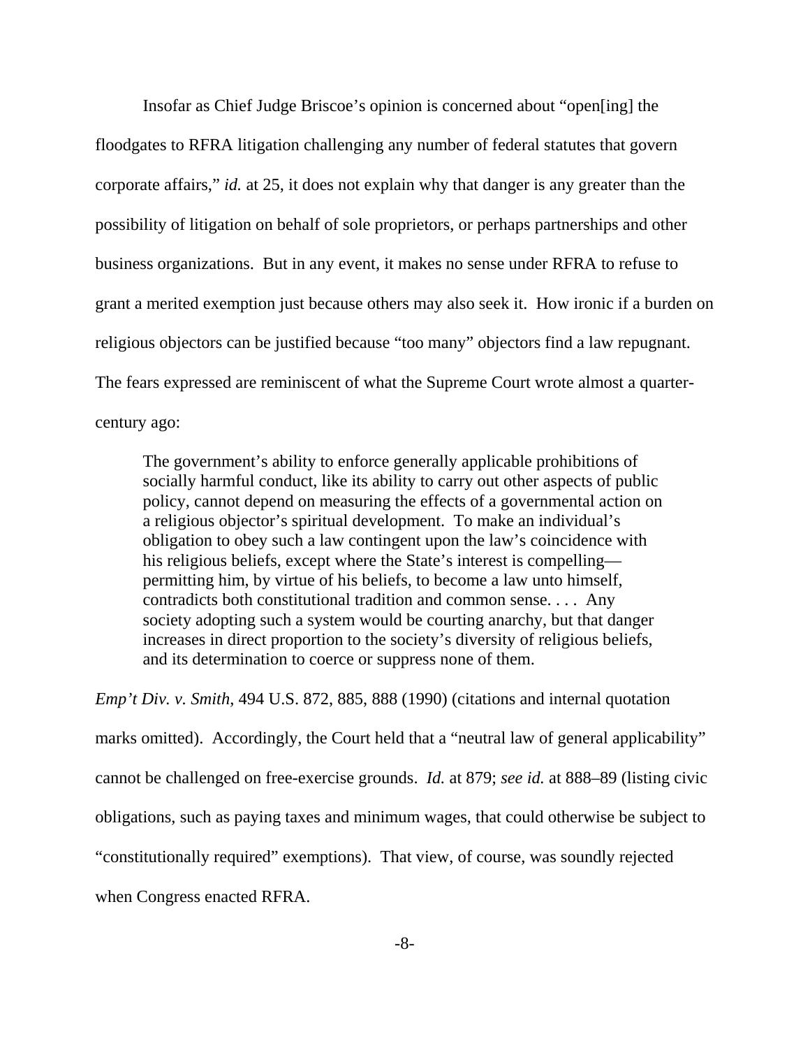Insofar as Chief Judge Briscoe's opinion is concerned about "open[ing] the floodgates to RFRA litigation challenging any number of federal statutes that govern corporate affairs," *id.* at 25, it does not explain why that danger is any greater than the possibility of litigation on behalf of sole proprietors, or perhaps partnerships and other business organizations. But in any event, it makes no sense under RFRA to refuse to grant a merited exemption just because others may also seek it. How ironic if a burden on religious objectors can be justified because "too many" objectors find a law repugnant. The fears expressed are reminiscent of what the Supreme Court wrote almost a quarter-century ago:

> The government's ability to enforce generally applicable prohibitions of socially harmful conduct, like its ability to carry out other aspects of public policy, cannot depend on measuring the effects of a governmental action on a religious objector's spiritual development. To make an individual's obligation to obey such a law contingent upon the law's coincidence with his religious beliefs, except where the State's interest is compelling—permitting him, by virtue of his beliefs, to become a law unto himself, contradicts both constitutional tradition and common sense. . . . Any society adopting such a system would be courting anarchy, but that danger increases in direct proportion to the society's diversity of religious beliefs, and its determination to coerce or suppress none of them.

*Emp't Div. v. Smith*, 494 U.S. 872, 885, 888 (1990) (citations and internal quotation marks omitted). Accordingly, the Court held that a "neutral law of general applicability" cannot be challenged on free-exercise grounds. *Id.* at 879; *see id.* at 888–89 (listing civic obligations, such as paying taxes and minimum wages, that could otherwise be subject to "constitutionally required" exemptions). That view, of course, was soundly rejected when Congress enacted RFRA.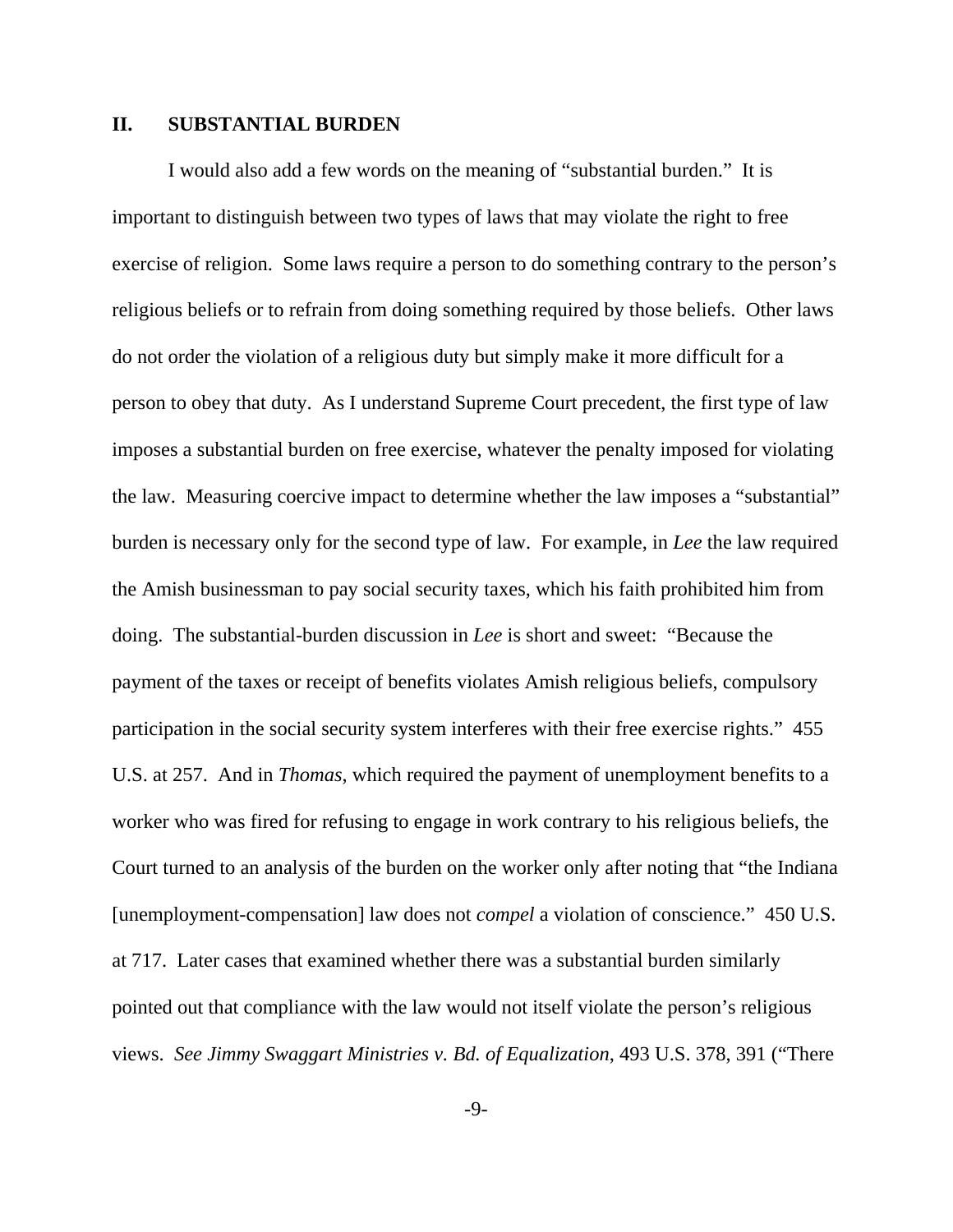## II. SUBSTANTIAL BURDEN

I would also add a few words on the meaning of "substantial burden." It is important to distinguish between two types of laws that may violate the right to free exercise of religion. Some laws require a person to do something contrary to the person's religious beliefs or to refrain from doing something required by those beliefs. Other laws do not order the violation of a religious duty but simply make it more difficult for a person to obey that duty. As I understand Supreme Court precedent, the first type of law imposes a substantial burden on free exercise, whatever the penalty imposed for violating the law. Measuring coercive impact to determine whether the law imposes a "substantial" burden is necessary only for the second type of law. For example, in *Lee* the law required the Amish businessman to pay social security taxes, which his faith prohibited him from doing. The substantial-burden discussion in *Lee* is short and sweet: "Because the payment of the taxes or receipt of benefits violates Amish religious beliefs, compulsory participation in the social security system interferes with their free exercise rights." 455 U.S. at 257. And in *Thomas*, which required the payment of unemployment benefits to a worker who was fired for refusing to engage in work contrary to his religious beliefs, the Court turned to an analysis of the burden on the worker only after noting that "the Indiana [unemployment-compensation] law does not *compel* a violation of conscience." 450 U.S. at 717. Later cases that examined whether there was a substantial burden similarly pointed out that compliance with the law would not itself violate the person's religious views. *See Jimmy Swaggart Ministries v. Bd. of Equalization*, 493 U.S. 378, 391 ("There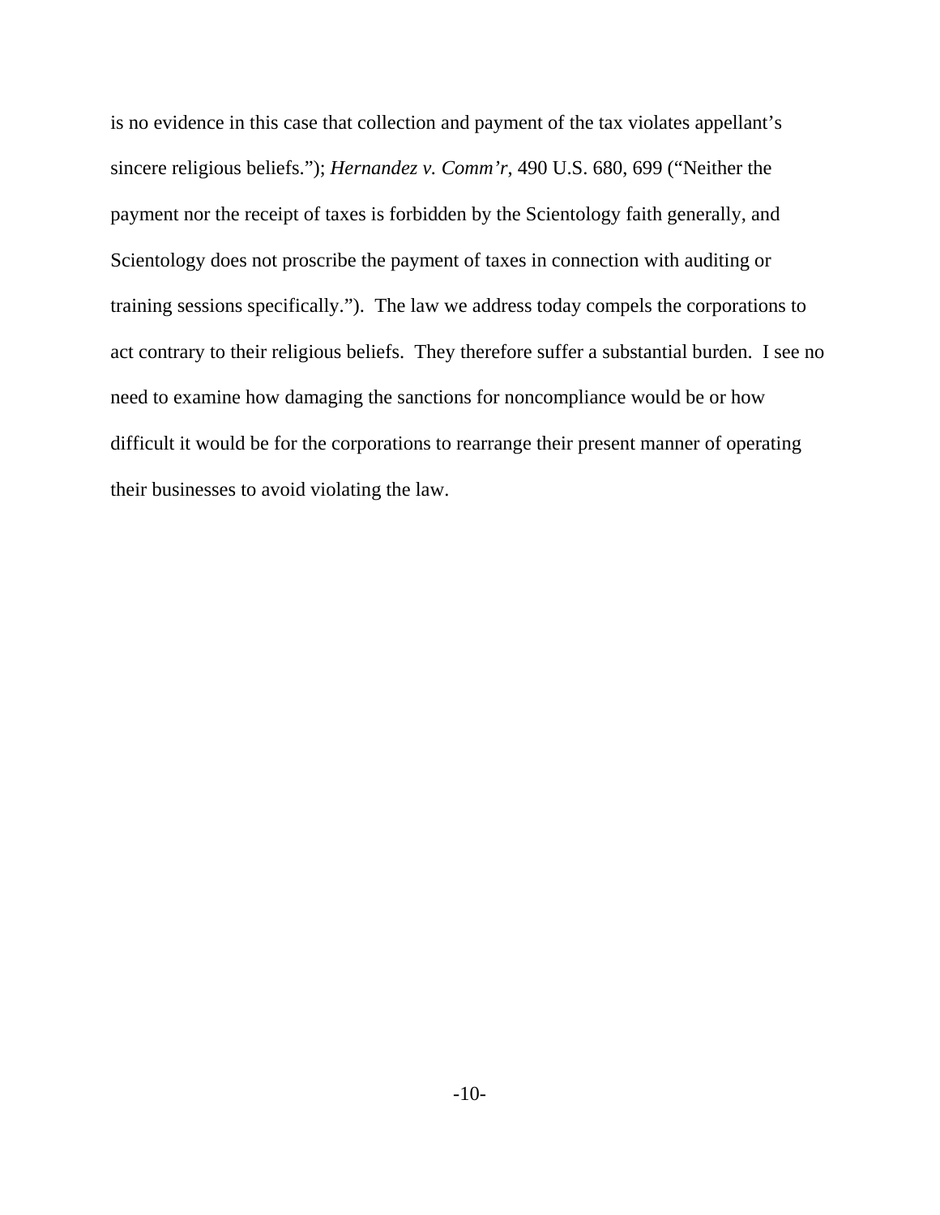is no evidence in this case that collection and payment of the tax violates appellant's sincere religious beliefs."); *Hernandez v. Comm'r*, 490 U.S. 680, 699 ("Neither the payment nor the receipt of taxes is forbidden by the Scientology faith generally, and Scientology does not proscribe the payment of taxes in connection with auditing or training sessions specifically."). The law we address today compels the corporations to act contrary to their religious beliefs. They therefore suffer a substantial burden. I see no need to examine how damaging the sanctions for noncompliance would be or how difficult it would be for the corporations to rearrange their present manner of operating their businesses to avoid violating the law.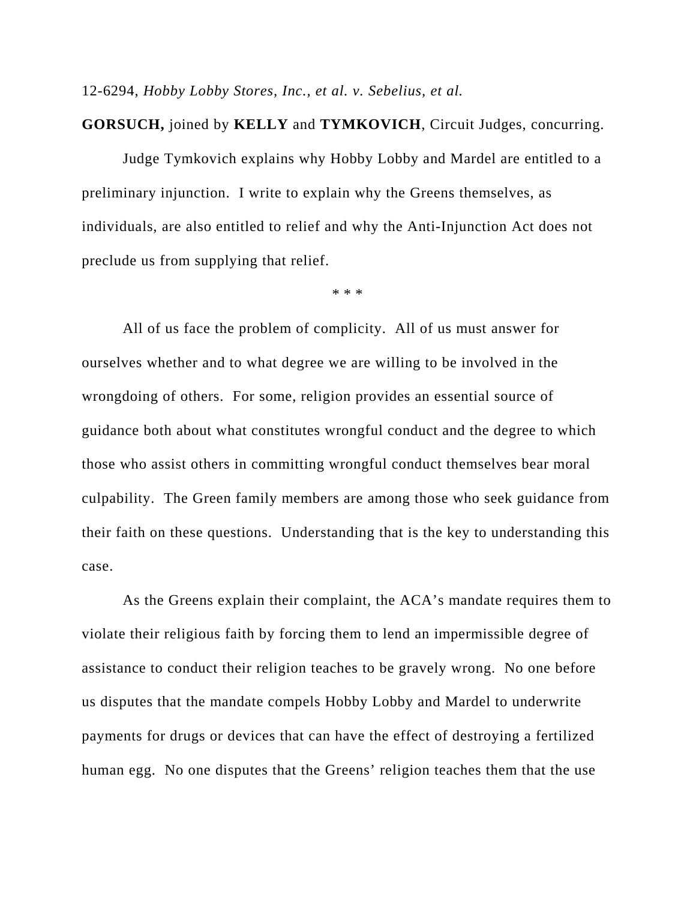12-6294, *Hobby Lobby Stores, Inc., et al. v. Sebelius, et al.*

**GORSUCH,** joined by **KELLY** and **TYMKOVICH**, Circuit Judges, concurring.

Judge Tymkovich explains why Hobby Lobby and Mardel are entitled to a preliminary injunction. I write to explain why the Greens themselves, as individuals, are also entitled to relief and why the Anti-Injunction Act does not preclude us from supplying that relief.

\* \* \*

All of us face the problem of complicity. All of us must answer for ourselves whether and to what degree we are willing to be involved in the wrongdoing of others. For some, religion provides an essential source of guidance both about what constitutes wrongful conduct and the degree to which those who assist others in committing wrongful conduct themselves bear moral culpability. The Green family members are among those who seek guidance from their faith on these questions. Understanding that is the key to understanding this case.

As the Greens explain their complaint, the ACA's mandate requires them to violate their religious faith by forcing them to lend an impermissible degree of assistance to conduct their religion teaches to be gravely wrong. No one before us disputes that the mandate compels Hobby Lobby and Mardel to underwrite payments for drugs or devices that can have the effect of destroying a fertilized human egg. No one disputes that the Greens' religion teaches them that the use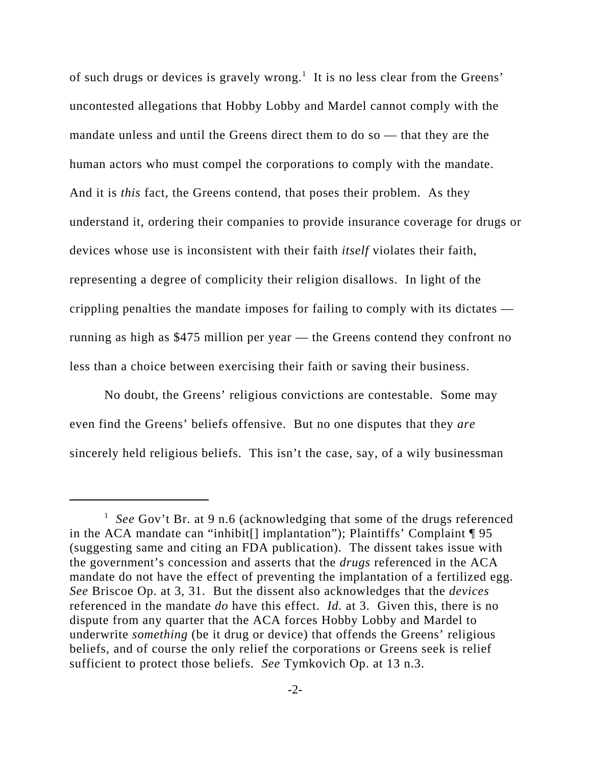of such drugs or devices is gravely wrong.[1] It is no less clear from the Greens' uncontested allegations that Hobby Lobby and Mardel cannot comply with the mandate unless and until the Greens direct them to do so — that they are the human actors who must compel the corporations to comply with the mandate. And it is *this* fact, the Greens contend, that poses their problem. As they understand it, ordering their companies to provide insurance coverage for drugs or devices whose use is inconsistent with their faith *itself* violates their faith, representing a degree of complicity their religion disallows. In light of the crippling penalties the mandate imposes for failing to comply with its dictates — running as high as $475 million per year — the Greens contend they confront no less than a choice between exercising their faith or saving their business.

No doubt, the Greens' religious convictions are contestable. Some may even find the Greens' beliefs offensive. But no one disputes that they *are* sincerely held religious beliefs. This isn't the case, say, of a wily businessman

---

[1] *See* Gov't Br. at 9 n.6 (acknowledging that some of the drugs referenced in the ACA mandate can "inhibit[] implantation"); Plaintiffs' Complaint ¶ 95 (suggesting same and citing an FDA publication). The dissent takes issue with the government's concession and asserts that the *drugs* referenced in the ACA mandate do not have the effect of preventing the implantation of a fertilized egg. *See* Briscoe Op. at 3, 31. But the dissent also acknowledges that the *devices* referenced in the mandate *do* have this effect. *Id.* at 3. Given this, there is no dispute from any quarter that the ACA forces Hobby Lobby and Mardel to underwrite *something* (be it drug or device) that offends the Greens' religious beliefs, and of course the only relief the corporations or Greens seek is relief sufficient to protect those beliefs. *See* Tymkovich Op. at 13 n.3.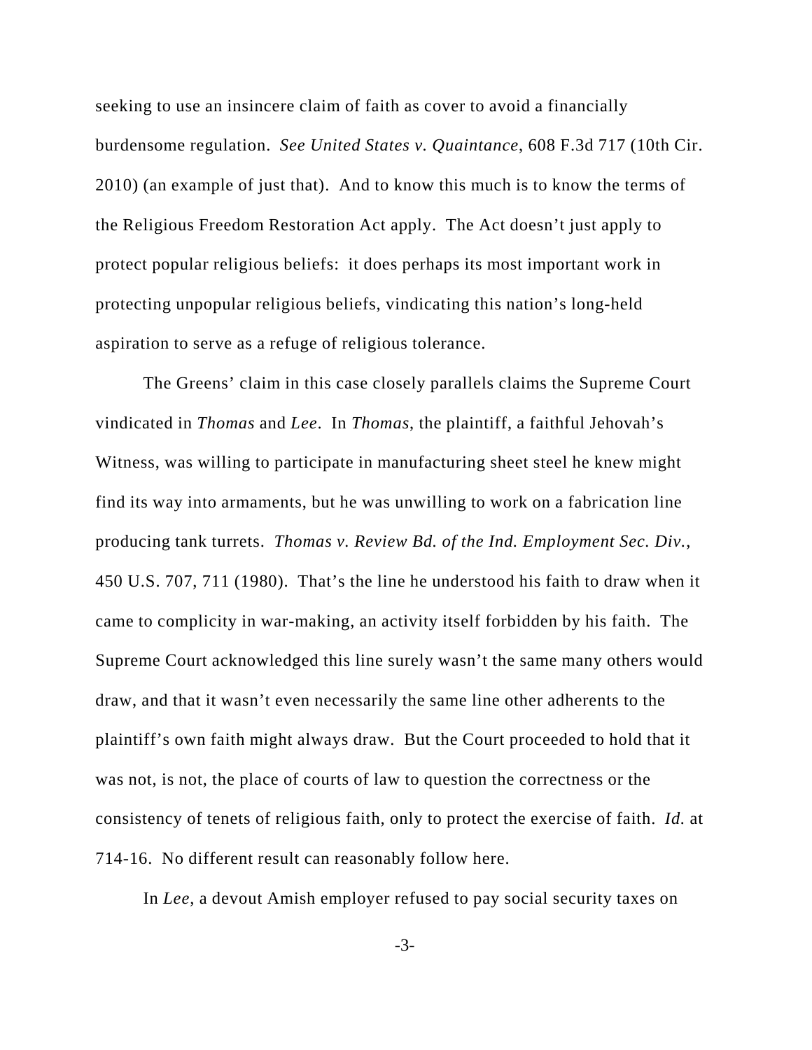seeking to use an insincere claim of faith as cover to avoid a financially burdensome regulation. *See United States v. Quaintance*, 608 F.3d 717 (10th Cir. 2010) (an example of just that). And to know this much is to know the terms of the Religious Freedom Restoration Act apply. The Act doesn't just apply to protect popular religious beliefs: it does perhaps its most important work in protecting unpopular religious beliefs, vindicating this nation's long-held aspiration to serve as a refuge of religious tolerance.

The Greens' claim in this case closely parallels claims the Supreme Court vindicated in *Thomas* and *Lee*. In *Thomas*, the plaintiff, a faithful Jehovah's Witness, was willing to participate in manufacturing sheet steel he knew might find its way into armaments, but he was unwilling to work on a fabrication line producing tank turrets. *Thomas v. Review Bd. of the Ind. Employment Sec. Div.*, 450 U.S. 707, 711 (1980). That's the line he understood his faith to draw when it came to complicity in war-making, an activity itself forbidden by his faith. The Supreme Court acknowledged this line surely wasn't the same many others would draw, and that it wasn't even necessarily the same line other adherents to the plaintiff's own faith might always draw. But the Court proceeded to hold that it was not, is not, the place of courts of law to question the correctness or the consistency of tenets of religious faith, only to protect the exercise of faith. *Id.* at 714-16. No different result can reasonably follow here.

In *Lee*, a devout Amish employer refused to pay social security taxes on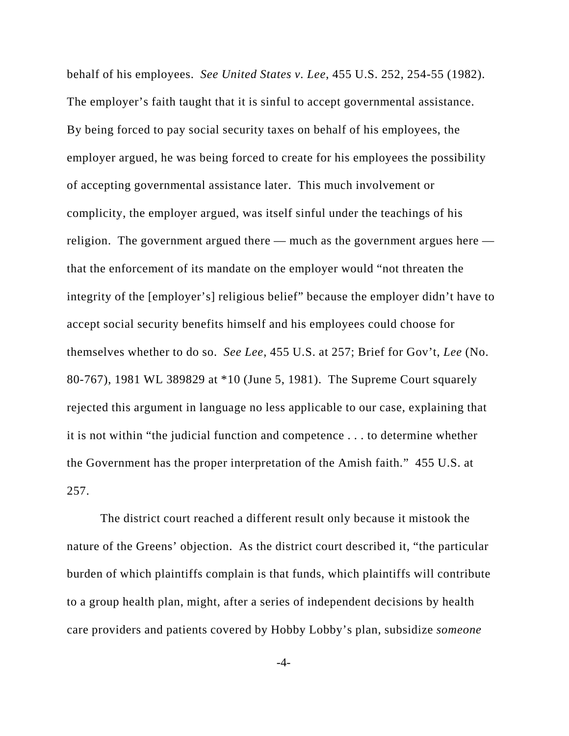behalf of his employees. *See United States v. Lee*, 455 U.S. 252, 254-55 (1982). The employer's faith taught that it is sinful to accept governmental assistance. By being forced to pay social security taxes on behalf of his employees, the employer argued, he was being forced to create for his employees the possibility of accepting governmental assistance later. This much involvement or complicity, the employer argued, was itself sinful under the teachings of his religion. The government argued there — much as the government argues here — that the enforcement of its mandate on the employer would "not threaten the integrity of the [employer's] religious belief" because the employer didn't have to accept social security benefits himself and his employees could choose for themselves whether to do so. *See Lee*, 455 U.S. at 257; Brief for Gov't, *Lee* (No. 80-767), 1981 WL 389829 at *10 (June 5, 1981). The Supreme Court squarely rejected this argument in language no less applicable to our case, explaining that it is not within "the judicial function and competence . . . to determine whether the Government has the proper interpretation of the Amish faith." 455 U.S. at 257.

The district court reached a different result only because it mistook the nature of the Greens' objection. As the district court described it, "the particular burden of which plaintiffs complain is that funds, which plaintiffs will contribute to a group health plan, might, after a series of independent decisions by health care providers and patients covered by Hobby Lobby's plan, subsidize *someone*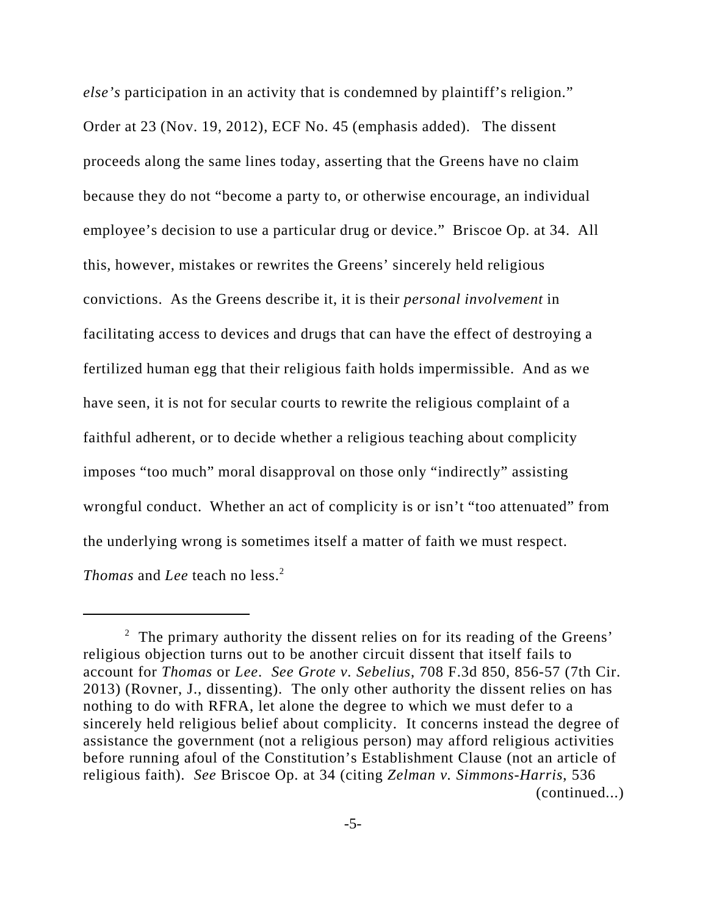*else's* participation in an activity that is condemned by plaintiff's religion." Order at 23 (Nov. 19, 2012), ECF No. 45 (emphasis added). The dissent proceeds along the same lines today, asserting that the Greens have no claim because they do not "become a party to, or otherwise encourage, an individual employee's decision to use a particular drug or device." Briscoe Op. at 34. All this, however, mistakes or rewrites the Greens' sincerely held religious convictions. As the Greens describe it, it is their *personal involvement* in facilitating access to devices and drugs that can have the effect of destroying a fertilized human egg that their religious faith holds impermissible. And as we have seen, it is not for secular courts to rewrite the religious complaint of a faithful adherent, or to decide whether a religious teaching about complicity imposes "too much" moral disapproval on those only "indirectly" assisting wrongful conduct. Whether an act of complicity is or isn't "too attenuated" from the underlying wrong is sometimes itself a matter of faith we must respect. *Thomas* and *Lee* teach no less.[2]

---

[2] The primary authority the dissent relies on for its reading of the Greens' religious objection turns out to be another circuit dissent that itself fails to account for *Thomas* or *Lee*. *See Grote v. Sebelius*, 708 F.3d 850, 856-57 (7th Cir. 2013) (Rovner, J., dissenting). The only other authority the dissent relies on has nothing to do with RFRA, let alone the degree to which we must defer to a sincerely held religious belief about complicity. It concerns instead the degree of assistance the government (not a religious person) may afford religious activities before running afoul of the Constitution's Establishment Clause (not an article of religious faith). *See* Briscoe Op. at 34 (citing *Zelman v. Simmons-Harris*, 536 (continued...)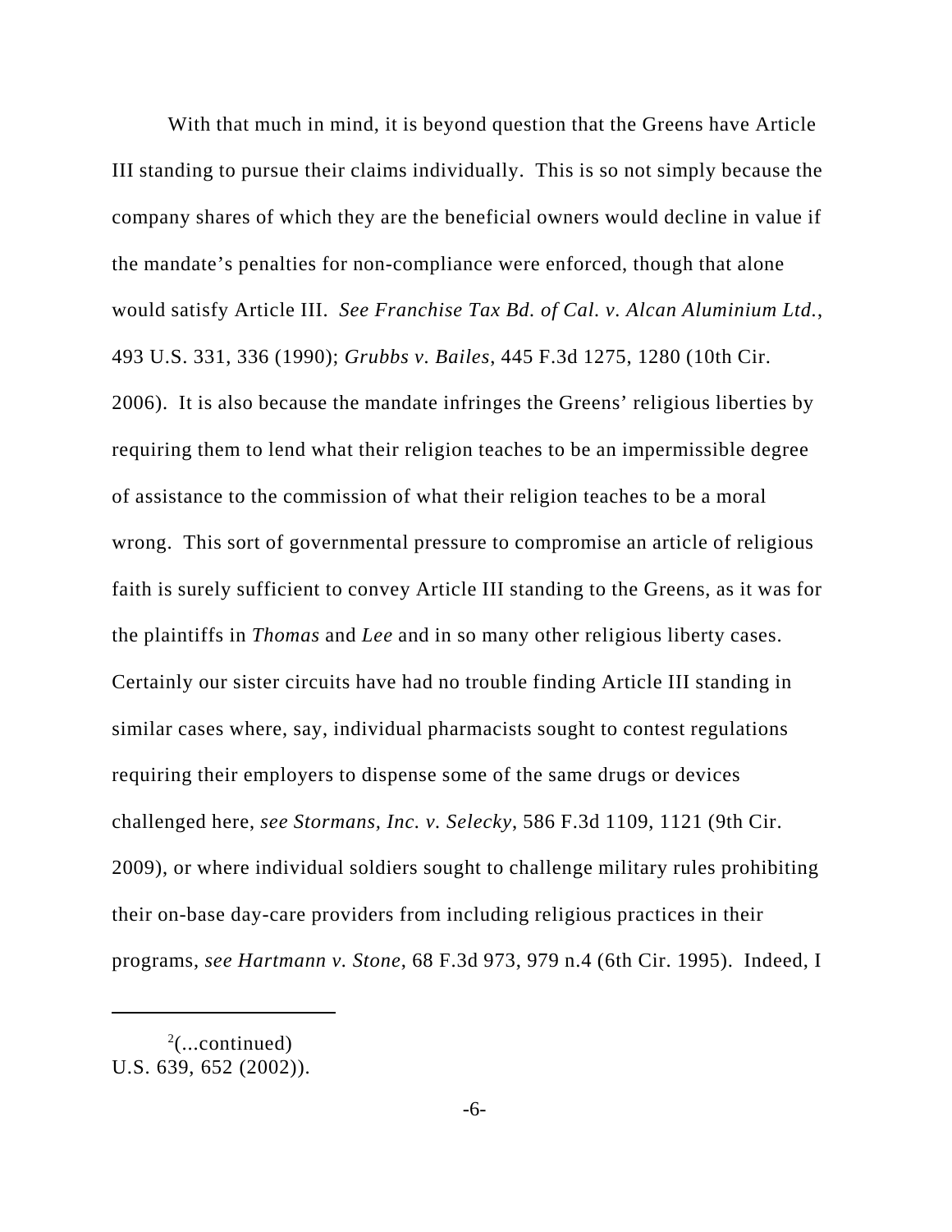With that much in mind, it is beyond question that the Greens have Article III standing to pursue their claims individually. This is so not simply because the company shares of which they are the beneficial owners would decline in value if the mandate's penalties for non-compliance were enforced, though that alone would satisfy Article III. *See Franchise Tax Bd. of Cal. v. Alcan Aluminium Ltd.*, 493 U.S. 331, 336 (1990); *Grubbs v. Bailes*, 445 F.3d 1275, 1280 (10th Cir. 2006). It is also because the mandate infringes the Greens' religious liberties by requiring them to lend what their religion teaches to be an impermissible degree of assistance to the commission of what their religion teaches to be a moral wrong. This sort of governmental pressure to compromise an article of religious faith is surely sufficient to convey Article III standing to the Greens, as it was for the plaintiffs in *Thomas* and *Lee* and in so many other religious liberty cases. Certainly our sister circuits have had no trouble finding Article III standing in similar cases where, say, individual pharmacists sought to contest regulations requiring their employers to dispense some of the same drugs or devices challenged here, *see Stormans, Inc. v. Selecky*, 586 F.3d 1109, 1121 (9th Cir. 2009), or where individual soldiers sought to challenge military rules prohibiting their on-base day-care providers from including religious practices in their programs, *see Hartmann v. Stone*, 68 F.3d 973, 979 n.4 (6th Cir. 1995). Indeed, I

---

[2](...continued)
U.S. 639, 652 (2002)).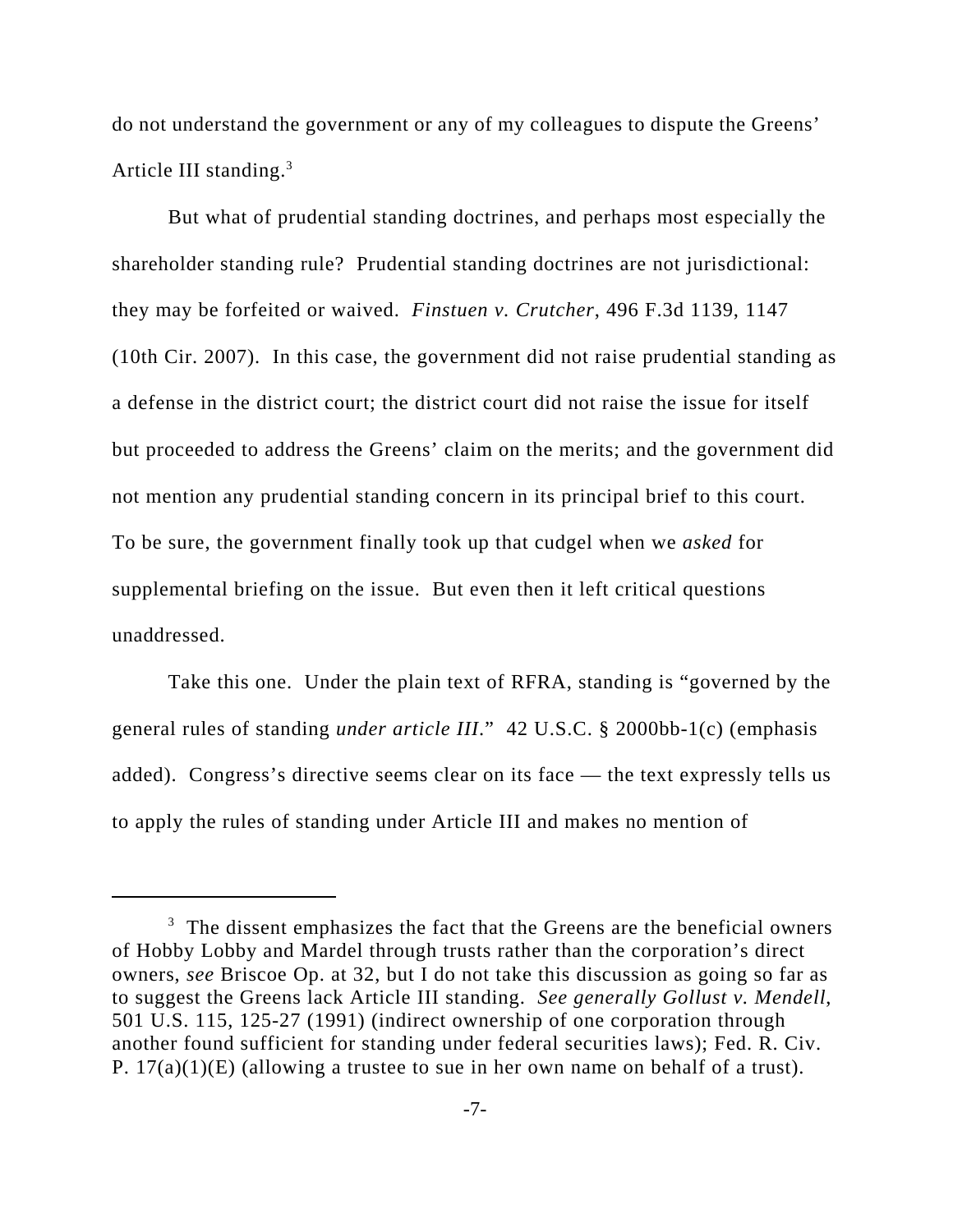do not understand the government or any of my colleagues to dispute the Greens' Article III standing.[3]

But what of prudential standing doctrines, and perhaps most especially the shareholder standing rule? Prudential standing doctrines are not jurisdictional: they may be forfeited or waived. *Finstuen v. Crutcher*, 496 F.3d 1139, 1147 (10th Cir. 2007). In this case, the government did not raise prudential standing as a defense in the district court; the district court did not raise the issue for itself but proceeded to address the Greens' claim on the merits; and the government did not mention any prudential standing concern in its principal brief to this court. To be sure, the government finally took up that cudgel when we *asked* for supplemental briefing on the issue. But even then it left critical questions unaddressed.

Take this one. Under the plain text of RFRA, standing is "governed by the general rules of standing *under article III*." 42 U.S.C. § 2000bb-1(c) (emphasis added). Congress's directive seems clear on its face — the text expressly tells us to apply the rules of standing under Article III and makes no mention of

---

[3] The dissent emphasizes the fact that the Greens are the beneficial owners of Hobby Lobby and Mardel through trusts rather than the corporation's direct owners, *see* Briscoe Op. at 32, but I do not take this discussion as going so far as to suggest the Greens lack Article III standing. *See generally Gollust v. Mendell*, 501 U.S. 115, 125-27 (1991) (indirect ownership of one corporation through another found sufficient for standing under federal securities laws); Fed. R. Civ. P. 17(a)(1)(E) (allowing a trustee to sue in her own name on behalf of a trust).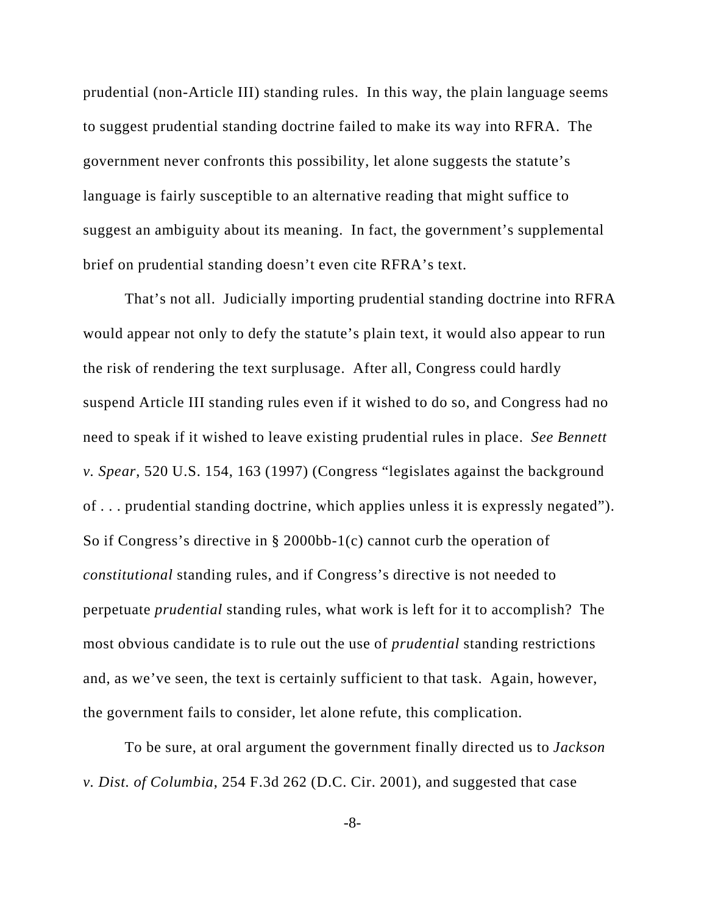prudential (non-Article III) standing rules. In this way, the plain language seems to suggest prudential standing doctrine failed to make its way into RFRA. The government never confronts this possibility, let alone suggests the statute's language is fairly susceptible to an alternative reading that might suffice to suggest an ambiguity about its meaning. In fact, the government's supplemental brief on prudential standing doesn't even cite RFRA's text.

That's not all. Judicially importing prudential standing doctrine into RFRA would appear not only to defy the statute's plain text, it would also appear to run the risk of rendering the text surplusage. After all, Congress could hardly suspend Article III standing rules even if it wished to do so, and Congress had no need to speak if it wished to leave existing prudential rules in place. *See Bennett v. Spear*, 520 U.S. 154, 163 (1997) (Congress "legislates against the background of . . . prudential standing doctrine, which applies unless it is expressly negated"). So if Congress's directive in § 2000bb-1(c) cannot curb the operation of *constitutional* standing rules, and if Congress's directive is not needed to perpetuate *prudential* standing rules, what work is left for it to accomplish? The most obvious candidate is to rule out the use of *prudential* standing restrictions and, as we've seen, the text is certainly sufficient to that task. Again, however, the government fails to consider, let alone refute, this complication.

To be sure, at oral argument the government finally directed us to *Jackson v. Dist. of Columbia*, 254 F.3d 262 (D.C. Cir. 2001), and suggested that case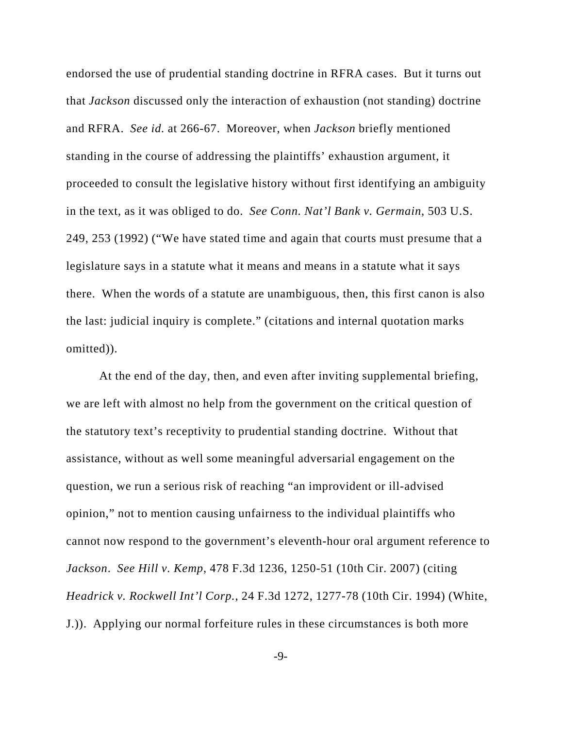endorsed the use of prudential standing doctrine in RFRA cases. But it turns out that *Jackson* discussed only the interaction of exhaustion (not standing) doctrine and RFRA. *See id.* at 266-67. Moreover, when *Jackson* briefly mentioned standing in the course of addressing the plaintiffs' exhaustion argument, it proceeded to consult the legislative history without first identifying an ambiguity in the text, as it was obliged to do. *See Conn. Nat'l Bank v. Germain*, 503 U.S. 249, 253 (1992) ("We have stated time and again that courts must presume that a legislature says in a statute what it means and means in a statute what it says there. When the words of a statute are unambiguous, then, this first canon is also the last: judicial inquiry is complete." (citations and internal quotation marks omitted)).

At the end of the day, then, and even after inviting supplemental briefing, we are left with almost no help from the government on the critical question of the statutory text's receptivity to prudential standing doctrine. Without that assistance, without as well some meaningful adversarial engagement on the question, we run a serious risk of reaching "an improvident or ill-advised opinion," not to mention causing unfairness to the individual plaintiffs who cannot now respond to the government's eleventh-hour oral argument reference to *Jackson*. *See Hill v. Kemp*, 478 F.3d 1236, 1250-51 (10th Cir. 2007) (citing *Headrick v. Rockwell Int'l Corp.*, 24 F.3d 1272, 1277-78 (10th Cir. 1994) (White, J.)). Applying our normal forfeiture rules in these circumstances is both more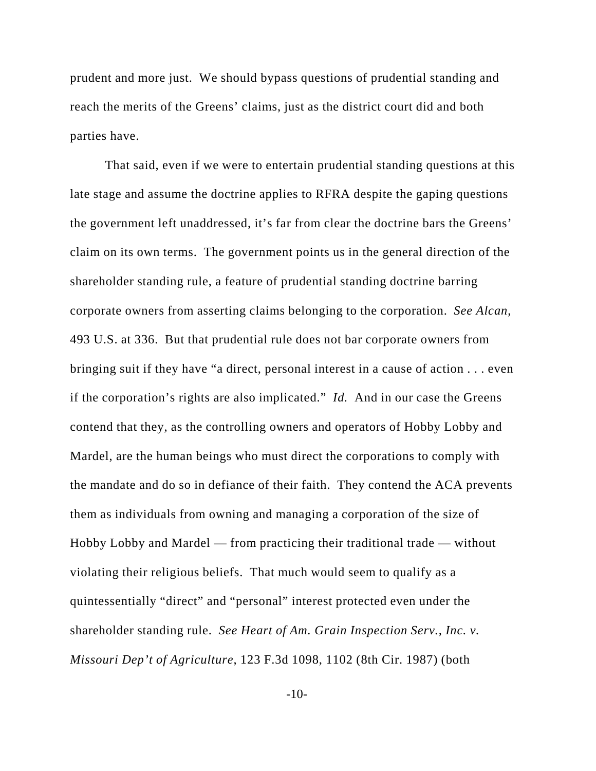prudent and more just. We should bypass questions of prudential standing and reach the merits of the Greens' claims, just as the district court did and both parties have.

That said, even if we were to entertain prudential standing questions at this late stage and assume the doctrine applies to RFRA despite the gaping questions the government left unaddressed, it's far from clear the doctrine bars the Greens' claim on its own terms. The government points us in the general direction of the shareholder standing rule, a feature of prudential standing doctrine barring corporate owners from asserting claims belonging to the corporation. *See Alcan*, 493 U.S. at 336. But that prudential rule does not bar corporate owners from bringing suit if they have "a direct, personal interest in a cause of action . . . even if the corporation's rights are also implicated." *Id.* And in our case the Greens contend that they, as the controlling owners and operators of Hobby Lobby and Mardel, are the human beings who must direct the corporations to comply with the mandate and do so in defiance of their faith. They contend the ACA prevents them as individuals from owning and managing a corporation of the size of Hobby Lobby and Mardel — from practicing their traditional trade — without violating their religious beliefs. That much would seem to qualify as a quintessentially "direct" and "personal" interest protected even under the shareholder standing rule. *See Heart of Am. Grain Inspection Serv., Inc. v. Missouri Dep't of Agriculture*, 123 F.3d 1098, 1102 (8th Cir. 1987) (both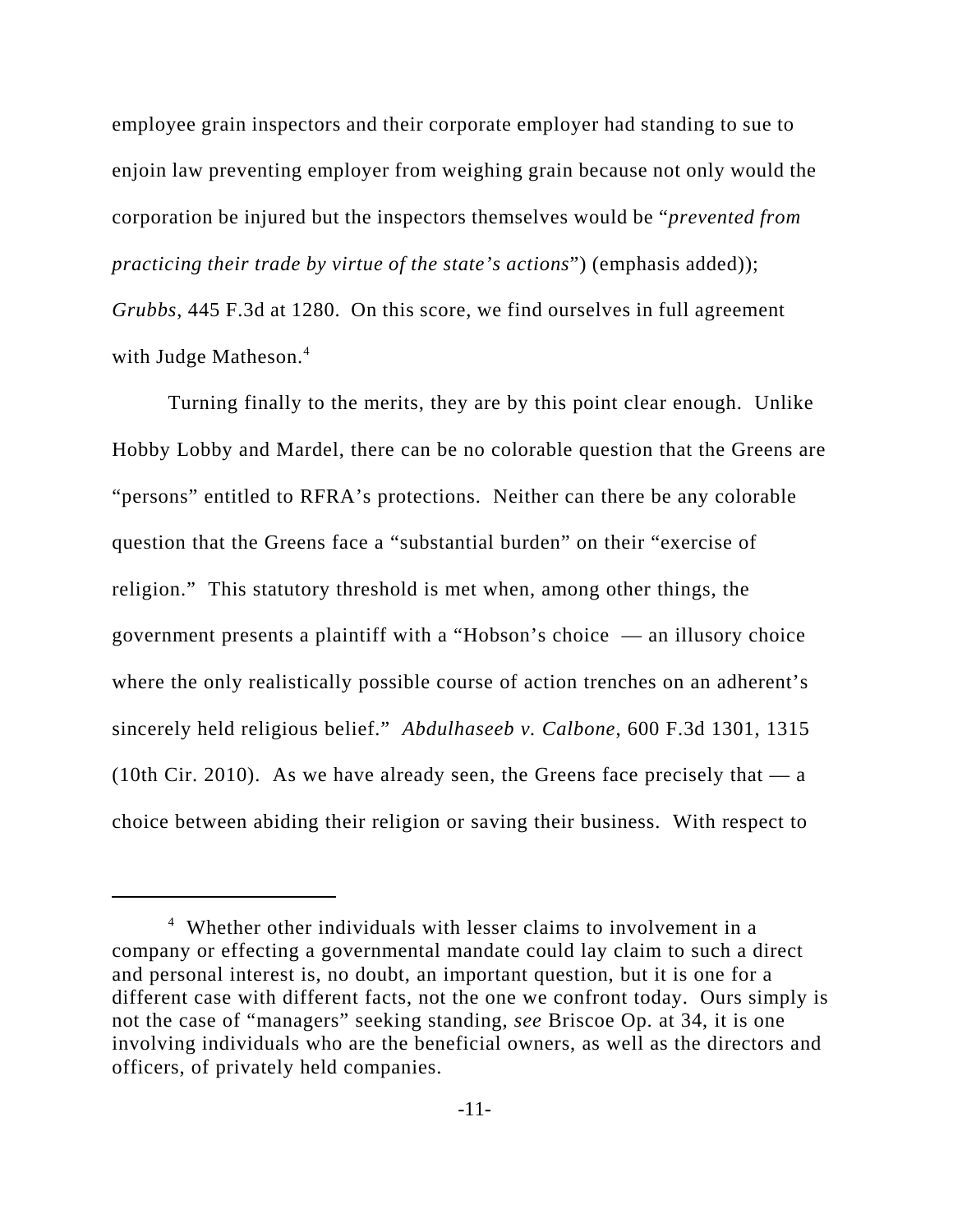employee grain inspectors and their corporate employer had standing to sue to enjoin law preventing employer from weighing grain because not only would the corporation be injured but the inspectors themselves would be "*prevented from practicing their trade by virtue of the state's actions*") (emphasis added)); *Grubbs*, 445 F.3d at 1280. On this score, we find ourselves in full agreement with Judge Matheson.[4]

Turning finally to the merits, they are by this point clear enough. Unlike Hobby Lobby and Mardel, there can be no colorable question that the Greens are "persons" entitled to RFRA's protections. Neither can there be any colorable question that the Greens face a "substantial burden" on their "exercise of religion." This statutory threshold is met when, among other things, the government presents a plaintiff with a "Hobson's choice — an illusory choice where the only realistically possible course of action trenches on an adherent's sincerely held religious belief." *Abdulhaseeb v. Calbone*, 600 F.3d 1301, 1315 (10th Cir. 2010). As we have already seen, the Greens face precisely that — a choice between abiding their religion or saving their business. With respect to

[4] Whether other individuals with lesser claims to involvement in a company or effecting a governmental mandate could lay claim to such a direct and personal interest is, no doubt, an important question, but it is one for a different case with different facts, not the one we confront today. Ours simply is not the case of "managers" seeking standing, *see* Briscoe Op. at 34, it is one involving individuals who are the beneficial owners, as well as the directors and officers, of privately held companies.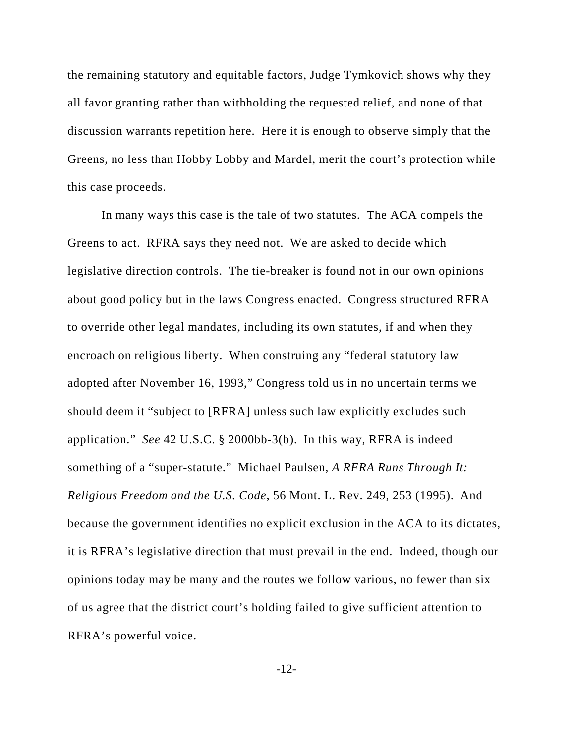the remaining statutory and equitable factors, Judge Tymkovich shows why they all favor granting rather than withholding the requested relief, and none of that discussion warrants repetition here. Here it is enough to observe simply that the Greens, no less than Hobby Lobby and Mardel, merit the court's protection while this case proceeds.

In many ways this case is the tale of two statutes. The ACA compels the Greens to act. RFRA says they need not. We are asked to decide which legislative direction controls. The tie-breaker is found not in our own opinions about good policy but in the laws Congress enacted. Congress structured RFRA to override other legal mandates, including its own statutes, if and when they encroach on religious liberty. When construing any "federal statutory law adopted after November 16, 1993," Congress told us in no uncertain terms we should deem it "subject to [RFRA] unless such law explicitly excludes such application." *See* 42 U.S.C. § 2000bb-3(b). In this way, RFRA is indeed something of a "super-statute." Michael Paulsen, *A RFRA Runs Through It: Religious Freedom and the U.S. Code*, 56 Mont. L. Rev. 249, 253 (1995). And because the government identifies no explicit exclusion in the ACA to its dictates, it is RFRA's legislative direction that must prevail in the end. Indeed, though our opinions today may be many and the routes we follow various, no fewer than six of us agree that the district court's holding failed to give sufficient attention to RFRA's powerful voice.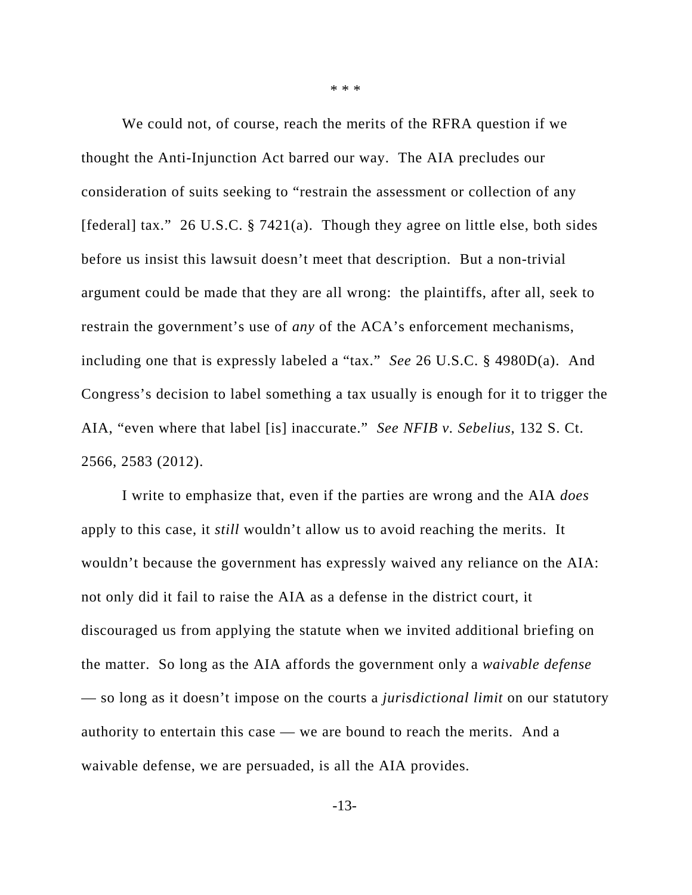\* \* \*

We could not, of course, reach the merits of the RFRA question if we thought the Anti-Injunction Act barred our way. The AIA precludes our consideration of suits seeking to "restrain the assessment or collection of any [federal] tax." 26 U.S.C. § 7421(a). Though they agree on little else, both sides before us insist this lawsuit doesn't meet that description. But a non-trivial argument could be made that they are all wrong: the plaintiffs, after all, seek to restrain the government's use of *any* of the ACA's enforcement mechanisms, including one that is expressly labeled a "tax." *See* 26 U.S.C. § 4980D(a). And Congress's decision to label something a tax usually is enough for it to trigger the AIA, "even where that label [is] inaccurate." *See NFIB v. Sebelius*, 132 S. Ct. 2566, 2583 (2012).

I write to emphasize that, even if the parties are wrong and the AIA *does* apply to this case, it *still* wouldn't allow us to avoid reaching the merits. It wouldn't because the government has expressly waived any reliance on the AIA: not only did it fail to raise the AIA as a defense in the district court, it discouraged us from applying the statute when we invited additional briefing on the matter. So long as the AIA affords the government only a *waivable defense* — so long as it doesn't impose on the courts a *jurisdictional limit* on our statutory authority to entertain this case — we are bound to reach the merits. And a waivable defense, we are persuaded, is all the AIA provides.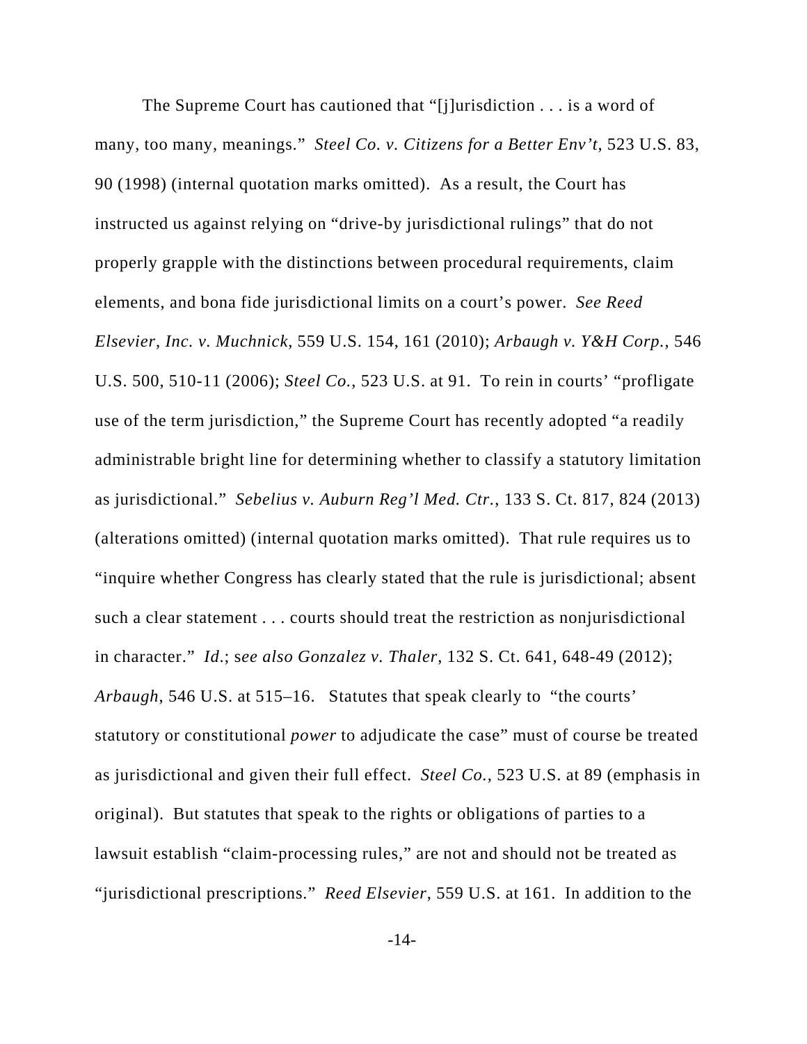The Supreme Court has cautioned that "[j]urisdiction . . . is a word of many, too many, meanings." *Steel Co. v. Citizens for a Better Env't*, 523 U.S. 83, 90 (1998) (internal quotation marks omitted). As a result, the Court has instructed us against relying on "drive-by jurisdictional rulings" that do not properly grapple with the distinctions between procedural requirements, claim elements, and bona fide jurisdictional limits on a court's power. *See Reed Elsevier, Inc. v. Muchnick*, 559 U.S. 154, 161 (2010); *Arbaugh v. Y&H Corp.*, 546 U.S. 500, 510-11 (2006); *Steel Co.*, 523 U.S. at 91. To rein in courts' "profligate use of the term jurisdiction," the Supreme Court has recently adopted "a readily administrable bright line for determining whether to classify a statutory limitation as jurisdictional." *Sebelius v. Auburn Reg'l Med. Ctr.*, 133 S. Ct. 817, 824 (2013) (alterations omitted) (internal quotation marks omitted). That rule requires us to "inquire whether Congress has clearly stated that the rule is jurisdictional; absent such a clear statement . . . courts should treat the restriction as nonjurisdictional in character." *Id.*; s*ee also Gonzalez v. Thaler*, 132 S. Ct. 641, 648-49 (2012); *Arbaugh*, 546 U.S. at 515–16. Statutes that speak clearly to "the courts' statutory or constitutional *power* to adjudicate the case" must of course be treated as jurisdictional and given their full effect. *Steel Co.*, 523 U.S. at 89 (emphasis in original). But statutes that speak to the rights or obligations of parties to a lawsuit establish "claim-processing rules," are not and should not be treated as "jurisdictional prescriptions." *Reed Elsevier*, 559 U.S. at 161. In addition to the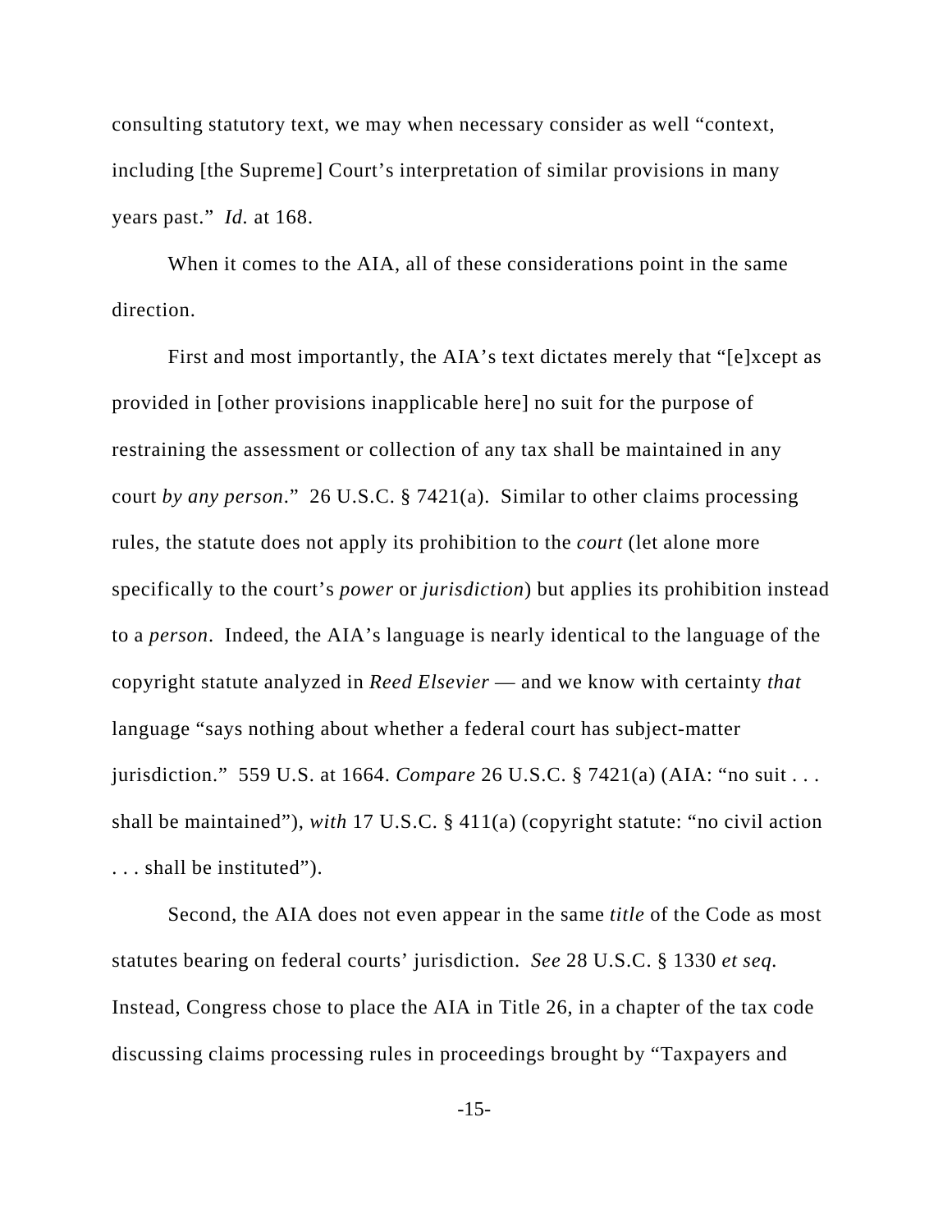consulting statutory text, we may when necessary consider as well "context, including [the Supreme] Court's interpretation of similar provisions in many years past." *Id.* at 168.

When it comes to the AIA, all of these considerations point in the same direction.

First and most importantly, the AIA's text dictates merely that "[e]xcept as provided in [other provisions inapplicable here] no suit for the purpose of restraining the assessment or collection of any tax shall be maintained in any court *by any person*." 26 U.S.C. § 7421(a). Similar to other claims processing rules, the statute does not apply its prohibition to the *court* (let alone more specifically to the court's *power* or *jurisdiction*) but applies its prohibition instead to a *person*. Indeed, the AIA's language is nearly identical to the language of the copyright statute analyzed in *Reed Elsevier* — and we know with certainty *that* language "says nothing about whether a federal court has subject-matter jurisdiction." 559 U.S. at 1664. *Compare* 26 U.S.C. § 7421(a) (AIA: "no suit . . . shall be maintained"), *with* 17 U.S.C. § 411(a) (copyright statute: "no civil action . . . shall be instituted").

Second, the AIA does not even appear in the same *title* of the Code as most statutes bearing on federal courts' jurisdiction. *See* 28 U.S.C. § 1330 *et seq.* Instead, Congress chose to place the AIA in Title 26, in a chapter of the tax code discussing claims processing rules in proceedings brought by "Taxpayers and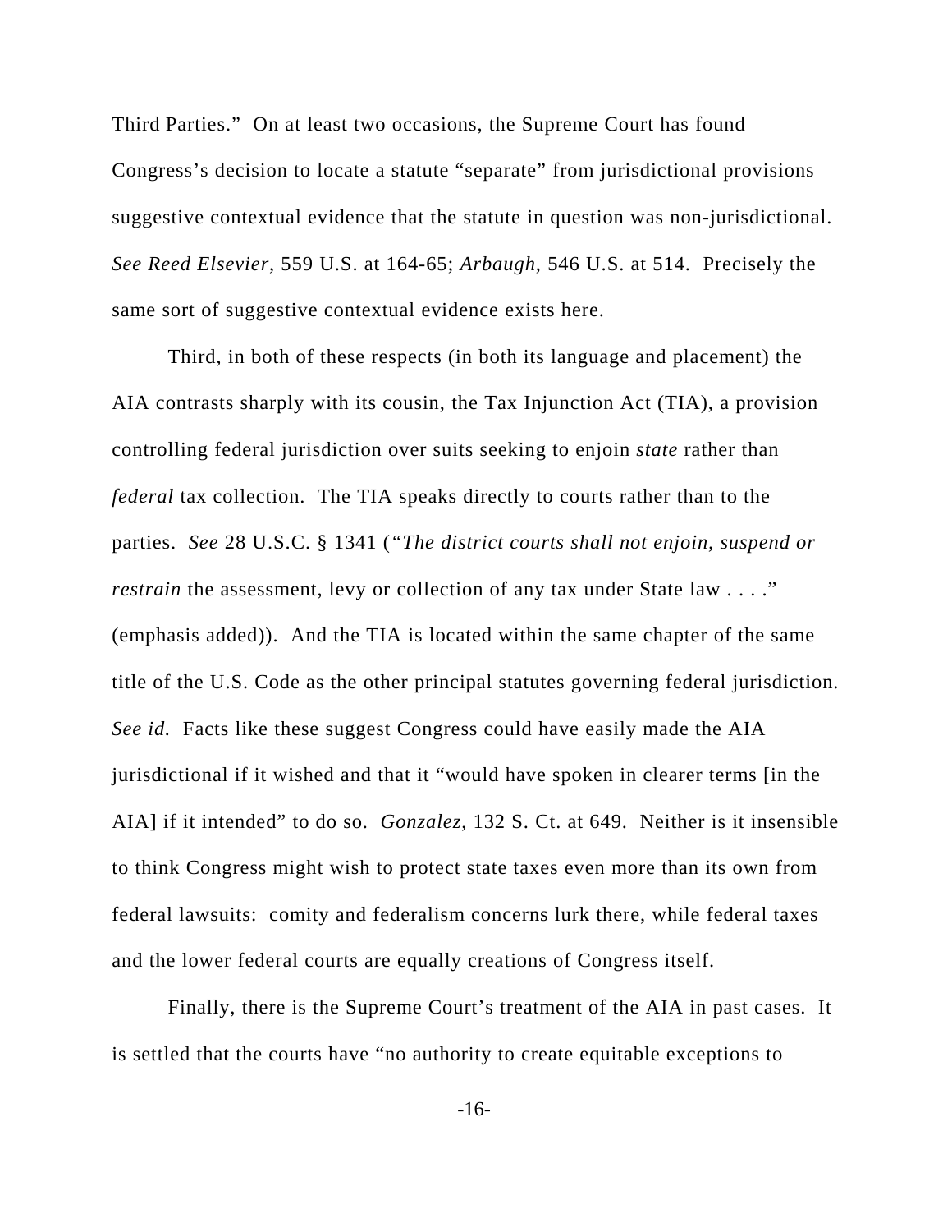Third Parties." On at least two occasions, the Supreme Court has found Congress's decision to locate a statute "separate" from jurisdictional provisions suggestive contextual evidence that the statute in question was non-jurisdictional. *See Reed Elsevier*, 559 U.S. at 164-65; *Arbaugh*, 546 U.S. at 514. Precisely the same sort of suggestive contextual evidence exists here.

Third, in both of these respects (in both its language and placement) the AIA contrasts sharply with its cousin, the Tax Injunction Act (TIA), a provision controlling federal jurisdiction over suits seeking to enjoin *state* rather than *federal* tax collection. The TIA speaks directly to courts rather than to the parties. *See* 28 U.S.C. § 1341 ("*The district courts shall not enjoin, suspend or restrain* the assessment, levy or collection of any tax under State law . . . ." (emphasis added)). And the TIA is located within the same chapter of the same title of the U.S. Code as the other principal statutes governing federal jurisdiction. *See id.* Facts like these suggest Congress could have easily made the AIA jurisdictional if it wished and that it "would have spoken in clearer terms [in the AIA] if it intended" to do so. *Gonzalez*, 132 S. Ct. at 649. Neither is it insensible to think Congress might wish to protect state taxes even more than its own from federal lawsuits: comity and federalism concerns lurk there, while federal taxes and the lower federal courts are equally creations of Congress itself.

Finally, there is the Supreme Court's treatment of the AIA in past cases. It is settled that the courts have "no authority to create equitable exceptions to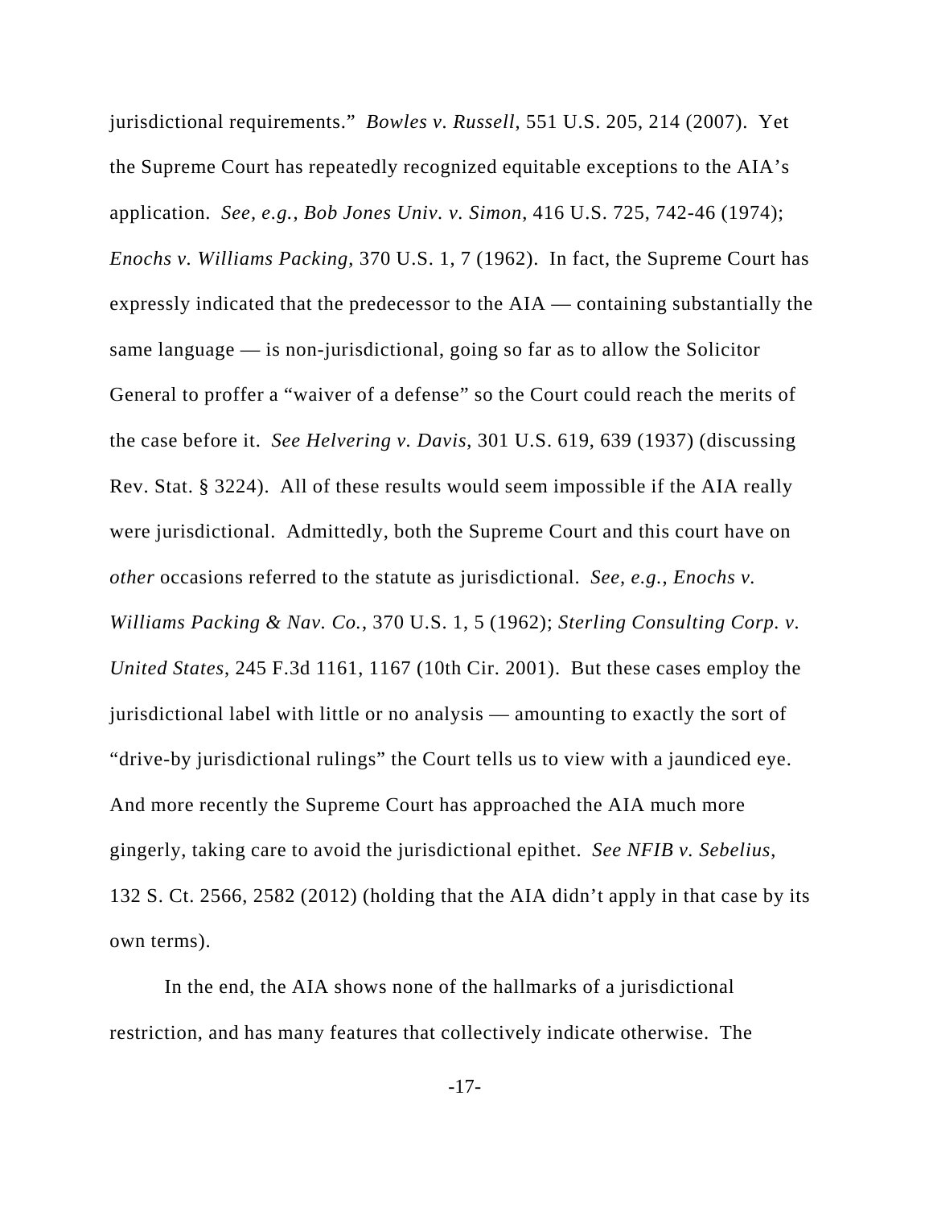jurisdictional requirements." *Bowles v. Russell*, 551 U.S. 205, 214 (2007). Yet the Supreme Court has repeatedly recognized equitable exceptions to the AIA's application. *See, e.g.*, *Bob Jones Univ. v. Simon*, 416 U.S. 725, 742-46 (1974); *Enochs v. Williams Packing*, 370 U.S. 1, 7 (1962). In fact, the Supreme Court has expressly indicated that the predecessor to the AIA — containing substantially the same language — is non-jurisdictional, going so far as to allow the Solicitor General to proffer a "waiver of a defense" so the Court could reach the merits of the case before it. *See Helvering v. Davis*, 301 U.S. 619, 639 (1937) (discussing Rev. Stat. § 3224). All of these results would seem impossible if the AIA really were jurisdictional. Admittedly, both the Supreme Court and this court have on *other* occasions referred to the statute as jurisdictional. *See, e.g.*, *Enochs v. Williams Packing & Nav. Co.*, 370 U.S. 1, 5 (1962); *Sterling Consulting Corp. v. United States*, 245 F.3d 1161, 1167 (10th Cir. 2001). But these cases employ the jurisdictional label with little or no analysis — amounting to exactly the sort of "drive-by jurisdictional rulings" the Court tells us to view with a jaundiced eye. And more recently the Supreme Court has approached the AIA much more gingerly, taking care to avoid the jurisdictional epithet. *See NFIB v. Sebelius*, 132 S. Ct. 2566, 2582 (2012) (holding that the AIA didn't apply in that case by its own terms).

In the end, the AIA shows none of the hallmarks of a jurisdictional restriction, and has many features that collectively indicate otherwise. The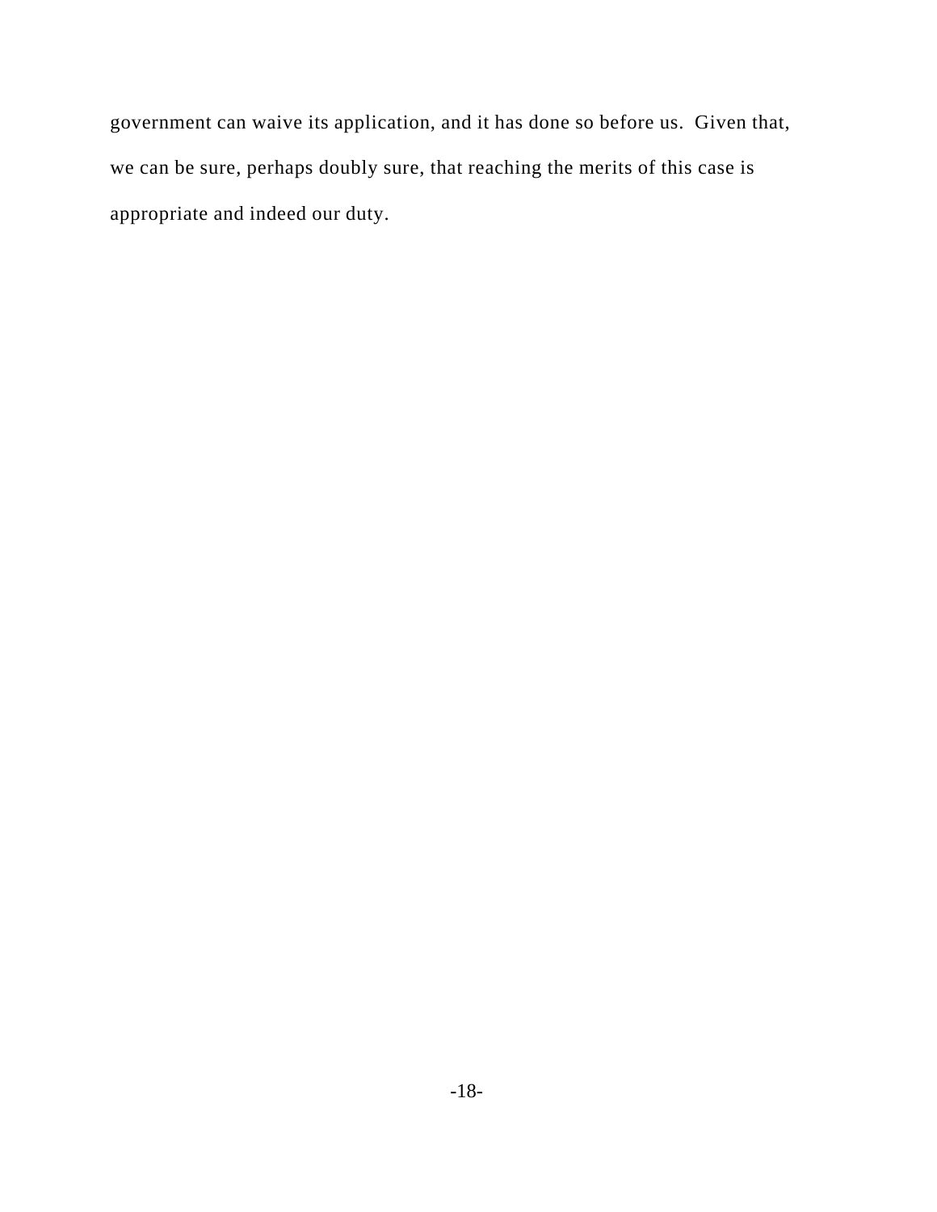government can waive its application, and it has done so before us. Given that, we can be sure, perhaps doubly sure, that reaching the merits of this case is appropriate and indeed our duty.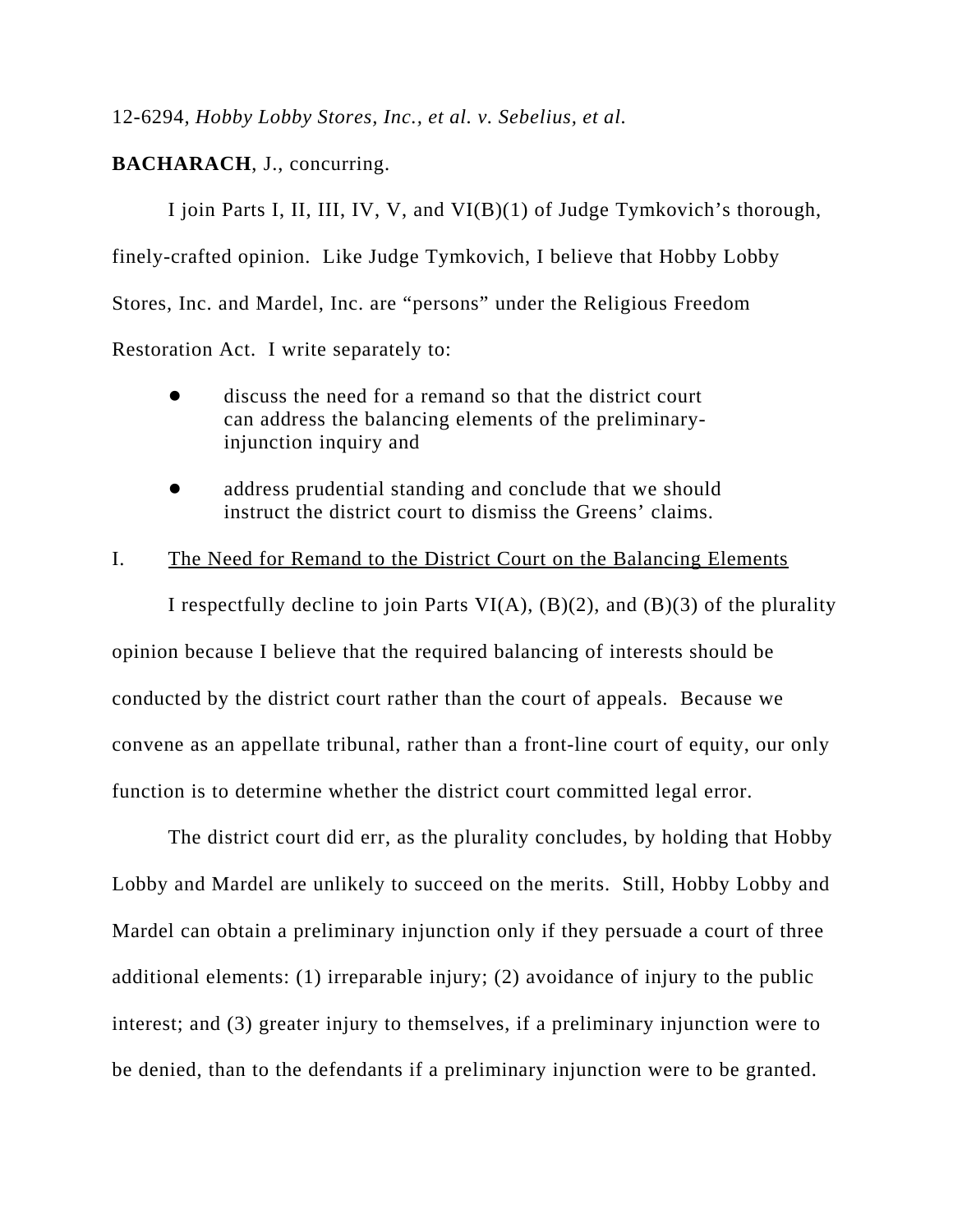12-6294, *Hobby Lobby Stores, Inc., et al. v. Sebelius, et al.*

**BACHARACH**, J., concurring.

I join Parts I, II, III, IV, V, and VI(B)(1) of Judge Tymkovich's thorough, finely-crafted opinion. Like Judge Tymkovich, I believe that Hobby Lobby Stores, Inc. and Mardel, Inc. are "persons" under the Religious Freedom Restoration Act. I write separately to:

- discuss the need for a remand so that the district court can address the balancing elements of the preliminary-injunction inquiry and
- address prudential standing and conclude that we should instruct the district court to dismiss the Greens' claims.

I. <u>The Need for Remand to the District Court on the Balancing Elements</u>

I respectfully decline to join Parts VI(A), (B)(2), and (B)(3) of the plurality opinion because I believe that the required balancing of interests should be conducted by the district court rather than the court of appeals. Because we convene as an appellate tribunal, rather than a front-line court of equity, our only function is to determine whether the district court committed legal error.

The district court did err, as the plurality concludes, by holding that Hobby Lobby and Mardel are unlikely to succeed on the merits. Still, Hobby Lobby and Mardel can obtain a preliminary injunction only if they persuade a court of three additional elements: (1) irreparable injury; (2) avoidance of injury to the public interest; and (3) greater injury to themselves, if a preliminary injunction were to be denied, than to the defendants if a preliminary injunction were to be granted.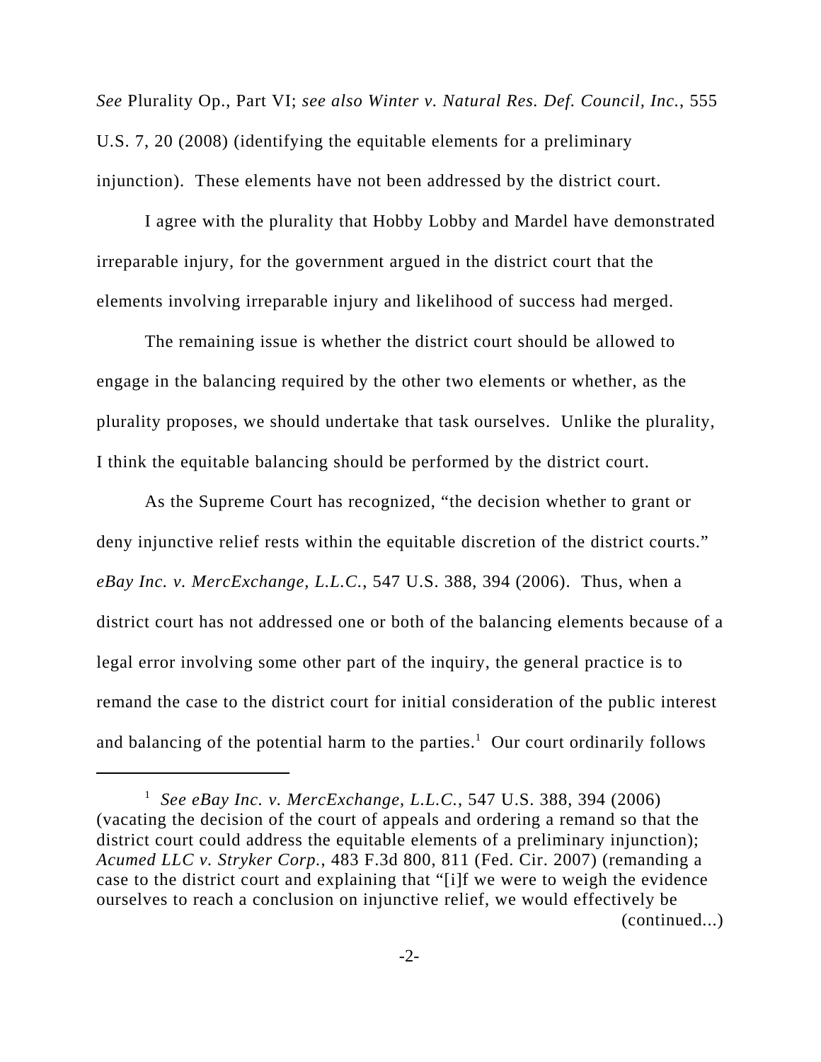*See* Plurality Op., Part VI; *see also Winter v. Natural Res. Def. Council, Inc.*, 555 U.S. 7, 20 (2008) (identifying the equitable elements for a preliminary injunction). These elements have not been addressed by the district court.

I agree with the plurality that Hobby Lobby and Mardel have demonstrated irreparable injury, for the government argued in the district court that the elements involving irreparable injury and likelihood of success had merged.

The remaining issue is whether the district court should be allowed to engage in the balancing required by the other two elements or whether, as the plurality proposes, we should undertake that task ourselves. Unlike the plurality, I think the equitable balancing should be performed by the district court.

As the Supreme Court has recognized, "the decision whether to grant or deny injunctive relief rests within the equitable discretion of the district courts." *eBay Inc. v. MercExchange, L.L.C.*, 547 U.S. 388, 394 (2006). Thus, when a district court has not addressed one or both of the balancing elements because of a legal error involving some other part of the inquiry, the general practice is to remand the case to the district court for initial consideration of the public interest and balancing of the potential harm to the parties.[1] Our court ordinarily follows

---

[1] *See eBay Inc. v. MercExchange, L.L.C.*, 547 U.S. 388, 394 (2006) (vacating the decision of the court of appeals and ordering a remand so that the district court could address the equitable elements of a preliminary injunction); *Acumed LLC v. Stryker Corp.*, 483 F.3d 800, 811 (Fed. Cir. 2007) (remanding a case to the district court and explaining that "[i]f we were to weigh the evidence ourselves to reach a conclusion on injunctive relief, we would effectively be (continued...)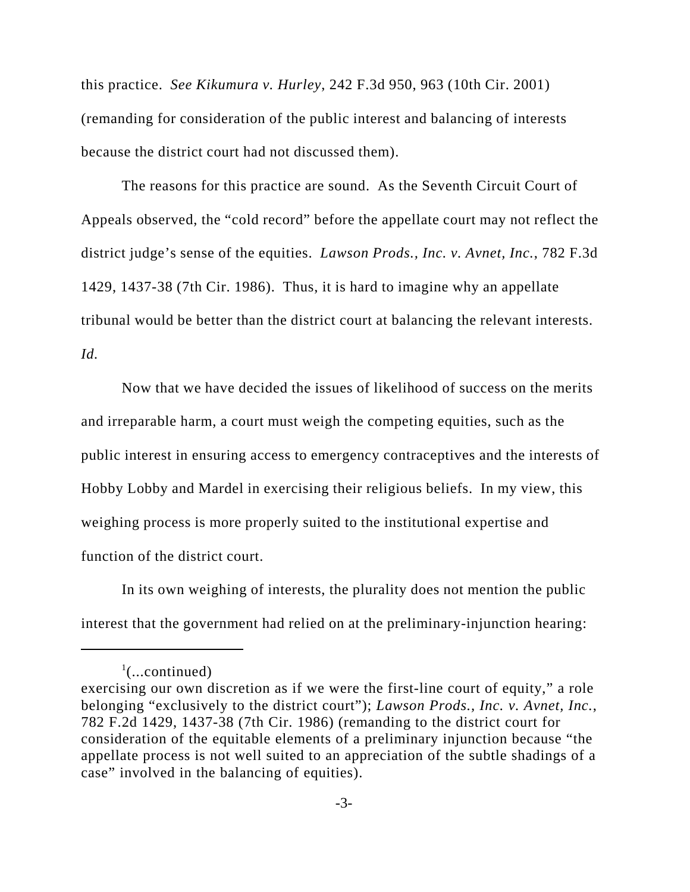this practice. *See Kikumura v. Hurley*, 242 F.3d 950, 963 (10th Cir. 2001) (remanding for consideration of the public interest and balancing of interests because the district court had not discussed them).

The reasons for this practice are sound. As the Seventh Circuit Court of Appeals observed, the "cold record" before the appellate court may not reflect the district judge's sense of the equities. *Lawson Prods., Inc. v. Avnet, Inc.*, 782 F.3d 1429, 1437-38 (7th Cir. 1986). Thus, it is hard to imagine why an appellate tribunal would be better than the district court at balancing the relevant interests. *Id.*

Now that we have decided the issues of likelihood of success on the merits and irreparable harm, a court must weigh the competing equities, such as the public interest in ensuring access to emergency contraceptives and the interests of Hobby Lobby and Mardel in exercising their religious beliefs. In my view, this weighing process is more properly suited to the institutional expertise and function of the district court.

In its own weighing of interests, the plurality does not mention the public interest that the government had relied on at the preliminary-injunction hearing:

---

[1](...continued)
exercising our own discretion as if we were the first-line court of equity," a role belonging "exclusively to the district court"); *Lawson Prods., Inc. v. Avnet, Inc.*, 782 F.2d 1429, 1437-38 (7th Cir. 1986) (remanding to the district court for consideration of the equitable elements of a preliminary injunction because "the appellate process is not well suited to an appreciation of the subtle shadings of a case" involved in the balancing of equities).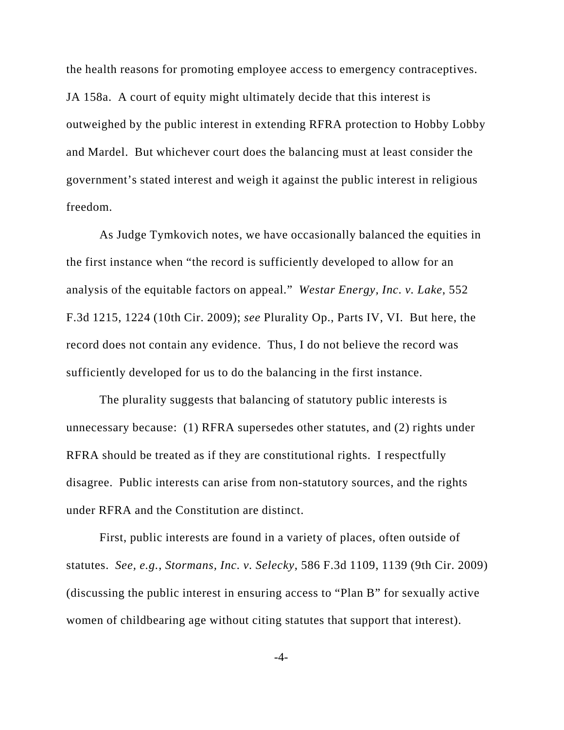the health reasons for promoting employee access to emergency contraceptives. JA 158a. A court of equity might ultimately decide that this interest is outweighed by the public interest in extending RFRA protection to Hobby Lobby and Mardel. But whichever court does the balancing must at least consider the government's stated interest and weigh it against the public interest in religious freedom.

As Judge Tymkovich notes, we have occasionally balanced the equities in the first instance when "the record is sufficiently developed to allow for an analysis of the equitable factors on appeal." *Westar Energy, Inc. v. Lake*, 552 F.3d 1215, 1224 (10th Cir. 2009); *see* Plurality Op., Parts IV, VI. But here, the record does not contain any evidence. Thus, I do not believe the record was sufficiently developed for us to do the balancing in the first instance.

The plurality suggests that balancing of statutory public interests is unnecessary because: (1) RFRA supersedes other statutes, and (2) rights under RFRA should be treated as if they are constitutional rights. I respectfully disagree. Public interests can arise from non-statutory sources, and the rights under RFRA and the Constitution are distinct.

First, public interests are found in a variety of places, often outside of statutes. *See, e.g.*, *Stormans, Inc. v. Selecky*, 586 F.3d 1109, 1139 (9th Cir. 2009) (discussing the public interest in ensuring access to "Plan B" for sexually active women of childbearing age without citing statutes that support that interest).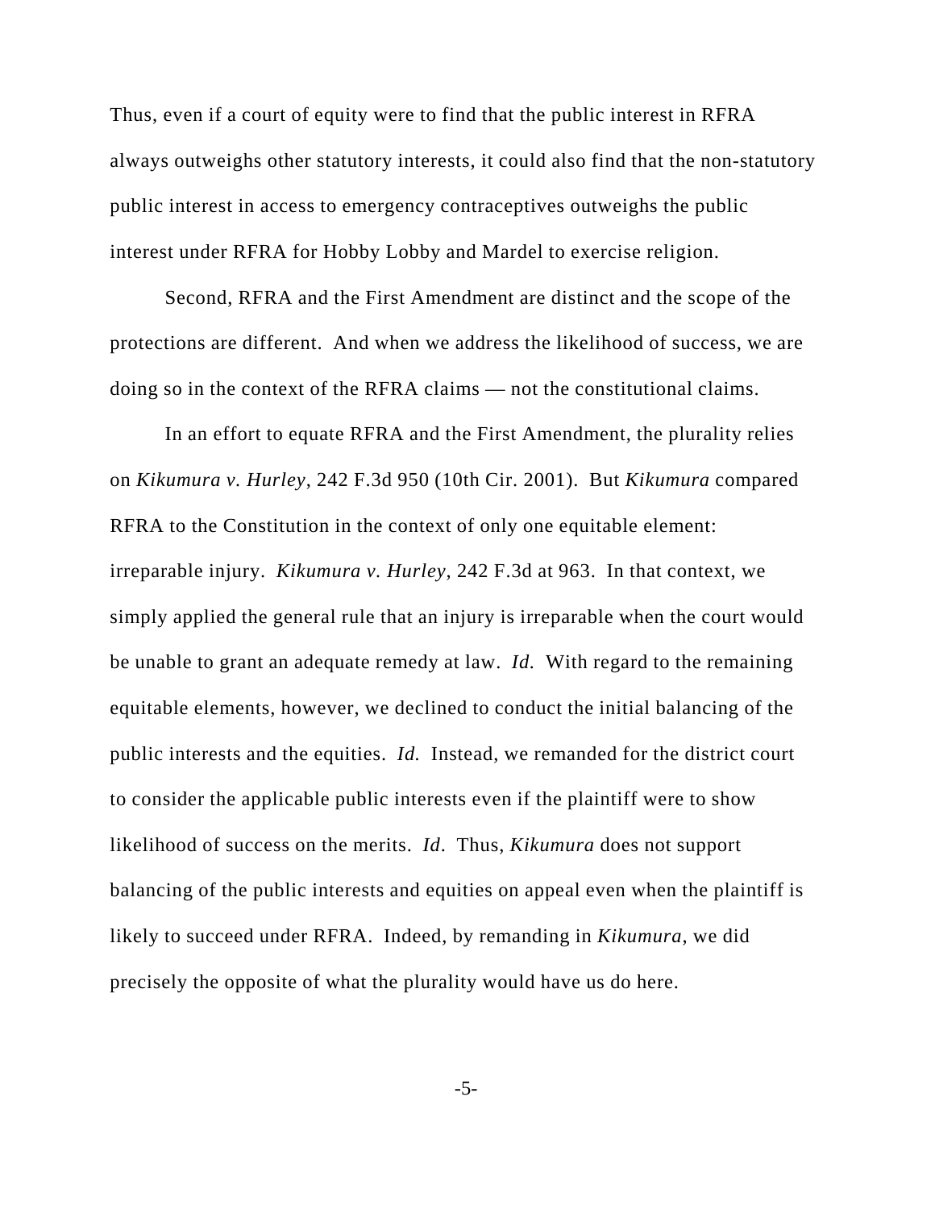Thus, even if a court of equity were to find that the public interest in RFRA always outweighs other statutory interests, it could also find that the non-statutory public interest in access to emergency contraceptives outweighs the public interest under RFRA for Hobby Lobby and Mardel to exercise religion.

Second, RFRA and the First Amendment are distinct and the scope of the protections are different. And when we address the likelihood of success, we are doing so in the context of the RFRA claims — not the constitutional claims.

In an effort to equate RFRA and the First Amendment, the plurality relies on *Kikumura v. Hurley*, 242 F.3d 950 (10th Cir. 2001). But *Kikumura* compared RFRA to the Constitution in the context of only one equitable element: irreparable injury. *Kikumura v. Hurley*, 242 F.3d at 963. In that context, we simply applied the general rule that an injury is irreparable when the court would be unable to grant an adequate remedy at law. *Id.* With regard to the remaining equitable elements, however, we declined to conduct the initial balancing of the public interests and the equities. *Id.* Instead, we remanded for the district court to consider the applicable public interests even if the plaintiff were to show likelihood of success on the merits. *Id*. Thus, *Kikumura* does not support balancing of the public interests and equities on appeal even when the plaintiff is likely to succeed under RFRA. Indeed, by remanding in *Kikumura*, we did precisely the opposite of what the plurality would have us do here.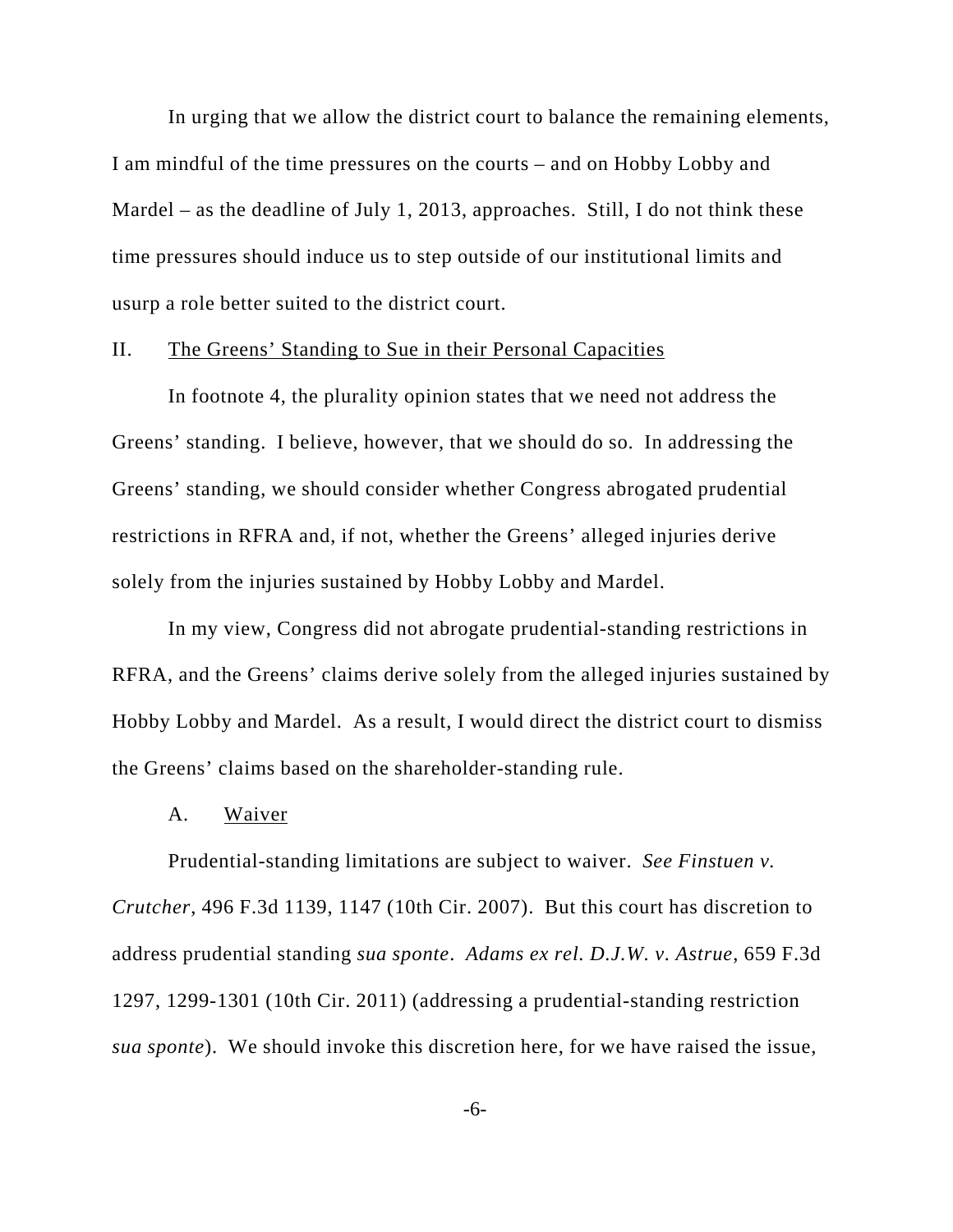In urging that we allow the district court to balance the remaining elements, I am mindful of the time pressures on the courts – and on Hobby Lobby and Mardel – as the deadline of July 1, 2013, approaches. Still, I do not think these time pressures should induce us to step outside of our institutional limits and usurp a role better suited to the district court.

## II. <u>The Greens' Standing to Sue in their Personal Capacities</u>

In footnote 4, the plurality opinion states that we need not address the Greens' standing. I believe, however, that we should do so. In addressing the Greens' standing, we should consider whether Congress abrogated prudential restrictions in RFRA and, if not, whether the Greens' alleged injuries derive solely from the injuries sustained by Hobby Lobby and Mardel.

In my view, Congress did not abrogate prudential-standing restrictions in RFRA, and the Greens' claims derive solely from the alleged injuries sustained by Hobby Lobby and Mardel. As a result, I would direct the district court to dismiss the Greens' claims based on the shareholder-standing rule.

### A. <u>Waiver</u>

Prudential-standing limitations are subject to waiver. *See Finstuen v. Crutcher*, 496 F.3d 1139, 1147 (10th Cir. 2007). But this court has discretion to address prudential standing *sua sponte*. *Adams ex rel. D.J.W. v. Astrue*, 659 F.3d 1297, 1299-1301 (10th Cir. 2011) (addressing a prudential-standing restriction *sua sponte*). We should invoke this discretion here, for we have raised the issue,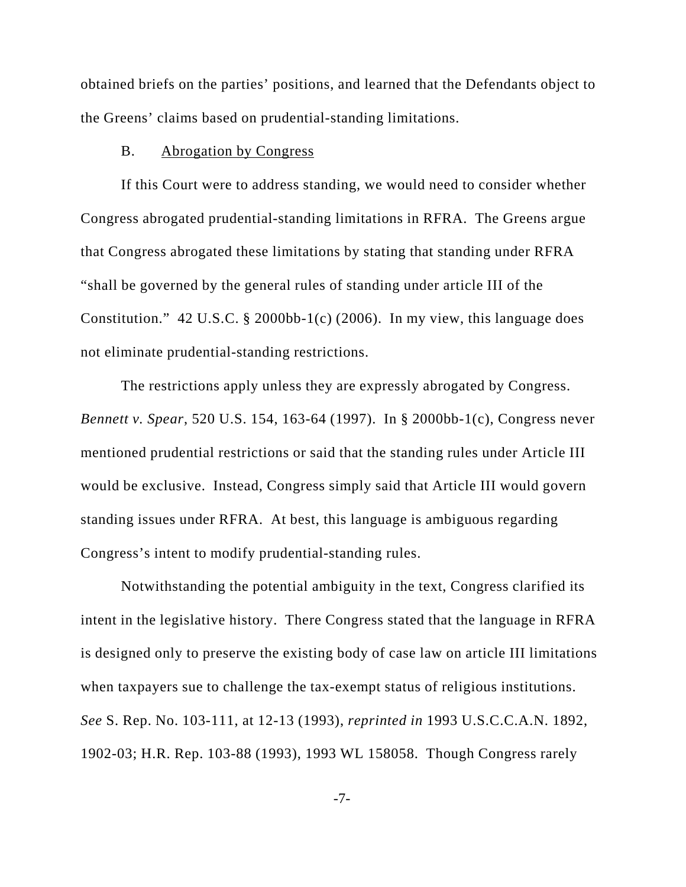obtained briefs on the parties' positions, and learned that the Defendants object to the Greens' claims based on prudential-standing limitations.

B. Abrogation by Congress

If this Court were to address standing, we would need to consider whether Congress abrogated prudential-standing limitations in RFRA. The Greens argue that Congress abrogated these limitations by stating that standing under RFRA "shall be governed by the general rules of standing under article III of the Constitution." 42 U.S.C. § 2000bb-1(c) (2006). In my view, this language does not eliminate prudential-standing restrictions.

The restrictions apply unless they are expressly abrogated by Congress. *Bennett v. Spear*, 520 U.S. 154, 163-64 (1997). In § 2000bb-1(c), Congress never mentioned prudential restrictions or said that the standing rules under Article III would be exclusive. Instead, Congress simply said that Article III would govern standing issues under RFRA. At best, this language is ambiguous regarding Congress's intent to modify prudential-standing rules.

Notwithstanding the potential ambiguity in the text, Congress clarified its intent in the legislative history. There Congress stated that the language in RFRA is designed only to preserve the existing body of case law on article III limitations when taxpayers sue to challenge the tax-exempt status of religious institutions. *See* S. Rep. No. 103-111, at 12-13 (1993), *reprinted in* 1993 U.S.C.C.A.N. 1892, 1902-03; H.R. Rep. 103-88 (1993), 1993 WL 158058. Though Congress rarely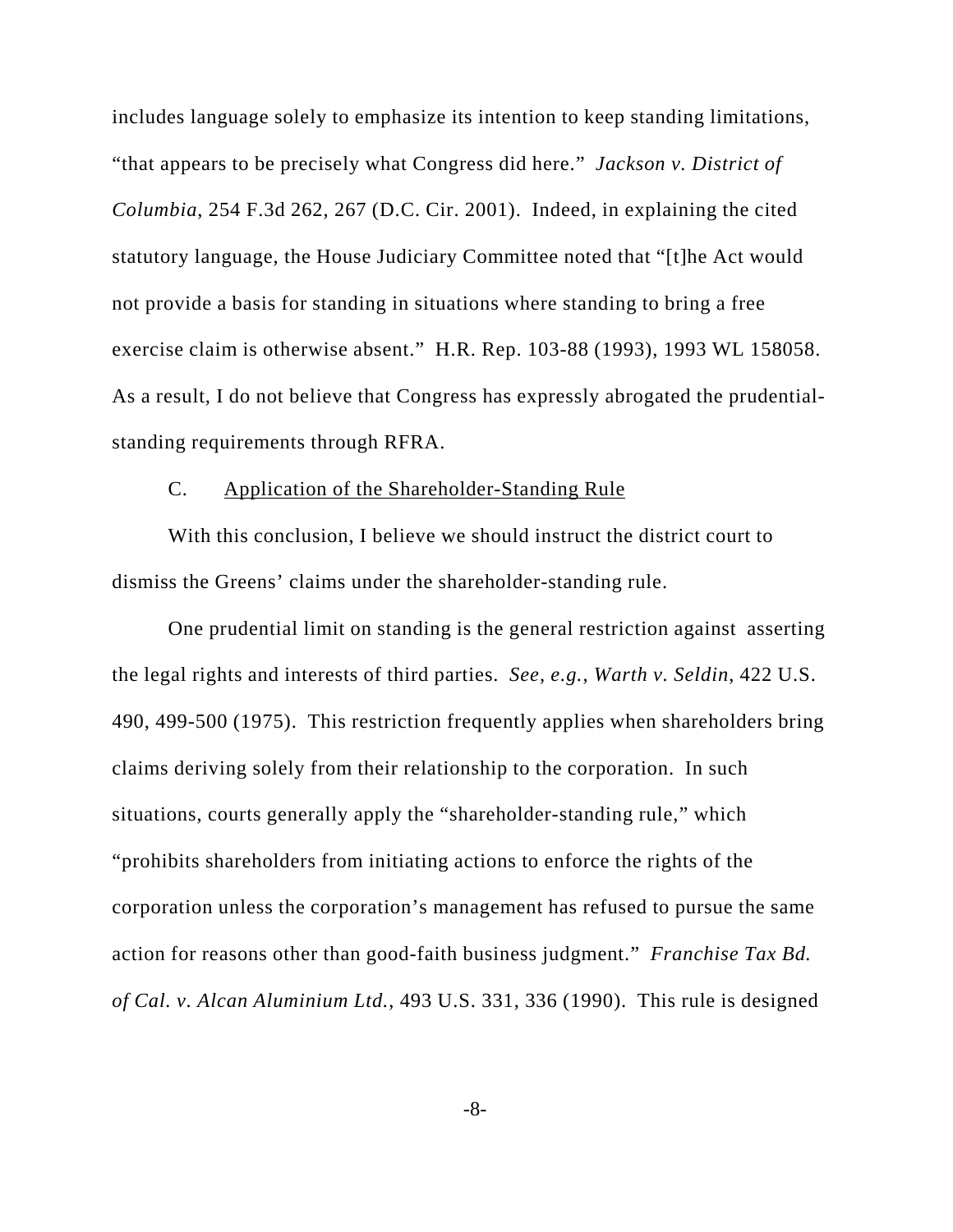includes language solely to emphasize its intention to keep standing limitations, "that appears to be precisely what Congress did here." *Jackson v. District of Columbia*, 254 F.3d 262, 267 (D.C. Cir. 2001). Indeed, in explaining the cited statutory language, the House Judiciary Committee noted that "[t]he Act would not provide a basis for standing in situations where standing to bring a free exercise claim is otherwise absent." H.R. Rep. 103-88 (1993), 1993 WL 158058. As a result, I do not believe that Congress has expressly abrogated the prudential-standing requirements through RFRA.

C. Application of the Shareholder-Standing Rule

With this conclusion, I believe we should instruct the district court to dismiss the Greens' claims under the shareholder-standing rule.

One prudential limit on standing is the general restriction against asserting the legal rights and interests of third parties. *See, e.g.*, *Warth v. Seldin*, 422 U.S. 490, 499-500 (1975). This restriction frequently applies when shareholders bring claims deriving solely from their relationship to the corporation. In such situations, courts generally apply the "shareholder-standing rule," which "prohibits shareholders from initiating actions to enforce the rights of the corporation unless the corporation's management has refused to pursue the same action for reasons other than good-faith business judgment." *Franchise Tax Bd. of Cal. v. Alcan Aluminium Ltd.*, 493 U.S. 331, 336 (1990). This rule is designed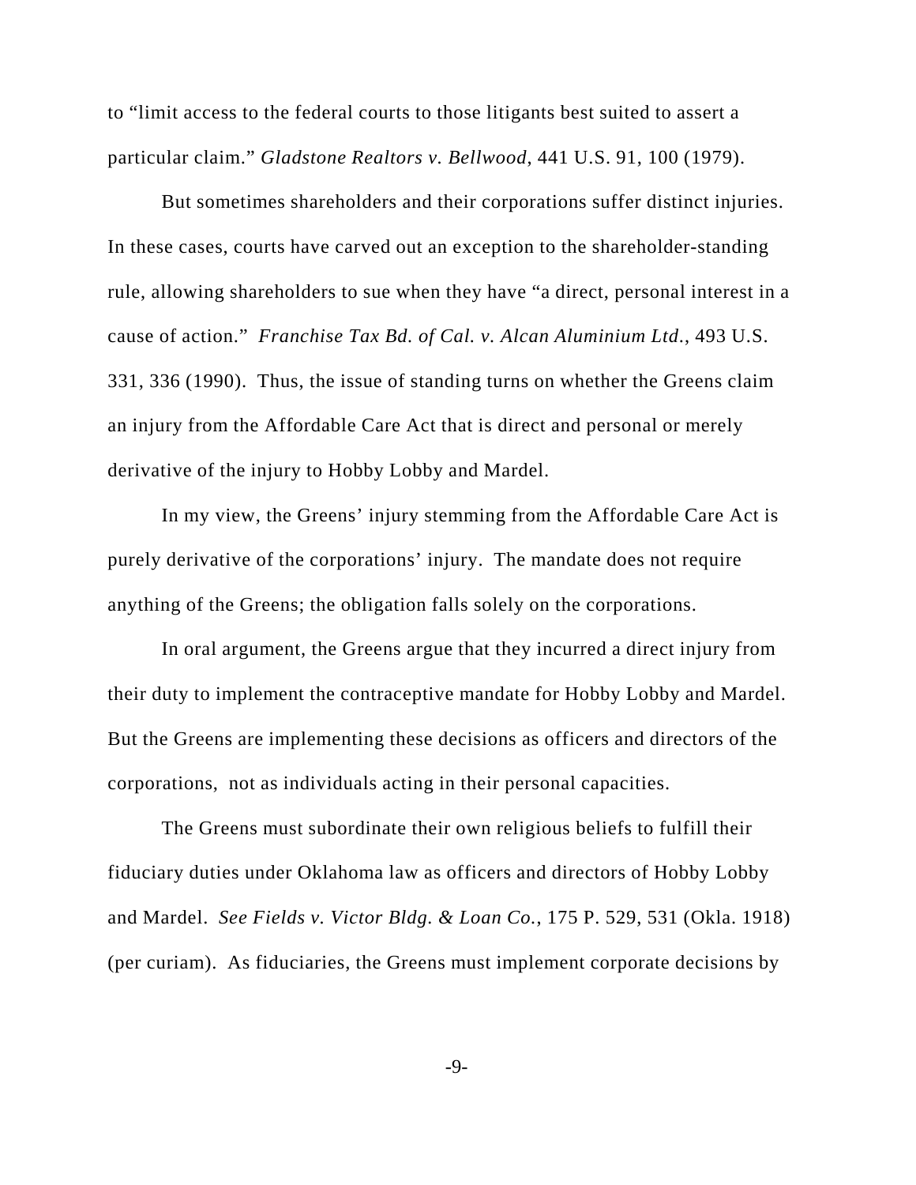to "limit access to the federal courts to those litigants best suited to assert a particular claim." *Gladstone Realtors v. Bellwood*, 441 U.S. 91, 100 (1979).

But sometimes shareholders and their corporations suffer distinct injuries. In these cases, courts have carved out an exception to the shareholder-standing rule, allowing shareholders to sue when they have "a direct, personal interest in a cause of action." *Franchise Tax Bd. of Cal. v. Alcan Aluminium Ltd.*, 493 U.S. 331, 336 (1990). Thus, the issue of standing turns on whether the Greens claim an injury from the Affordable Care Act that is direct and personal or merely derivative of the injury to Hobby Lobby and Mardel.

In my view, the Greens' injury stemming from the Affordable Care Act is purely derivative of the corporations' injury. The mandate does not require anything of the Greens; the obligation falls solely on the corporations.

In oral argument, the Greens argue that they incurred a direct injury from their duty to implement the contraceptive mandate for Hobby Lobby and Mardel. But the Greens are implementing these decisions as officers and directors of the corporations, not as individuals acting in their personal capacities.

The Greens must subordinate their own religious beliefs to fulfill their fiduciary duties under Oklahoma law as officers and directors of Hobby Lobby and Mardel. *See Fields v. Victor Bldg. & Loan Co.*, 175 P. 529, 531 (Okla. 1918) (per curiam). As fiduciaries, the Greens must implement corporate decisions by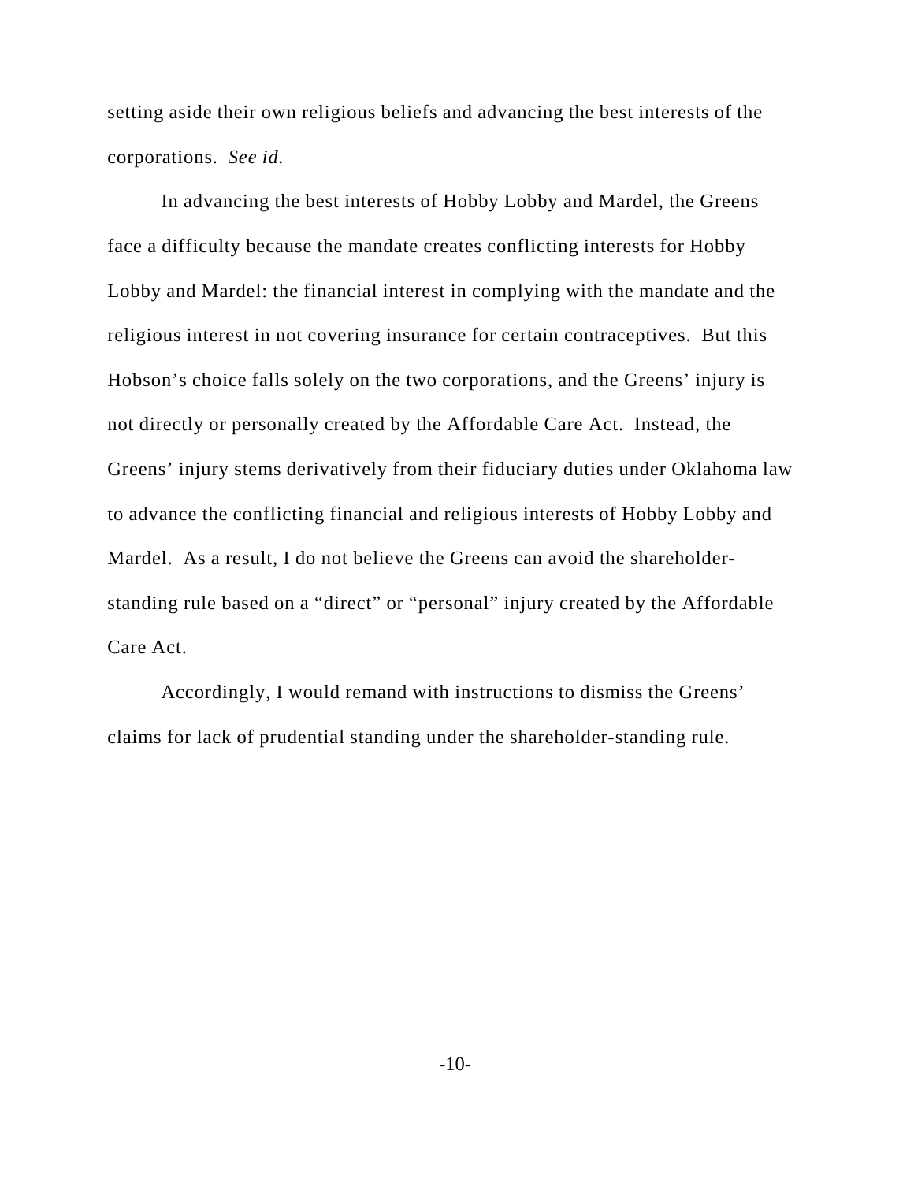setting aside their own religious beliefs and advancing the best interests of the corporations. *See id.*

In advancing the best interests of Hobby Lobby and Mardel, the Greens face a difficulty because the mandate creates conflicting interests for Hobby Lobby and Mardel: the financial interest in complying with the mandate and the religious interest in not covering insurance for certain contraceptives. But this Hobson's choice falls solely on the two corporations, and the Greens' injury is not directly or personally created by the Affordable Care Act. Instead, the Greens' injury stems derivatively from their fiduciary duties under Oklahoma law to advance the conflicting financial and religious interests of Hobby Lobby and Mardel. As a result, I do not believe the Greens can avoid the shareholder-standing rule based on a "direct" or "personal" injury created by the Affordable Care Act.

Accordingly, I would remand with instructions to dismiss the Greens' claims for lack of prudential standing under the shareholder-standing rule.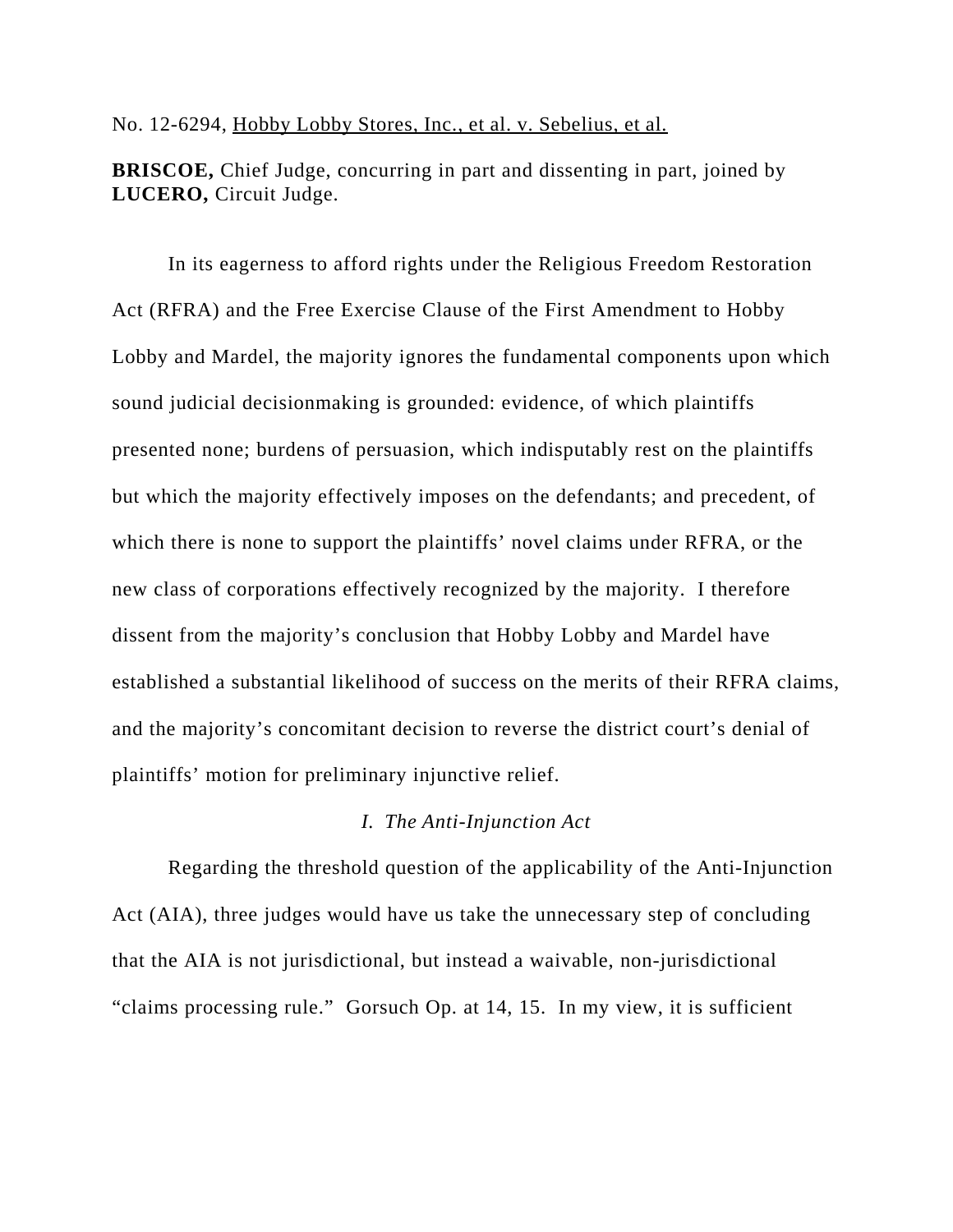No. 12-6294, Hobby Lobby Stores, Inc., et al. v. Sebelius, et al.

**BRISCOE,** Chief Judge, concurring in part and dissenting in part, joined by **LUCERO,** Circuit Judge.

In its eagerness to afford rights under the Religious Freedom Restoration Act (RFRA) and the Free Exercise Clause of the First Amendment to Hobby Lobby and Mardel, the majority ignores the fundamental components upon which sound judicial decisionmaking is grounded: evidence, of which plaintiffs presented none; burdens of persuasion, which indisputably rest on the plaintiffs but which the majority effectively imposes on the defendants; and precedent, of which there is none to support the plaintiffs' novel claims under RFRA, or the new class of corporations effectively recognized by the majority. I therefore dissent from the majority's conclusion that Hobby Lobby and Mardel have established a substantial likelihood of success on the merits of their RFRA claims, and the majority's concomitant decision to reverse the district court's denial of plaintiffs' motion for preliminary injunctive relief.

### *I. The Anti-Injunction Act*

Regarding the threshold question of the applicability of the Anti-Injunction Act (AIA), three judges would have us take the unnecessary step of concluding that the AIA is not jurisdictional, but instead a waivable, non-jurisdictional "claims processing rule." Gorsuch Op. at 14, 15. In my view, it is sufficient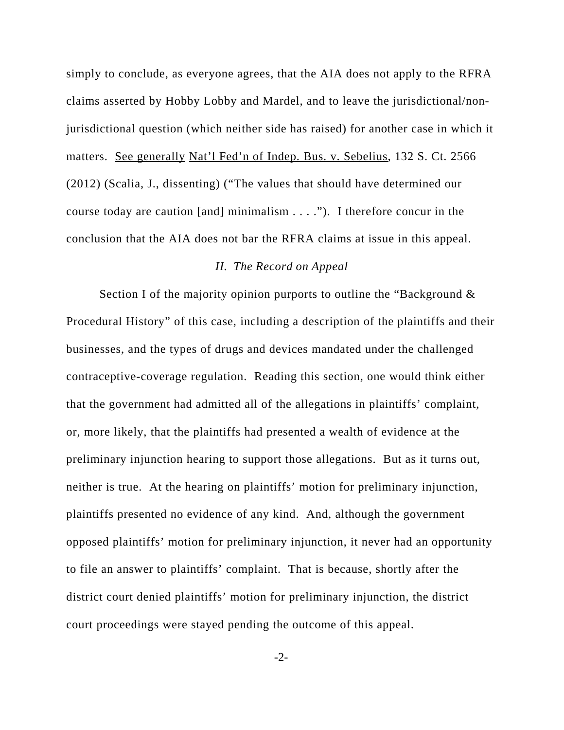simply to conclude, as everyone agrees, that the AIA does not apply to the RFRA claims asserted by Hobby Lobby and Mardel, and to leave the jurisdictional/non-jurisdictional question (which neither side has raised) for another case in which it matters. See generally Nat'l Fed'n of Indep. Bus. v. Sebelius, 132 S. Ct. 2566 (2012) (Scalia, J., dissenting) ("The values that should have determined our course today are caution [and] minimalism . . . ."). I therefore concur in the conclusion that the AIA does not bar the RFRA claims at issue in this appeal.

*II. The Record on Appeal*

Section I of the majority opinion purports to outline the "Background & Procedural History" of this case, including a description of the plaintiffs and their businesses, and the types of drugs and devices mandated under the challenged contraceptive-coverage regulation. Reading this section, one would think either that the government had admitted all of the allegations in plaintiffs' complaint, or, more likely, that the plaintiffs had presented a wealth of evidence at the preliminary injunction hearing to support those allegations. But as it turns out, neither is true. At the hearing on plaintiffs' motion for preliminary injunction, plaintiffs presented no evidence of any kind. And, although the government opposed plaintiffs' motion for preliminary injunction, it never had an opportunity to file an answer to plaintiffs' complaint. That is because, shortly after the district court denied plaintiffs' motion for preliminary injunction, the district court proceedings were stayed pending the outcome of this appeal.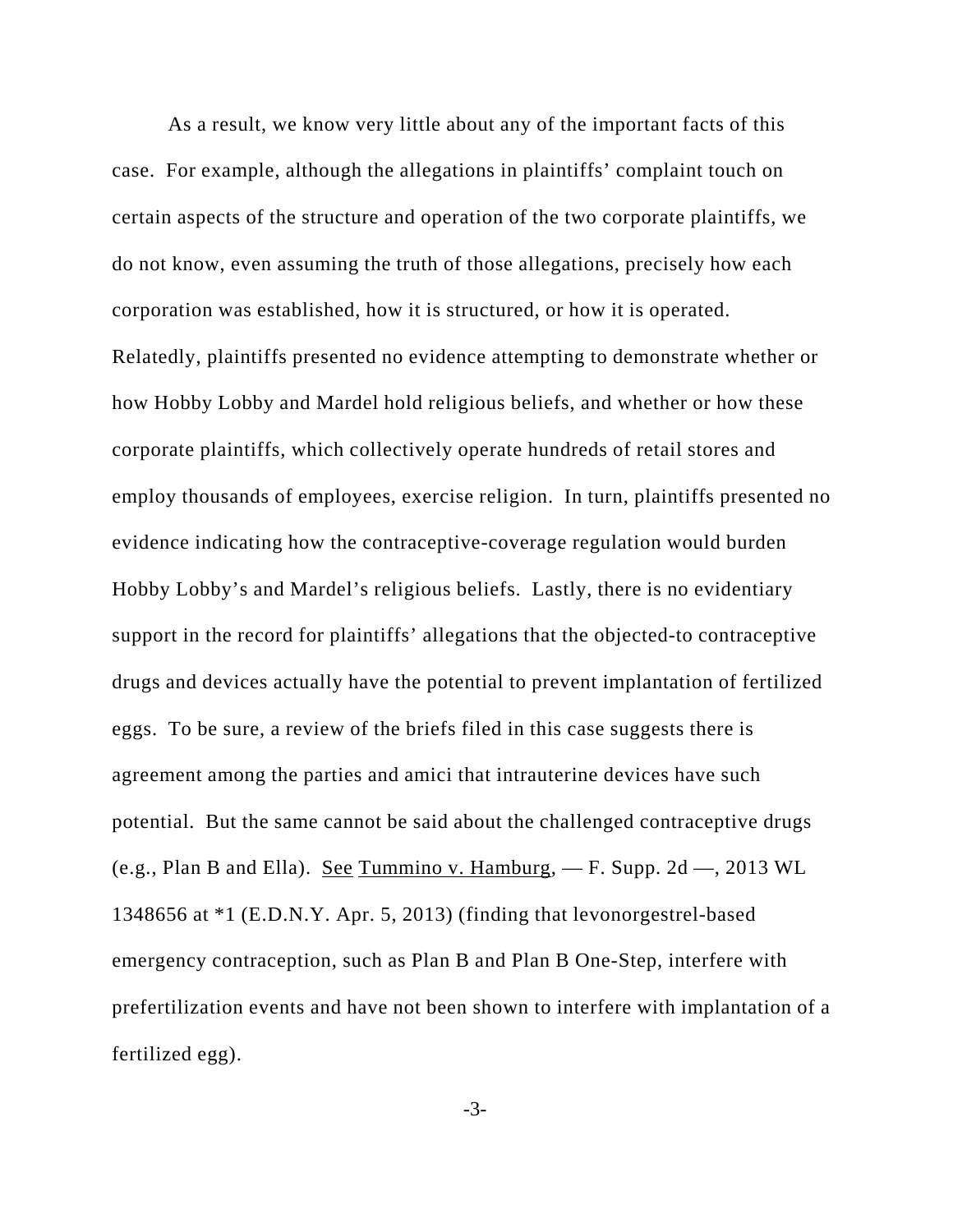As a result, we know very little about any of the important facts of this case. For example, although the allegations in plaintiffs' complaint touch on certain aspects of the structure and operation of the two corporate plaintiffs, we do not know, even assuming the truth of those allegations, precisely how each corporation was established, how it is structured, or how it is operated. Relatedly, plaintiffs presented no evidence attempting to demonstrate whether or how Hobby Lobby and Mardel hold religious beliefs, and whether or how these corporate plaintiffs, which collectively operate hundreds of retail stores and employ thousands of employees, exercise religion. In turn, plaintiffs presented no evidence indicating how the contraceptive-coverage regulation would burden Hobby Lobby's and Mardel's religious beliefs. Lastly, there is no evidentiary support in the record for plaintiffs' allegations that the objected-to contraceptive drugs and devices actually have the potential to prevent implantation of fertilized eggs. To be sure, a review of the briefs filed in this case suggests there is agreement among the parties and amici that intrauterine devices have such potential. But the same cannot be said about the challenged contraceptive drugs (e.g., Plan B and Ella). See Tummino v. Hamburg, — F. Supp. 2d —, 2013 WL 1348656 at *1 (E.D.N.Y. Apr. 5, 2013) (finding that levonorgestrel-based emergency contraception, such as Plan B and Plan B One-Step, interfere with prefertilization events and have not been shown to interfere with implantation of a fertilized egg).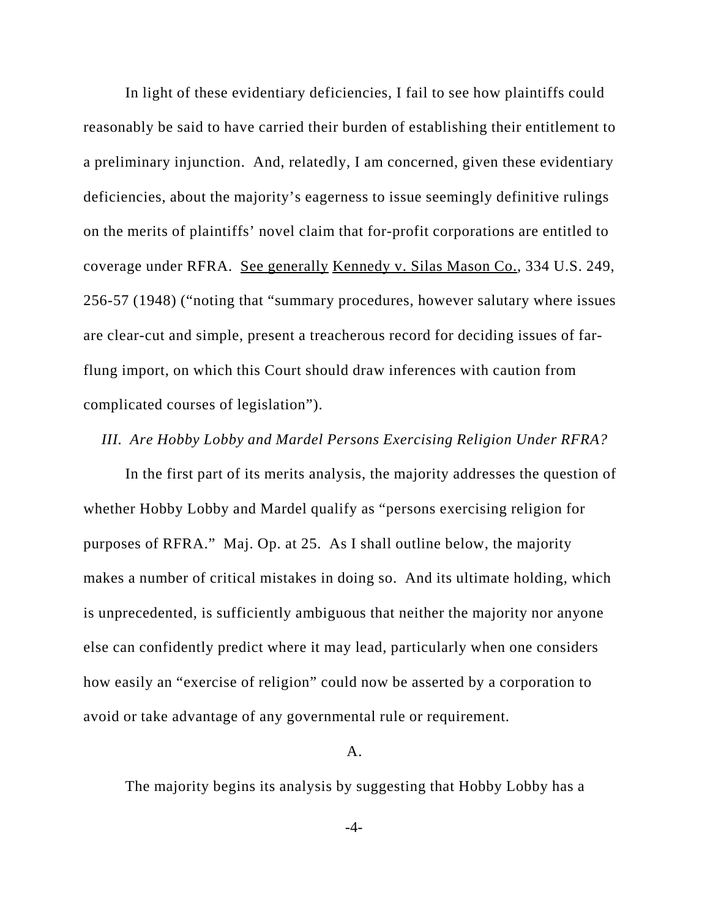In light of these evidentiary deficiencies, I fail to see how plaintiffs could reasonably be said to have carried their burden of establishing their entitlement to a preliminary injunction. And, relatedly, I am concerned, given these evidentiary deficiencies, about the majority's eagerness to issue seemingly definitive rulings on the merits of plaintiffs' novel claim that for-profit corporations are entitled to coverage under RFRA. <u>See generally</u> <u>Kennedy v. Silas Mason Co.</u>, 334 U.S. 249, 256-57 (1948) ("noting that "summary procedures, however salutary where issues are clear-cut and simple, present a treacherous record for deciding issues of far-flung import, on which this Court should draw inferences with caution from complicated courses of legislation").

*III. Are Hobby Lobby and Mardel Persons Exercising Religion Under RFRA?*

In the first part of its merits analysis, the majority addresses the question of whether Hobby Lobby and Mardel qualify as "persons exercising religion for purposes of RFRA." Maj. Op. at 25. As I shall outline below, the majority makes a number of critical mistakes in doing so. And its ultimate holding, which is unprecedented, is sufficiently ambiguous that neither the majority nor anyone else can confidently predict where it may lead, particularly when one considers how easily an "exercise of religion" could now be asserted by a corporation to avoid or take advantage of any governmental rule or requirement.

A.

The majority begins its analysis by suggesting that Hobby Lobby has a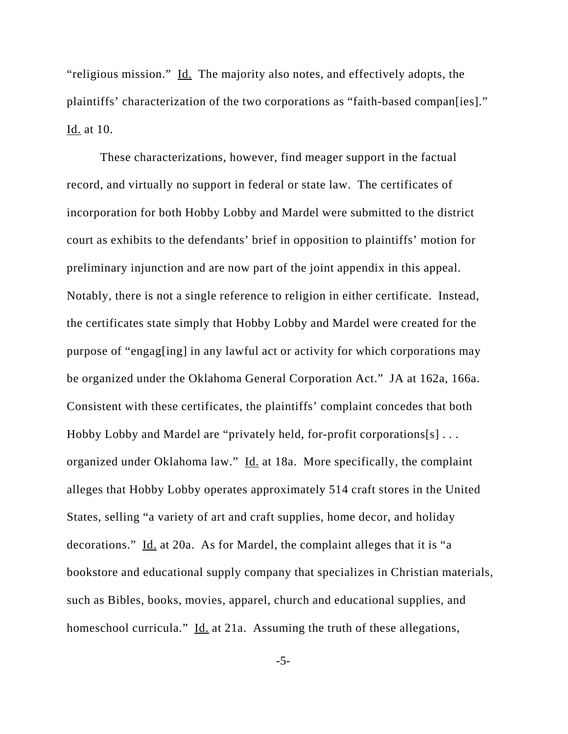"religious mission." Id. The majority also notes, and effectively adopts, the plaintiffs' characterization of the two corporations as "faith-based compan[ies]." Id. at 10.

These characterizations, however, find meager support in the factual record, and virtually no support in federal or state law. The certificates of incorporation for both Hobby Lobby and Mardel were submitted to the district court as exhibits to the defendants' brief in opposition to plaintiffs' motion for preliminary injunction and are now part of the joint appendix in this appeal. Notably, there is not a single reference to religion in either certificate. Instead, the certificates state simply that Hobby Lobby and Mardel were created for the purpose of "engag[ing] in any lawful act or activity for which corporations may be organized under the Oklahoma General Corporation Act." JA at 162a, 166a. Consistent with these certificates, the plaintiffs' complaint concedes that both Hobby Lobby and Mardel are "privately held, for-profit corporations[s] . . . organized under Oklahoma law." Id. at 18a. More specifically, the complaint alleges that Hobby Lobby operates approximately 514 craft stores in the United States, selling "a variety of art and craft supplies, home decor, and holiday decorations." Id. at 20a. As for Mardel, the complaint alleges that it is "a bookstore and educational supply company that specializes in Christian materials, such as Bibles, books, movies, apparel, church and educational supplies, and homeschool curricula." Id. at 21a. Assuming the truth of these allegations,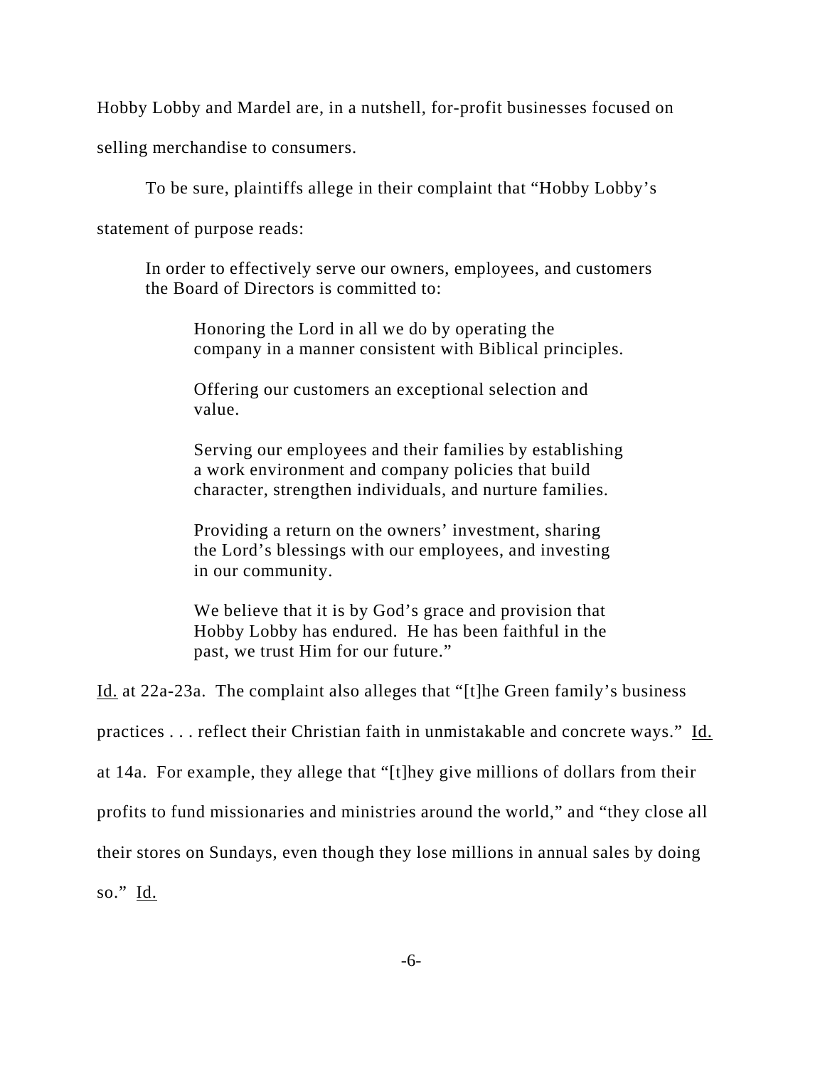Hobby Lobby and Mardel are, in a nutshell, for-profit businesses focused on selling merchandise to consumers.

To be sure, plaintiffs allege in their complaint that "Hobby Lobby's statement of purpose reads:

> In order to effectively serve our owners, employees, and customers the Board of Directors is committed to:
>
> > Honoring the Lord in all we do by operating the company in a manner consistent with Biblical principles.
> >
> > Offering our customers an exceptional selection and value.
> >
> > Serving our employees and their families by establishing a work environment and company policies that build character, strengthen individuals, and nurture families.
> >
> > Providing a return on the owners' investment, sharing the Lord's blessings with our employees, and investing in our community.
> >
> > We believe that it is by God's grace and provision that Hobby Lobby has endured. He has been faithful in the past, we trust Him for our future."

Id. at 22a-23a. The complaint also alleges that "[t]he Green family's business practices . . . reflect their Christian faith in unmistakable and concrete ways." Id. at 14a. For example, they allege that "[t]hey give millions of dollars from their profits to fund missionaries and ministries around the world," and "they close all their stores on Sundays, even though they lose millions in annual sales by doing so." Id.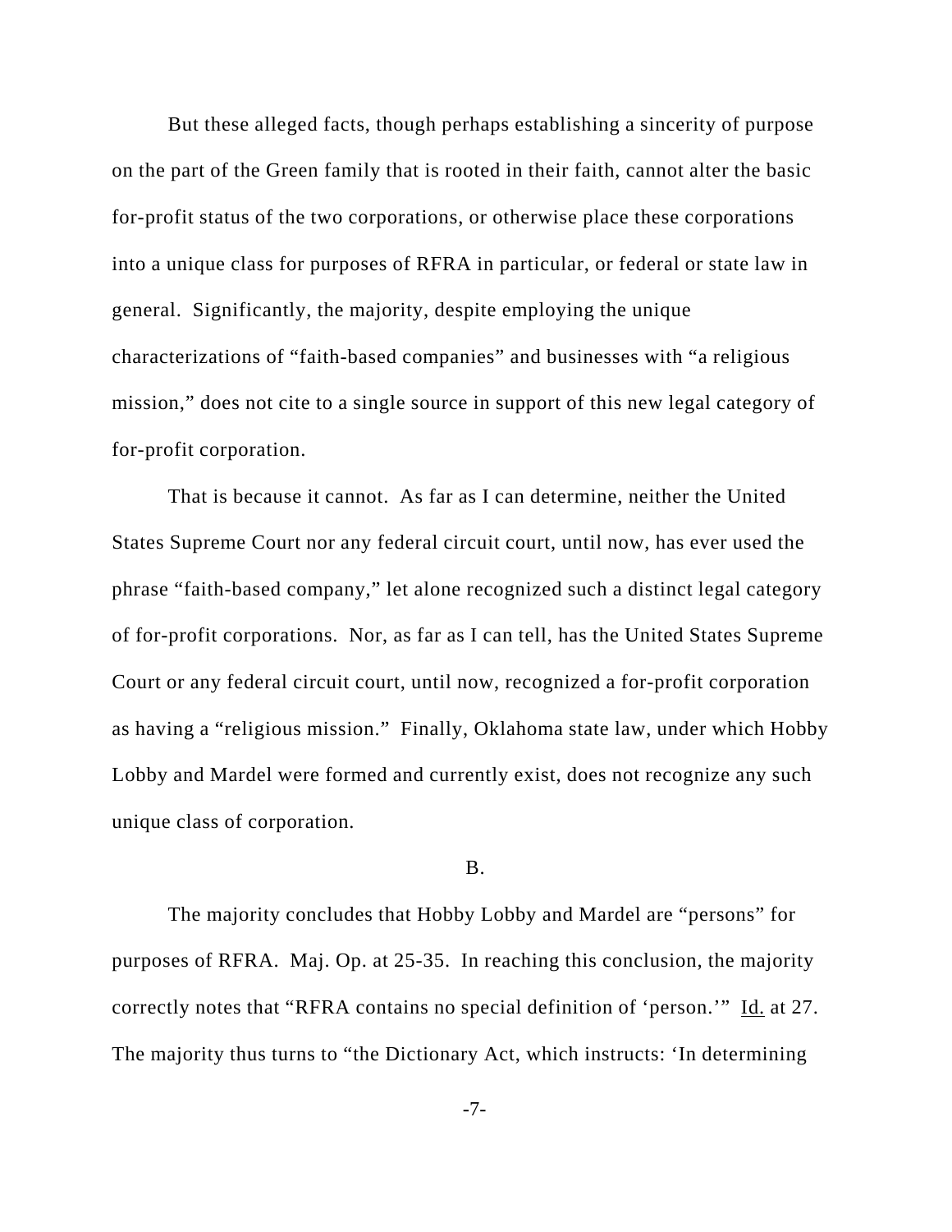But these alleged facts, though perhaps establishing a sincerity of purpose on the part of the Green family that is rooted in their faith, cannot alter the basic for-profit status of the two corporations, or otherwise place these corporations into a unique class for purposes of RFRA in particular, or federal or state law in general. Significantly, the majority, despite employing the unique characterizations of "faith-based companies" and businesses with "a religious mission," does not cite to a single source in support of this new legal category of for-profit corporation.

That is because it cannot. As far as I can determine, neither the United States Supreme Court nor any federal circuit court, until now, has ever used the phrase "faith-based company," let alone recognized such a distinct legal category of for-profit corporations. Nor, as far as I can tell, has the United States Supreme Court or any federal circuit court, until now, recognized a for-profit corporation as having a "religious mission." Finally, Oklahoma state law, under which Hobby Lobby and Mardel were formed and currently exist, does not recognize any such unique class of corporation.

B.

The majority concludes that Hobby Lobby and Mardel are "persons" for purposes of RFRA. Maj. Op. at 25-35. In reaching this conclusion, the majority correctly notes that "RFRA contains no special definition of 'person.'" Id. at 27. The majority thus turns to "the Dictionary Act, which instructs: 'In determining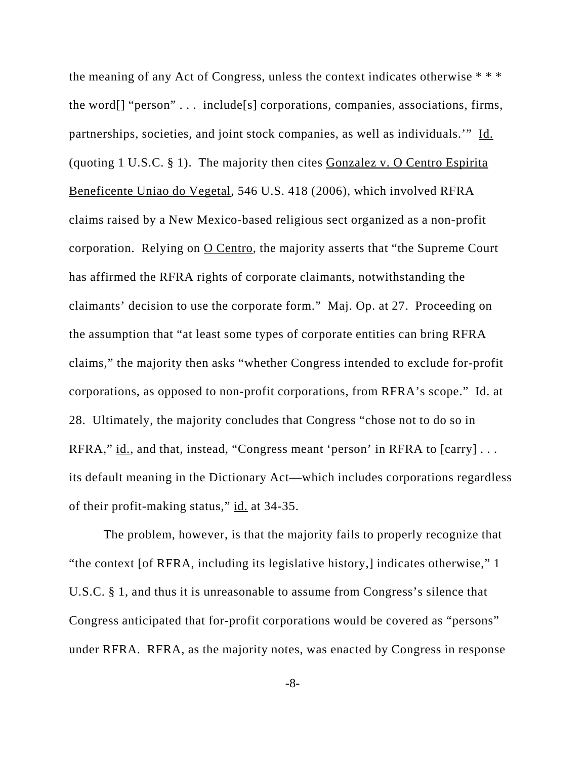the meaning of any Act of Congress, unless the context indicates otherwise * * * the word[] "person" . . . include[s] corporations, companies, associations, firms, partnerships, societies, and joint stock companies, as well as individuals.'" Id. (quoting 1 U.S.C. § 1). The majority then cites Gonzalez v. O Centro Espirita Beneficente Uniao do Vegetal, 546 U.S. 418 (2006), which involved RFRA claims raised by a New Mexico-based religious sect organized as a non-profit corporation. Relying on O Centro, the majority asserts that "the Supreme Court has affirmed the RFRA rights of corporate claimants, notwithstanding the claimants' decision to use the corporate form." Maj. Op. at 27. Proceeding on the assumption that "at least some types of corporate entities can bring RFRA claims," the majority then asks "whether Congress intended to exclude for-profit corporations, as opposed to non-profit corporations, from RFRA's scope." Id. at 28. Ultimately, the majority concludes that Congress "chose not to do so in RFRA," id., and that, instead, "Congress meant 'person' in RFRA to [carry] . . . its default meaning in the Dictionary Act—which includes corporations regardless of their profit-making status," id. at 34-35.

The problem, however, is that the majority fails to properly recognize that "the context [of RFRA, including its legislative history,] indicates otherwise," 1 U.S.C. § 1, and thus it is unreasonable to assume from Congress's silence that Congress anticipated that for-profit corporations would be covered as "persons" under RFRA. RFRA, as the majority notes, was enacted by Congress in response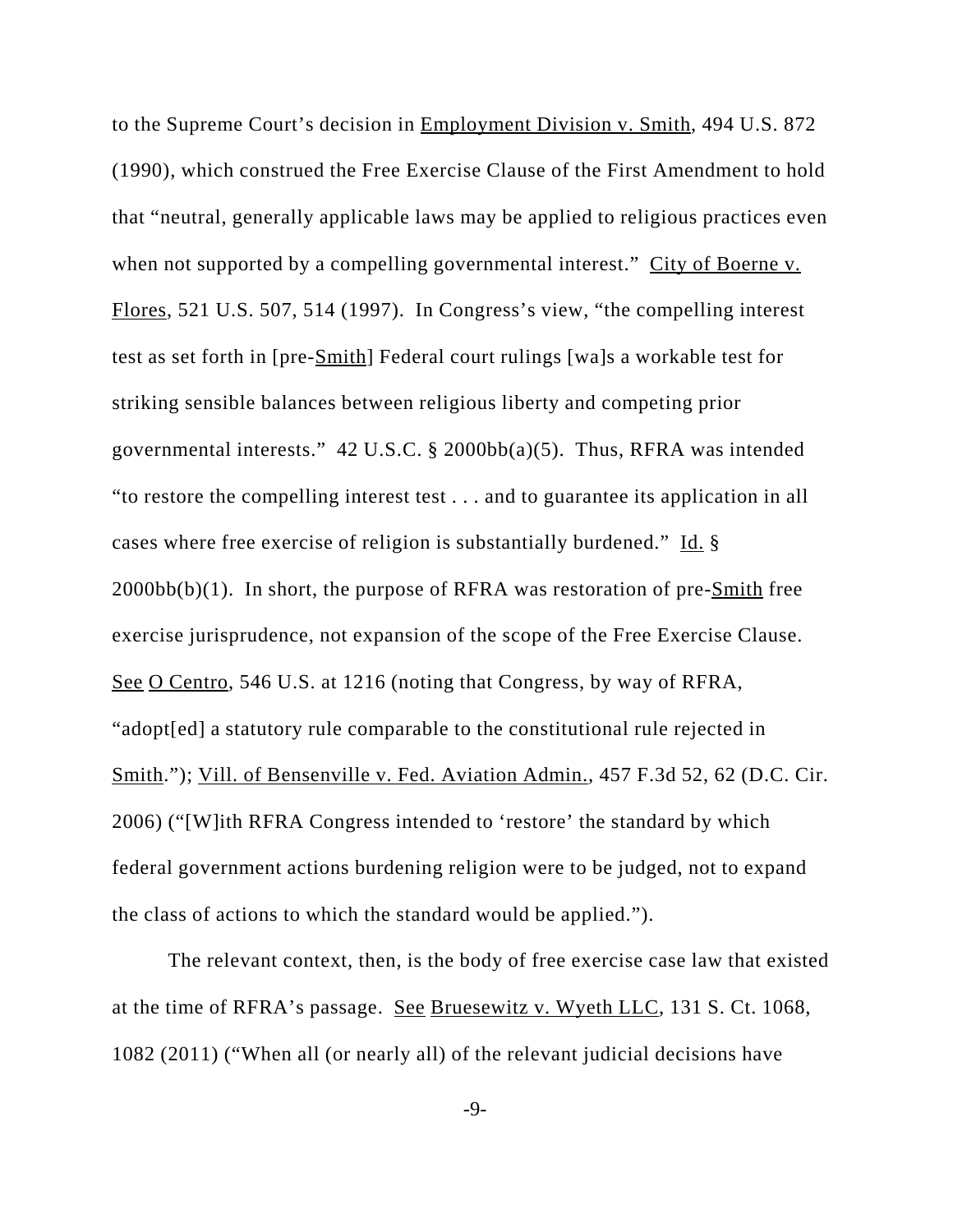to the Supreme Court's decision in Employment Division v. Smith, 494 U.S. 872 (1990), which construed the Free Exercise Clause of the First Amendment to hold that "neutral, generally applicable laws may be applied to religious practices even when not supported by a compelling governmental interest." City of Boerne v. Flores, 521 U.S. 507, 514 (1997). In Congress's view, "the compelling interest test as set forth in [pre-Smith] Federal court rulings [wa]s a workable test for striking sensible balances between religious liberty and competing prior governmental interests." 42 U.S.C. § 2000bb(a)(5). Thus, RFRA was intended "to restore the compelling interest test . . . and to guarantee its application in all cases where free exercise of religion is substantially burdened." Id. § 2000bb(b)(1). In short, the purpose of RFRA was restoration of pre-Smith free exercise jurisprudence, not expansion of the scope of the Free Exercise Clause. See O Centro, 546 U.S. at 1216 (noting that Congress, by way of RFRA, "adopt[ed] a statutory rule comparable to the constitutional rule rejected in Smith."); Vill. of Bensenville v. Fed. Aviation Admin., 457 F.3d 52, 62 (D.C. Cir. 2006) ("[W]ith RFRA Congress intended to 'restore' the standard by which federal government actions burdening religion were to be judged, not to expand the class of actions to which the standard would be applied.").

The relevant context, then, is the body of free exercise case law that existed at the time of RFRA's passage. See Bruesewitz v. Wyeth LLC, 131 S. Ct. 1068, 1082 (2011) ("When all (or nearly all) of the relevant judicial decisions have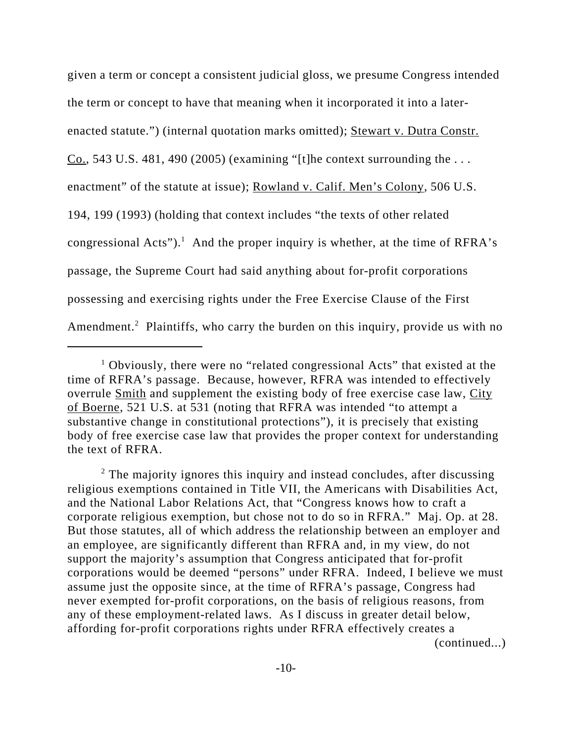given a term or concept a consistent judicial gloss, we presume Congress intended the term or concept to have that meaning when it incorporated it into a later-enacted statute.") (internal quotation marks omitted); Stewart v. Dutra Constr. Co., 543 U.S. 481, 490 (2005) (examining "[t]he context surrounding the . . . enactment" of the statute at issue); Rowland v. Calif. Men's Colony, 506 U.S. 194, 199 (1993) (holding that context includes "the texts of other related congressional Acts").[1] And the proper inquiry is whether, at the time of RFRA's passage, the Supreme Court had said anything about for-profit corporations possessing and exercising rights under the Free Exercise Clause of the First Amendment.[2] Plaintiffs, who carry the burden on this inquiry, provide us with no

---

[1] Obviously, there were no "related congressional Acts" that existed at the time of RFRA's passage. Because, however, RFRA was intended to effectively overrule Smith and supplement the existing body of free exercise case law, City of Boerne, 521 U.S. at 531 (noting that RFRA was intended "to attempt a substantive change in constitutional protections"), it is precisely that existing body of free exercise case law that provides the proper context for understanding the text of RFRA.

[2] The majority ignores this inquiry and instead concludes, after discussing religious exemptions contained in Title VII, the Americans with Disabilities Act, and the National Labor Relations Act, that "Congress knows how to craft a corporate religious exemption, but chose not to do so in RFRA." Maj. Op. at 28. But those statutes, all of which address the relationship between an employer and an employee, are significantly different than RFRA and, in my view, do not support the majority's assumption that Congress anticipated that for-profit corporations would be deemed "persons" under RFRA. Indeed, I believe we must assume just the opposite since, at the time of RFRA's passage, Congress had never exempted for-profit corporations, on the basis of religious reasons, from any of these employment-related laws. As I discuss in greater detail below, affording for-profit corporations rights under RFRA effectively creates a (continued...)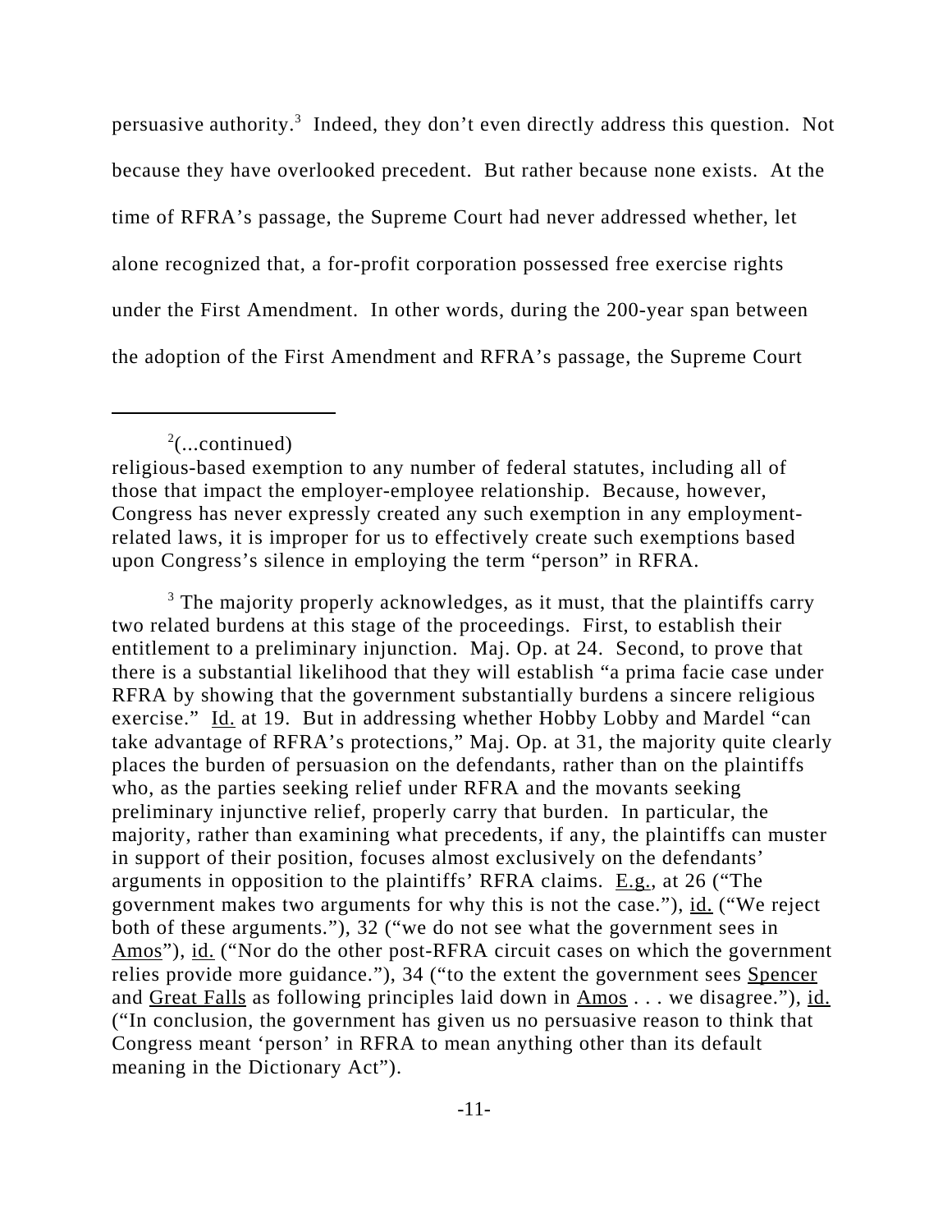persuasive authority.[3] Indeed, they don't even directly address this question. Not because they have overlooked precedent. But rather because none exists. At the time of RFRA's passage, the Supreme Court had never addressed whether, let alone recognized that, a for-profit corporation possessed free exercise rights under the First Amendment. In other words, during the 200-year span between the adoption of the First Amendment and RFRA's passage, the Supreme Court

---

[2](...continued)
religious-based exemption to any number of federal statutes, including all of those that impact the employer-employee relationship. Because, however, Congress has never expressly created any such exemption in any employment-related laws, it is improper for us to effectively create such exemptions based upon Congress's silence in employing the term "person" in RFRA.

[3] The majority properly acknowledges, as it must, that the plaintiffs carry two related burdens at this stage of the proceedings. First, to establish their entitlement to a preliminary injunction. Maj. Op. at 24. Second, to prove that there is a substantial likelihood that they will establish "a prima facie case under RFRA by showing that the government substantially burdens a sincere religious exercise." Id. at 19. But in addressing whether Hobby Lobby and Mardel "can take advantage of RFRA's protections," Maj. Op. at 31, the majority quite clearly places the burden of persuasion on the defendants, rather than on the plaintiffs who, as the parties seeking relief under RFRA and the movants seeking preliminary injunctive relief, properly carry that burden. In particular, the majority, rather than examining what precedents, if any, the plaintiffs can muster in support of their position, focuses almost exclusively on the defendants' arguments in opposition to the plaintiffs' RFRA claims. E.g., at 26 ("The government makes two arguments for why this is not the case."), id. ("We reject both of these arguments."), 32 ("we do not see what the government sees in Amos"), id. ("Nor do the other post-RFRA circuit cases on which the government relies provide more guidance."), 34 ("to the extent the government sees Spencer and Great Falls as following principles laid down in Amos . . . we disagree."), id. ("In conclusion, the government has given us no persuasive reason to think that Congress meant 'person' in RFRA to mean anything other than its default meaning in the Dictionary Act").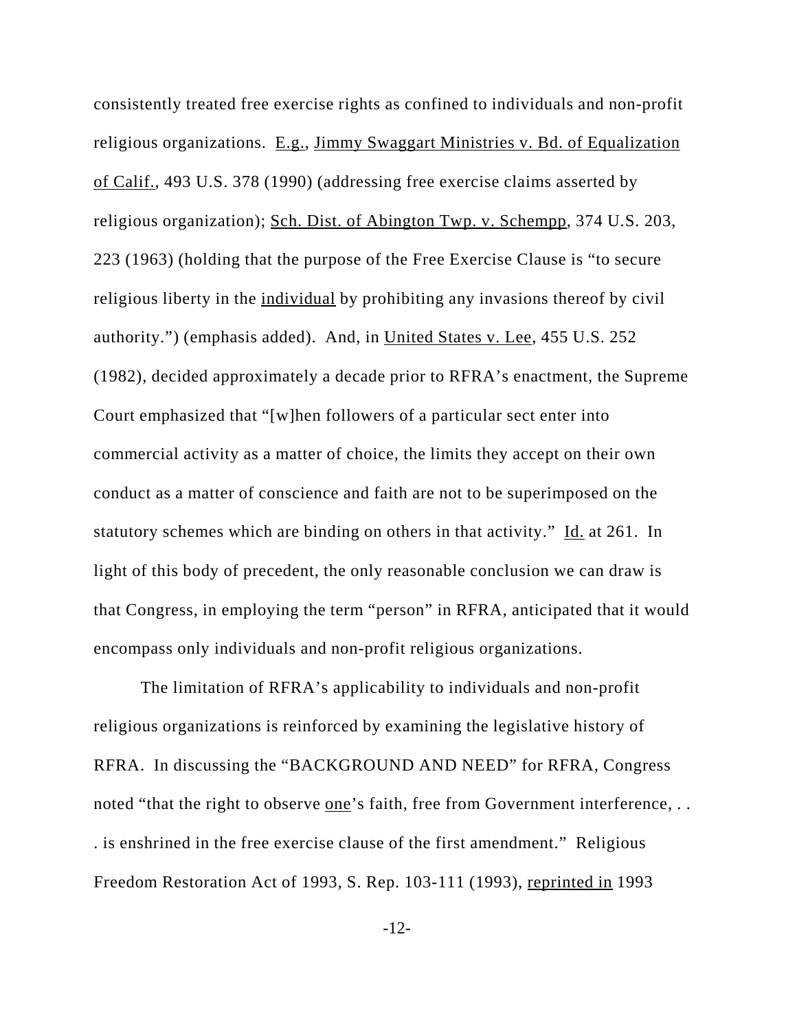consistently treated free exercise rights as confined to individuals and non-profit religious organizations. E.g., Jimmy Swaggart Ministries v. Bd. of Equalization of Calif., 493 U.S. 378 (1990) (addressing free exercise claims asserted by religious organization); Sch. Dist. of Abington Twp. v. Schempp, 374 U.S. 203, 223 (1963) (holding that the purpose of the Free Exercise Clause is "to secure religious liberty in the individual by prohibiting any invasions thereof by civil authority.") (emphasis added). And, in United States v. Lee, 455 U.S. 252 (1982), decided approximately a decade prior to RFRA's enactment, the Supreme Court emphasized that "[w]hen followers of a particular sect enter into commercial activity as a matter of choice, the limits they accept on their own conduct as a matter of conscience and faith are not to be superimposed on the statutory schemes which are binding on others in that activity." Id. at 261. In light of this body of precedent, the only reasonable conclusion we can draw is that Congress, in employing the term "person" in RFRA, anticipated that it would encompass only individuals and non-profit religious organizations.

The limitation of RFRA's applicability to individuals and non-profit religious organizations is reinforced by examining the legislative history of RFRA. In discussing the "BACKGROUND AND NEED" for RFRA, Congress noted "that the right to observe one's faith, free from Government interference, . . . is enshrined in the free exercise clause of the first amendment." Religious Freedom Restoration Act of 1993, S. Rep. 103-111 (1993), reprinted in 1993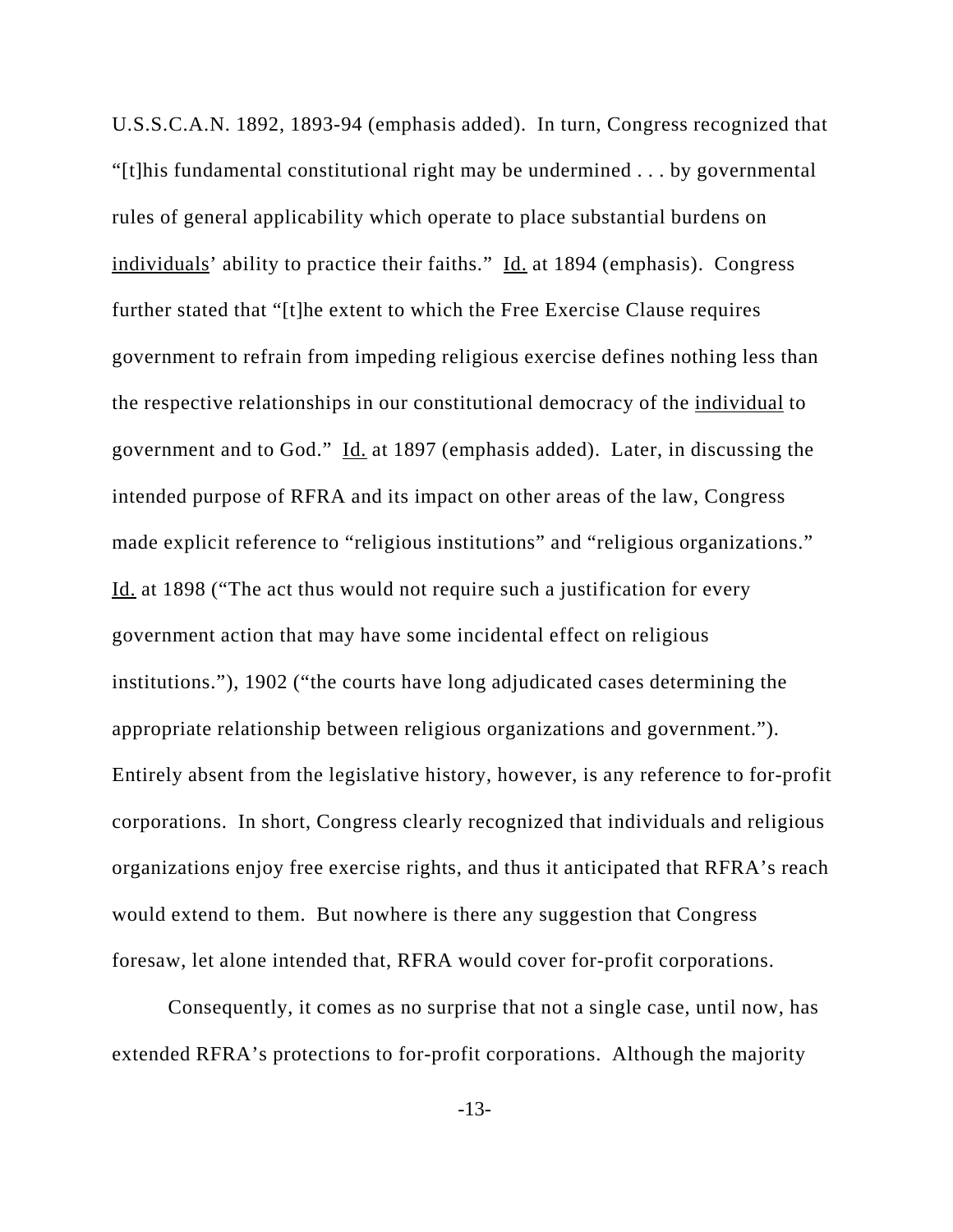U.S.S.C.A.N. 1892, 1893-94 (emphasis added). In turn, Congress recognized that "[t]his fundamental constitutional right may be undermined . . . by governmental rules of general applicability which operate to place substantial burdens on <u>individuals</u>' ability to practice their faiths." <u>Id.</u> at 1894 (emphasis). Congress further stated that "[t]he extent to which the Free Exercise Clause requires government to refrain from impeding religious exercise defines nothing less than the respective relationships in our constitutional democracy of the <u>individual</u> to government and to God." <u>Id.</u> at 1897 (emphasis added). Later, in discussing the intended purpose of RFRA and its impact on other areas of the law, Congress made explicit reference to "religious institutions" and "religious organizations." <u>Id.</u> at 1898 ("The act thus would not require such a justification for every government action that may have some incidental effect on religious institutions."), 1902 ("the courts have long adjudicated cases determining the appropriate relationship between religious organizations and government."). Entirely absent from the legislative history, however, is any reference to for-profit corporations. In short, Congress clearly recognized that individuals and religious organizations enjoy free exercise rights, and thus it anticipated that RFRA's reach would extend to them. But nowhere is there any suggestion that Congress foresaw, let alone intended that, RFRA would cover for-profit corporations.

Consequently, it comes as no surprise that not a single case, until now, has extended RFRA's protections to for-profit corporations. Although the majority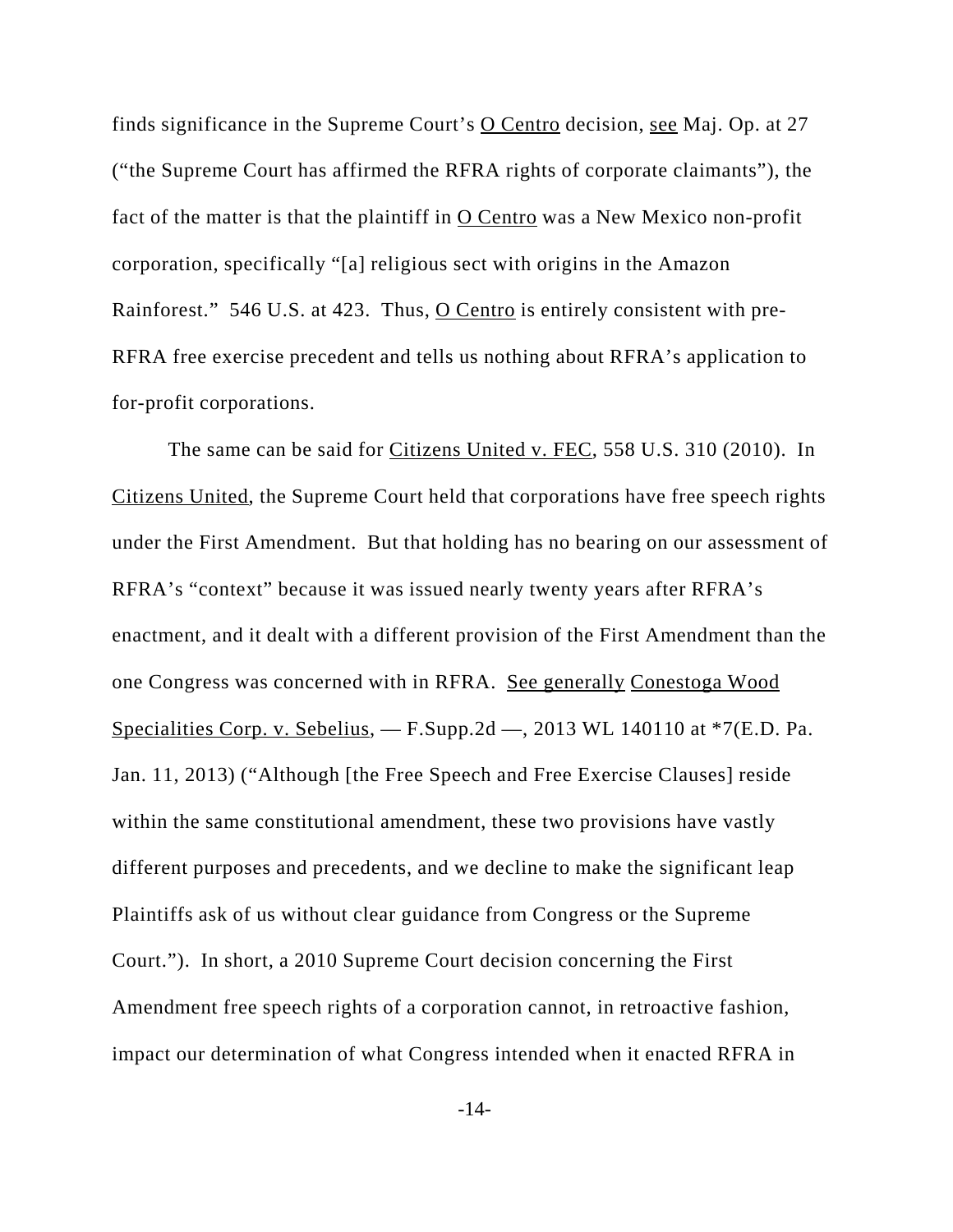finds significance in the Supreme Court's O Centro decision, see Maj. Op. at 27 ("the Supreme Court has affirmed the RFRA rights of corporate claimants"), the fact of the matter is that the plaintiff in O Centro was a New Mexico non-profit corporation, specifically "[a] religious sect with origins in the Amazon Rainforest." 546 U.S. at 423. Thus, O Centro is entirely consistent with pre-RFRA free exercise precedent and tells us nothing about RFRA's application to for-profit corporations.

The same can be said for Citizens United v. FEC, 558 U.S. 310 (2010). In Citizens United, the Supreme Court held that corporations have free speech rights under the First Amendment. But that holding has no bearing on our assessment of RFRA's "context" because it was issued nearly twenty years after RFRA's enactment, and it dealt with a different provision of the First Amendment than the one Congress was concerned with in RFRA. See generally Conestoga Wood Specialities Corp. v. Sebelius, — F.Supp.2d —, 2013 WL 140110 at *7(E.D. Pa. Jan. 11, 2013) ("Although [the Free Speech and Free Exercise Clauses] reside within the same constitutional amendment, these two provisions have vastly different purposes and precedents, and we decline to make the significant leap Plaintiffs ask of us without clear guidance from Congress or the Supreme Court."). In short, a 2010 Supreme Court decision concerning the First Amendment free speech rights of a corporation cannot, in retroactive fashion, impact our determination of what Congress intended when it enacted RFRA in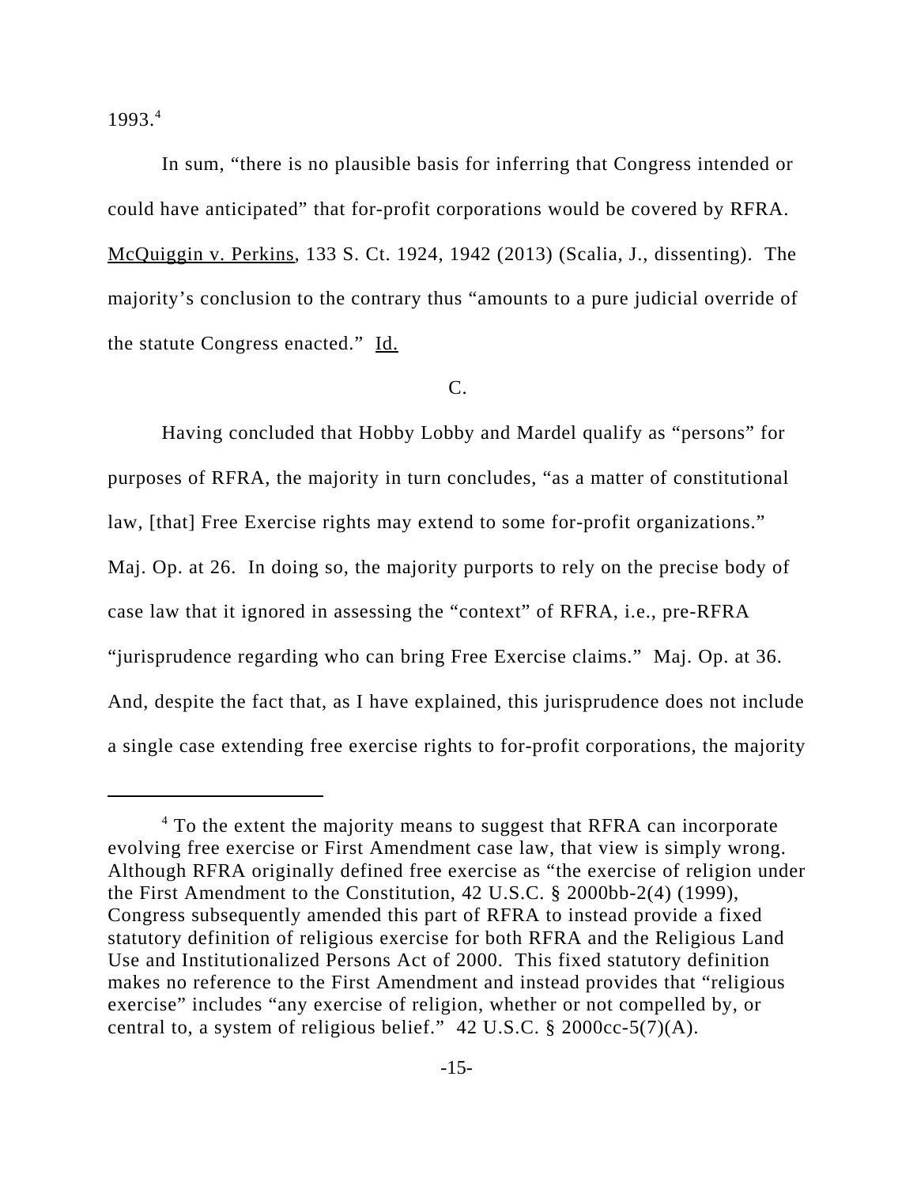1993.[4]

In sum, "there is no plausible basis for inferring that Congress intended or could have anticipated" that for-profit corporations would be covered by RFRA. McQuiggin v. Perkins, 133 S. Ct. 1924, 1942 (2013) (Scalia, J., dissenting). The majority's conclusion to the contrary thus "amounts to a pure judicial override of the statute Congress enacted." Id.

C.

Having concluded that Hobby Lobby and Mardel qualify as "persons" for purposes of RFRA, the majority in turn concludes, "as a matter of constitutional law, [that] Free Exercise rights may extend to some for-profit organizations." Maj. Op. at 26. In doing so, the majority purports to rely on the precise body of case law that it ignored in assessing the "context" of RFRA, i.e., pre-RFRA "jurisprudence regarding who can bring Free Exercise claims." Maj. Op. at 36. And, despite the fact that, as I have explained, this jurisprudence does not include a single case extending free exercise rights to for-profit corporations, the majority

---

[4] To the extent the majority means to suggest that RFRA can incorporate evolving free exercise or First Amendment case law, that view is simply wrong. Although RFRA originally defined free exercise as "the exercise of religion under the First Amendment to the Constitution, 42 U.S.C. § 2000bb-2(4) (1999), Congress subsequently amended this part of RFRA to instead provide a fixed statutory definition of religious exercise for both RFRA and the Religious Land Use and Institutionalized Persons Act of 2000. This fixed statutory definition makes no reference to the First Amendment and instead provides that "religious exercise" includes "any exercise of religion, whether or not compelled by, or central to, a system of religious belief." 42 U.S.C. § 2000cc-5(7)(A).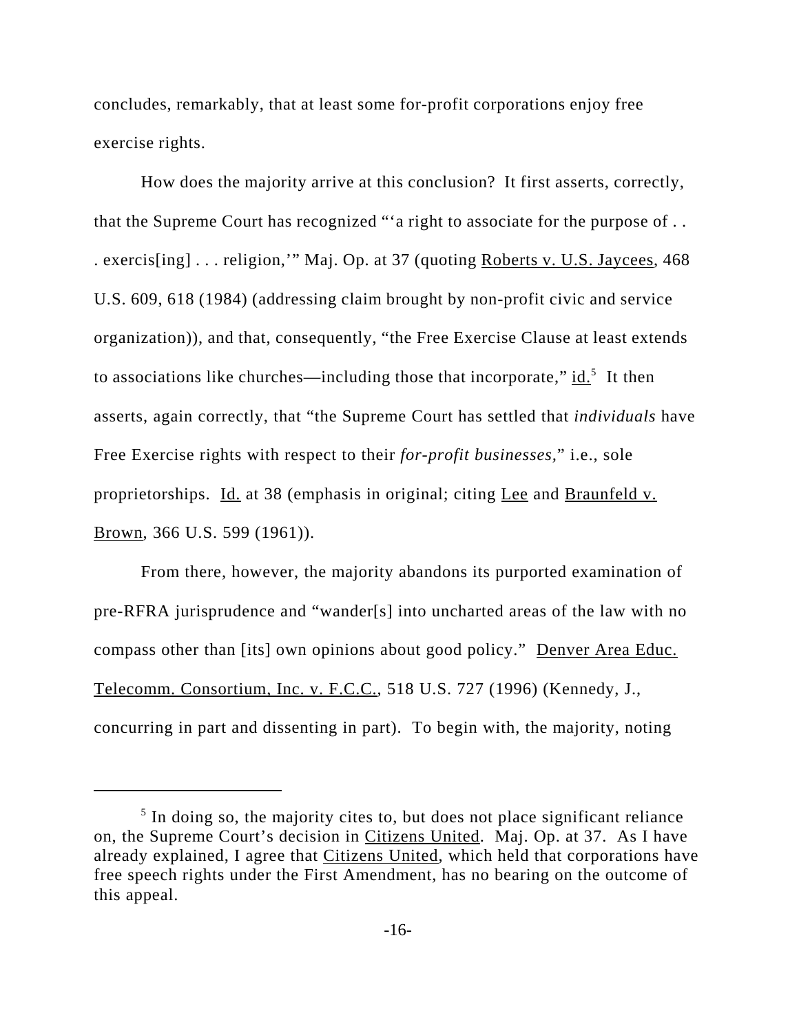concludes, remarkably, that at least some for-profit corporations enjoy free exercise rights.

How does the majority arrive at this conclusion? It first asserts, correctly, that the Supreme Court has recognized "'a right to associate for the purpose of . . . exercis[ing] . . . religion,'" Maj. Op. at 37 (quoting Roberts v. U.S. Jaycees, 468 U.S. 609, 618 (1984) (addressing claim brought by non-profit civic and service organization)), and that, consequently, "the Free Exercise Clause at least extends to associations like churches—including those that incorporate," id.[5] It then asserts, again correctly, that "the Supreme Court has settled that *individuals* have Free Exercise rights with respect to their *for-profit businesses*," i.e., sole proprietorships. Id. at 38 (emphasis in original; citing Lee and Braunfeld v. Brown, 366 U.S. 599 (1961)).

From there, however, the majority abandons its purported examination of pre-RFRA jurisprudence and "wander[s] into uncharted areas of the law with no compass other than [its] own opinions about good policy." Denver Area Educ. Telecomm. Consortium, Inc. v. F.C.C., 518 U.S. 727 (1996) (Kennedy, J., concurring in part and dissenting in part). To begin with, the majority, noting

---

[5] In doing so, the majority cites to, but does not place significant reliance on, the Supreme Court's decision in Citizens United. Maj. Op. at 37. As I have already explained, I agree that Citizens United, which held that corporations have free speech rights under the First Amendment, has no bearing on the outcome of this appeal.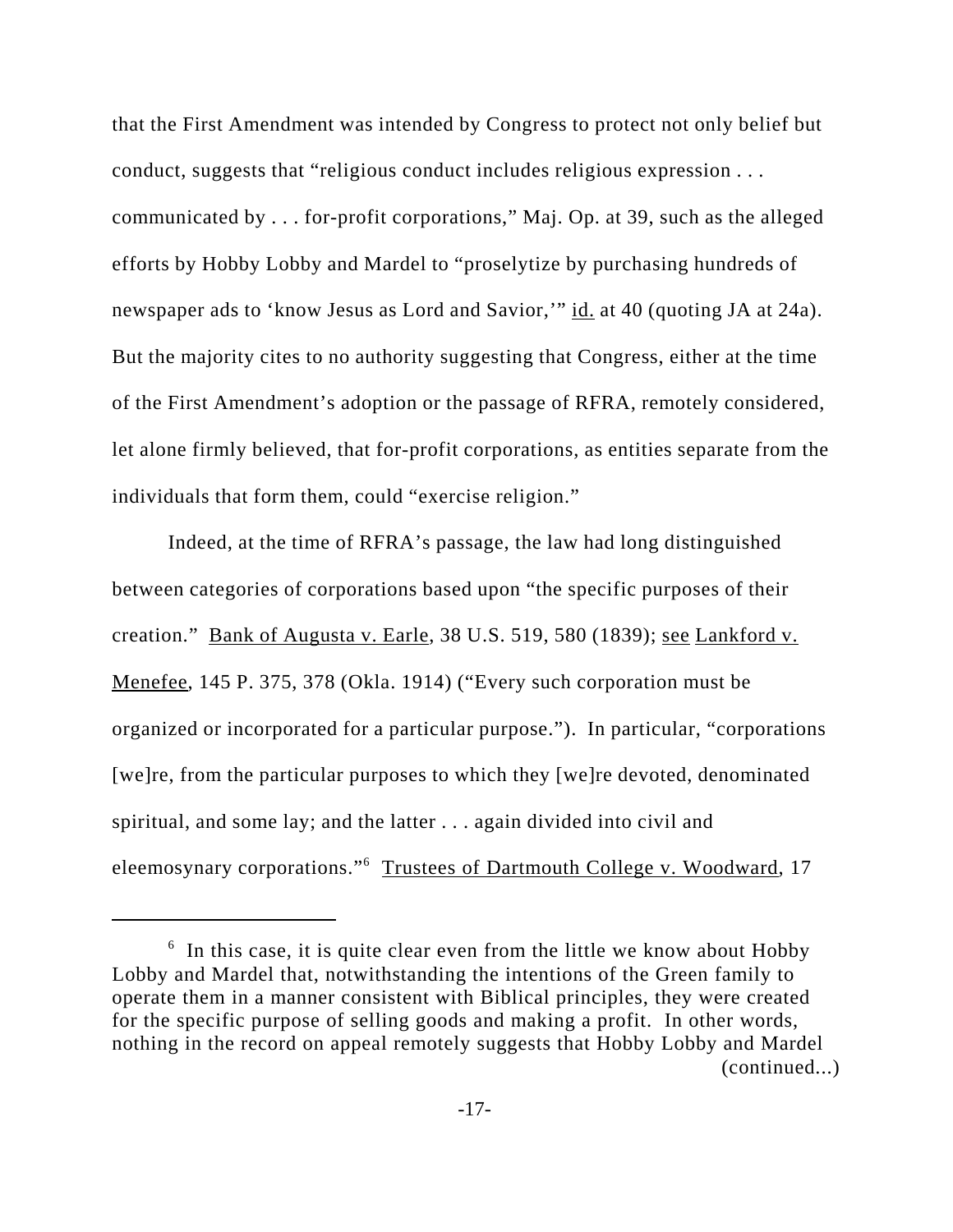that the First Amendment was intended by Congress to protect not only belief but conduct, suggests that "religious conduct includes religious expression . . . communicated by . . . for-profit corporations," Maj. Op. at 39, such as the alleged efforts by Hobby Lobby and Mardel to "proselytize by purchasing hundreds of newspaper ads to 'know Jesus as Lord and Savior,'" id. at 40 (quoting JA at 24a). But the majority cites to no authority suggesting that Congress, either at the time of the First Amendment's adoption or the passage of RFRA, remotely considered, let alone firmly believed, that for-profit corporations, as entities separate from the individuals that form them, could "exercise religion."

Indeed, at the time of RFRA's passage, the law had long distinguished between categories of corporations based upon "the specific purposes of their creation." Bank of Augusta v. Earle, 38 U.S. 519, 580 (1839); see Lankford v. Menefee, 145 P. 375, 378 (Okla. 1914) ("Every such corporation must be organized or incorporated for a particular purpose."). In particular, "corporations [we]re, from the particular purposes to which they [we]re devoted, denominated spiritual, and some lay; and the latter . . . again divided into civil and eleemosynary corporations."[6] Trustees of Dartmouth College v. Woodward, 17

---

[6] In this case, it is quite clear even from the little we know about Hobby Lobby and Mardel that, notwithstanding the intentions of the Green family to operate them in a manner consistent with Biblical principles, they were created for the specific purpose of selling goods and making a profit. In other words, nothing in the record on appeal remotely suggests that Hobby Lobby and Mardel (continued...)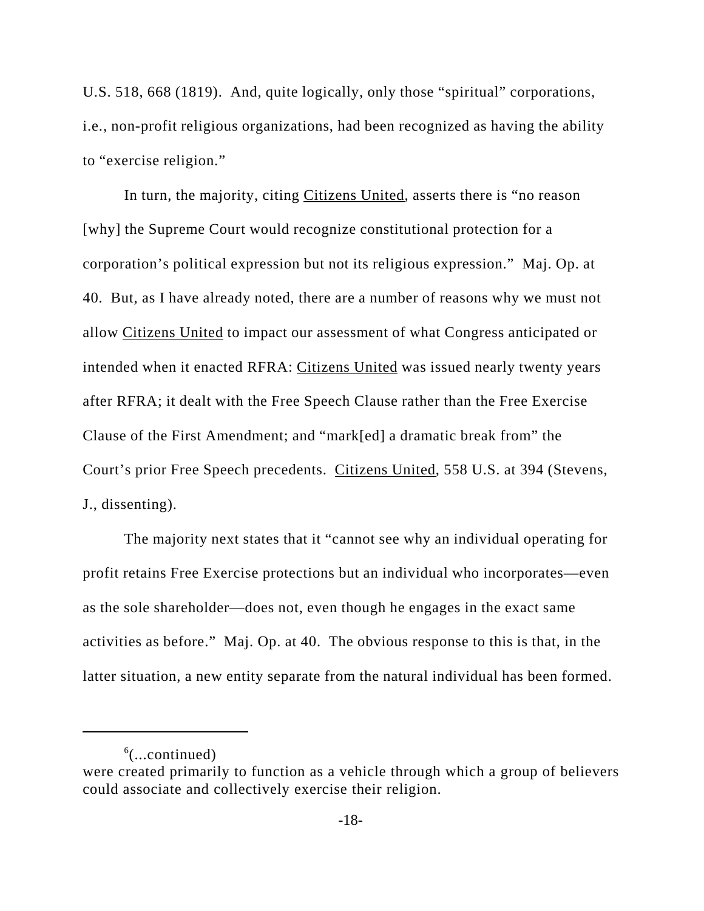U.S. 518, 668 (1819). And, quite logically, only those "spiritual" corporations, i.e., non-profit religious organizations, had been recognized as having the ability to "exercise religion."

In turn, the majority, citing Citizens United, asserts there is "no reason [why] the Supreme Court would recognize constitutional protection for a corporation's political expression but not its religious expression." Maj. Op. at 40. But, as I have already noted, there are a number of reasons why we must not allow Citizens United to impact our assessment of what Congress anticipated or intended when it enacted RFRA: Citizens United was issued nearly twenty years after RFRA; it dealt with the Free Speech Clause rather than the Free Exercise Clause of the First Amendment; and "mark[ed] a dramatic break from" the Court's prior Free Speech precedents. Citizens United, 558 U.S. at 394 (Stevens, J., dissenting).

The majority next states that it "cannot see why an individual operating for profit retains Free Exercise protections but an individual who incorporates—even as the sole shareholder—does not, even though he engages in the exact same activities as before." Maj. Op. at 40. The obvious response to this is that, in the latter situation, a new entity separate from the natural individual has been formed.

---

[6](...continued)
were created primarily to function as a vehicle through which a group of believers could associate and collectively exercise their religion.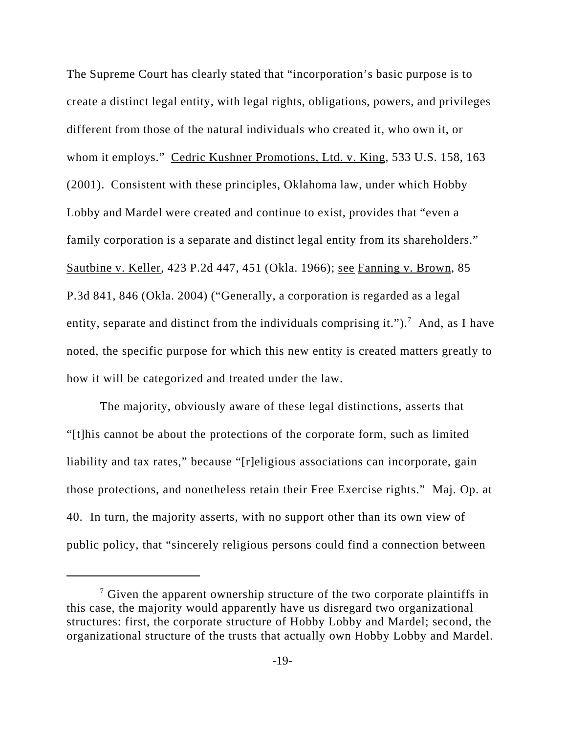The Supreme Court has clearly stated that "incorporation's basic purpose is to create a distinct legal entity, with legal rights, obligations, powers, and privileges different from those of the natural individuals who created it, who own it, or whom it employs." Cedric Kushner Promotions, Ltd. v. King, 533 U.S. 158, 163 (2001). Consistent with these principles, Oklahoma law, under which Hobby Lobby and Mardel were created and continue to exist, provides that "even a family corporation is a separate and distinct legal entity from its shareholders." Sautbine v. Keller, 423 P.2d 447, 451 (Okla. 1966); see Fanning v. Brown, 85 P.3d 841, 846 (Okla. 2004) ("Generally, a corporation is regarded as a legal entity, separate and distinct from the individuals comprising it.").[7] And, as I have noted, the specific purpose for which this new entity is created matters greatly to how it will be categorized and treated under the law.

The majority, obviously aware of these legal distinctions, asserts that "[t]his cannot be about the protections of the corporate form, such as limited liability and tax rates," because "[r]eligious associations can incorporate, gain those protections, and nonetheless retain their Free Exercise rights." Maj. Op. at 40. In turn, the majority asserts, with no support other than its own view of public policy, that "sincerely religious persons could find a connection between

[7] Given the apparent ownership structure of the two corporate plaintiffs in this case, the majority would apparently have us disregard two organizational structures: first, the corporate structure of Hobby Lobby and Mardel; second, the organizational structure of the trusts that actually own Hobby Lobby and Mardel.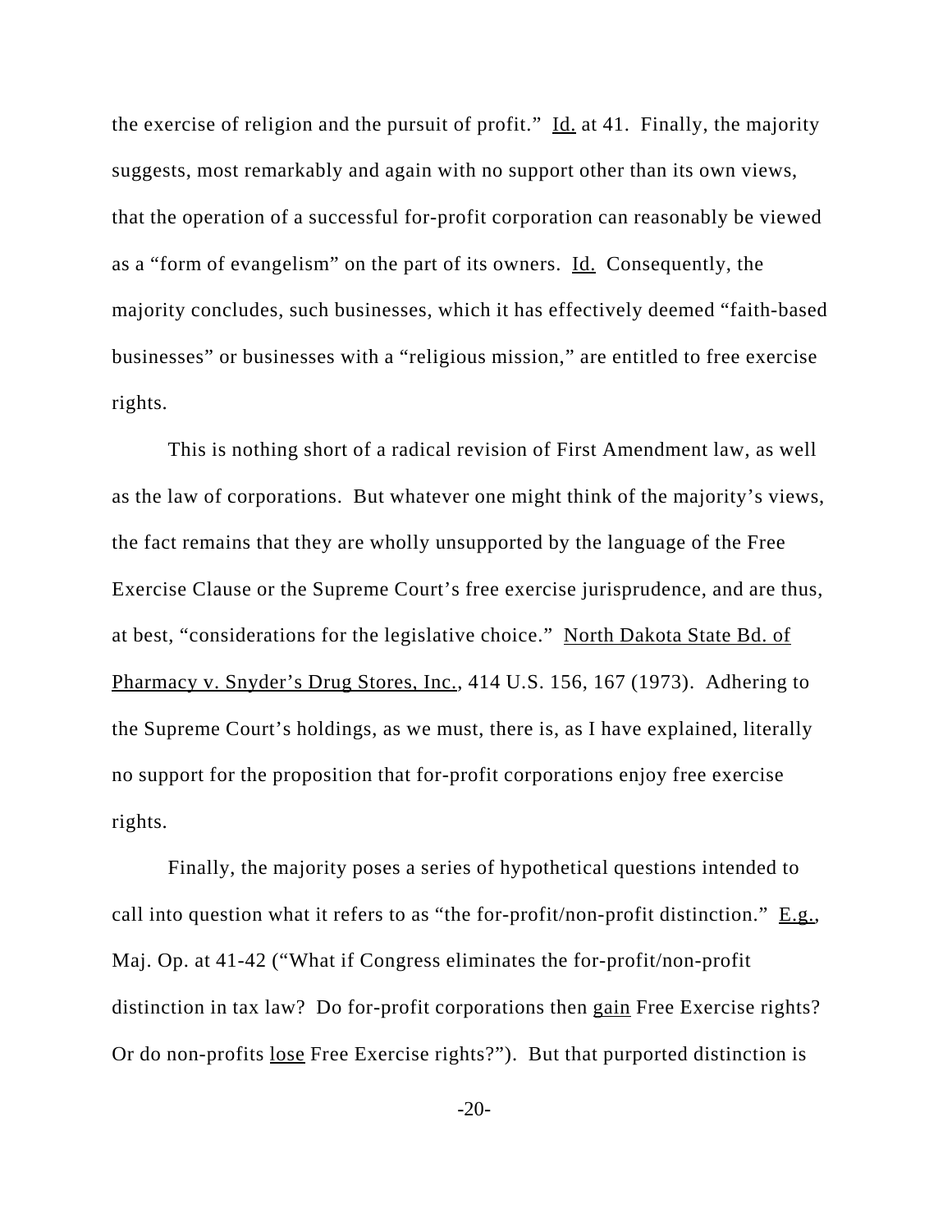the exercise of religion and the pursuit of profit." Id. at 41. Finally, the majority suggests, most remarkably and again with no support other than its own views, that the operation of a successful for-profit corporation can reasonably be viewed as a "form of evangelism" on the part of its owners. Id. Consequently, the majority concludes, such businesses, which it has effectively deemed "faith-based businesses" or businesses with a "religious mission," are entitled to free exercise rights.

This is nothing short of a radical revision of First Amendment law, as well as the law of corporations. But whatever one might think of the majority's views, the fact remains that they are wholly unsupported by the language of the Free Exercise Clause or the Supreme Court's free exercise jurisprudence, and are thus, at best, "considerations for the legislative choice." North Dakota State Bd. of Pharmacy v. Snyder's Drug Stores, Inc., 414 U.S. 156, 167 (1973). Adhering to the Supreme Court's holdings, as we must, there is, as I have explained, literally no support for the proposition that for-profit corporations enjoy free exercise rights.

Finally, the majority poses a series of hypothetical questions intended to call into question what it refers to as "the for-profit/non-profit distinction." E.g., Maj. Op. at 41-42 ("What if Congress eliminates the for-profit/non-profit distinction in tax law? Do for-profit corporations then gain Free Exercise rights? Or do non-profits lose Free Exercise rights?"). But that purported distinction is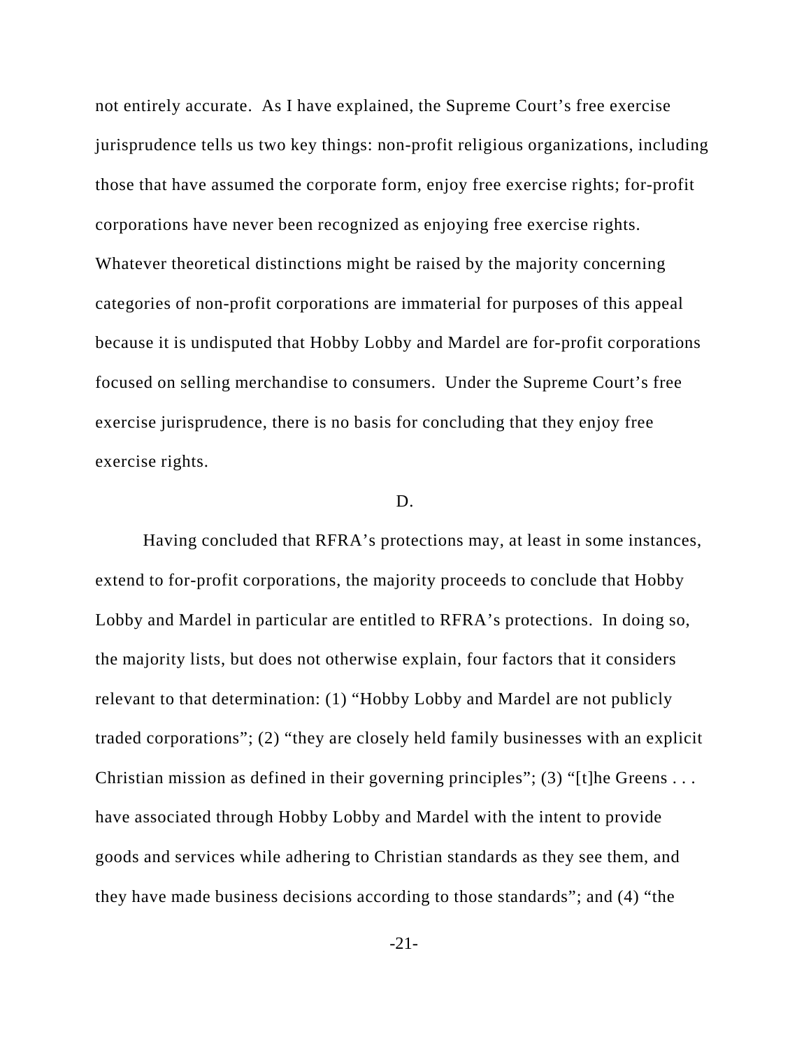not entirely accurate. As I have explained, the Supreme Court's free exercise jurisprudence tells us two key things: non-profit religious organizations, including those that have assumed the corporate form, enjoy free exercise rights; for-profit corporations have never been recognized as enjoying free exercise rights. Whatever theoretical distinctions might be raised by the majority concerning categories of non-profit corporations are immaterial for purposes of this appeal because it is undisputed that Hobby Lobby and Mardel are for-profit corporations focused on selling merchandise to consumers. Under the Supreme Court's free exercise jurisprudence, there is no basis for concluding that they enjoy free exercise rights.

D.

Having concluded that RFRA's protections may, at least in some instances, extend to for-profit corporations, the majority proceeds to conclude that Hobby Lobby and Mardel in particular are entitled to RFRA's protections. In doing so, the majority lists, but does not otherwise explain, four factors that it considers relevant to that determination: (1) "Hobby Lobby and Mardel are not publicly traded corporations"; (2) "they are closely held family businesses with an explicit Christian mission as defined in their governing principles"; (3) "[t]he Greens . . . have associated through Hobby Lobby and Mardel with the intent to provide goods and services while adhering to Christian standards as they see them, and they have made business decisions according to those standards"; and (4) "the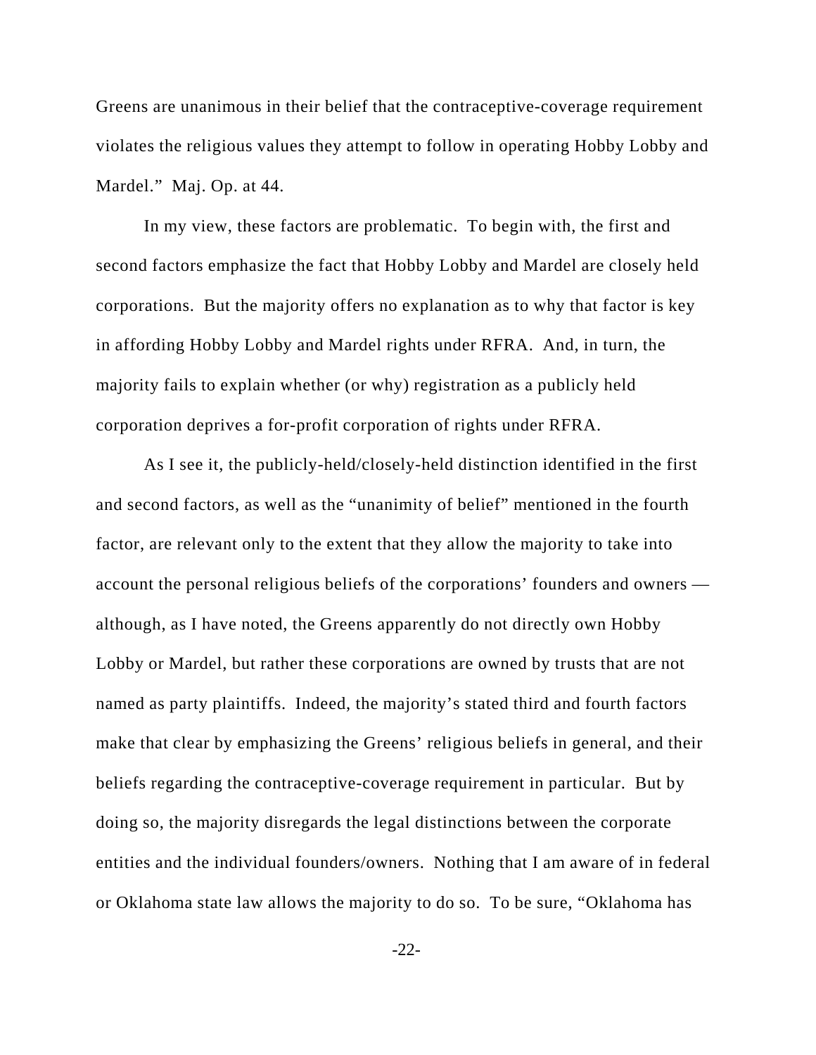Greens are unanimous in their belief that the contraceptive-coverage requirement violates the religious values they attempt to follow in operating Hobby Lobby and Mardel." Maj. Op. at 44.

In my view, these factors are problematic. To begin with, the first and second factors emphasize the fact that Hobby Lobby and Mardel are closely held corporations. But the majority offers no explanation as to why that factor is key in affording Hobby Lobby and Mardel rights under RFRA. And, in turn, the majority fails to explain whether (or why) registration as a publicly held corporation deprives a for-profit corporation of rights under RFRA.

As I see it, the publicly-held/closely-held distinction identified in the first and second factors, as well as the "unanimity of belief" mentioned in the fourth factor, are relevant only to the extent that they allow the majority to take into account the personal religious beliefs of the corporations' founders and owners — although, as I have noted, the Greens apparently do not directly own Hobby Lobby or Mardel, but rather these corporations are owned by trusts that are not named as party plaintiffs. Indeed, the majority's stated third and fourth factors make that clear by emphasizing the Greens' religious beliefs in general, and their beliefs regarding the contraceptive-coverage requirement in particular. But by doing so, the majority disregards the legal distinctions between the corporate entities and the individual founders/owners. Nothing that I am aware of in federal or Oklahoma state law allows the majority to do so. To be sure, "Oklahoma has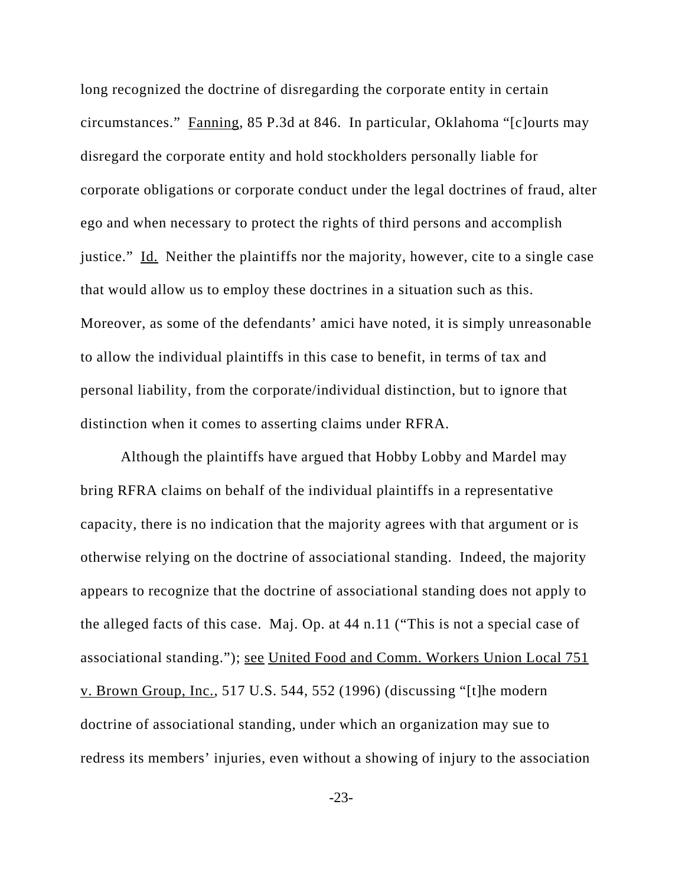long recognized the doctrine of disregarding the corporate entity in certain circumstances." Fanning, 85 P.3d at 846. In particular, Oklahoma "[c]ourts may disregard the corporate entity and hold stockholders personally liable for corporate obligations or corporate conduct under the legal doctrines of fraud, alter ego and when necessary to protect the rights of third persons and accomplish justice." Id. Neither the plaintiffs nor the majority, however, cite to a single case that would allow us to employ these doctrines in a situation such as this. Moreover, as some of the defendants' amici have noted, it is simply unreasonable to allow the individual plaintiffs in this case to benefit, in terms of tax and personal liability, from the corporate/individual distinction, but to ignore that distinction when it comes to asserting claims under RFRA.

Although the plaintiffs have argued that Hobby Lobby and Mardel may bring RFRA claims on behalf of the individual plaintiffs in a representative capacity, there is no indication that the majority agrees with that argument or is otherwise relying on the doctrine of associational standing. Indeed, the majority appears to recognize that the doctrine of associational standing does not apply to the alleged facts of this case. Maj. Op. at 44 n.11 ("This is not a special case of associational standing."); see United Food and Comm. Workers Union Local 751 v. Brown Group, Inc., 517 U.S. 544, 552 (1996) (discussing "[t]he modern doctrine of associational standing, under which an organization may sue to redress its members' injuries, even without a showing of injury to the association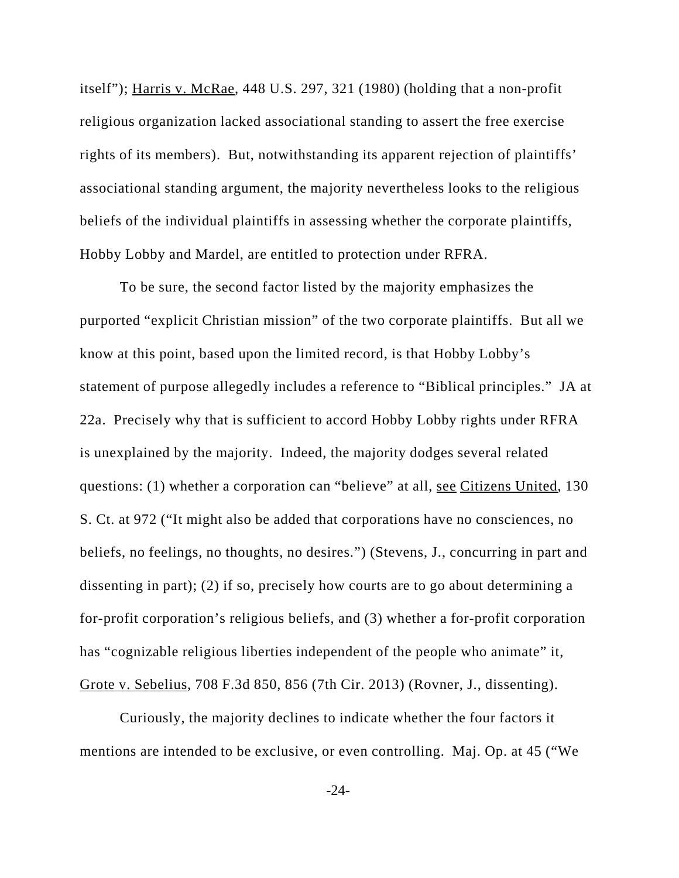itself"); Harris v. McRae, 448 U.S. 297, 321 (1980) (holding that a non-profit religious organization lacked associational standing to assert the free exercise rights of its members). But, notwithstanding its apparent rejection of plaintiffs' associational standing argument, the majority nevertheless looks to the religious beliefs of the individual plaintiffs in assessing whether the corporate plaintiffs, Hobby Lobby and Mardel, are entitled to protection under RFRA.

To be sure, the second factor listed by the majority emphasizes the purported "explicit Christian mission" of the two corporate plaintiffs. But all we know at this point, based upon the limited record, is that Hobby Lobby's statement of purpose allegedly includes a reference to "Biblical principles." JA at 22a. Precisely why that is sufficient to accord Hobby Lobby rights under RFRA is unexplained by the majority. Indeed, the majority dodges several related questions: (1) whether a corporation can "believe" at all, see Citizens United, 130 S. Ct. at 972 ("It might also be added that corporations have no consciences, no beliefs, no feelings, no thoughts, no desires.") (Stevens, J., concurring in part and dissenting in part); (2) if so, precisely how courts are to go about determining a for-profit corporation's religious beliefs, and (3) whether a for-profit corporation has "cognizable religious liberties independent of the people who animate" it, Grote v. Sebelius, 708 F.3d 850, 856 (7th Cir. 2013) (Rovner, J., dissenting).

Curiously, the majority declines to indicate whether the four factors it mentions are intended to be exclusive, or even controlling. Maj. Op. at 45 ("We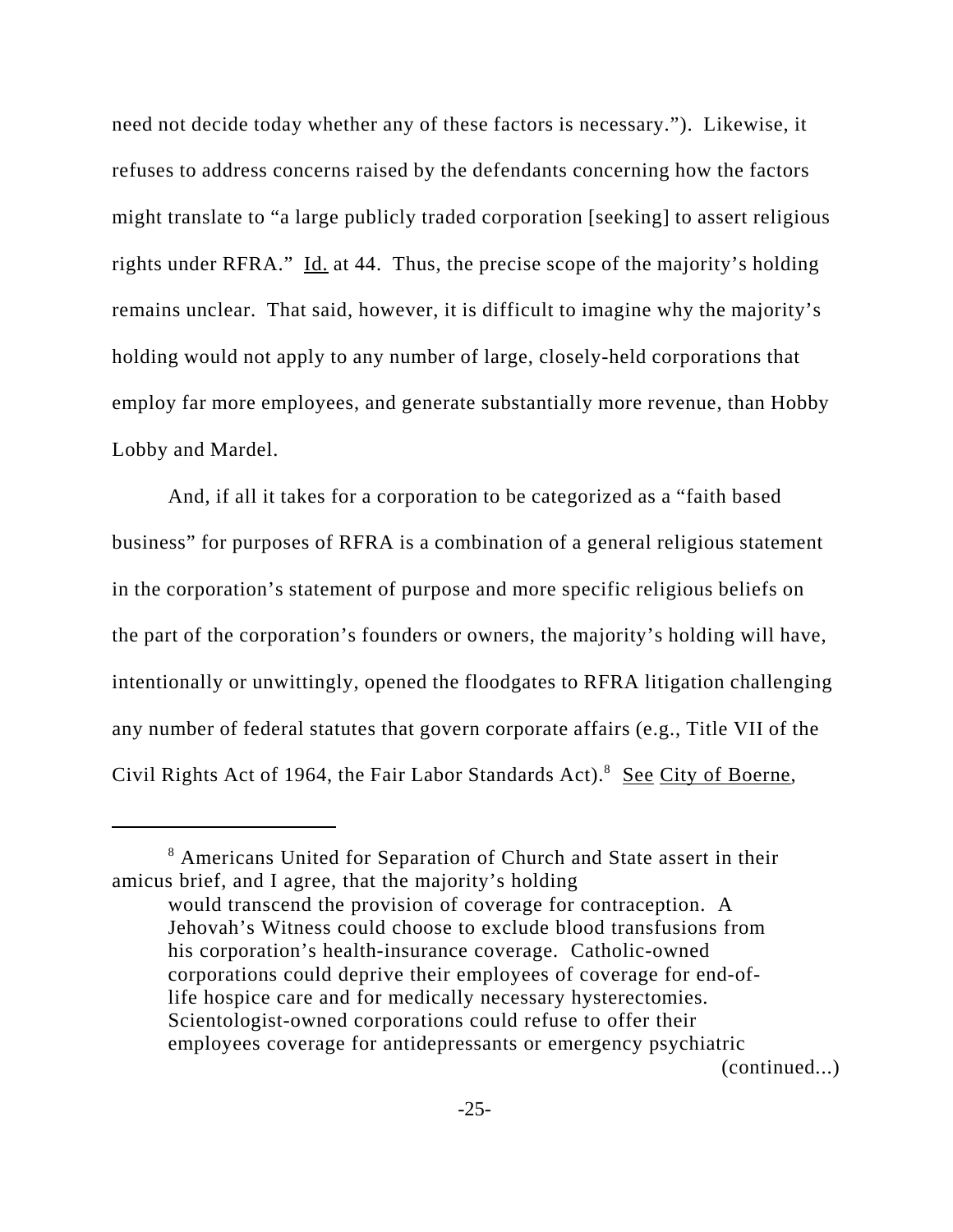need not decide today whether any of these factors is necessary."). Likewise, it refuses to address concerns raised by the defendants concerning how the factors might translate to "a large publicly traded corporation [seeking] to assert religious rights under RFRA." Id. at 44. Thus, the precise scope of the majority's holding remains unclear. That said, however, it is difficult to imagine why the majority's holding would not apply to any number of large, closely-held corporations that employ far more employees, and generate substantially more revenue, than Hobby Lobby and Mardel.

And, if all it takes for a corporation to be categorized as a "faith based business" for purposes of RFRA is a combination of a general religious statement in the corporation's statement of purpose and more specific religious beliefs on the part of the corporation's founders or owners, the majority's holding will have, intentionally or unwittingly, opened the floodgates to RFRA litigation challenging any number of federal statutes that govern corporate affairs (e.g., Title VII of the Civil Rights Act of 1964, the Fair Labor Standards Act).[8] See City of Boerne,

---

[8] Americans United for Separation of Church and State assert in their amicus brief, and I agree, that the majority's holding

> would transcend the provision of coverage for contraception. A Jehovah's Witness could choose to exclude blood transfusions from his corporation's health-insurance coverage. Catholic-owned corporations could deprive their employees of coverage for end-of-life hospice care and for medically necessary hysterectomies. Scientologist-owned corporations could refuse to offer their employees coverage for antidepressants or emergency psychiatric

(continued...)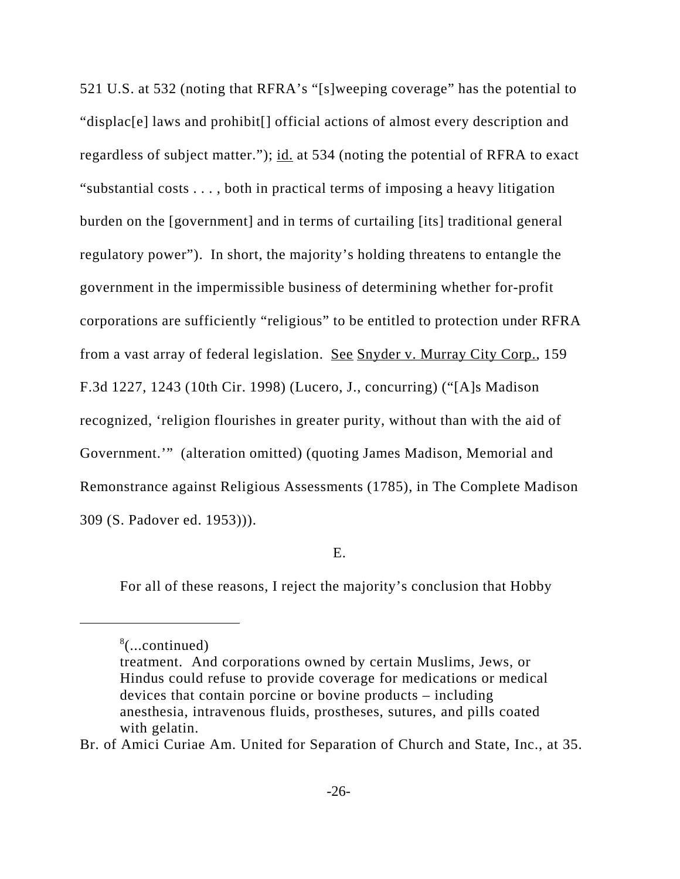521 U.S. at 532 (noting that RFRA's "[s]weeping coverage" has the potential to "displac[e] laws and prohibit[] official actions of almost every description and regardless of subject matter."); id. at 534 (noting the potential of RFRA to exact "substantial costs . . . , both in practical terms of imposing a heavy litigation burden on the [government] and in terms of curtailing [its] traditional general regulatory power"). In short, the majority's holding threatens to entangle the government in the impermissible business of determining whether for-profit corporations are sufficiently "religious" to be entitled to protection under RFRA from a vast array of federal legislation. See Snyder v. Murray City Corp., 159 F.3d 1227, 1243 (10th Cir. 1998) (Lucero, J., concurring) ("[A]s Madison recognized, 'religion flourishes in greater purity, without than with the aid of Government.'" (alteration omitted) (quoting James Madison, Memorial and Remonstrance against Religious Assessments (1785), in The Complete Madison 309 (S. Padover ed. 1953))).

E.

For all of these reasons, I reject the majority's conclusion that Hobby

---

[8](...continued)

> treatment. And corporations owned by certain Muslims, Jews, or Hindus could refuse to provide coverage for medications or medical devices that contain porcine or bovine products – including anesthesia, intravenous fluids, prostheses, sutures, and pills coated with gelatin.

Br. of Amici Curiae Am. United for Separation of Church and State, Inc., at 35.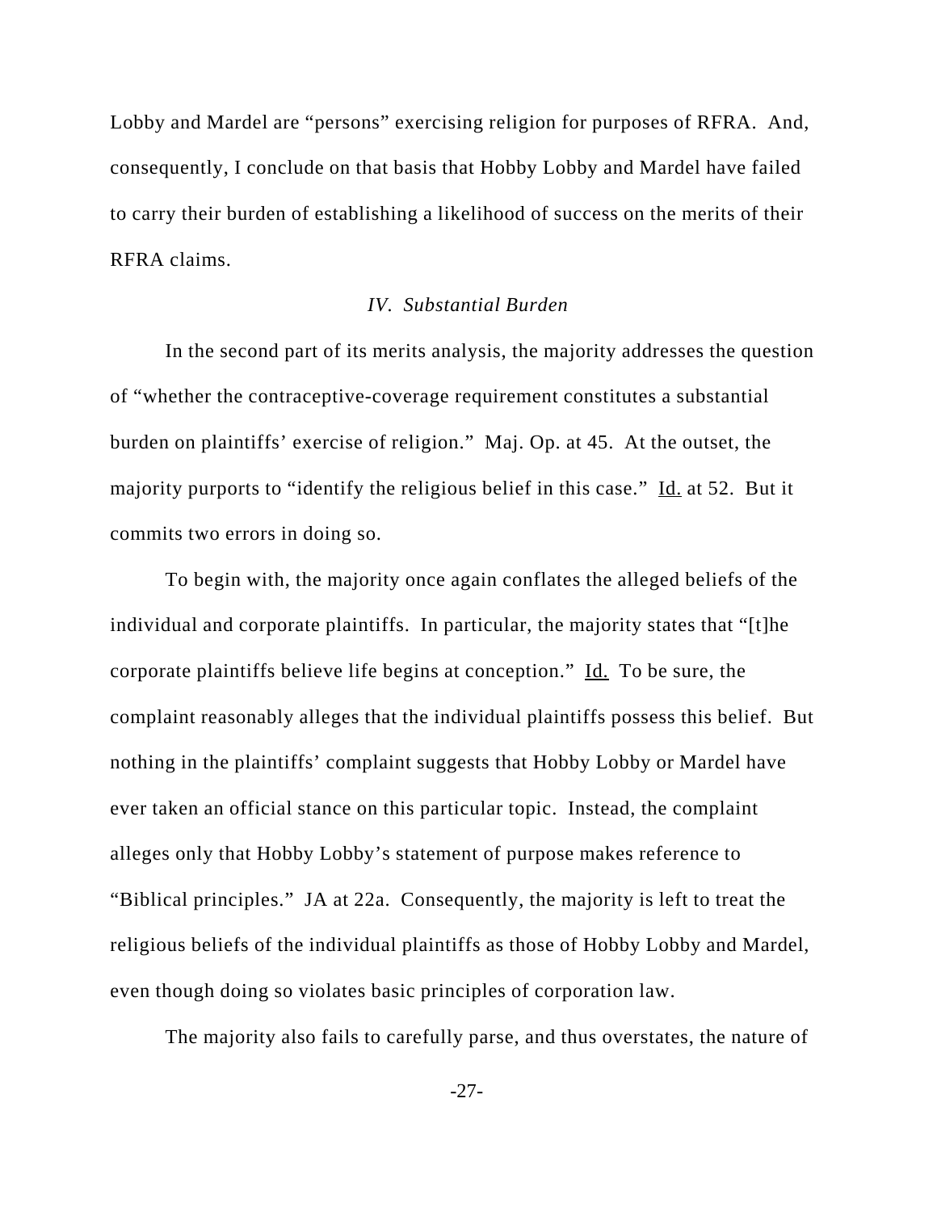Lobby and Mardel are "persons" exercising religion for purposes of RFRA. And, consequently, I conclude on that basis that Hobby Lobby and Mardel have failed to carry their burden of establishing a likelihood of success on the merits of their RFRA claims.

### *IV. Substantial Burden*

In the second part of its merits analysis, the majority addresses the question of "whether the contraceptive-coverage requirement constitutes a substantial burden on plaintiffs' exercise of religion." Maj. Op. at 45. At the outset, the majority purports to "identify the religious belief in this case." Id. at 52. But it commits two errors in doing so.

To begin with, the majority once again conflates the alleged beliefs of the individual and corporate plaintiffs. In particular, the majority states that "[t]he corporate plaintiffs believe life begins at conception." Id. To be sure, the complaint reasonably alleges that the individual plaintiffs possess this belief. But nothing in the plaintiffs' complaint suggests that Hobby Lobby or Mardel have ever taken an official stance on this particular topic. Instead, the complaint alleges only that Hobby Lobby's statement of purpose makes reference to "Biblical principles." JA at 22a. Consequently, the majority is left to treat the religious beliefs of the individual plaintiffs as those of Hobby Lobby and Mardel, even though doing so violates basic principles of corporation law.

The majority also fails to carefully parse, and thus overstates, the nature of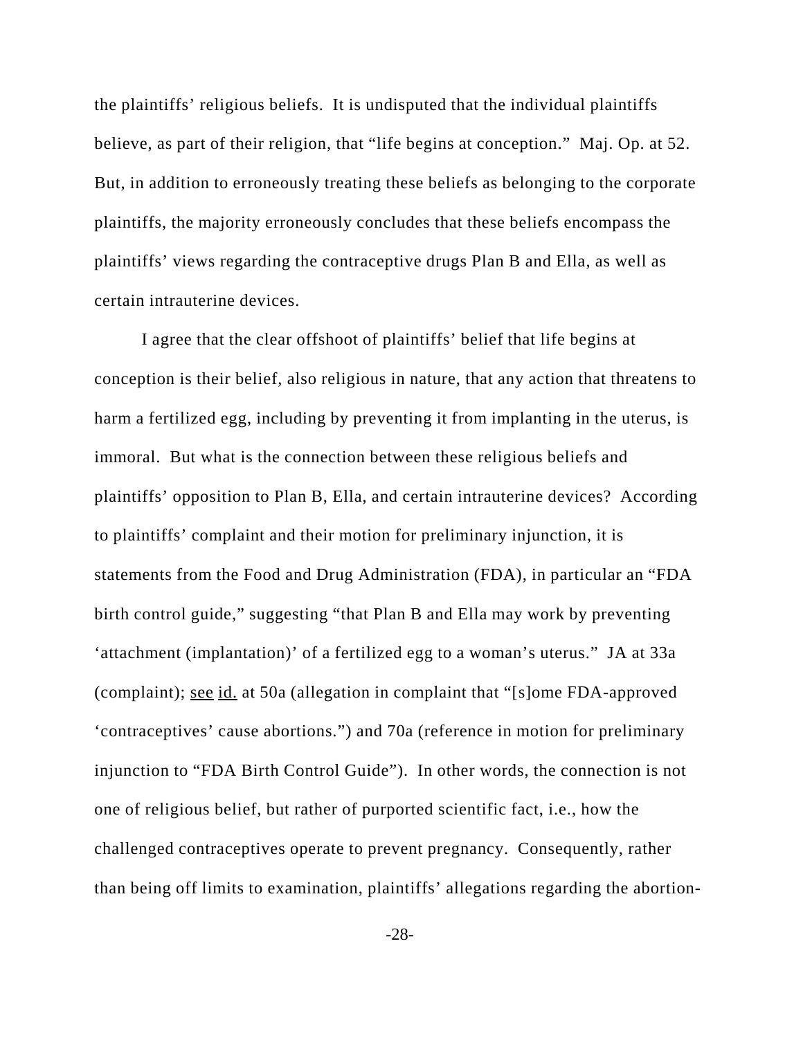the plaintiffs' religious beliefs. It is undisputed that the individual plaintiffs believe, as part of their religion, that "life begins at conception." Maj. Op. at 52. But, in addition to erroneously treating these beliefs as belonging to the corporate plaintiffs, the majority erroneously concludes that these beliefs encompass the plaintiffs' views regarding the contraceptive drugs Plan B and Ella, as well as certain intrauterine devices.

I agree that the clear offshoot of plaintiffs' belief that life begins at conception is their belief, also religious in nature, that any action that threatens to harm a fertilized egg, including by preventing it from implanting in the uterus, is immoral. But what is the connection between these religious beliefs and plaintiffs' opposition to Plan B, Ella, and certain intrauterine devices? According to plaintiffs' complaint and their motion for preliminary injunction, it is statements from the Food and Drug Administration (FDA), in particular an "FDA birth control guide," suggesting "that Plan B and Ella may work by preventing 'attachment (implantation)' of a fertilized egg to a woman's uterus." JA at 33a (complaint); see id. at 50a (allegation in complaint that "[s]ome FDA-approved 'contraceptives' cause abortions.") and 70a (reference in motion for preliminary injunction to "FDA Birth Control Guide"). In other words, the connection is not one of religious belief, but rather of purported scientific fact, i.e., how the challenged contraceptives operate to prevent pregnancy. Consequently, rather than being off limits to examination, plaintiffs' allegations regarding the abortion-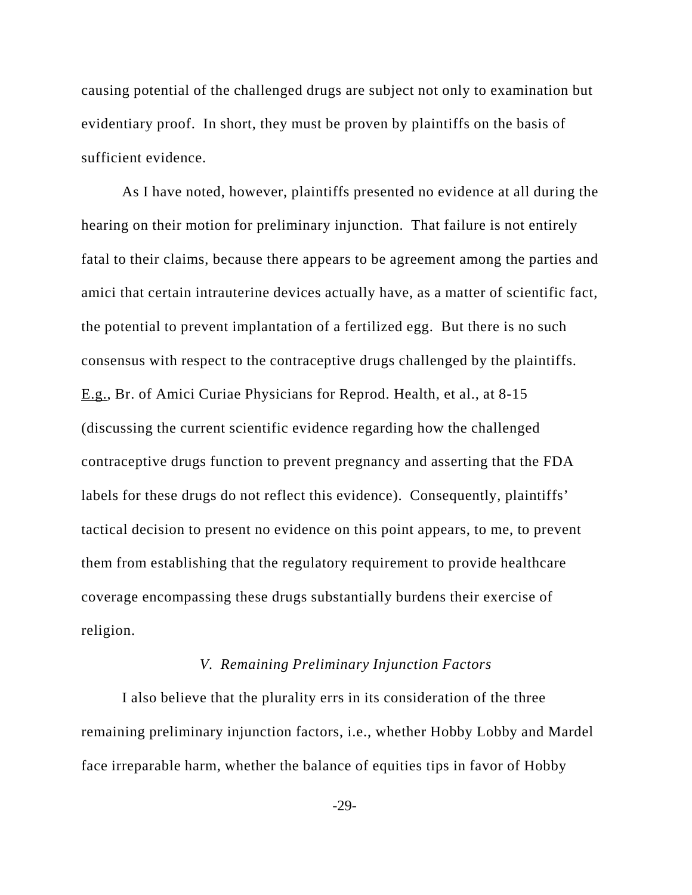causing potential of the challenged drugs are subject not only to examination but evidentiary proof. In short, they must be proven by plaintiffs on the basis of sufficient evidence.

As I have noted, however, plaintiffs presented no evidence at all during the hearing on their motion for preliminary injunction. That failure is not entirely fatal to their claims, because there appears to be agreement among the parties and amici that certain intrauterine devices actually have, as a matter of scientific fact, the potential to prevent implantation of a fertilized egg. But there is no such consensus with respect to the contraceptive drugs challenged by the plaintiffs. E.g., Br. of Amici Curiae Physicians for Reprod. Health, et al., at 8-15 (discussing the current scientific evidence regarding how the challenged contraceptive drugs function to prevent pregnancy and asserting that the FDA labels for these drugs do not reflect this evidence). Consequently, plaintiffs' tactical decision to present no evidence on this point appears, to me, to prevent them from establishing that the regulatory requirement to provide healthcare coverage encompassing these drugs substantially burdens their exercise of religion.

### *V. Remaining Preliminary Injunction Factors*

I also believe that the plurality errs in its consideration of the three remaining preliminary injunction factors, i.e., whether Hobby Lobby and Mardel face irreparable harm, whether the balance of equities tips in favor of Hobby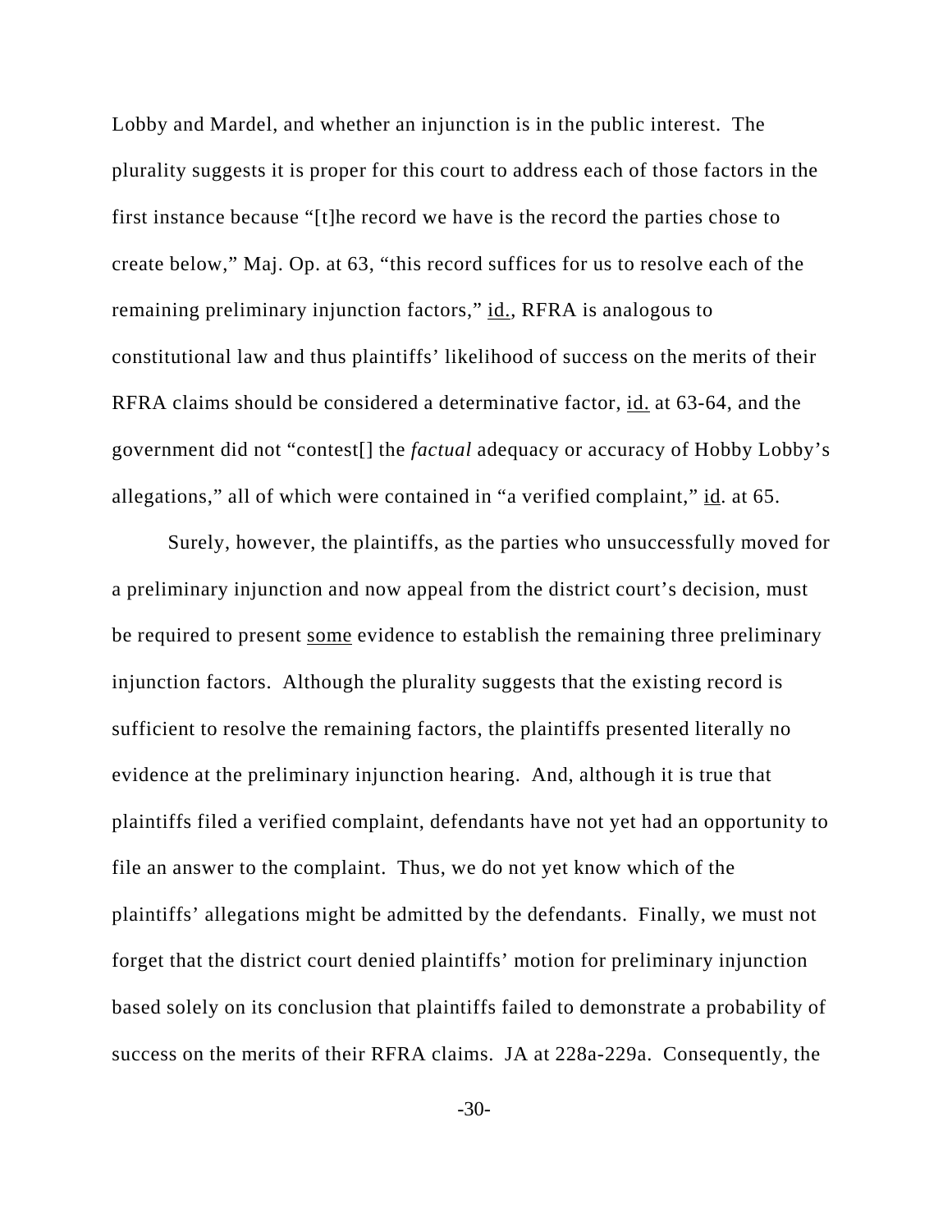Lobby and Mardel, and whether an injunction is in the public interest. The plurality suggests it is proper for this court to address each of those factors in the first instance because "[t]he record we have is the record the parties chose to create below," Maj. Op. at 63, "this record suffices for us to resolve each of the remaining preliminary injunction factors," id., RFRA is analogous to constitutional law and thus plaintiffs' likelihood of success on the merits of their RFRA claims should be considered a determinative factor, id. at 63-64, and the government did not "contest[] the *factual* adequacy or accuracy of Hobby Lobby's allegations," all of which were contained in "a verified complaint," id. at 65.

Surely, however, the plaintiffs, as the parties who unsuccessfully moved for a preliminary injunction and now appeal from the district court's decision, must be required to present some evidence to establish the remaining three preliminary injunction factors. Although the plurality suggests that the existing record is sufficient to resolve the remaining factors, the plaintiffs presented literally no evidence at the preliminary injunction hearing. And, although it is true that plaintiffs filed a verified complaint, defendants have not yet had an opportunity to file an answer to the complaint. Thus, we do not yet know which of the plaintiffs' allegations might be admitted by the defendants. Finally, we must not forget that the district court denied plaintiffs' motion for preliminary injunction based solely on its conclusion that plaintiffs failed to demonstrate a probability of success on the merits of their RFRA claims. JA at 228a-229a. Consequently, the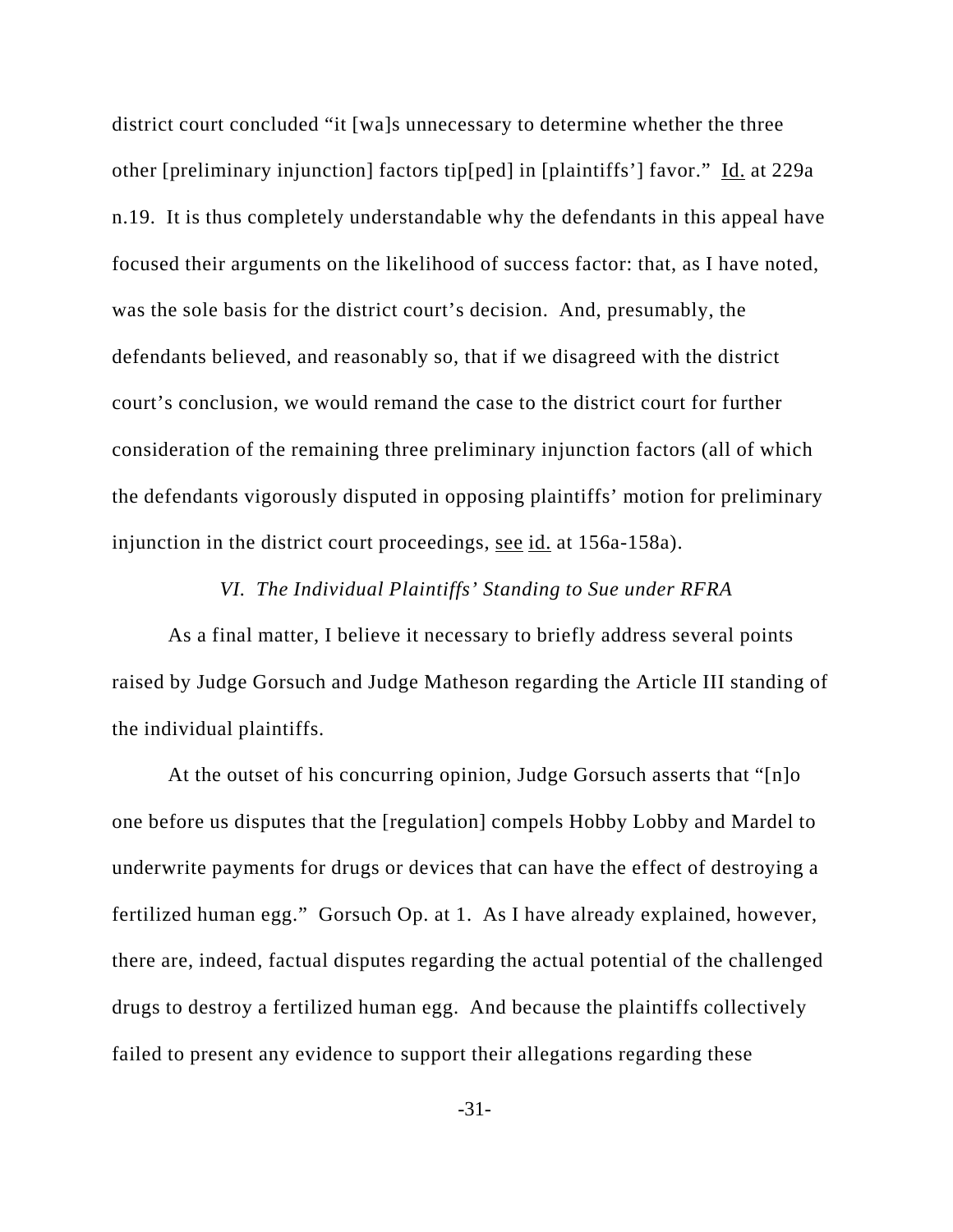district court concluded "it [wa]s unnecessary to determine whether the three other [preliminary injunction] factors tip[ped] in [plaintiffs'] favor." Id. at 229a n.19. It is thus completely understandable why the defendants in this appeal have focused their arguments on the likelihood of success factor: that, as I have noted, was the sole basis for the district court's decision. And, presumably, the defendants believed, and reasonably so, that if we disagreed with the district court's conclusion, we would remand the case to the district court for further consideration of the remaining three preliminary injunction factors (all of which the defendants vigorously disputed in opposing plaintiffs' motion for preliminary injunction in the district court proceedings, see id. at 156a-158a).

*VI. The Individual Plaintiffs' Standing to Sue under RFRA*

As a final matter, I believe it necessary to briefly address several points raised by Judge Gorsuch and Judge Matheson regarding the Article III standing of the individual plaintiffs.

At the outset of his concurring opinion, Judge Gorsuch asserts that "[n]o one before us disputes that the [regulation] compels Hobby Lobby and Mardel to underwrite payments for drugs or devices that can have the effect of destroying a fertilized human egg." Gorsuch Op. at 1. As I have already explained, however, there are, indeed, factual disputes regarding the actual potential of the challenged drugs to destroy a fertilized human egg. And because the plaintiffs collectively failed to present any evidence to support their allegations regarding these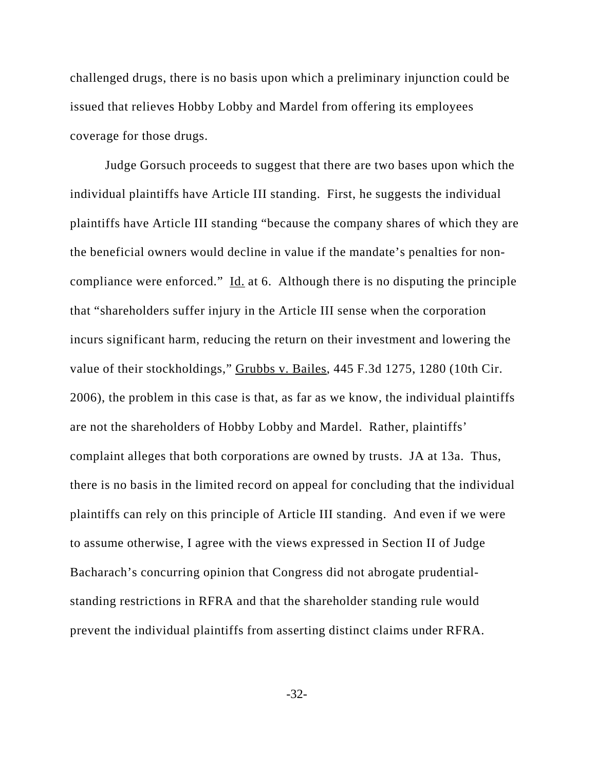challenged drugs, there is no basis upon which a preliminary injunction could be issued that relieves Hobby Lobby and Mardel from offering its employees coverage for those drugs.

Judge Gorsuch proceeds to suggest that there are two bases upon which the individual plaintiffs have Article III standing. First, he suggests the individual plaintiffs have Article III standing "because the company shares of which they are the beneficial owners would decline in value if the mandate's penalties for non-compliance were enforced." Id. at 6. Although there is no disputing the principle that "shareholders suffer injury in the Article III sense when the corporation incurs significant harm, reducing the return on their investment and lowering the value of their stockholdings," Grubbs v. Bailes, 445 F.3d 1275, 1280 (10th Cir. 2006), the problem in this case is that, as far as we know, the individual plaintiffs are not the shareholders of Hobby Lobby and Mardel. Rather, plaintiffs' complaint alleges that both corporations are owned by trusts. JA at 13a. Thus, there is no basis in the limited record on appeal for concluding that the individual plaintiffs can rely on this principle of Article III standing. And even if we were to assume otherwise, I agree with the views expressed in Section II of Judge Bacharach's concurring opinion that Congress did not abrogate prudential-standing restrictions in RFRA and that the shareholder standing rule would prevent the individual plaintiffs from asserting distinct claims under RFRA.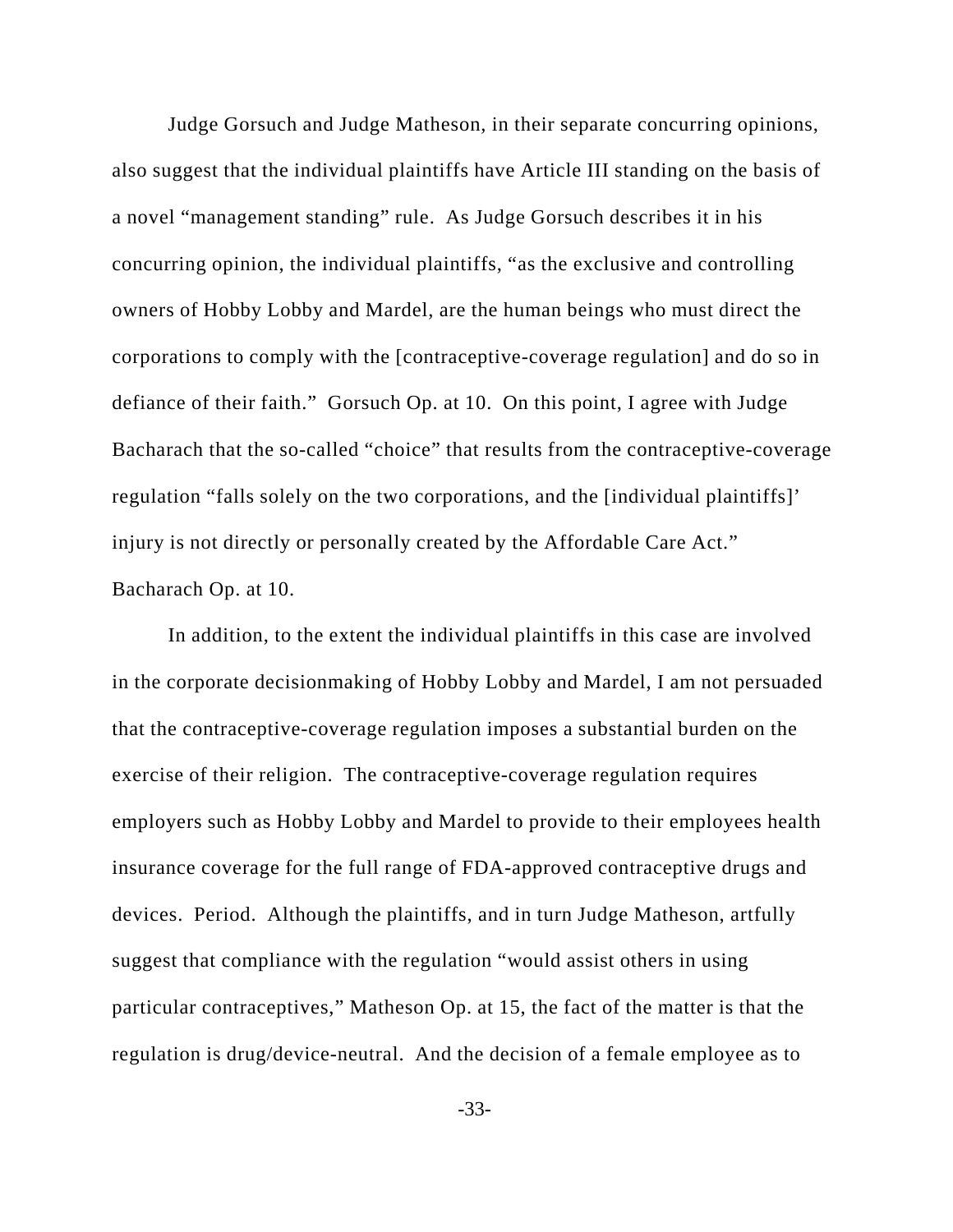Judge Gorsuch and Judge Matheson, in their separate concurring opinions, also suggest that the individual plaintiffs have Article III standing on the basis of a novel "management standing" rule. As Judge Gorsuch describes it in his concurring opinion, the individual plaintiffs, "as the exclusive and controlling owners of Hobby Lobby and Mardel, are the human beings who must direct the corporations to comply with the [contraceptive-coverage regulation] and do so in defiance of their faith." Gorsuch Op. at 10. On this point, I agree with Judge Bacharach that the so-called "choice" that results from the contraceptive-coverage regulation "falls solely on the two corporations, and the [individual plaintiffs]' injury is not directly or personally created by the Affordable Care Act." Bacharach Op. at 10.

In addition, to the extent the individual plaintiffs in this case are involved in the corporate decisionmaking of Hobby Lobby and Mardel, I am not persuaded that the contraceptive-coverage regulation imposes a substantial burden on the exercise of their religion. The contraceptive-coverage regulation requires employers such as Hobby Lobby and Mardel to provide to their employees health insurance coverage for the full range of FDA-approved contraceptive drugs and devices. Period. Although the plaintiffs, and in turn Judge Matheson, artfully suggest that compliance with the regulation "would assist others in using particular contraceptives," Matheson Op. at 15, the fact of the matter is that the regulation is drug/device-neutral. And the decision of a female employee as to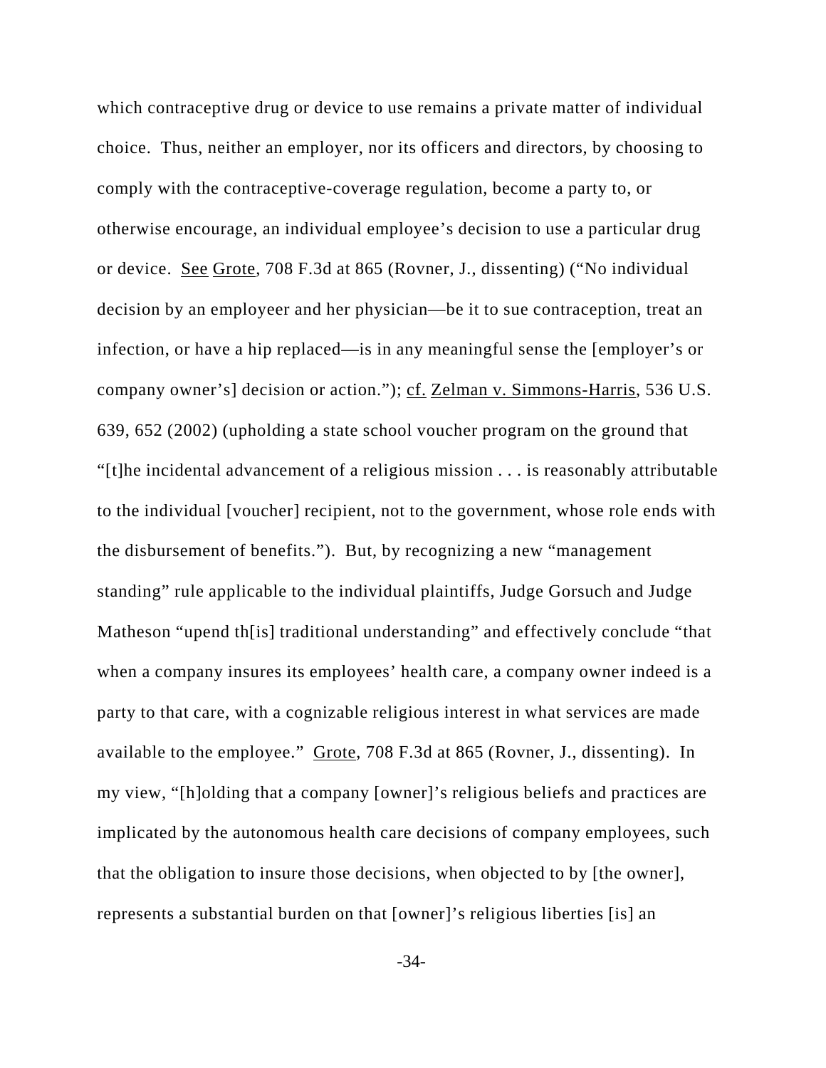which contraceptive drug or device to use remains a private matter of individual choice. Thus, neither an employer, nor its officers and directors, by choosing to comply with the contraceptive-coverage regulation, become a party to, or otherwise encourage, an individual employee's decision to use a particular drug or device. See Grote, 708 F.3d at 865 (Rovner, J., dissenting) ("No individual decision by an employeer and her physician—be it to sue contraception, treat an infection, or have a hip replaced—is in any meaningful sense the [employer's or company owner's] decision or action."); cf. Zelman v. Simmons-Harris, 536 U.S. 639, 652 (2002) (upholding a state school voucher program on the ground that "[t]he incidental advancement of a religious mission . . . is reasonably attributable to the individual [voucher] recipient, not to the government, whose role ends with the disbursement of benefits."). But, by recognizing a new "management standing" rule applicable to the individual plaintiffs, Judge Gorsuch and Judge Matheson "upend th[is] traditional understanding" and effectively conclude "that when a company insures its employees' health care, a company owner indeed is a party to that care, with a cognizable religious interest in what services are made available to the employee." Grote, 708 F.3d at 865 (Rovner, J., dissenting). In my view, "[h]olding that a company [owner]'s religious beliefs and practices are implicated by the autonomous health care decisions of company employees, such that the obligation to insure those decisions, when objected to by [the owner], represents a substantial burden on that [owner]'s religious liberties [is] an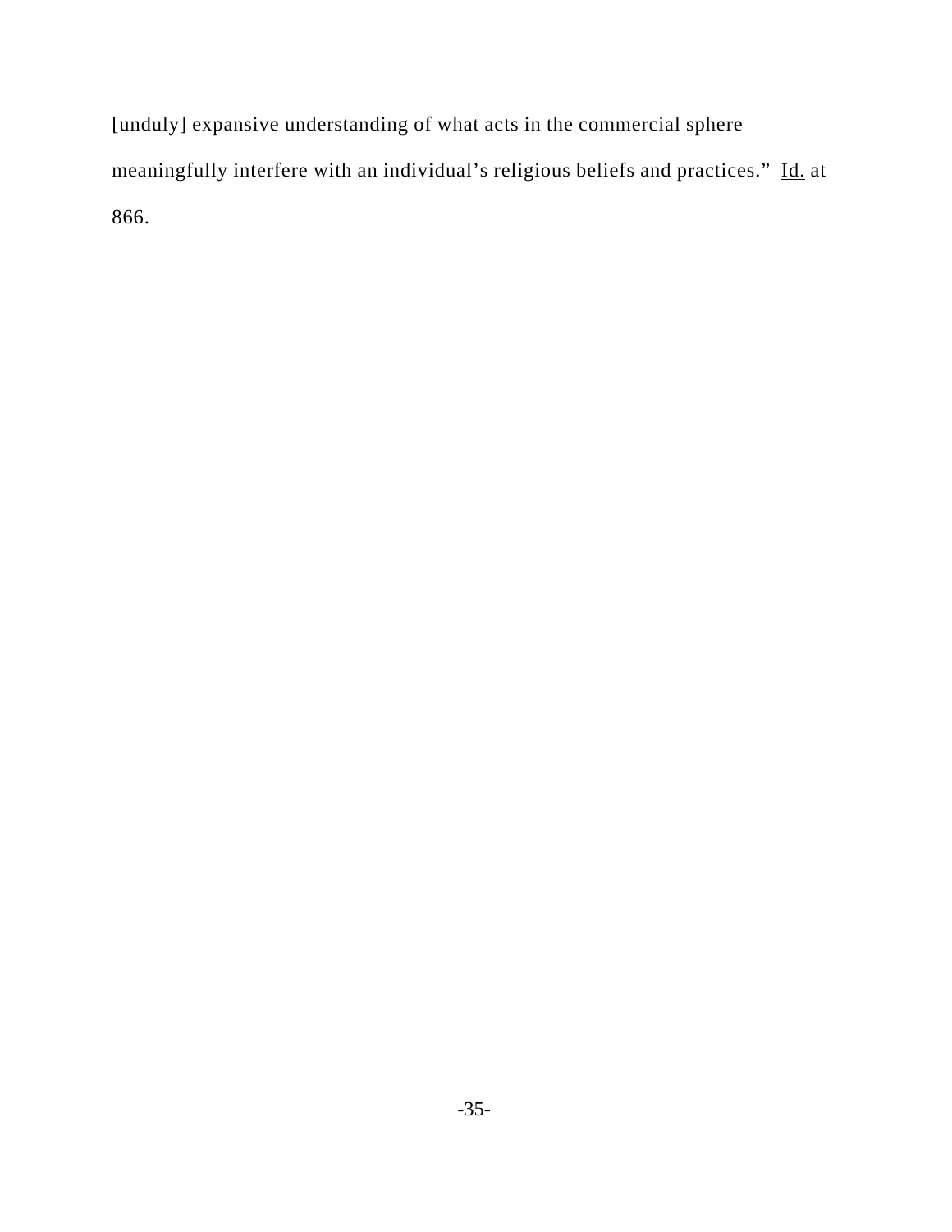[unduly] expansive understanding of what acts in the commercial sphere meaningfully interfere with an individual's religious beliefs and practices." Id. at 866.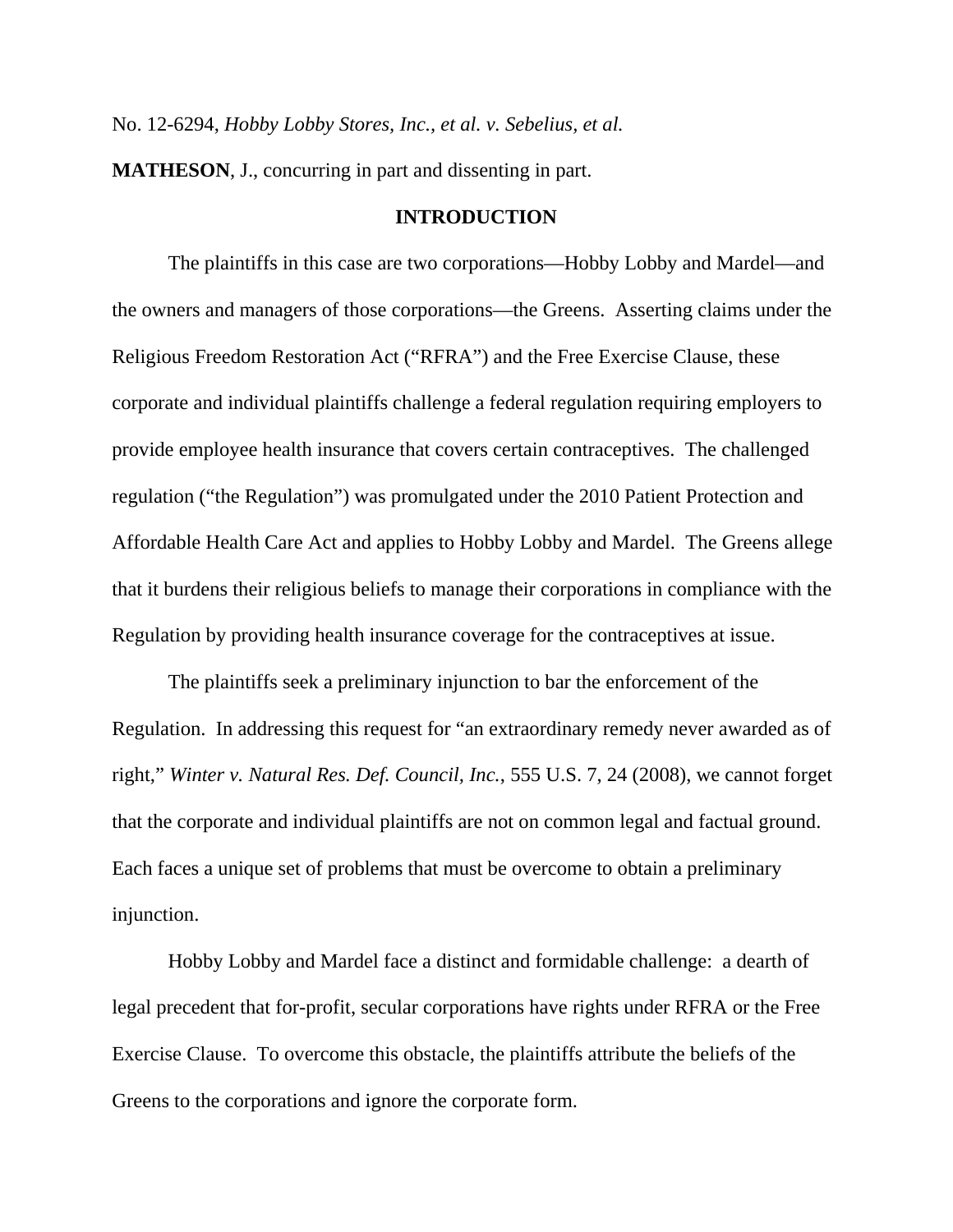No. 12-6294, *Hobby Lobby Stores, Inc., et al. v. Sebelius, et al.*

**MATHESON**, J., concurring in part and dissenting in part.

## INTRODUCTION

The plaintiffs in this case are two corporations—Hobby Lobby and Mardel—and the owners and managers of those corporations—the Greens. Asserting claims under the Religious Freedom Restoration Act ("RFRA") and the Free Exercise Clause, these corporate and individual plaintiffs challenge a federal regulation requiring employers to provide employee health insurance that covers certain contraceptives. The challenged regulation ("the Regulation") was promulgated under the 2010 Patient Protection and Affordable Health Care Act and applies to Hobby Lobby and Mardel. The Greens allege that it burdens their religious beliefs to manage their corporations in compliance with the Regulation by providing health insurance coverage for the contraceptives at issue.

The plaintiffs seek a preliminary injunction to bar the enforcement of the Regulation. In addressing this request for "an extraordinary remedy never awarded as of right," *Winter v. Natural Res. Def. Council, Inc.*, 555 U.S. 7, 24 (2008), we cannot forget that the corporate and individual plaintiffs are not on common legal and factual ground. Each faces a unique set of problems that must be overcome to obtain a preliminary injunction.

Hobby Lobby and Mardel face a distinct and formidable challenge: a dearth of legal precedent that for-profit, secular corporations have rights under RFRA or the Free Exercise Clause. To overcome this obstacle, the plaintiffs attribute the beliefs of the Greens to the corporations and ignore the corporate form.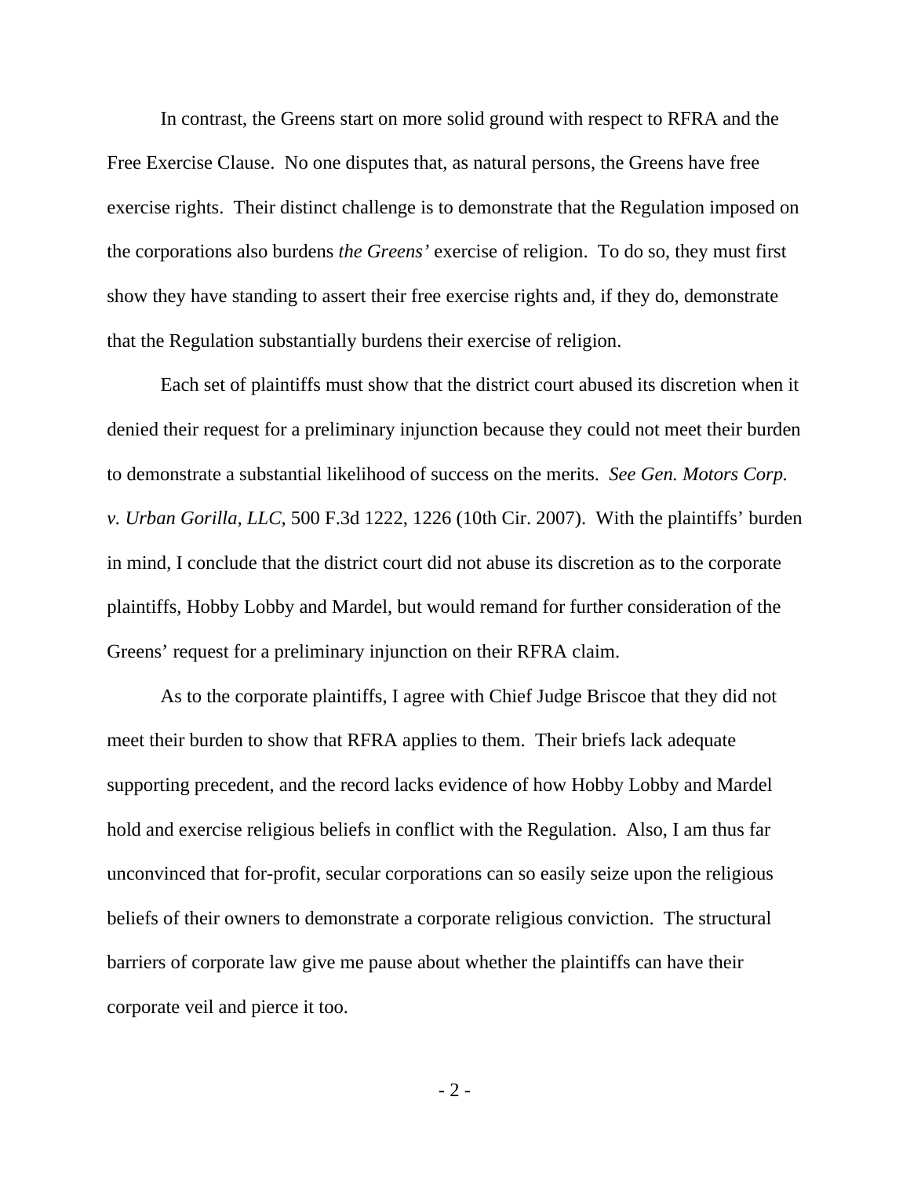In contrast, the Greens start on more solid ground with respect to RFRA and the Free Exercise Clause. No one disputes that, as natural persons, the Greens have free exercise rights. Their distinct challenge is to demonstrate that the Regulation imposed on the corporations also burdens *the Greens'* exercise of religion. To do so, they must first show they have standing to assert their free exercise rights and, if they do, demonstrate that the Regulation substantially burdens their exercise of religion.

Each set of plaintiffs must show that the district court abused its discretion when it denied their request for a preliminary injunction because they could not meet their burden to demonstrate a substantial likelihood of success on the merits. *See Gen. Motors Corp. v. Urban Gorilla, LLC*, 500 F.3d 1222, 1226 (10th Cir. 2007). With the plaintiffs' burden in mind, I conclude that the district court did not abuse its discretion as to the corporate plaintiffs, Hobby Lobby and Mardel, but would remand for further consideration of the Greens' request for a preliminary injunction on their RFRA claim.

As to the corporate plaintiffs, I agree with Chief Judge Briscoe that they did not meet their burden to show that RFRA applies to them. Their briefs lack adequate supporting precedent, and the record lacks evidence of how Hobby Lobby and Mardel hold and exercise religious beliefs in conflict with the Regulation. Also, I am thus far unconvinced that for-profit, secular corporations can so easily seize upon the religious beliefs of their owners to demonstrate a corporate religious conviction. The structural barriers of corporate law give me pause about whether the plaintiffs can have their corporate veil and pierce it too.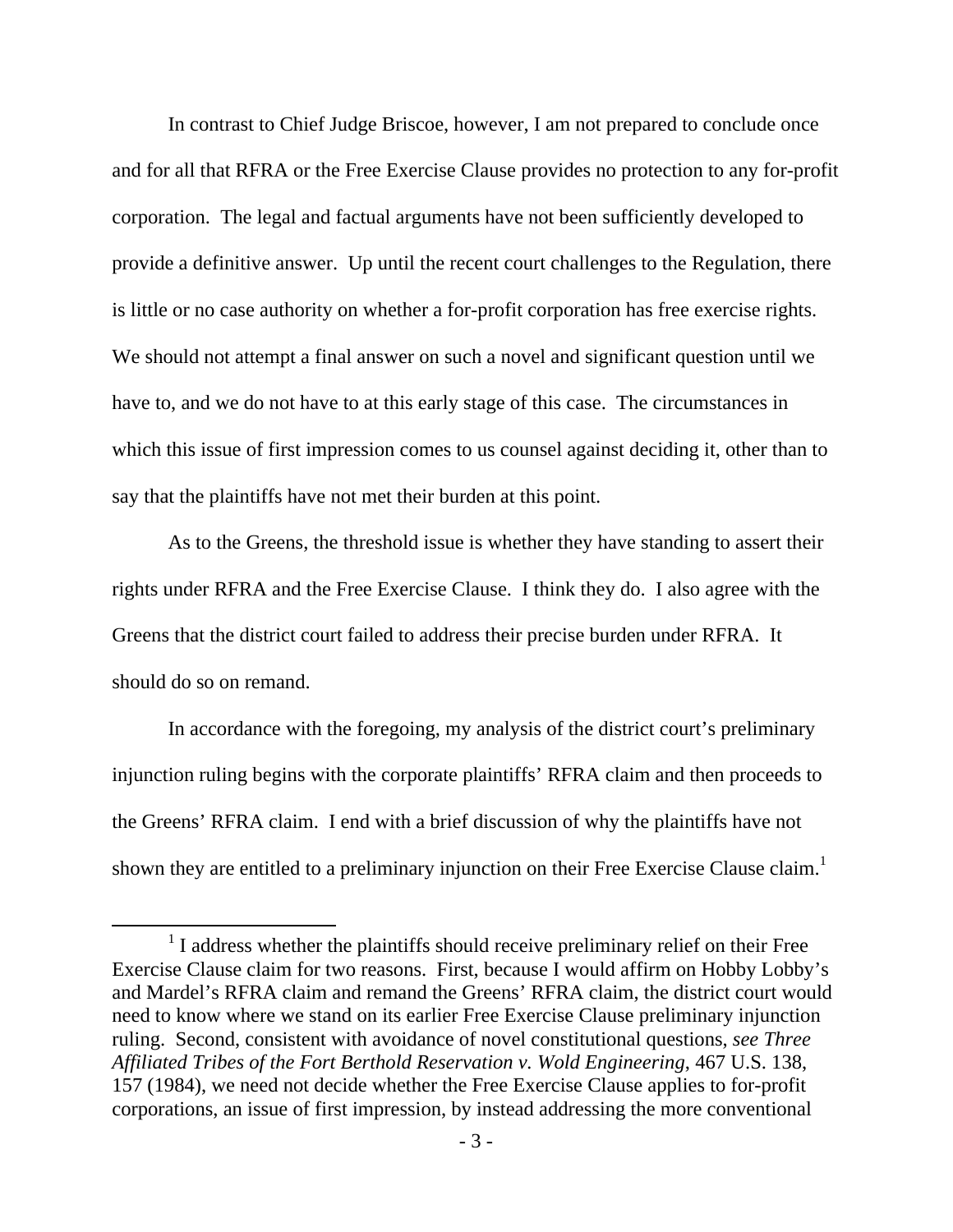In contrast to Chief Judge Briscoe, however, I am not prepared to conclude once and for all that RFRA or the Free Exercise Clause provides no protection to any for-profit corporation. The legal and factual arguments have not been sufficiently developed to provide a definitive answer. Up until the recent court challenges to the Regulation, there is little or no case authority on whether a for-profit corporation has free exercise rights. We should not attempt a final answer on such a novel and significant question until we have to, and we do not have to at this early stage of this case. The circumstances in which this issue of first impression comes to us counsel against deciding it, other than to say that the plaintiffs have not met their burden at this point.

As to the Greens, the threshold issue is whether they have standing to assert their rights under RFRA and the Free Exercise Clause. I think they do. I also agree with the Greens that the district court failed to address their precise burden under RFRA. It should do so on remand.

In accordance with the foregoing, my analysis of the district court's preliminary injunction ruling begins with the corporate plaintiffs' RFRA claim and then proceeds to the Greens' RFRA claim. I end with a brief discussion of why the plaintiffs have not shown they are entitled to a preliminary injunction on their Free Exercise Clause claim.[1]

[1] I address whether the plaintiffs should receive preliminary relief on their Free Exercise Clause claim for two reasons. First, because I would affirm on Hobby Lobby's and Mardel's RFRA claim and remand the Greens' RFRA claim, the district court would need to know where we stand on its earlier Free Exercise Clause preliminary injunction ruling. Second, consistent with avoidance of novel constitutional questions, *see Three Affiliated Tribes of the Fort Berthold Reservation v. Wold Engineering*, 467 U.S. 138, 157 (1984), we need not decide whether the Free Exercise Clause applies to for-profit corporations, an issue of first impression, by instead addressing the more conventional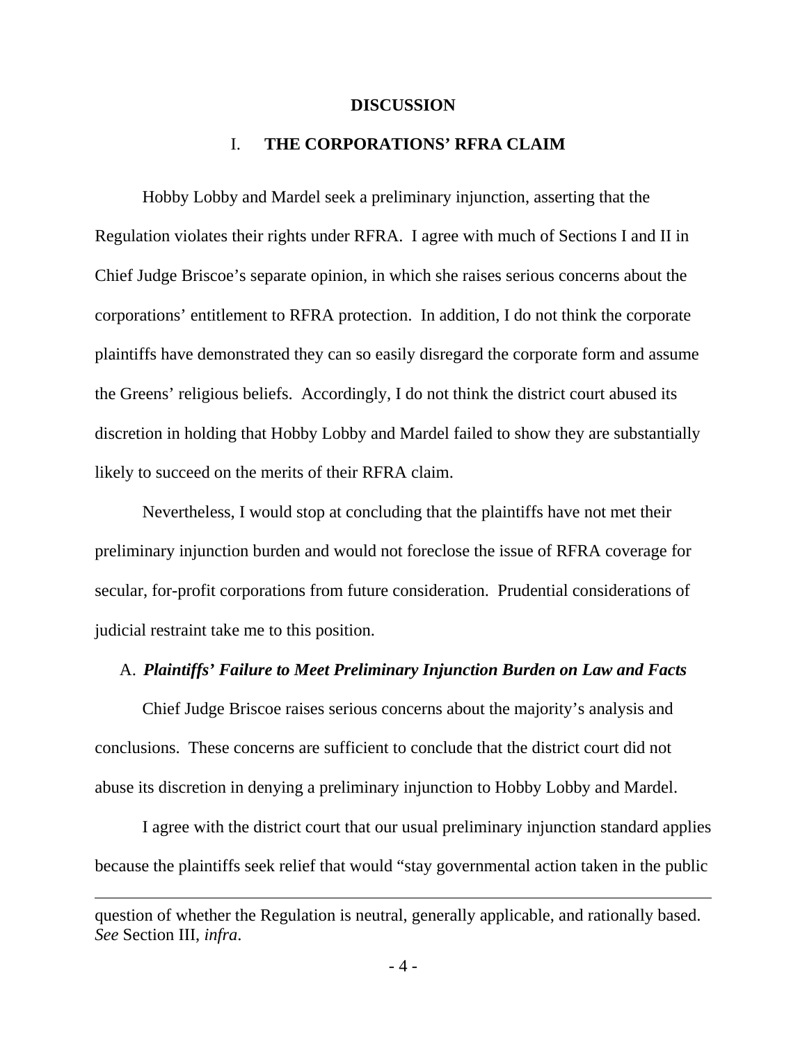## DISCUSSION

### I. THE CORPORATIONS' RFRA CLAIM

Hobby Lobby and Mardel seek a preliminary injunction, asserting that the Regulation violates their rights under RFRA. I agree with much of Sections I and II in Chief Judge Briscoe's separate opinion, in which she raises serious concerns about the corporations' entitlement to RFRA protection. In addition, I do not think the corporate plaintiffs have demonstrated they can so easily disregard the corporate form and assume the Greens' religious beliefs. Accordingly, I do not think the district court abused its discretion in holding that Hobby Lobby and Mardel failed to show they are substantially likely to succeed on the merits of their RFRA claim.

Nevertheless, I would stop at concluding that the plaintiffs have not met their preliminary injunction burden and would not foreclose the issue of RFRA coverage for secular, for-profit corporations from future consideration. Prudential considerations of judicial restraint take me to this position.

#### A. *Plaintiffs' Failure to Meet Preliminary Injunction Burden on Law and Facts*

Chief Judge Briscoe raises serious concerns about the majority's analysis and conclusions. These concerns are sufficient to conclude that the district court did not abuse its discretion in denying a preliminary injunction to Hobby Lobby and Mardel.

I agree with the district court that our usual preliminary injunction standard applies because the plaintiffs seek relief that would "stay governmental action taken in the public

---

question of whether the Regulation is neutral, generally applicable, and rationally based. *See* Section III, *infra*.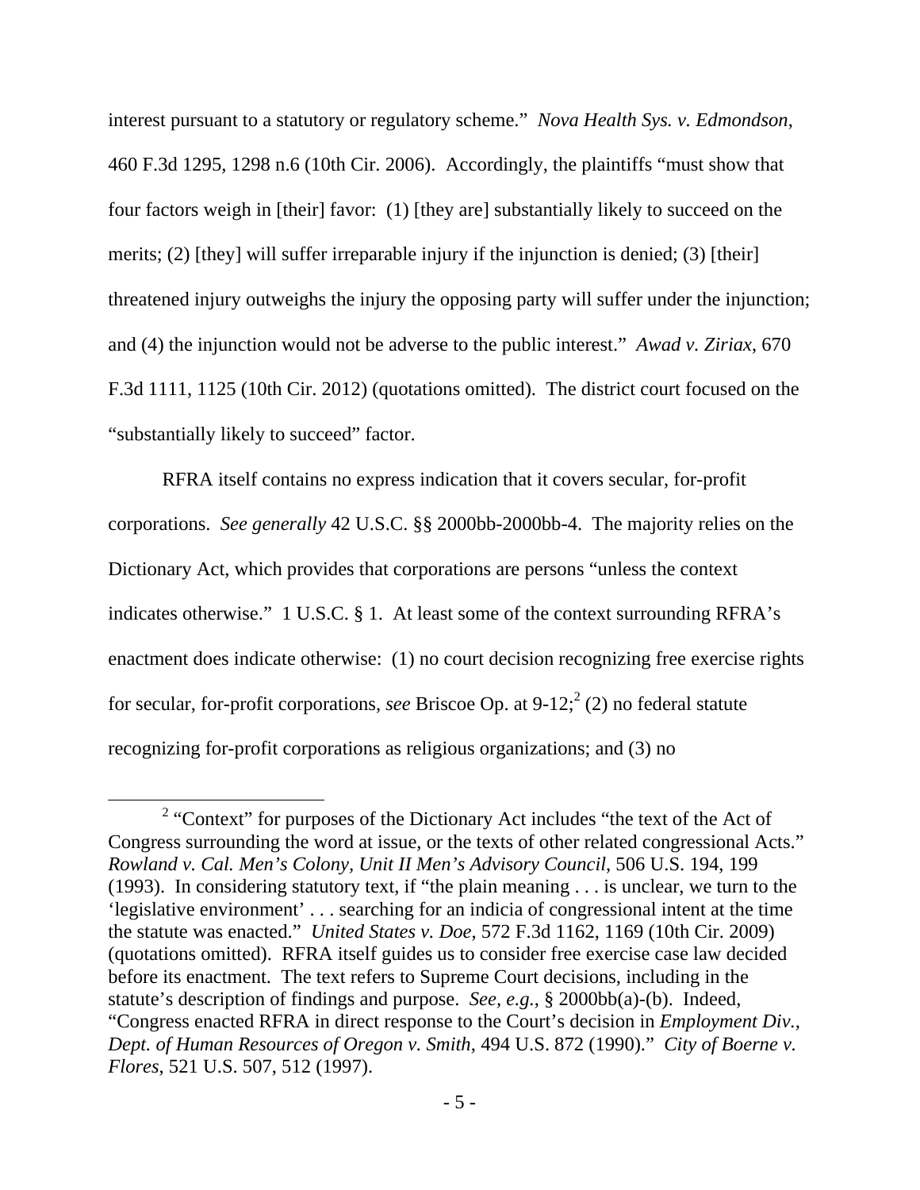interest pursuant to a statutory or regulatory scheme." *Nova Health Sys. v. Edmondson*, 460 F.3d 1295, 1298 n.6 (10th Cir. 2006). Accordingly, the plaintiffs "must show that four factors weigh in [their] favor: (1) [they are] substantially likely to succeed on the merits; (2) [they] will suffer irreparable injury if the injunction is denied; (3) [their] threatened injury outweighs the injury the opposing party will suffer under the injunction; and (4) the injunction would not be adverse to the public interest." *Awad v. Ziriax*, 670 F.3d 1111, 1125 (10th Cir. 2012) (quotations omitted). The district court focused on the "substantially likely to succeed" factor.

RFRA itself contains no express indication that it covers secular, for-profit corporations. *See generally* 42 U.S.C. §§ 2000bb-2000bb-4. The majority relies on the Dictionary Act, which provides that corporations are persons "unless the context indicates otherwise." 1 U.S.C. § 1. At least some of the context surrounding RFRA's enactment does indicate otherwise: (1) no court decision recognizing free exercise rights for secular, for-profit corporations, *see* Briscoe Op. at 9-12;[2] (2) no federal statute recognizing for-profit corporations as religious organizations; and (3) no

[2] "Context" for purposes of the Dictionary Act includes "the text of the Act of Congress surrounding the word at issue, or the texts of other related congressional Acts." *Rowland v. Cal. Men's Colony, Unit II Men's Advisory Council*, 506 U.S. 194, 199 (1993). In considering statutory text, if "the plain meaning . . . is unclear, we turn to the 'legislative environment' . . . searching for an indicia of congressional intent at the time the statute was enacted." *United States v. Doe*, 572 F.3d 1162, 1169 (10th Cir. 2009) (quotations omitted). RFRA itself guides us to consider free exercise case law decided before its enactment. The text refers to Supreme Court decisions, including in the statute's description of findings and purpose. *See, e.g.*, § 2000bb(a)-(b). Indeed, "Congress enacted RFRA in direct response to the Court's decision in *Employment Div., Dept. of Human Resources of Oregon v. Smith*, 494 U.S. 872 (1990)." *City of Boerne v. Flores*, 521 U.S. 507, 512 (1997).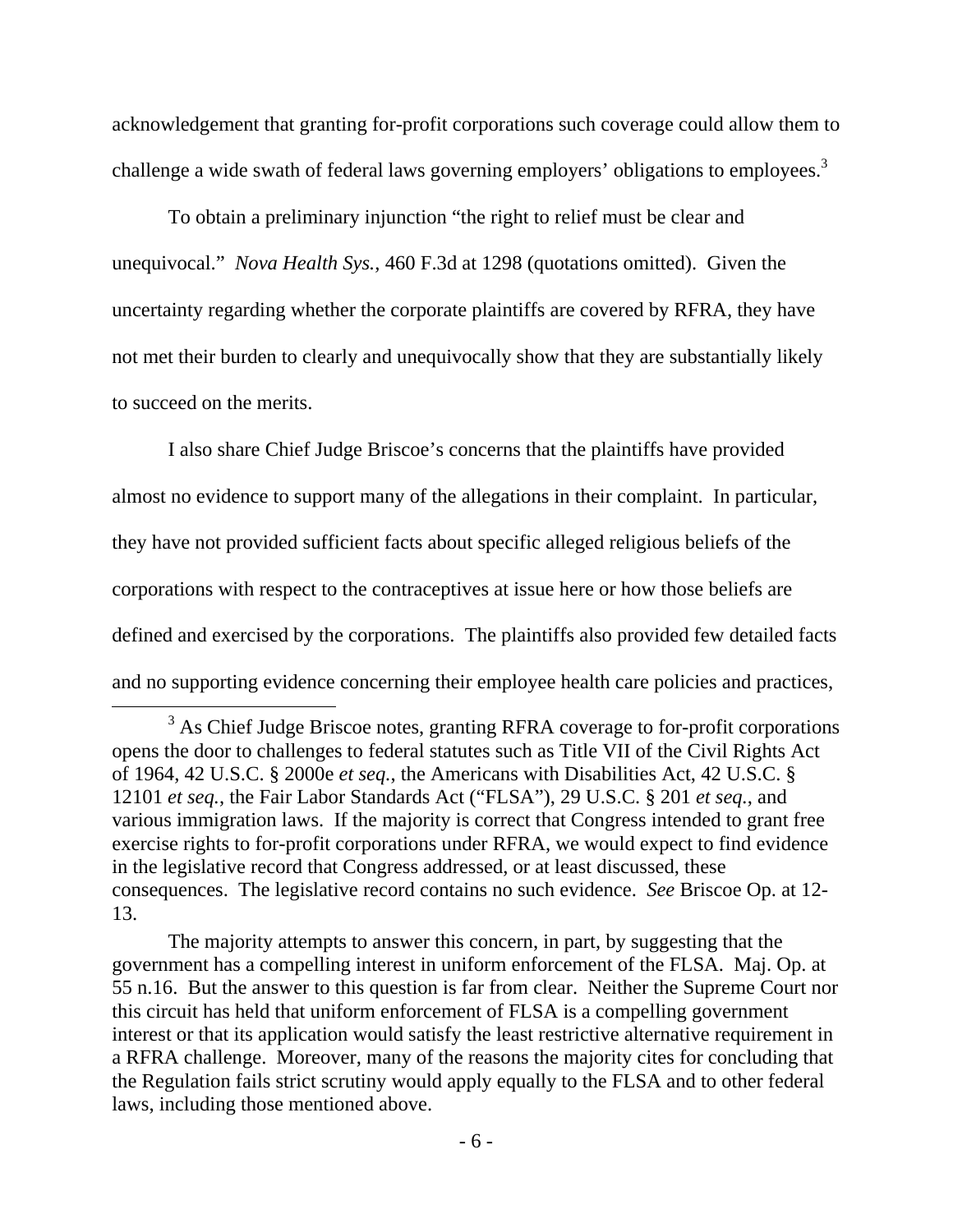acknowledgement that granting for-profit corporations such coverage could allow them to challenge a wide swath of federal laws governing employers' obligations to employees.[3]

To obtain a preliminary injunction "the right to relief must be clear and unequivocal." *Nova Health Sys.*, 460 F.3d at 1298 (quotations omitted). Given the uncertainty regarding whether the corporate plaintiffs are covered by RFRA, they have not met their burden to clearly and unequivocally show that they are substantially likely to succeed on the merits.

I also share Chief Judge Briscoe's concerns that the plaintiffs have provided almost no evidence to support many of the allegations in their complaint. In particular, they have not provided sufficient facts about specific alleged religious beliefs of the corporations with respect to the contraceptives at issue here or how those beliefs are defined and exercised by the corporations. The plaintiffs also provided few detailed facts and no supporting evidence concerning their employee health care policies and practices,

---

[3] As Chief Judge Briscoe notes, granting RFRA coverage to for-profit corporations opens the door to challenges to federal statutes such as Title VII of the Civil Rights Act of 1964, 42 U.S.C. § 2000e *et seq.*, the Americans with Disabilities Act, 42 U.S.C. § 12101 *et seq.*, the Fair Labor Standards Act ("FLSA"), 29 U.S.C. § 201 *et seq.*, and various immigration laws. If the majority is correct that Congress intended to grant free exercise rights to for-profit corporations under RFRA, we would expect to find evidence in the legislative record that Congress addressed, or at least discussed, these consequences. The legislative record contains no such evidence. *See* Briscoe Op. at 12-13.

The majority attempts to answer this concern, in part, by suggesting that the government has a compelling interest in uniform enforcement of the FLSA. Maj. Op. at 55 n.16. But the answer to this question is far from clear. Neither the Supreme Court nor this circuit has held that uniform enforcement of FLSA is a compelling government interest or that its application would satisfy the least restrictive alternative requirement in a RFRA challenge. Moreover, many of the reasons the majority cites for concluding that the Regulation fails strict scrutiny would apply equally to the FLSA and to other federal laws, including those mentioned above.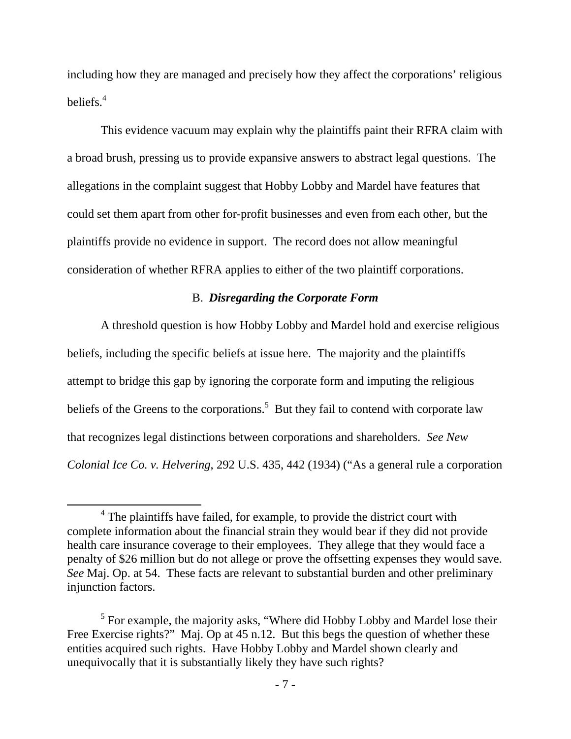including how they are managed and precisely how they affect the corporations' religious beliefs.[4]

This evidence vacuum may explain why the plaintiffs paint their RFRA claim with a broad brush, pressing us to provide expansive answers to abstract legal questions. The allegations in the complaint suggest that Hobby Lobby and Mardel have features that could set them apart from other for-profit businesses and even from each other, but the plaintiffs provide no evidence in support. The record does not allow meaningful consideration of whether RFRA applies to either of the two plaintiff corporations.

### B. *Disregarding the Corporate Form*

A threshold question is how Hobby Lobby and Mardel hold and exercise religious beliefs, including the specific beliefs at issue here. The majority and the plaintiffs attempt to bridge this gap by ignoring the corporate form and imputing the religious beliefs of the Greens to the corporations.[5] But they fail to contend with corporate law that recognizes legal distinctions between corporations and shareholders. *See New Colonial Ice Co. v. Helvering*, 292 U.S. 435, 442 (1934) ("As a general rule a corporation

---

[4] The plaintiffs have failed, for example, to provide the district court with complete information about the financial strain they would bear if they did not provide health care insurance coverage to their employees. They allege that they would face a penalty of $26 million but do not allege or prove the offsetting expenses they would save. *See* Maj. Op. at 54. These facts are relevant to substantial burden and other preliminary injunction factors.

[5] For example, the majority asks, "Where did Hobby Lobby and Mardel lose their Free Exercise rights?" Maj. Op at 45 n.12. But this begs the question of whether these entities acquired such rights. Have Hobby Lobby and Mardel shown clearly and unequivocally that it is substantially likely they have such rights?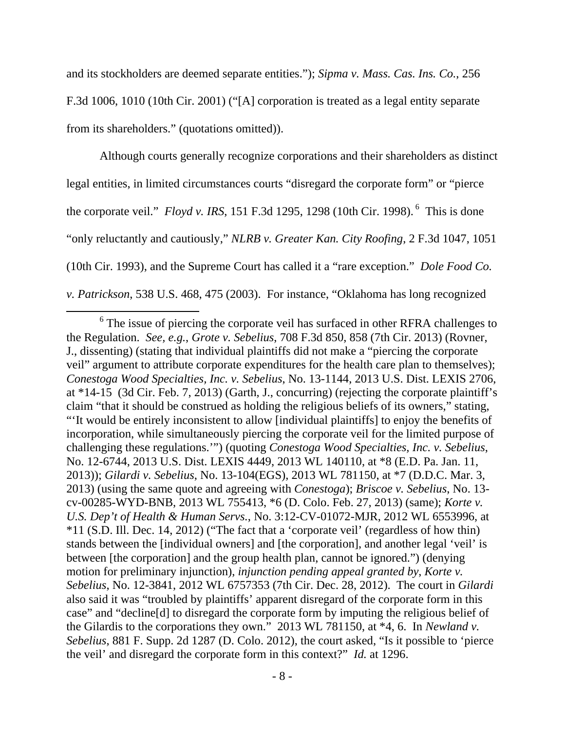and its stockholders are deemed separate entities."); *Sipma v. Mass. Cas. Ins. Co.*, 256 F.3d 1006, 1010 (10th Cir. 2001) ("[A] corporation is treated as a legal entity separate from its shareholders." (quotations omitted)).

Although courts generally recognize corporations and their shareholders as distinct legal entities, in limited circumstances courts "disregard the corporate form" or "pierce the corporate veil." *Floyd v. IRS*, 151 F.3d 1295, 1298 (10th Cir. 1998).[6] This is done "only reluctantly and cautiously," *NLRB v. Greater Kan. City Roofing*, 2 F.3d 1047, 1051 (10th Cir. 1993), and the Supreme Court has called it a "rare exception." *Dole Food Co. v. Patrickson*, 538 U.S. 468, 475 (2003). For instance, "Oklahoma has long recognized

[6] The issue of piercing the corporate veil has surfaced in other RFRA challenges to the Regulation. *See, e.g.*, *Grote v. Sebelius*, 708 F.3d 850, 858 (7th Cir. 2013) (Rovner, J., dissenting) (stating that individual plaintiffs did not make a "piercing the corporate veil" argument to attribute corporate expenditures for the health care plan to themselves); *Conestoga Wood Specialties, Inc. v. Sebelius*, No. 13-1144, 2013 U.S. Dist. LEXIS 2706, at *14-15 (3d Cir. Feb. 7, 2013) (Garth, J., concurring) (rejecting the corporate plaintiff's claim "that it should be construed as holding the religious beliefs of its owners," stating, "'It would be entirely inconsistent to allow [individual plaintiffs] to enjoy the benefits of incorporation, while simultaneously piercing the corporate veil for the limited purpose of challenging these regulations.'") (quoting *Conestoga Wood Specialties, Inc. v. Sebelius*, No. 12-6744, 2013 U.S. Dist. LEXIS 4449, 2013 WL 140110, at *8 (E.D. Pa. Jan. 11, 2013)); *Gilardi v. Sebelius*, No. 13-104(EGS), 2013 WL 781150, at *7 (D.D.C. Mar. 3, 2013) (using the same quote and agreeing with *Conestoga*); *Briscoe v. Sebelius*, No. 13-cv-00285-WYD-BNB, 2013 WL 755413, *6 (D. Colo. Feb. 27, 2013) (same); *Korte v. U.S. Dep't of Health & Human Servs.*, No. 3:12-CV-01072-MJR, 2012 WL 6553996, at *11 (S.D. Ill. Dec. 14, 2012) ("The fact that a 'corporate veil' (regardless of how thin) stands between the [individual owners] and [the corporation], and another legal 'veil' is between [the corporation] and the group health plan, cannot be ignored.") (denying motion for preliminary injunction), *injunction pending appeal granted by*, *Korte v. Sebelius*, No. 12-3841, 2012 WL 6757353 (7th Cir. Dec. 28, 2012). The court in *Gilardi* also said it was "troubled by plaintiffs' apparent disregard of the corporate form in this case" and "decline[d] to disregard the corporate form by imputing the religious belief of the Gilardis to the corporations they own." 2013 WL 781150, at *4, 6. In *Newland v. Sebelius*, 881 F. Supp. 2d 1287 (D. Colo. 2012), the court asked, "Is it possible to 'pierce the veil' and disregard the corporate form in this context?" *Id.* at 1296.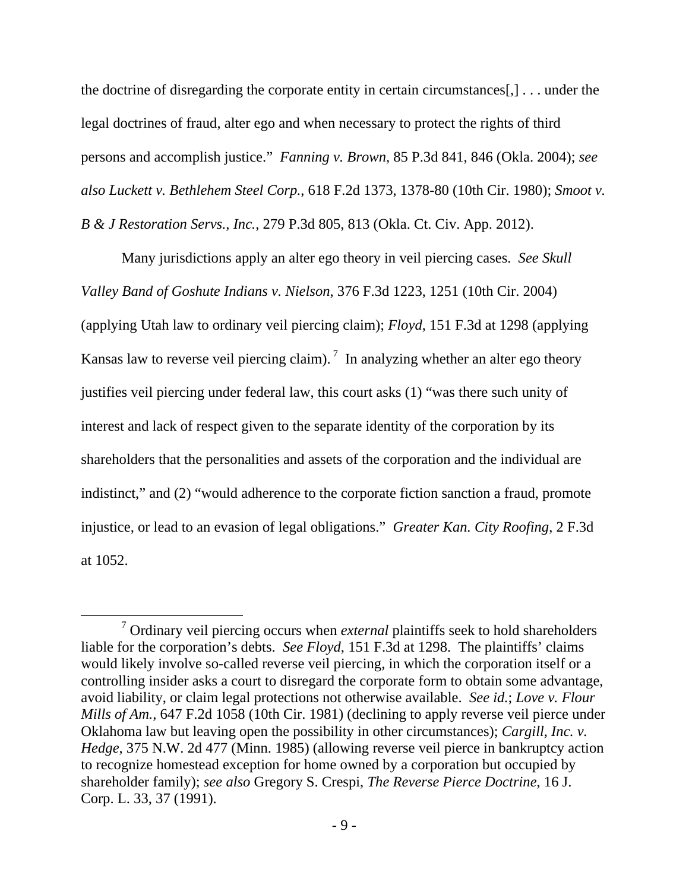the doctrine of disregarding the corporate entity in certain circumstances[,] . . . under the legal doctrines of fraud, alter ego and when necessary to protect the rights of third persons and accomplish justice." *Fanning v. Brown*, 85 P.3d 841, 846 (Okla. 2004); *see also Luckett v. Bethlehem Steel Corp.*, 618 F.2d 1373, 1378-80 (10th Cir. 1980); *Smoot v. B & J Restoration Servs., Inc.*, 279 P.3d 805, 813 (Okla. Ct. Civ. App. 2012).

Many jurisdictions apply an alter ego theory in veil piercing cases. *See Skull Valley Band of Goshute Indians v. Nielson*, 376 F.3d 1223, 1251 (10th Cir. 2004) (applying Utah law to ordinary veil piercing claim); *Floyd*, 151 F.3d at 1298 (applying Kansas law to reverse veil piercing claim).[7] In analyzing whether an alter ego theory justifies veil piercing under federal law, this court asks (1) "was there such unity of interest and lack of respect given to the separate identity of the corporation by its shareholders that the personalities and assets of the corporation and the individual are indistinct," and (2) "would adherence to the corporate fiction sanction a fraud, promote injustice, or lead to an evasion of legal obligations." *Greater Kan. City Roofing*, 2 F.3d at 1052.

---

[7] Ordinary veil piercing occurs when *external* plaintiffs seek to hold shareholders liable for the corporation's debts. *See Floyd*, 151 F.3d at 1298. The plaintiffs' claims would likely involve so-called reverse veil piercing, in which the corporation itself or a controlling insider asks a court to disregard the corporate form to obtain some advantage, avoid liability, or claim legal protections not otherwise available. *See id.*; *Love v. Flour Mills of Am.*, 647 F.2d 1058 (10th Cir. 1981) (declining to apply reverse veil pierce under Oklahoma law but leaving open the possibility in other circumstances); *Cargill, Inc. v. Hedge*, 375 N.W. 2d 477 (Minn. 1985) (allowing reverse veil pierce in bankruptcy action to recognize homestead exception for home owned by a corporation but occupied by shareholder family); *see also* Gregory S. Crespi, *The Reverse Pierce Doctrine*, 16 J. Corp. L. 33, 37 (1991).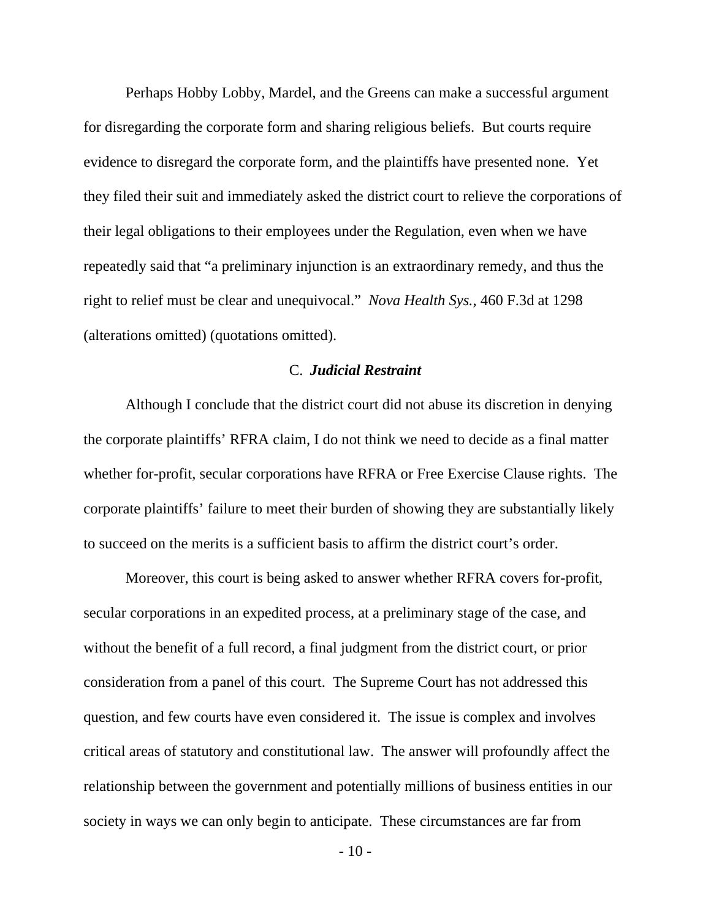Perhaps Hobby Lobby, Mardel, and the Greens can make a successful argument for disregarding the corporate form and sharing religious beliefs. But courts require evidence to disregard the corporate form, and the plaintiffs have presented none. Yet they filed their suit and immediately asked the district court to relieve the corporations of their legal obligations to their employees under the Regulation, even when we have repeatedly said that "a preliminary injunction is an extraordinary remedy, and thus the right to relief must be clear and unequivocal." *Nova Health Sys.*, 460 F.3d at 1298 (alterations omitted) (quotations omitted).

### C. ***Judicial Restraint***

Although I conclude that the district court did not abuse its discretion in denying the corporate plaintiffs' RFRA claim, I do not think we need to decide as a final matter whether for-profit, secular corporations have RFRA or Free Exercise Clause rights. The corporate plaintiffs' failure to meet their burden of showing they are substantially likely to succeed on the merits is a sufficient basis to affirm the district court's order.

Moreover, this court is being asked to answer whether RFRA covers for-profit, secular corporations in an expedited process, at a preliminary stage of the case, and without the benefit of a full record, a final judgment from the district court, or prior consideration from a panel of this court. The Supreme Court has not addressed this question, and few courts have even considered it. The issue is complex and involves critical areas of statutory and constitutional law. The answer will profoundly affect the relationship between the government and potentially millions of business entities in our society in ways we can only begin to anticipate. These circumstances are far from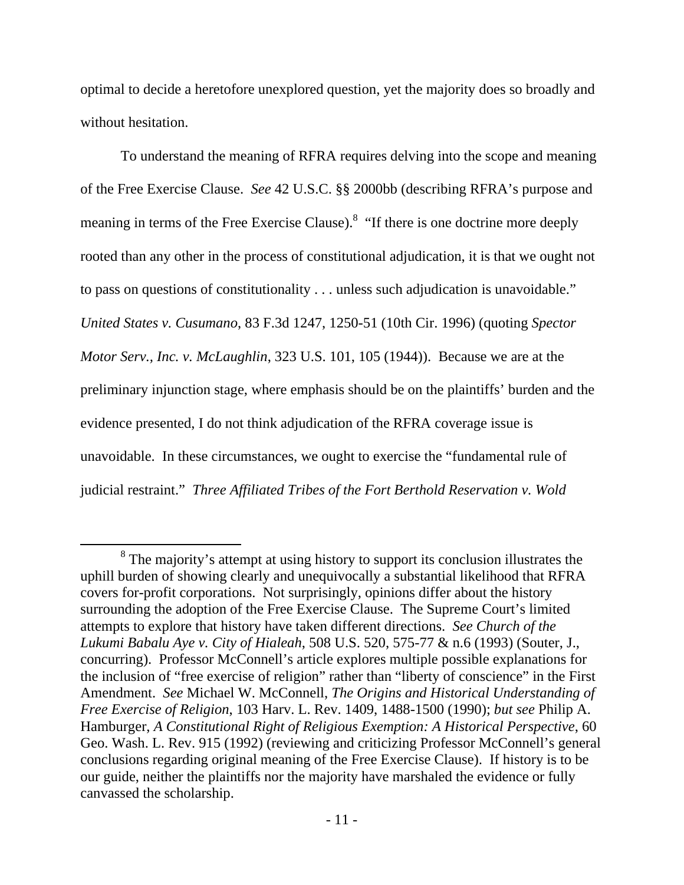optimal to decide a heretofore unexplored question, yet the majority does so broadly and without hesitation.

To understand the meaning of RFRA requires delving into the scope and meaning of the Free Exercise Clause. *See* 42 U.S.C. §§ 2000bb (describing RFRA's purpose and meaning in terms of the Free Exercise Clause).[8] "If there is one doctrine more deeply rooted than any other in the process of constitutional adjudication, it is that we ought not to pass on questions of constitutionality . . . unless such adjudication is unavoidable." *United States v. Cusumano*, 83 F.3d 1247, 1250-51 (10th Cir. 1996) (quoting *Spector Motor Serv., Inc. v. McLaughlin*, 323 U.S. 101, 105 (1944)). Because we are at the preliminary injunction stage, where emphasis should be on the plaintiffs' burden and the evidence presented, I do not think adjudication of the RFRA coverage issue is unavoidable. In these circumstances, we ought to exercise the "fundamental rule of judicial restraint." *Three Affiliated Tribes of the Fort Berthold Reservation v. Wold*

[8] The majority's attempt at using history to support its conclusion illustrates the uphill burden of showing clearly and unequivocally a substantial likelihood that RFRA covers for-profit corporations. Not surprisingly, opinions differ about the history surrounding the adoption of the Free Exercise Clause. The Supreme Court's limited attempts to explore that history have taken different directions. *See Church of the Lukumi Babalu Aye v. City of Hialeah*, 508 U.S. 520, 575-77 & n.6 (1993) (Souter, J., concurring). Professor McConnell's article explores multiple possible explanations for the inclusion of "free exercise of religion" rather than "liberty of conscience" in the First Amendment. *See* Michael W. McConnell, *The Origins and Historical Understanding of Free Exercise of Religion*, 103 Harv. L. Rev. 1409, 1488-1500 (1990); *but see* Philip A. Hamburger, *A Constitutional Right of Religious Exemption: A Historical Perspective*, 60 Geo. Wash. L. Rev. 915 (1992) (reviewing and criticizing Professor McConnell's general conclusions regarding original meaning of the Free Exercise Clause). If history is to be our guide, neither the plaintiffs nor the majority have marshaled the evidence or fully canvassed the scholarship.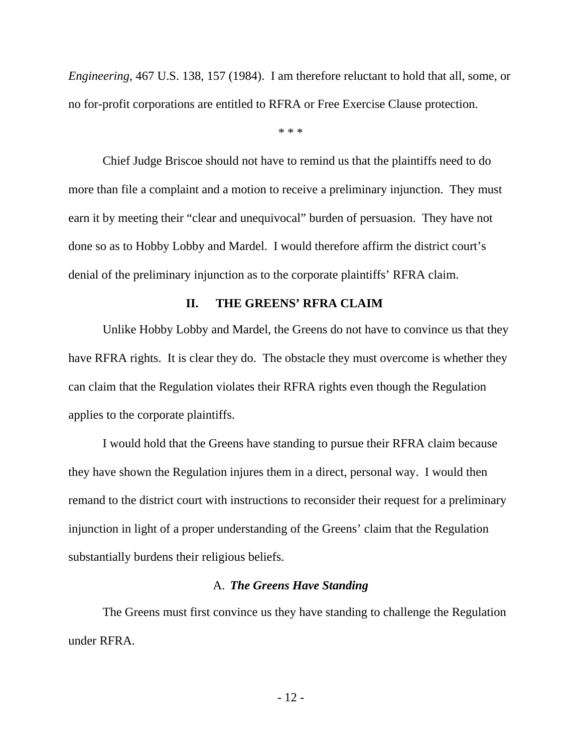*Engineering*, 467 U.S. 138, 157 (1984). I am therefore reluctant to hold that all, some, or no for-profit corporations are entitled to RFRA or Free Exercise Clause protection.

\* \* \*

Chief Judge Briscoe should not have to remind us that the plaintiffs need to do more than file a complaint and a motion to receive a preliminary injunction. They must earn it by meeting their "clear and unequivocal" burden of persuasion. They have not done so as to Hobby Lobby and Mardel. I would therefore affirm the district court's denial of the preliminary injunction as to the corporate plaintiffs' RFRA claim.

## II. THE GREENS' RFRA CLAIM

Unlike Hobby Lobby and Mardel, the Greens do not have to convince us that they have RFRA rights. It is clear they do. The obstacle they must overcome is whether they can claim that the Regulation violates their RFRA rights even though the Regulation applies to the corporate plaintiffs.

I would hold that the Greens have standing to pursue their RFRA claim because they have shown the Regulation injures them in a direct, personal way. I would then remand to the district court with instructions to reconsider their request for a preliminary injunction in light of a proper understanding of the Greens' claim that the Regulation substantially burdens their religious beliefs.

### A. *The Greens Have Standing*

The Greens must first convince us they have standing to challenge the Regulation under RFRA.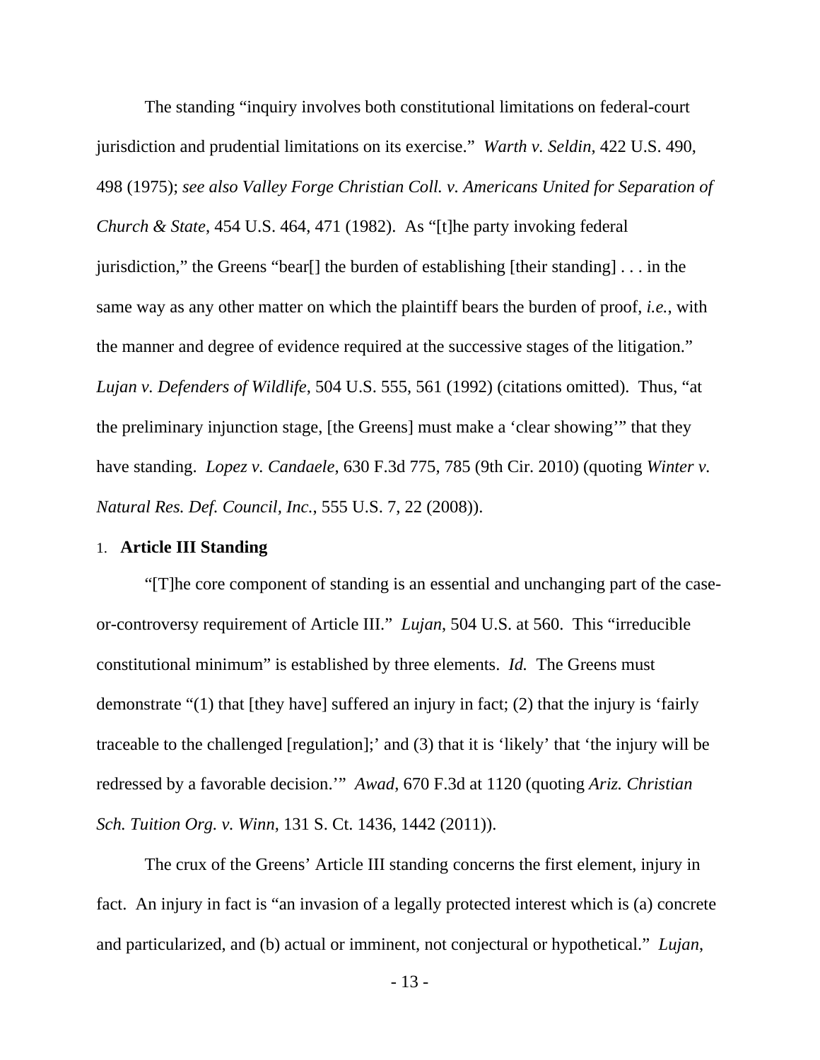The standing "inquiry involves both constitutional limitations on federal-court jurisdiction and prudential limitations on its exercise." *Warth v. Seldin*, 422 U.S. 490, 498 (1975); *see also Valley Forge Christian Coll. v. Americans United for Separation of Church & State*, 454 U.S. 464, 471 (1982). As "[t]he party invoking federal jurisdiction," the Greens "bear[] the burden of establishing [their standing] . . . in the same way as any other matter on which the plaintiff bears the burden of proof, *i.e.*, with the manner and degree of evidence required at the successive stages of the litigation." *Lujan v. Defenders of Wildlife*, 504 U.S. 555, 561 (1992) (citations omitted). Thus, "at the preliminary injunction stage, [the Greens] must make a 'clear showing'" that they have standing. *Lopez v. Candaele*, 630 F.3d 775, 785 (9th Cir. 2010) (quoting *Winter v. Natural Res. Def. Council, Inc.*, 555 U.S. 7, 22 (2008)).

### 1. **Article III Standing**

"[T]he core component of standing is an essential and unchanging part of the case-or-controversy requirement of Article III." *Lujan*, 504 U.S. at 560. This "irreducible constitutional minimum" is established by three elements. *Id.* The Greens must demonstrate "(1) that [they have] suffered an injury in fact; (2) that the injury is 'fairly traceable to the challenged [regulation];' and (3) that it is 'likely' that 'the injury will be redressed by a favorable decision.'" *Awad*, 670 F.3d at 1120 (quoting *Ariz. Christian Sch. Tuition Org. v. Winn*, 131 S. Ct. 1436, 1442 (2011)).

The crux of the Greens' Article III standing concerns the first element, injury in fact. An injury in fact is "an invasion of a legally protected interest which is (a) concrete and particularized, and (b) actual or imminent, not conjectural or hypothetical." *Lujan*,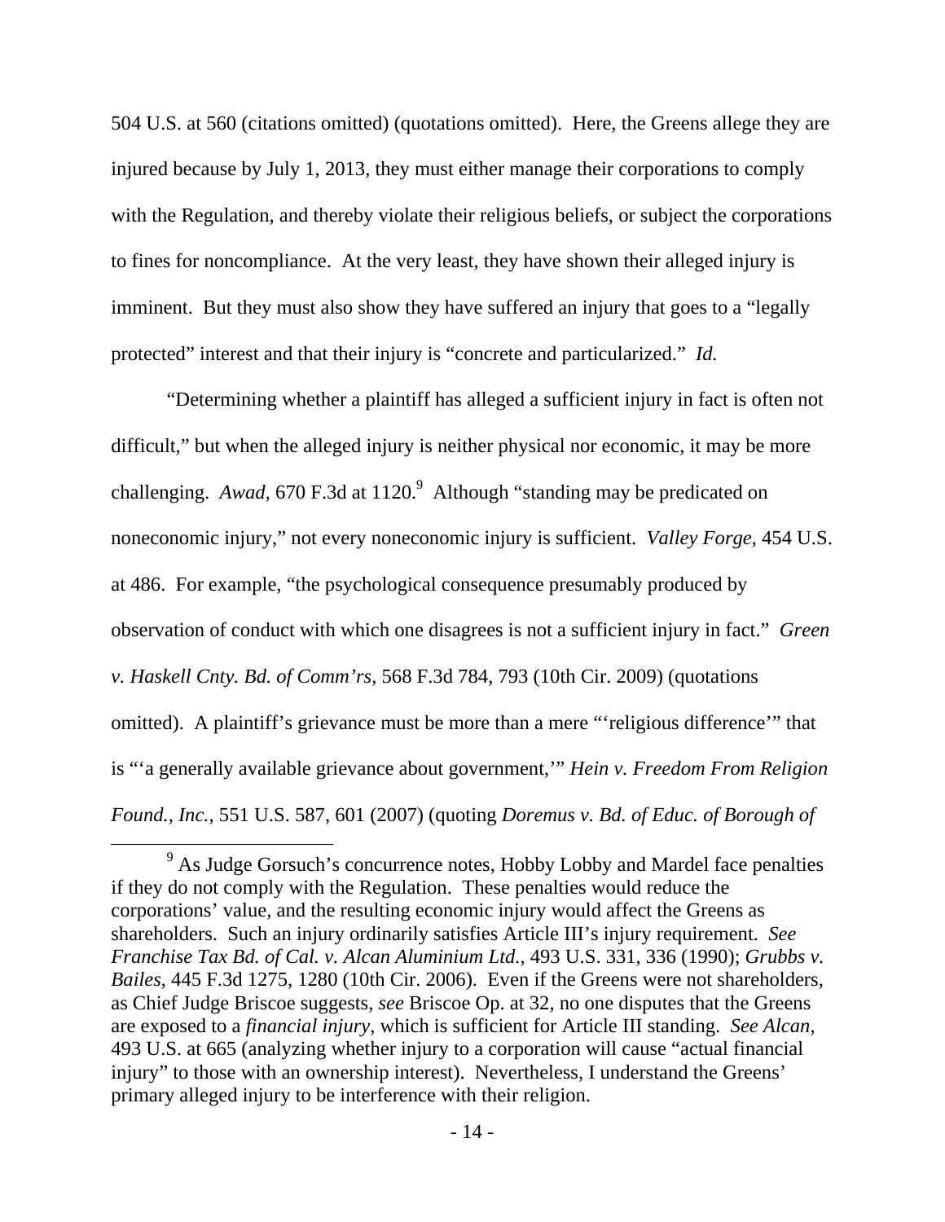504 U.S. at 560 (citations omitted) (quotations omitted). Here, the Greens allege they are injured because by July 1, 2013, they must either manage their corporations to comply with the Regulation, and thereby violate their religious beliefs, or subject the corporations to fines for noncompliance. At the very least, they have shown their alleged injury is imminent. But they must also show they have suffered an injury that goes to a "legally protected" interest and that their injury is "concrete and particularized." *Id.*

"Determining whether a plaintiff has alleged a sufficient injury in fact is often not difficult," but when the alleged injury is neither physical nor economic, it may be more challenging. *Awad*, 670 F.3d at 1120.[9] Although "standing may be predicated on noneconomic injury," not every noneconomic injury is sufficient. *Valley Forge*, 454 U.S. at 486. For example, "the psychological consequence presumably produced by observation of conduct with which one disagrees is not a sufficient injury in fact." *Green v. Haskell Cnty. Bd. of Comm'rs*, 568 F.3d 784, 793 (10th Cir. 2009) (quotations omitted). A plaintiff's grievance must be more than a mere "'religious difference'" that is "'a generally available grievance about government,'" *Hein v. Freedom From Religion Found., Inc.*, 551 U.S. 587, 601 (2007) (quoting *Doremus v. Bd. of Educ. of Borough of*

[9] As Judge Gorsuch's concurrence notes, Hobby Lobby and Mardel face penalties if they do not comply with the Regulation. These penalties would reduce the corporations' value, and the resulting economic injury would affect the Greens as shareholders. Such an injury ordinarily satisfies Article III's injury requirement. *See Franchise Tax Bd. of Cal. v. Alcan Aluminium Ltd.*, 493 U.S. 331, 336 (1990); *Grubbs v. Bailes*, 445 F.3d 1275, 1280 (10th Cir. 2006). Even if the Greens were not shareholders, as Chief Judge Briscoe suggests, *see* Briscoe Op. at 32, no one disputes that the Greens are exposed to a *financial injury*, which is sufficient for Article III standing. *See Alcan*, 493 U.S. at 665 (analyzing whether injury to a corporation will cause "actual financial injury" to those with an ownership interest). Nevertheless, I understand the Greens' primary alleged injury to be interference with their religion.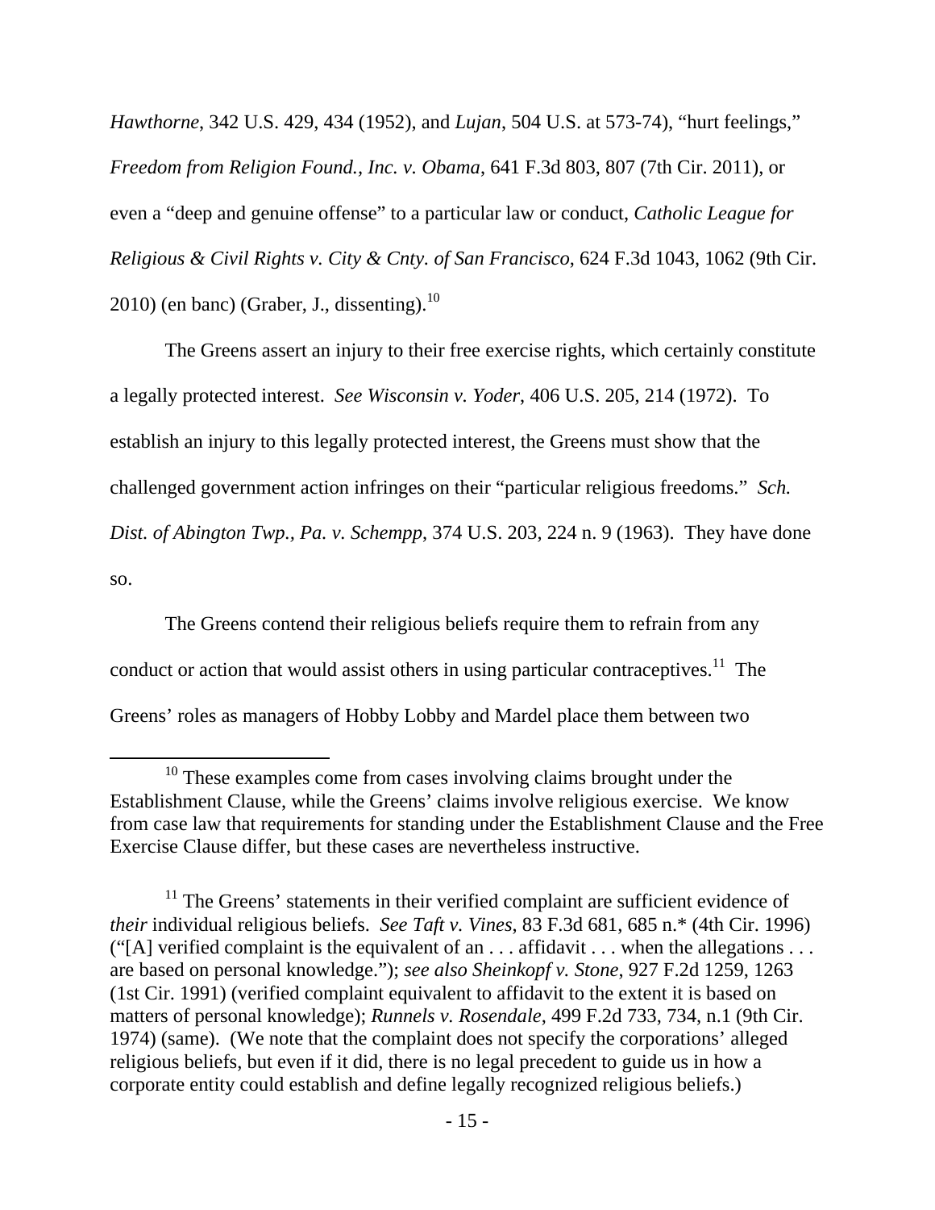*Hawthorne*, 342 U.S. 429, 434 (1952), and *Lujan*, 504 U.S. at 573-74), "hurt feelings," *Freedom from Religion Found., Inc. v. Obama*, 641 F.3d 803, 807 (7th Cir. 2011), or even a "deep and genuine offense" to a particular law or conduct, *Catholic League for Religious & Civil Rights v. City & Cnty. of San Francisco*, 624 F.3d 1043, 1062 (9th Cir. 2010) (en banc) (Graber, J., dissenting).[10]

The Greens assert an injury to their free exercise rights, which certainly constitute a legally protected interest. *See Wisconsin v. Yoder*, 406 U.S. 205, 214 (1972). To establish an injury to this legally protected interest, the Greens must show that the challenged government action infringes on their "particular religious freedoms." *Sch. Dist. of Abington Twp., Pa. v. Schempp*, 374 U.S. 203, 224 n. 9 (1963). They have done so.

The Greens contend their religious beliefs require them to refrain from any conduct or action that would assist others in using particular contraceptives.[11] The Greens' roles as managers of Hobby Lobby and Mardel place them between two

---

[10] These examples come from cases involving claims brought under the Establishment Clause, while the Greens' claims involve religious exercise. We know from case law that requirements for standing under the Establishment Clause and the Free Exercise Clause differ, but these cases are nevertheless instructive.

[11] The Greens' statements in their verified complaint are sufficient evidence of *their* individual religious beliefs. *See Taft v. Vines*, 83 F.3d 681, 685 n.* (4th Cir. 1996) ("[A] verified complaint is the equivalent of an . . . affidavit . . . when the allegations . . . are based on personal knowledge."); *see also Sheinkopf v. Stone*, 927 F.2d 1259, 1263 (1st Cir. 1991) (verified complaint equivalent to affidavit to the extent it is based on matters of personal knowledge); *Runnels v. Rosendale*, 499 F.2d 733, 734, n.1 (9th Cir. 1974) (same). (We note that the complaint does not specify the corporations' alleged religious beliefs, but even if it did, there is no legal precedent to guide us in how a corporate entity could establish and define legally recognized religious beliefs.)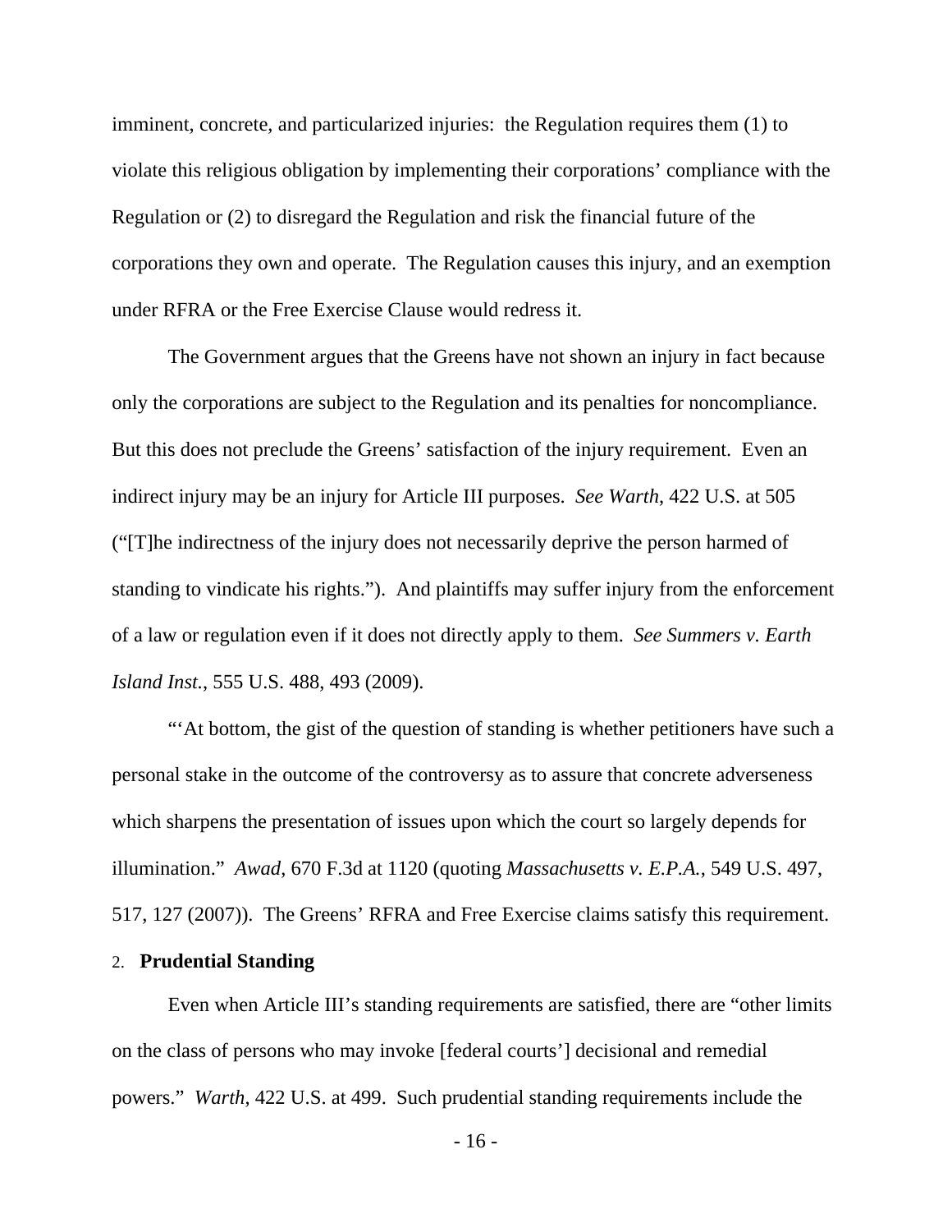imminent, concrete, and particularized injuries: the Regulation requires them (1) to violate this religious obligation by implementing their corporations' compliance with the Regulation or (2) to disregard the Regulation and risk the financial future of the corporations they own and operate. The Regulation causes this injury, and an exemption under RFRA or the Free Exercise Clause would redress it.

The Government argues that the Greens have not shown an injury in fact because only the corporations are subject to the Regulation and its penalties for noncompliance. But this does not preclude the Greens' satisfaction of the injury requirement. Even an indirect injury may be an injury for Article III purposes. *See Warth*, 422 U.S. at 505 ("[T]he indirectness of the injury does not necessarily deprive the person harmed of standing to vindicate his rights."). And plaintiffs may suffer injury from the enforcement of a law or regulation even if it does not directly apply to them. *See Summers v. Earth Island Inst.*, 555 U.S. 488, 493 (2009).

"'At bottom, the gist of the question of standing is whether petitioners have such a personal stake in the outcome of the controversy as to assure that concrete adverseness which sharpens the presentation of issues upon which the court so largely depends for illumination." *Awad*, 670 F.3d at 1120 (quoting *Massachusetts v. E.P.A.*, 549 U.S. 497, 517, 127 (2007)). The Greens' RFRA and Free Exercise claims satisfy this requirement.

### 2. **Prudential Standing**

Even when Article III's standing requirements are satisfied, there are "other limits on the class of persons who may invoke [federal courts'] decisional and remedial powers." *Warth*, 422 U.S. at 499. Such prudential standing requirements include the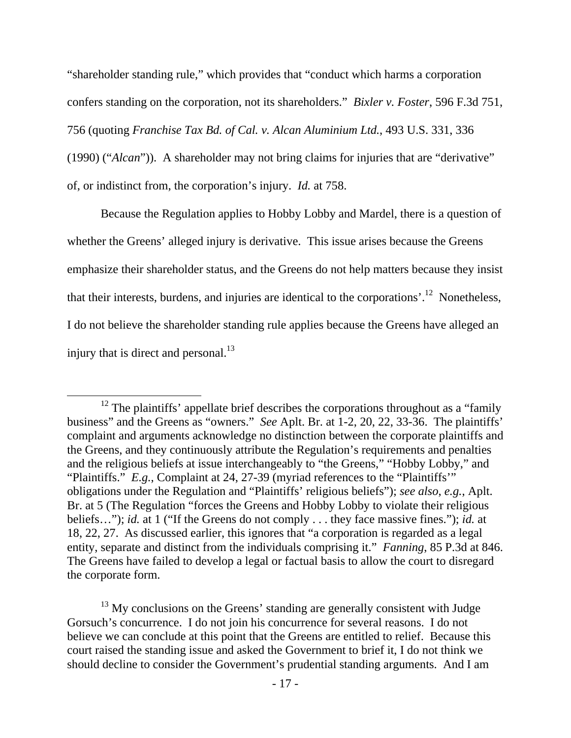"shareholder standing rule," which provides that "conduct which harms a corporation confers standing on the corporation, not its shareholders." *Bixler v. Foster*, 596 F.3d 751, 756 (quoting *Franchise Tax Bd. of Cal. v. Alcan Aluminium Ltd.*, 493 U.S. 331, 336 (1990) ("*Alcan*")). A shareholder may not bring claims for injuries that are "derivative" of, or indistinct from, the corporation's injury. *Id.* at 758.

Because the Regulation applies to Hobby Lobby and Mardel, there is a question of whether the Greens' alleged injury is derivative. This issue arises because the Greens emphasize their shareholder status, and the Greens do not help matters because they insist that their interests, burdens, and injuries are identical to the corporations'.[12] Nonetheless, I do not believe the shareholder standing rule applies because the Greens have alleged an injury that is direct and personal.[13]

---

[12] The plaintiffs' appellate brief describes the corporations throughout as a "family business" and the Greens as "owners." *See* Aplt. Br. at 1-2, 20, 22, 33-36. The plaintiffs' complaint and arguments acknowledge no distinction between the corporate plaintiffs and the Greens, and they continuously attribute the Regulation's requirements and penalties and the religious beliefs at issue interchangeably to "the Greens," "Hobby Lobby," and "Plaintiffs." *E.g.*, Complaint at 24, 27-39 (myriad references to the "Plaintiffs'" obligations under the Regulation and "Plaintiffs' religious beliefs"); *see also, e.g.*, Aplt. Br. at 5 (The Regulation "forces the Greens and Hobby Lobby to violate their religious beliefs…"); *id.* at 1 ("If the Greens do not comply . . . they face massive fines."); *id.* at 18, 22, 27. As discussed earlier, this ignores that "a corporation is regarded as a legal entity, separate and distinct from the individuals comprising it." *Fanning*, 85 P.3d at 846. The Greens have failed to develop a legal or factual basis to allow the court to disregard the corporate form.

[13] My conclusions on the Greens' standing are generally consistent with Judge Gorsuch's concurrence. I do not join his concurrence for several reasons. I do not believe we can conclude at this point that the Greens are entitled to relief. Because this court raised the standing issue and asked the Government to brief it, I do not think we should decline to consider the Government's prudential standing arguments. And I am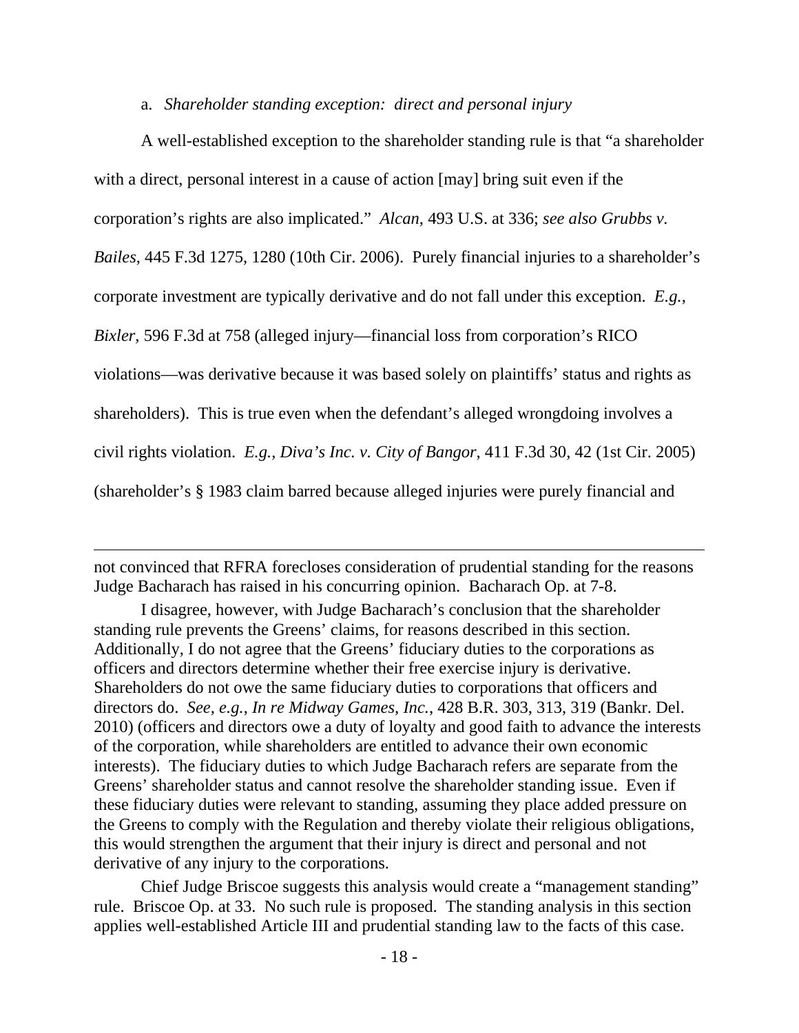a. *Shareholder standing exception: direct and personal injury*

A well-established exception to the shareholder standing rule is that "a shareholder with a direct, personal interest in a cause of action [may] bring suit even if the corporation's rights are also implicated." *Alcan*, 493 U.S. at 336; *see also Grubbs v. Bailes*, 445 F.3d 1275, 1280 (10th Cir. 2006). Purely financial injuries to a shareholder's corporate investment are typically derivative and do not fall under this exception. *E.g.*, *Bixler*, 596 F.3d at 758 (alleged injury—financial loss from corporation's RICO violations—was derivative because it was based solely on plaintiffs' status and rights as shareholders). This is true even when the defendant's alleged wrongdoing involves a civil rights violation. *E.g.*, *Diva's Inc. v. City of Bangor*, 411 F.3d 30, 42 (1st Cir. 2005) (shareholder's § 1983 claim barred because alleged injuries were purely financial and

---

not convinced that RFRA forecloses consideration of prudential standing for the reasons Judge Bacharach has raised in his concurring opinion. Bacharach Op. at 7-8.

I disagree, however, with Judge Bacharach's conclusion that the shareholder standing rule prevents the Greens' claims, for reasons described in this section. Additionally, I do not agree that the Greens' fiduciary duties to the corporations as officers and directors determine whether their free exercise injury is derivative. Shareholders do not owe the same fiduciary duties to corporations that officers and directors do. *See, e.g.*, *In re Midway Games, Inc.*, 428 B.R. 303, 313, 319 (Bankr. Del. 2010) (officers and directors owe a duty of loyalty and good faith to advance the interests of the corporation, while shareholders are entitled to advance their own economic interests). The fiduciary duties to which Judge Bacharach refers are separate from the Greens' shareholder status and cannot resolve the shareholder standing issue. Even if these fiduciary duties were relevant to standing, assuming they place added pressure on the Greens to comply with the Regulation and thereby violate their religious obligations, this would strengthen the argument that their injury is direct and personal and not derivative of any injury to the corporations.

Chief Judge Briscoe suggests this analysis would create a "management standing" rule. Briscoe Op. at 33. No such rule is proposed. The standing analysis in this section applies well-established Article III and prudential standing law to the facts of this case.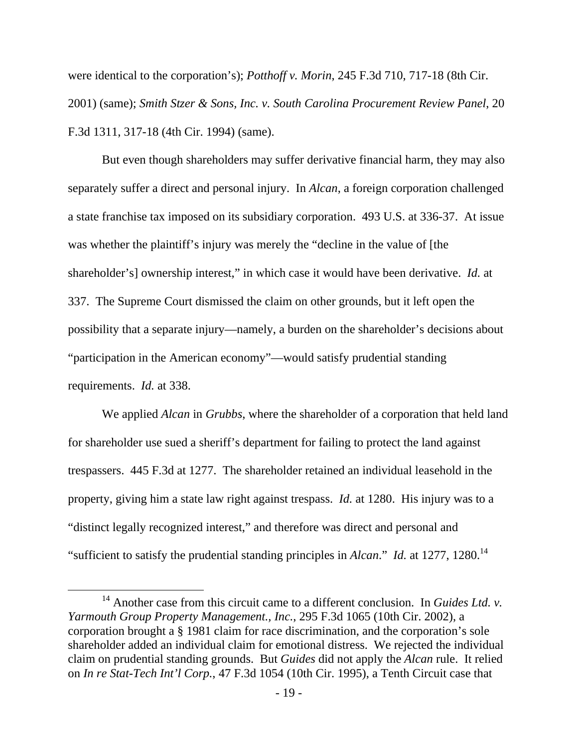were identical to the corporation's); *Potthoff v. Morin*, 245 F.3d 710, 717-18 (8th Cir. 2001) (same); *Smith Stzer & Sons, Inc. v. South Carolina Procurement Review Panel*, 20 F.3d 1311, 317-18 (4th Cir. 1994) (same).

But even though shareholders may suffer derivative financial harm, they may also separately suffer a direct and personal injury. In *Alcan*, a foreign corporation challenged a state franchise tax imposed on its subsidiary corporation. 493 U.S. at 336-37. At issue was whether the plaintiff's injury was merely the "decline in the value of [the shareholder's] ownership interest," in which case it would have been derivative. *Id.* at 337. The Supreme Court dismissed the claim on other grounds, but it left open the possibility that a separate injury—namely, a burden on the shareholder's decisions about "participation in the American economy"—would satisfy prudential standing requirements. *Id.* at 338.

We applied *Alcan* in *Grubbs*, where the shareholder of a corporation that held land for shareholder use sued a sheriff's department for failing to protect the land against trespassers. 445 F.3d at 1277. The shareholder retained an individual leasehold in the property, giving him a state law right against trespass. *Id.* at 1280. His injury was to a "distinct legally recognized interest," and therefore was direct and personal and "sufficient to satisfy the prudential standing principles in *Alcan*." *Id.* at 1277, 1280.[14]

---

[14] Another case from this circuit came to a different conclusion. In *Guides Ltd. v. Yarmouth Group Property Management., Inc.*, 295 F.3d 1065 (10th Cir. 2002), a corporation brought a § 1981 claim for race discrimination, and the corporation's sole shareholder added an individual claim for emotional distress. We rejected the individual claim on prudential standing grounds. But *Guides* did not apply the *Alcan* rule. It relied on *In re Stat-Tech Int'l Corp.*, 47 F.3d 1054 (10th Cir. 1995), a Tenth Circuit case that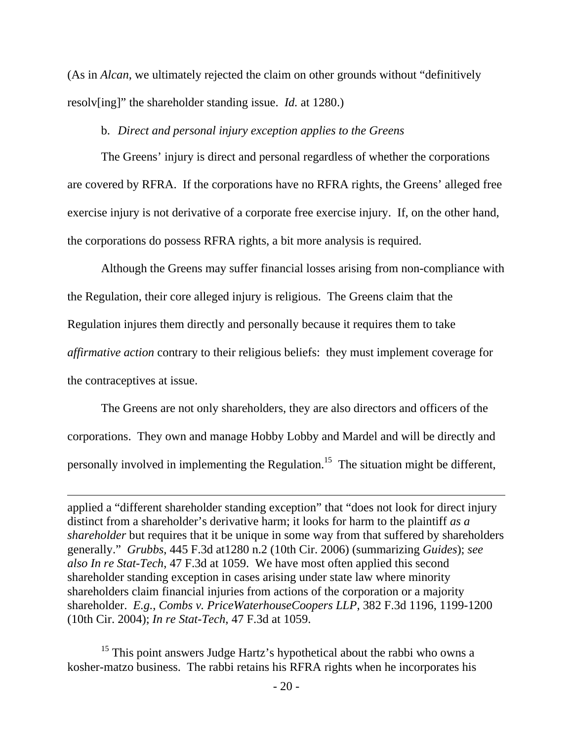(As in *Alcan*, we ultimately rejected the claim on other grounds without "definitively resolv[ing]" the shareholder standing issue. *Id.* at 1280.)

b. *Direct and personal injury exception applies to the Greens*

The Greens' injury is direct and personal regardless of whether the corporations are covered by RFRA. If the corporations have no RFRA rights, the Greens' alleged free exercise injury is not derivative of a corporate free exercise injury. If, on the other hand, the corporations do possess RFRA rights, a bit more analysis is required.

Although the Greens may suffer financial losses arising from non-compliance with the Regulation, their core alleged injury is religious. The Greens claim that the Regulation injures them directly and personally because it requires them to take *affirmative action* contrary to their religious beliefs: they must implement coverage for the contraceptives at issue.

The Greens are not only shareholders, they are also directors and officers of the corporations. They own and manage Hobby Lobby and Mardel and will be directly and personally involved in implementing the Regulation.[15] The situation might be different,

---

applied a "different shareholder standing exception" that "does not look for direct injury distinct from a shareholder's derivative harm; it looks for harm to the plaintiff *as a shareholder* but requires that it be unique in some way from that suffered by shareholders generally." *Grubbs*, 445 F.3d at1280 n.2 (10th Cir. 2006) (summarizing *Guides*); *see also In re Stat-Tech*, 47 F.3d at 1059. We have most often applied this second shareholder standing exception in cases arising under state law where minority shareholders claim financial injuries from actions of the corporation or a majority shareholder. *E.g.*, *Combs v. PriceWaterhouseCoopers LLP*, 382 F.3d 1196, 1199-1200 (10th Cir. 2004); *In re Stat-Tech*, 47 F.3d at 1059.

[15] This point answers Judge Hartz's hypothetical about the rabbi who owns a kosher-matzo business. The rabbi retains his RFRA rights when he incorporates his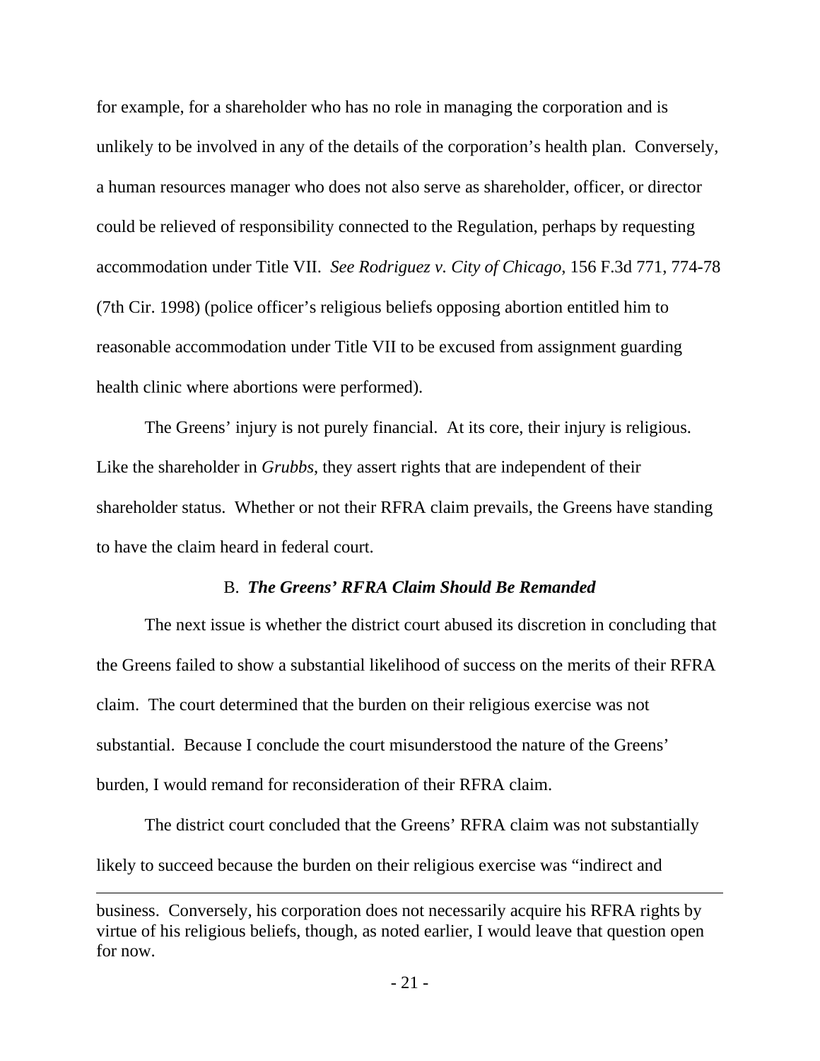for example, for a shareholder who has no role in managing the corporation and is unlikely to be involved in any of the details of the corporation's health plan. Conversely, a human resources manager who does not also serve as shareholder, officer, or director could be relieved of responsibility connected to the Regulation, perhaps by requesting accommodation under Title VII. *See Rodriguez v. City of Chicago*, 156 F.3d 771, 774-78 (7th Cir. 1998) (police officer's religious beliefs opposing abortion entitled him to reasonable accommodation under Title VII to be excused from assignment guarding health clinic where abortions were performed).

The Greens' injury is not purely financial. At its core, their injury is religious. Like the shareholder in *Grubbs*, they assert rights that are independent of their shareholder status. Whether or not their RFRA claim prevails, the Greens have standing to have the claim heard in federal court.

### B. *The Greens' RFRA Claim Should Be Remanded*

The next issue is whether the district court abused its discretion in concluding that the Greens failed to show a substantial likelihood of success on the merits of their RFRA claim. The court determined that the burden on their religious exercise was not substantial. Because I conclude the court misunderstood the nature of the Greens' burden, I would remand for reconsideration of their RFRA claim.

The district court concluded that the Greens' RFRA claim was not substantially likely to succeed because the burden on their religious exercise was "indirect and

---

business. Conversely, his corporation does not necessarily acquire his RFRA rights by virtue of his religious beliefs, though, as noted earlier, I would leave that question open for now.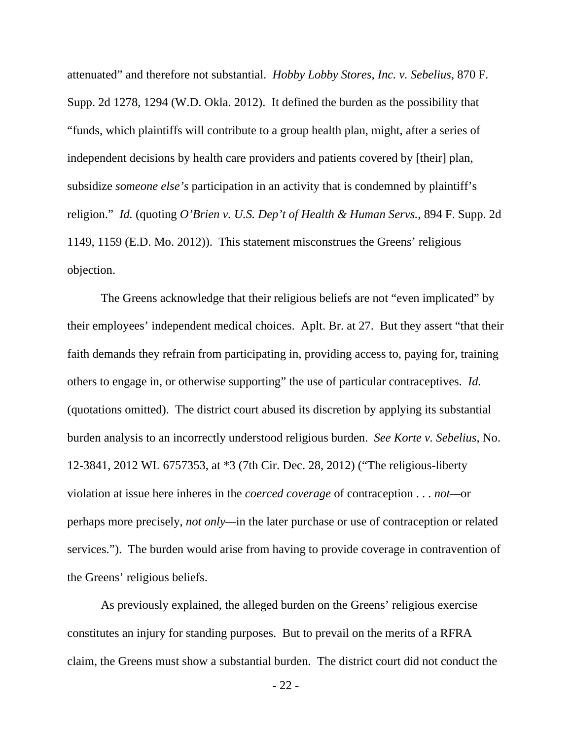attenuated" and therefore not substantial. *Hobby Lobby Stores, Inc. v. Sebelius*, 870 F. Supp. 2d 1278, 1294 (W.D. Okla. 2012). It defined the burden as the possibility that "funds, which plaintiffs will contribute to a group health plan, might, after a series of independent decisions by health care providers and patients covered by [their] plan, subsidize *someone else's* participation in an activity that is condemned by plaintiff's religion." *Id.* (quoting *O'Brien v. U.S. Dep't of Health & Human Servs.*, 894 F. Supp. 2d 1149, 1159 (E.D. Mo. 2012)). This statement misconstrues the Greens' religious objection.

The Greens acknowledge that their religious beliefs are not "even implicated" by their employees' independent medical choices. Aplt. Br. at 27. But they assert "that their faith demands they refrain from participating in, providing access to, paying for, training others to engage in, or otherwise supporting" the use of particular contraceptives. *Id.* (quotations omitted). The district court abused its discretion by applying its substantial burden analysis to an incorrectly understood religious burden. *See Korte v. Sebelius*, No. 12-3841, 2012 WL 6757353, at *3 (7th Cir. Dec. 28, 2012) ("The religious-liberty violation at issue here inheres in the *coerced coverage* of contraception . . . *not*—or perhaps more precisely, *not only*—in the later purchase or use of contraception or related services."). The burden would arise from having to provide coverage in contravention of the Greens' religious beliefs.

As previously explained, the alleged burden on the Greens' religious exercise constitutes an injury for standing purposes. But to prevail on the merits of a RFRA claim, the Greens must show a substantial burden. The district court did not conduct the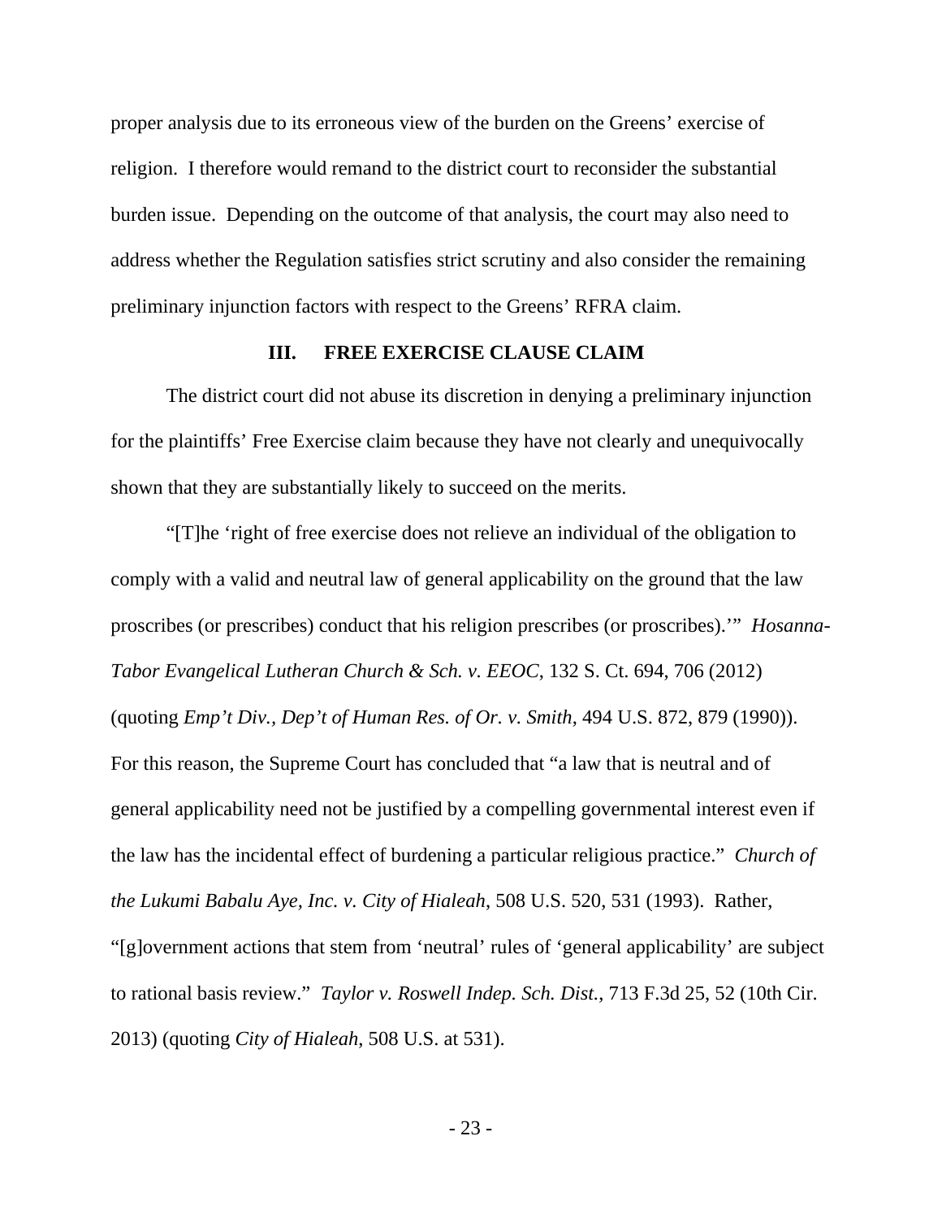proper analysis due to its erroneous view of the burden on the Greens' exercise of religion. I therefore would remand to the district court to reconsider the substantial burden issue. Depending on the outcome of that analysis, the court may also need to address whether the Regulation satisfies strict scrutiny and also consider the remaining preliminary injunction factors with respect to the Greens' RFRA claim.

### III. FREE EXERCISE CLAUSE CLAIM

The district court did not abuse its discretion in denying a preliminary injunction for the plaintiffs' Free Exercise claim because they have not clearly and unequivocally shown that they are substantially likely to succeed on the merits.

"[T]he 'right of free exercise does not relieve an individual of the obligation to comply with a valid and neutral law of general applicability on the ground that the law proscribes (or prescribes) conduct that his religion prescribes (or proscribes).'" *Hosanna-Tabor Evangelical Lutheran Church & Sch. v. EEOC*, 132 S. Ct. 694, 706 (2012) (quoting *Emp't Div., Dep't of Human Res. of Or. v. Smith*, 494 U.S. 872, 879 (1990)). For this reason, the Supreme Court has concluded that "a law that is neutral and of general applicability need not be justified by a compelling governmental interest even if the law has the incidental effect of burdening a particular religious practice." *Church of the Lukumi Babalu Aye, Inc. v. City of Hialeah*, 508 U.S. 520, 531 (1993). Rather, "[g]overnment actions that stem from 'neutral' rules of 'general applicability' are subject to rational basis review." *Taylor v. Roswell Indep. Sch. Dist.*, 713 F.3d 25, 52 (10th Cir. 2013) (quoting *City of Hialeah*, 508 U.S. at 531).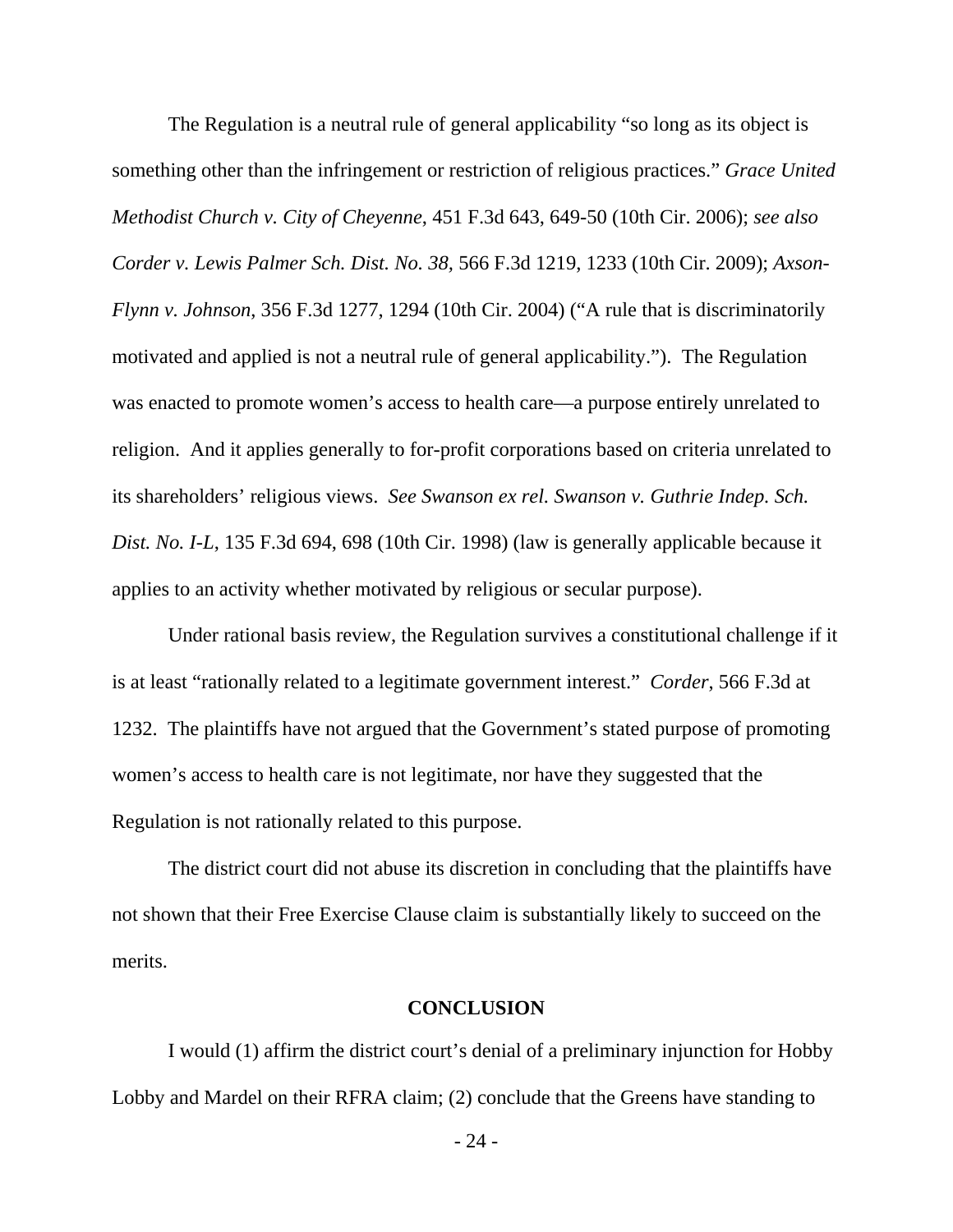The Regulation is a neutral rule of general applicability "so long as its object is something other than the infringement or restriction of religious practices." *Grace United Methodist Church v. City of Cheyenne*, 451 F.3d 643, 649-50 (10th Cir. 2006); *see also Corder v. Lewis Palmer Sch. Dist. No. 38*, 566 F.3d 1219, 1233 (10th Cir. 2009); *Axson-Flynn v. Johnson*, 356 F.3d 1277, 1294 (10th Cir. 2004) ("A rule that is discriminatorily motivated and applied is not a neutral rule of general applicability."). The Regulation was enacted to promote women's access to health care—a purpose entirely unrelated to religion. And it applies generally to for-profit corporations based on criteria unrelated to its shareholders' religious views. *See Swanson ex rel. Swanson v. Guthrie Indep. Sch. Dist. No. I-L*, 135 F.3d 694, 698 (10th Cir. 1998) (law is generally applicable because it applies to an activity whether motivated by religious or secular purpose).

Under rational basis review, the Regulation survives a constitutional challenge if it is at least "rationally related to a legitimate government interest." *Corder*, 566 F.3d at 1232. The plaintiffs have not argued that the Government's stated purpose of promoting women's access to health care is not legitimate, nor have they suggested that the Regulation is not rationally related to this purpose.

The district court did not abuse its discretion in concluding that the plaintiffs have not shown that their Free Exercise Clause claim is substantially likely to succeed on the merits.

**CONCLUSION**

I would (1) affirm the district court's denial of a preliminary injunction for Hobby Lobby and Mardel on their RFRA claim; (2) conclude that the Greens have standing to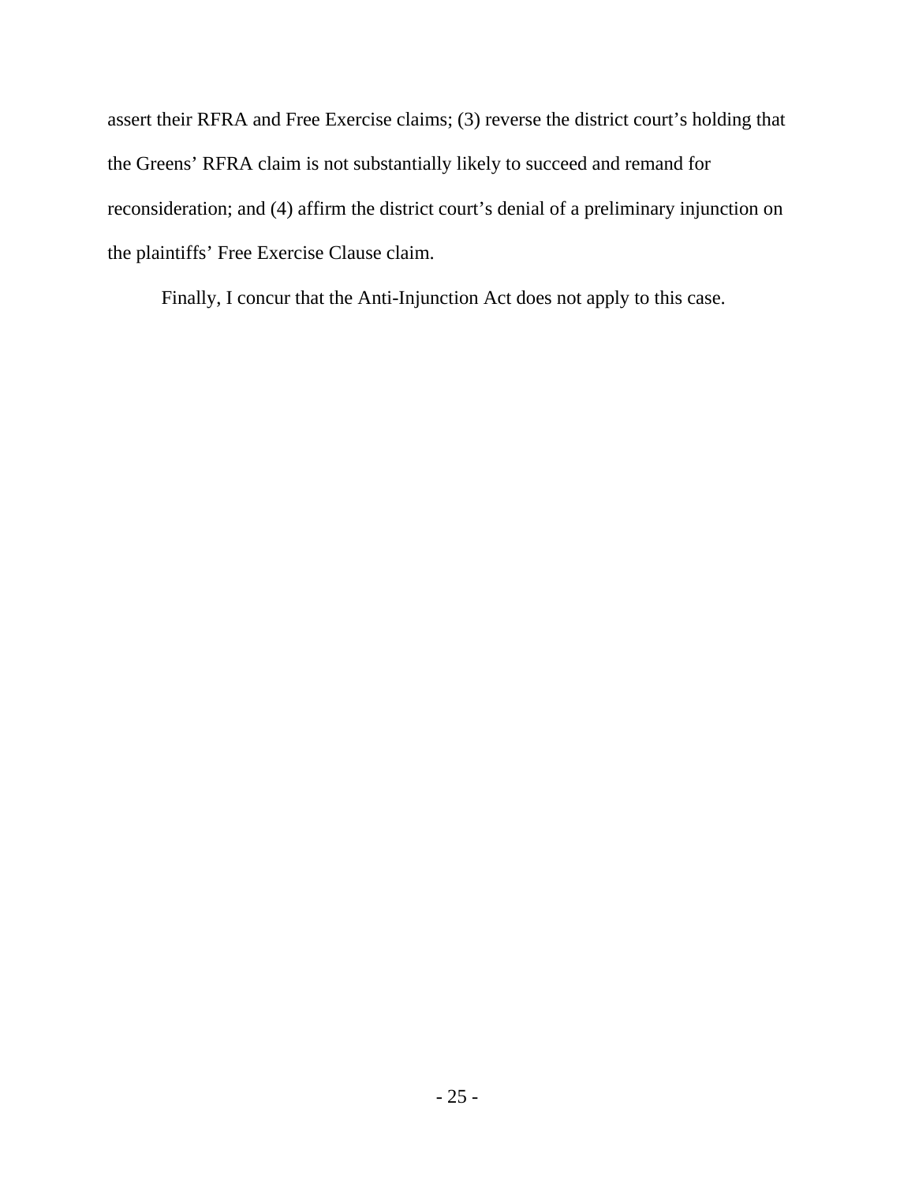assert their RFRA and Free Exercise claims; (3) reverse the district court's holding that the Greens' RFRA claim is not substantially likely to succeed and remand for reconsideration; and (4) affirm the district court's denial of a preliminary injunction on the plaintiffs' Free Exercise Clause claim.

Finally, I concur that the Anti-Injunction Act does not apply to this case.